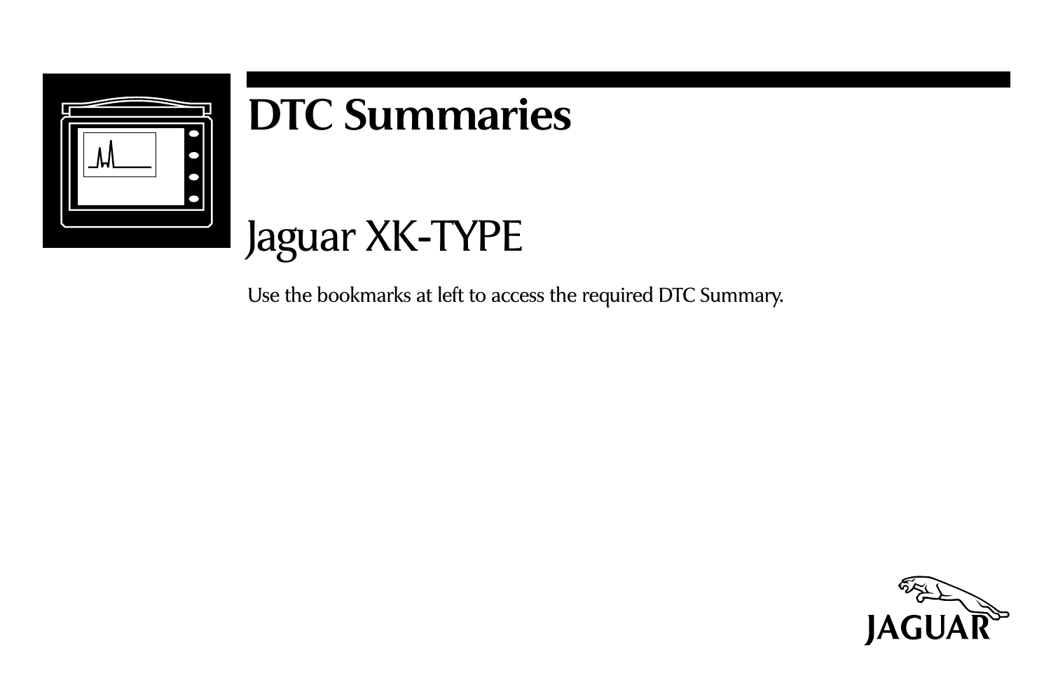# DTC Summaries

## Jaguar XK-TYPE

Use the bookmarks at left to access the required DTC Summary.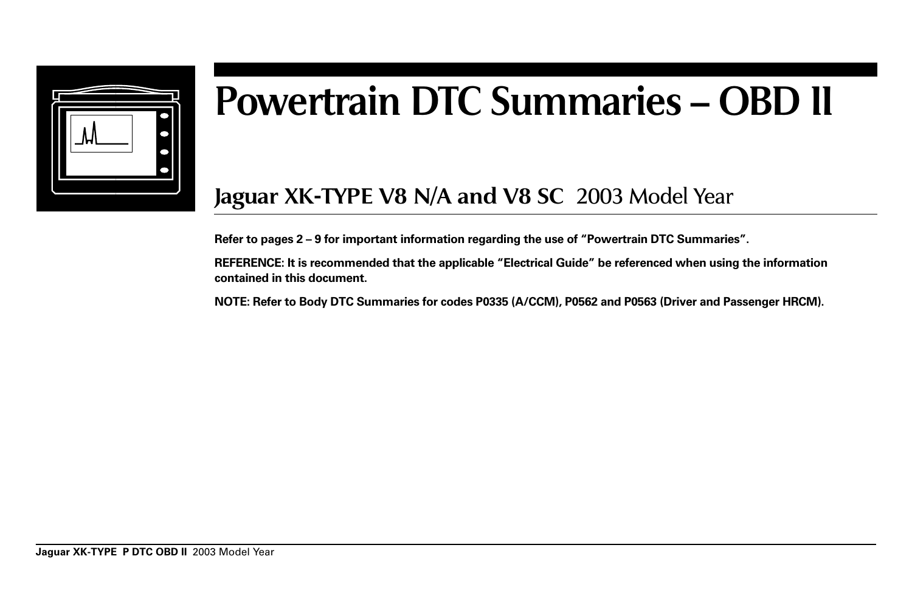# Powertrain DTC Summaries – OBD II

## Jaguar XK-TYPE V8 N/A and V8 SC 2003 Model Year

**Refer to pages 2 – 9 for important information regarding the use of "Powertrain DTC Summaries".**

**REFERENCE: It is recommended that the applicable "Electrical Guide" be referenced when using the information contained in this document.**

**NOTE: Refer to Body DTC Summaries for codes P0335 (A/CCM), P0562 and P0563 (Driver and Passenger HRCM).**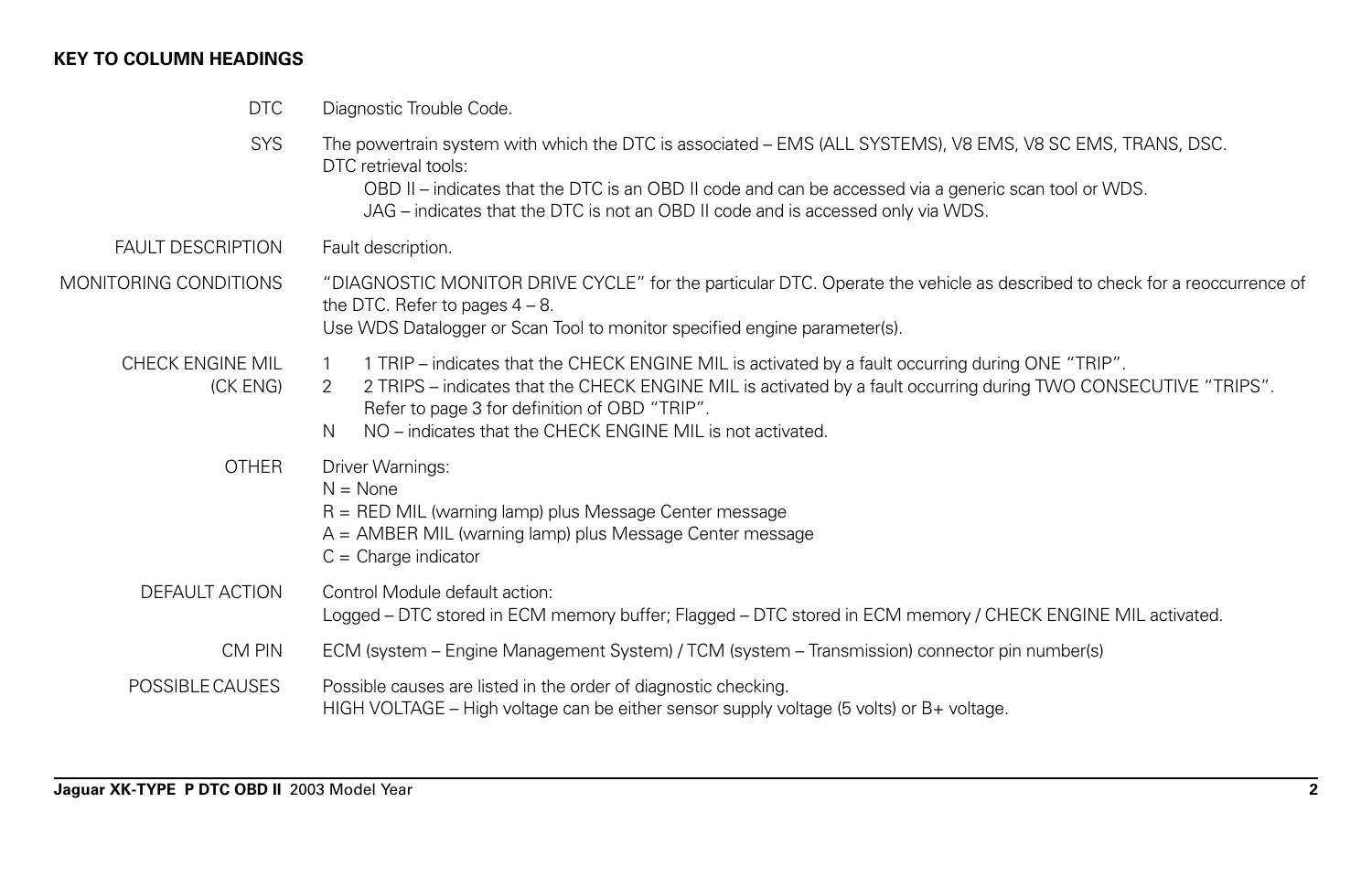**KEY TO COLUMN HEADINGS**

| | |
|---|---|
| DTC | Diagnostic Trouble Code. |
| SYS | The powertrain system with which the DTC is associated – EMS (ALL SYSTEMS), V8 EMS, V8 SC EMS, TRANS, DSC.<br>DTC retrieval tools:<br>OBD II – indicates that the DTC is an OBD II code and can be accessed via a generic scan tool or WDS.<br>JAG – indicates that the DTC is not an OBD II code and is accessed only via WDS. |
| FAULT DESCRIPTION | Fault description. |
| MONITORING CONDITIONS | "DIAGNOSTIC MONITOR DRIVE CYCLE" for the particular DTC. Operate the vehicle as described to check for a reoccurrence of the DTC. Refer to pages 4 – 8.<br>Use WDS Datalogger or Scan Tool to monitor specified engine parameter(s). |
| CHECK ENGINE MIL (CK ENG) | 1 1 TRIP – indicates that the CHECK ENGINE MIL is activated by a fault occurring during ONE "TRIP".<br>2 2 TRIPS – indicates that the CHECK ENGINE MIL is activated by a fault occurring during TWO CONSECUTIVE "TRIPS". Refer to page 3 for definition of OBD "TRIP".<br>N NO – indicates that the CHECK ENGINE MIL is not activated. |
| OTHER | Driver Warnings:<br>N = None<br>R = RED MIL (warning lamp) plus Message Center message<br>A = AMBER MIL (warning lamp) plus Message Center message<br>C = Charge indicator |
| DEFAULT ACTION | Control Module default action:<br>Logged – DTC stored in ECM memory buffer; Flagged – DTC stored in ECM memory / CHECK ENGINE MIL activated. |
| CM PIN | ECM (system – Engine Management System) / TCM (system – Transmission) connector pin number(s) |
| POSSIBLE CAUSES | Possible causes are listed in the order of diagnostic checking.<br>HIGH VOLTAGE – High voltage can be either sensor supply voltage (5 volts) or B+ voltage. |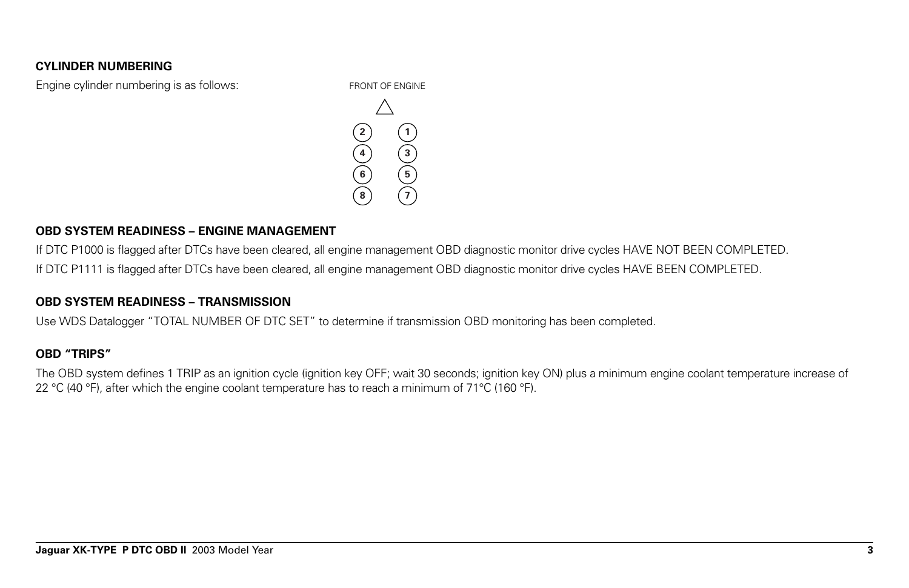## CYLINDER NUMBERING

Engine cylinder numbering is as follows:

FRONT OF ENGINE

| | |
|---|---|
| 2 | 1 |
| 4 | 3 |
| 6 | 5 |
| 8 | 7 |

## OBD SYSTEM READINESS – ENGINE MANAGEMENT

If DTC P1000 is flagged after DTCs have been cleared, all engine management OBD diagnostic monitor drive cycles HAVE NOT BEEN COMPLETED.

If DTC P1111 is flagged after DTCs have been cleared, all engine management OBD diagnostic monitor drive cycles HAVE BEEN COMPLETED.

## OBD SYSTEM READINESS – TRANSMISSION

Use WDS Datalogger "TOTAL NUMBER OF DTC SET" to determine if transmission OBD monitoring has been completed.

## OBD "TRIPS"

The OBD system defines 1 TRIP as an ignition cycle (ignition key OFF; wait 30 seconds; ignition key ON) plus a minimum engine coolant temperature increase of 22 °C (40 °F), after which the engine coolant temperature has to reach a minimum of 71°C (160 °F).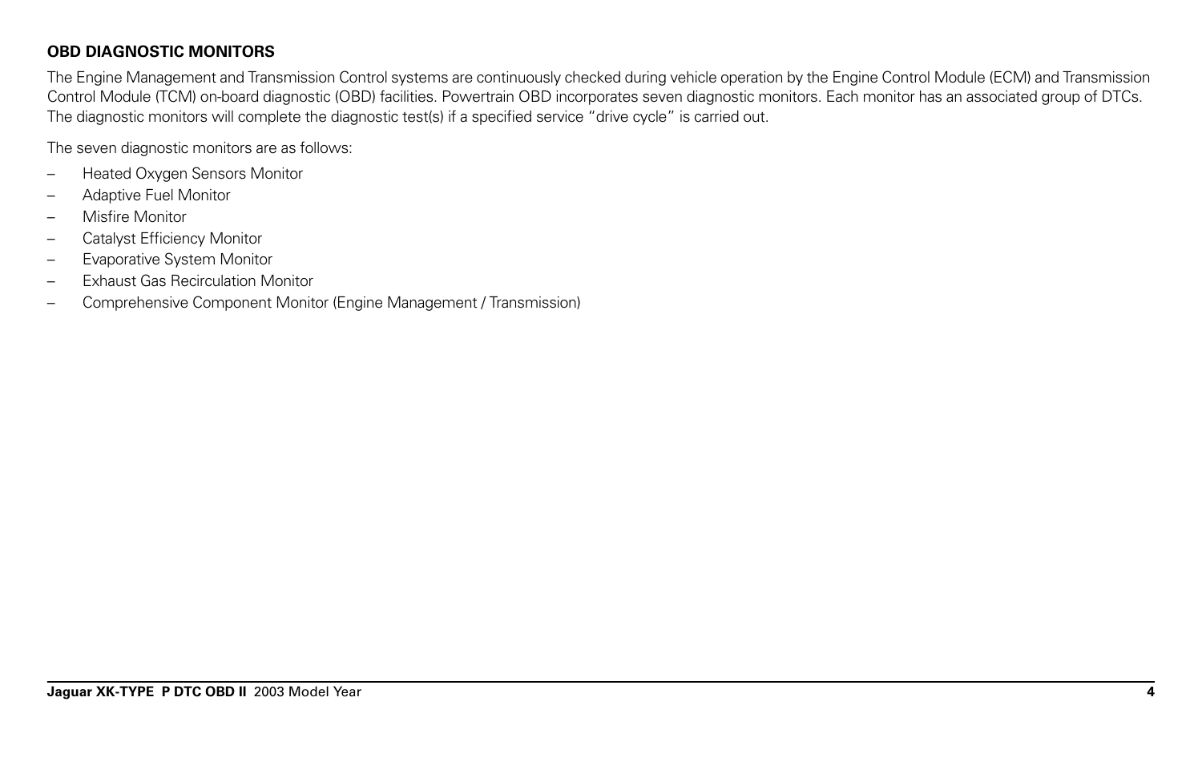## OBD DIAGNOSTIC MONITORS

The Engine Management and Transmission Control systems are continuously checked during vehicle operation by the Engine Control Module (ECM) and Transmission Control Module (TCM) on-board diagnostic (OBD) facilities. Powertrain OBD incorporates seven diagnostic monitors. Each monitor has an associated group of DTCs. The diagnostic monitors will complete the diagnostic test(s) if a specified service "drive cycle" is carried out.

The seven diagnostic monitors are as follows:

- Heated Oxygen Sensors Monitor
- Adaptive Fuel Monitor
- Misfire Monitor
- Catalyst Efficiency Monitor
- Evaporative System Monitor
- Exhaust Gas Recirculation Monitor
- Comprehensive Component Monitor (Engine Management / Transmission)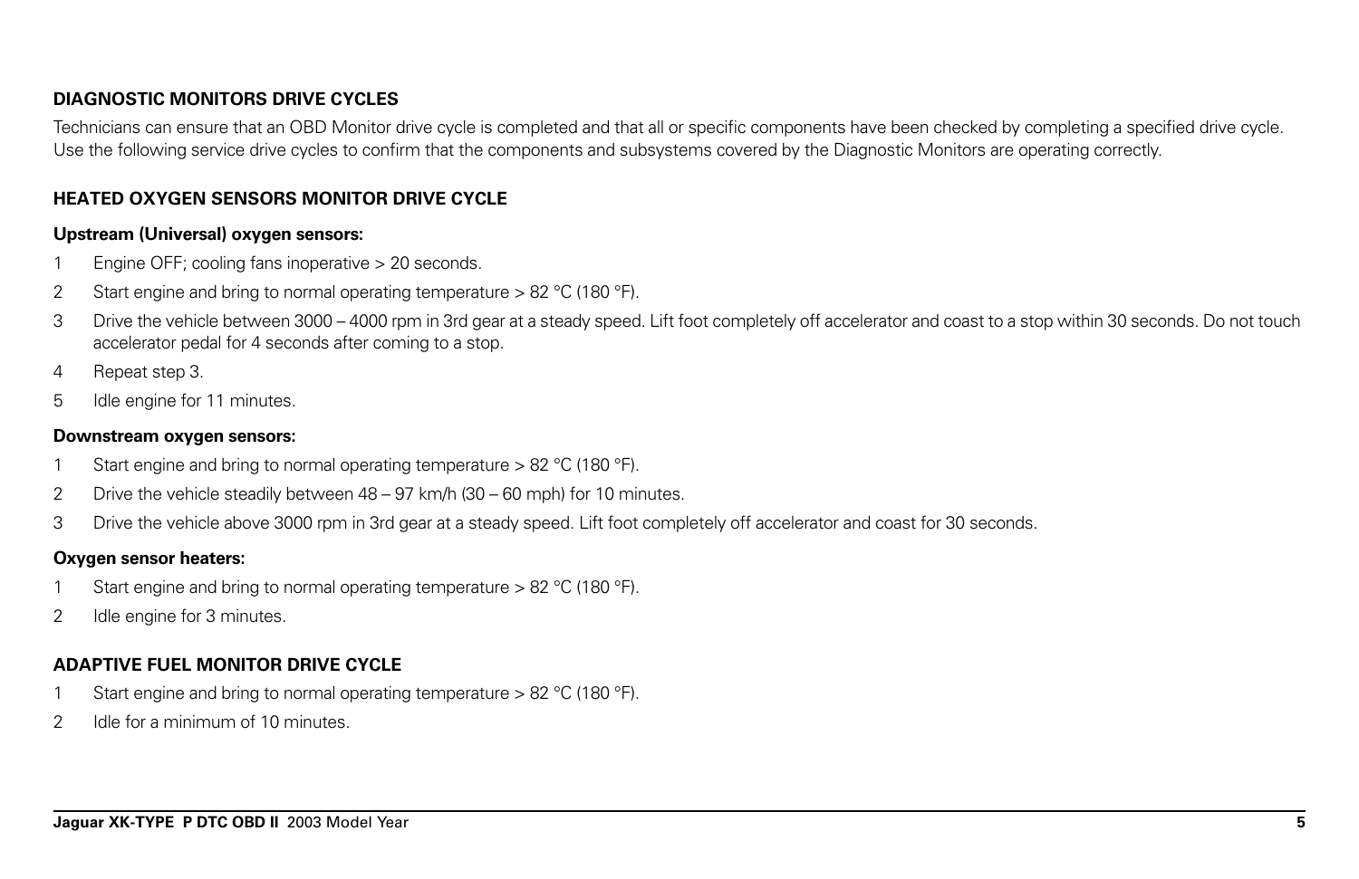## DIAGNOSTIC MONITORS DRIVE CYCLES

Technicians can ensure that an OBD Monitor drive cycle is completed and that all or specific components have been checked by completing a specified drive cycle. Use the following service drive cycles to confirm that the components and subsystems covered by the Diagnostic Monitors are operating correctly.

## HEATED OXYGEN SENSORS MONITOR DRIVE CYCLE

### Upstream (Universal) oxygen sensors:

1. Engine OFF; cooling fans inoperative > 20 seconds.
2. Start engine and bring to normal operating temperature > 82 °C (180 °F).
3. Drive the vehicle between 3000 – 4000 rpm in 3rd gear at a steady speed. Lift foot completely off accelerator and coast to a stop within 30 seconds. Do not touch accelerator pedal for 4 seconds after coming to a stop.
4. Repeat step 3.
5. Idle engine for 11 minutes.

### Downstream oxygen sensors:

1. Start engine and bring to normal operating temperature > 82 °C (180 °F).
2. Drive the vehicle steadily between 48 – 97 km/h (30 – 60 mph) for 10 minutes.
3. Drive the vehicle above 3000 rpm in 3rd gear at a steady speed. Lift foot completely off accelerator and coast for 30 seconds.

### Oxygen sensor heaters:

1. Start engine and bring to normal operating temperature > 82 °C (180 °F).
2. Idle engine for 3 minutes.

## ADAPTIVE FUEL MONITOR DRIVE CYCLE

1. Start engine and bring to normal operating temperature > 82 °C (180 °F).
2. Idle for a minimum of 10 minutes.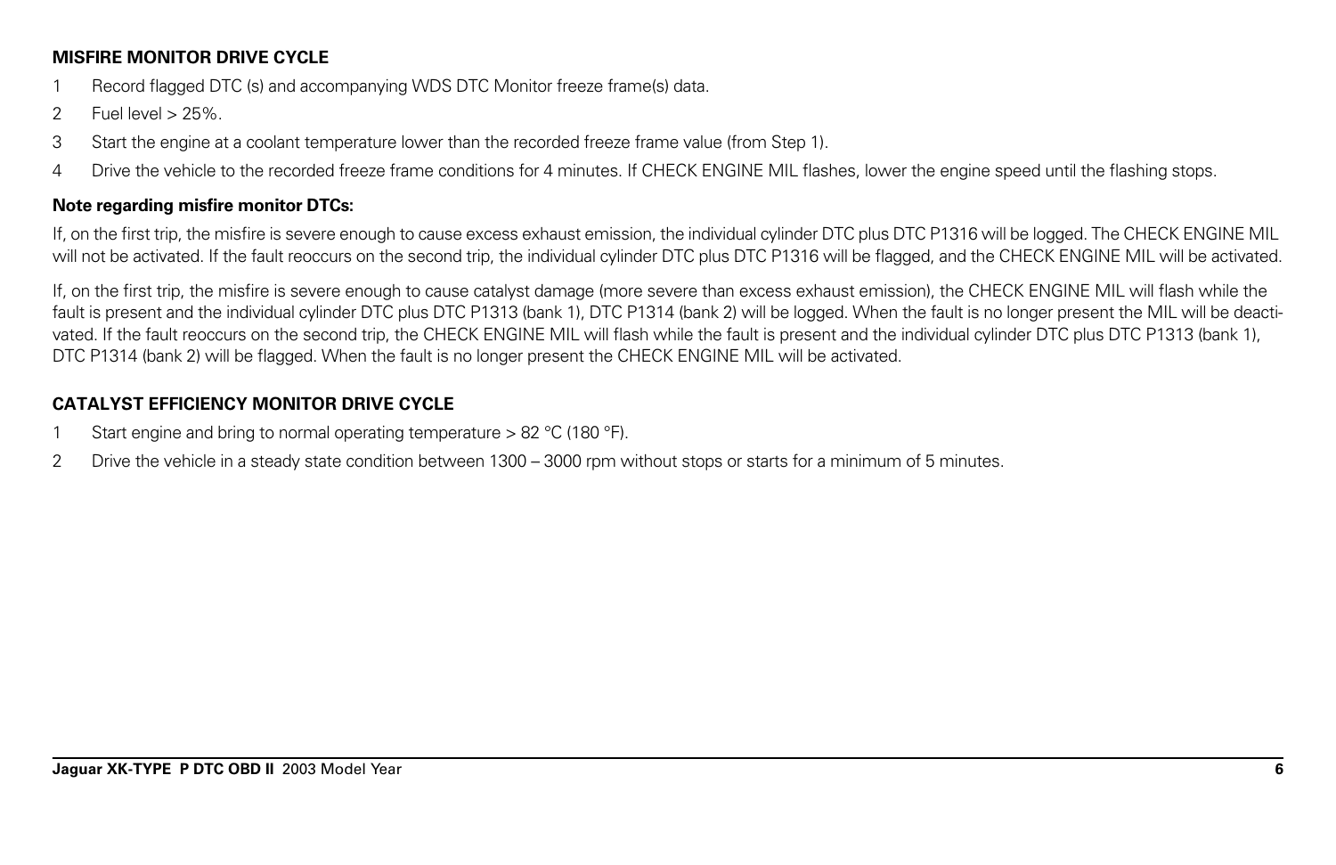**MISFIRE MONITOR DRIVE CYCLE**

1. Record flagged DTC (s) and accompanying WDS DTC Monitor freeze frame(s) data.
2. Fuel level > 25%.
3. Start the engine at a coolant temperature lower than the recorded freeze frame value (from Step 1).
4. Drive the vehicle to the recorded freeze frame conditions for 4 minutes. If CHECK ENGINE MIL flashes, lower the engine speed until the flashing stops.

**Note regarding misfire monitor DTCs:**

If, on the first trip, the misfire is severe enough to cause excess exhaust emission, the individual cylinder DTC plus DTC P1316 will be logged. The CHECK ENGINE MIL will not be activated. If the fault reoccurs on the second trip, the individual cylinder DTC plus DTC P1316 will be flagged, and the CHECK ENGINE MIL will be activated.

If, on the first trip, the misfire is severe enough to cause catalyst damage (more severe than excess exhaust emission), the CHECK ENGINE MIL will flash while the fault is present and the individual cylinder DTC plus DTC P1313 (bank 1), DTC P1314 (bank 2) will be logged. When the fault is no longer present the MIL will be deactivated. If the fault reoccurs on the second trip, the CHECK ENGINE MIL will flash while the fault is present and the individual cylinder DTC plus DTC P1313 (bank 1), DTC P1314 (bank 2) will be flagged. When the fault is no longer present the CHECK ENGINE MIL will be activated.

**CATALYST EFFICIENCY MONITOR DRIVE CYCLE**

1. Start engine and bring to normal operating temperature > 82 °C (180 °F).
2. Drive the vehicle in a steady state condition between 1300 – 3000 rpm without stops or starts for a minimum of 5 minutes.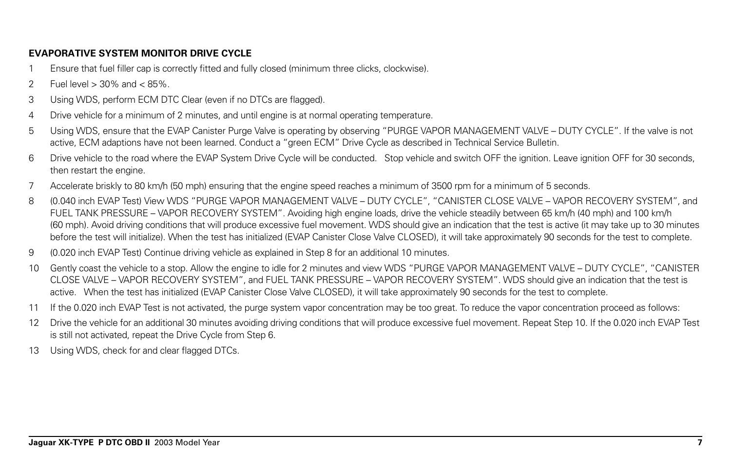**EVAPORATIVE SYSTEM MONITOR DRIVE CYCLE**

1. Ensure that fuel filler cap is correctly fitted and fully closed (minimum three clicks, clockwise).
2. Fuel level > 30% and < 85%.
3. Using WDS, perform ECM DTC Clear (even if no DTCs are flagged).
4. Drive vehicle for a minimum of 2 minutes, and until engine is at normal operating temperature.
5. Using WDS, ensure that the EVAP Canister Purge Valve is operating by observing “PURGE VAPOR MANAGEMENT VALVE – DUTY CYCLE”. If the valve is not active, ECM adaptions have not been learned. Conduct a “green ECM” Drive Cycle as described in Technical Service Bulletin.
6. Drive vehicle to the road where the EVAP System Drive Cycle will be conducted. Stop vehicle and switch OFF the ignition. Leave ignition OFF for 30 seconds, then restart the engine.
7. Accelerate briskly to 80 km/h (50 mph) ensuring that the engine speed reaches a minimum of 3500 rpm for a minimum of 5 seconds.
8. (0.040 inch EVAP Test) View WDS “PURGE VAPOR MANAGEMENT VALVE – DUTY CYCLE”, “CANISTER CLOSE VALVE – VAPOR RECOVERY SYSTEM”, and FUEL TANK PRESSURE – VAPOR RECOVERY SYSTEM”. Avoiding high engine loads, drive the vehicle steadily between 65 km/h (40 mph) and 100 km/h (60 mph). Avoid driving conditions that will produce excessive fuel movement. WDS should give an indication that the test is active (it may take up to 30 minutes before the test will initialize). When the test has initialized (EVAP Canister Close Valve CLOSED), it will take approximately 90 seconds for the test to complete.
9. (0.020 inch EVAP Test) Continue driving vehicle as explained in Step 8 for an additional 10 minutes.
10. Gently coast the vehicle to a stop. Allow the engine to idle for 2 minutes and view WDS “PURGE VAPOR MANAGEMENT VALVE – DUTY CYCLE”, “CANISTER CLOSE VALVE – VAPOR RECOVERY SYSTEM”, and FUEL TANK PRESSURE – VAPOR RECOVERY SYSTEM”. WDS should give an indication that the test is active. When the test has initialized (EVAP Canister Close Valve CLOSED), it will take approximately 90 seconds for the test to complete.
11. If the 0.020 inch EVAP Test is not activated, the purge system vapor concentration may be too great. To reduce the vapor concentration proceed as follows:
12. Drive the vehicle for an additional 30 minutes avoiding driving conditions that will produce excessive fuel movement. Repeat Step 10. If the 0.020 inch EVAP Test is still not activated, repeat the Drive Cycle from Step 6.
13. Using WDS, check for and clear flagged DTCs.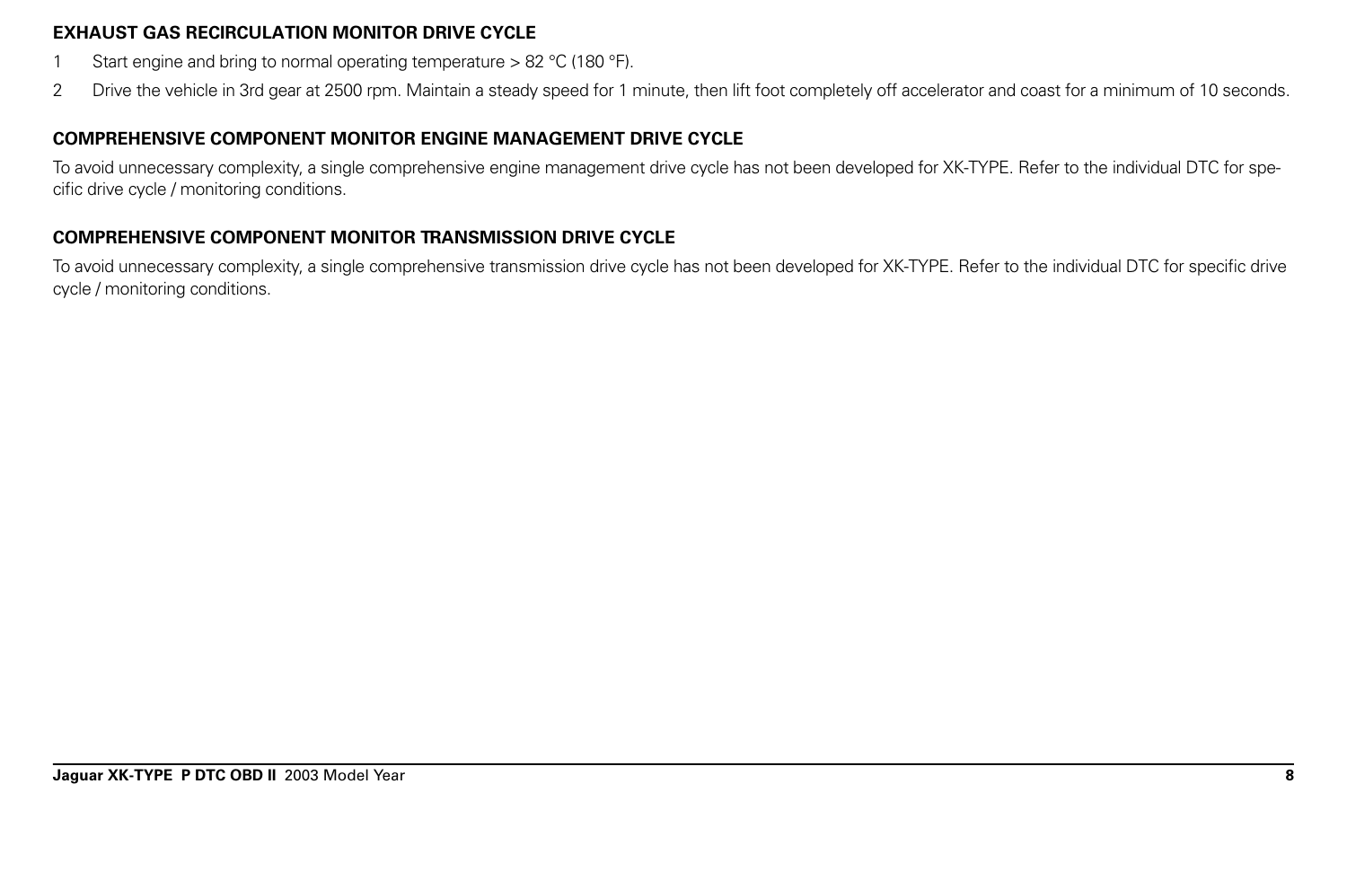### EXHAUST GAS RECIRCULATION MONITOR DRIVE CYCLE

1. Start engine and bring to normal operating temperature > 82 °C (180 °F).
2. Drive the vehicle in 3rd gear at 2500 rpm. Maintain a steady speed for 1 minute, then lift foot completely off accelerator and coast for a minimum of 10 seconds.

### COMPREHENSIVE COMPONENT MONITOR ENGINE MANAGEMENT DRIVE CYCLE

To avoid unnecessary complexity, a single comprehensive engine management drive cycle has not been developed for XK-TYPE. Refer to the individual DTC for specific drive cycle / monitoring conditions.

### COMPREHENSIVE COMPONENT MONITOR TRANSMISSION DRIVE CYCLE

To avoid unnecessary complexity, a single comprehensive transmission drive cycle has not been developed for XK-TYPE. Refer to the individual DTC for specific drive cycle / monitoring conditions.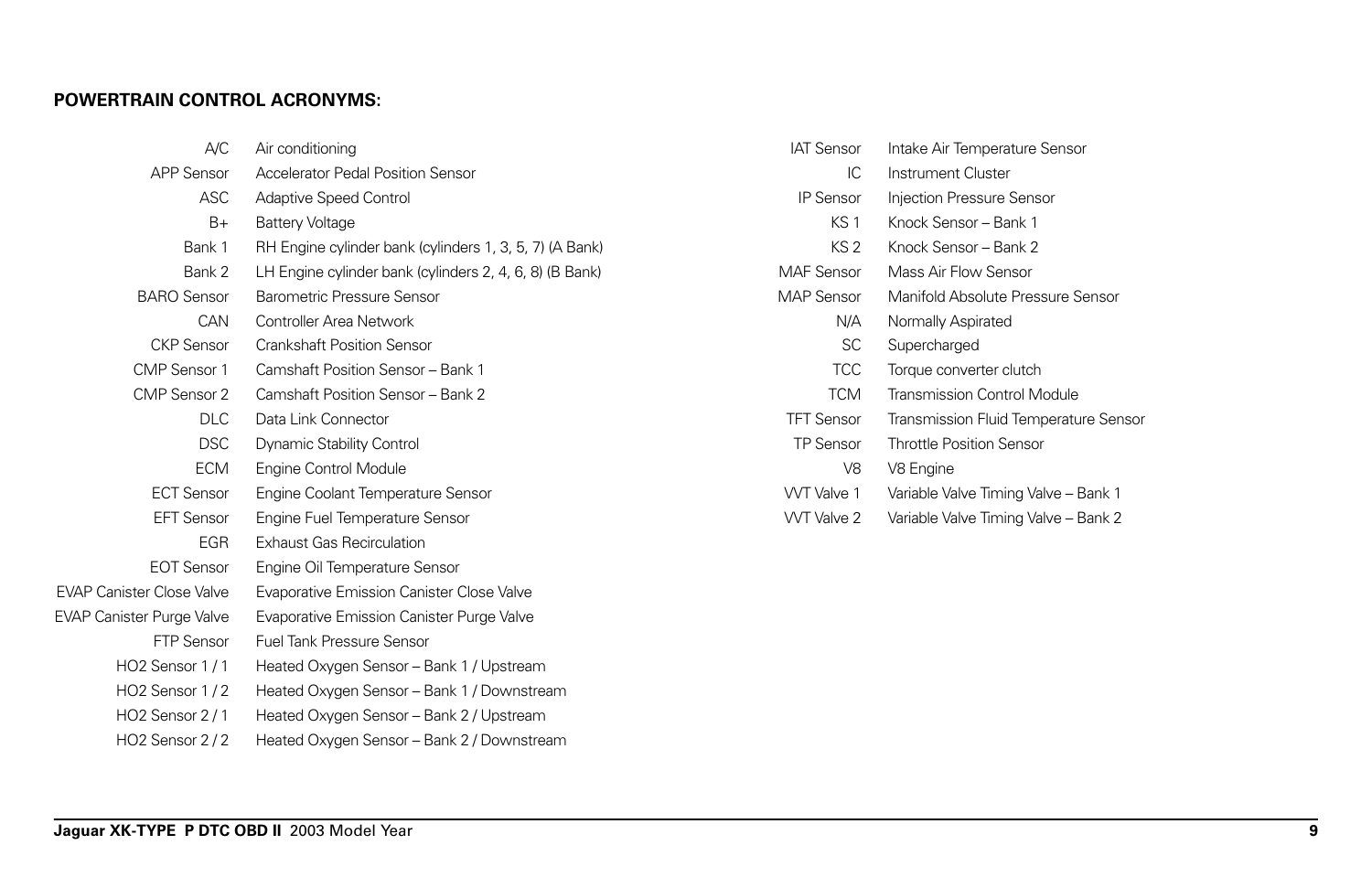**POWERTRAIN CONTROL ACRONYMS:**

| Acronym | Definition |
| --- | --- |
| A/C | Air conditioning |
| APP Sensor | Accelerator Pedal Position Sensor |
| ASC | Adaptive Speed Control |
| B+ | Battery Voltage |
| Bank 1 | RH Engine cylinder bank (cylinders 1, 3, 5, 7) (A Bank) |
| Bank 2 | LH Engine cylinder bank (cylinders 2, 4, 6, 8) (B Bank) |
| BARO Sensor | Barometric Pressure Sensor |
| CAN | Controller Area Network |
| CKP Sensor | Crankshaft Position Sensor |
| CMP Sensor 1 | Camshaft Position Sensor – Bank 1 |
| CMP Sensor 2 | Camshaft Position Sensor – Bank 2 |
| DLC | Data Link Connector |
| DSC | Dynamic Stability Control |
| ECM | Engine Control Module |
| ECT Sensor | Engine Coolant Temperature Sensor |
| EFT Sensor | Engine Fuel Temperature Sensor |
| EGR | Exhaust Gas Recirculation |
| EOT Sensor | Engine Oil Temperature Sensor |
| EVAP Canister Close Valve | Evaporative Emission Canister Close Valve |
| EVAP Canister Purge Valve | Evaporative Emission Canister Purge Valve |
| FTP Sensor | Fuel Tank Pressure Sensor |
| HO2 Sensor 1 / 1 | Heated Oxygen Sensor – Bank 1 / Upstream |
| HO2 Sensor 1 / 2 | Heated Oxygen Sensor – Bank 1 / Downstream |
| HO2 Sensor 2 / 1 | Heated Oxygen Sensor – Bank 2 / Upstream |
| HO2 Sensor 2 / 2 | Heated Oxygen Sensor – Bank 2 / Downstream |
| IAT Sensor | Intake Air Temperature Sensor |
| IC | Instrument Cluster |
| IP Sensor | Injection Pressure Sensor |
| KS 1 | Knock Sensor – Bank 1 |
| KS 2 | Knock Sensor – Bank 2 |
| MAF Sensor | Mass Air Flow Sensor |
| MAP Sensor | Manifold Absolute Pressure Sensor |
| N/A | Normally Aspirated |
| SC | Supercharged |
| TCC | Torque converter clutch |
| TCM | Transmission Control Module |
| TFT Sensor | Transmission Fluid Temperature Sensor |
| TP Sensor | Throttle Position Sensor |
| V8 | V8 Engine |
| VVT Valve 1 | Variable Valve Timing Valve – Bank 1 |
| VVT Valve 2 | Variable Valve Timing Valve – Bank 2 |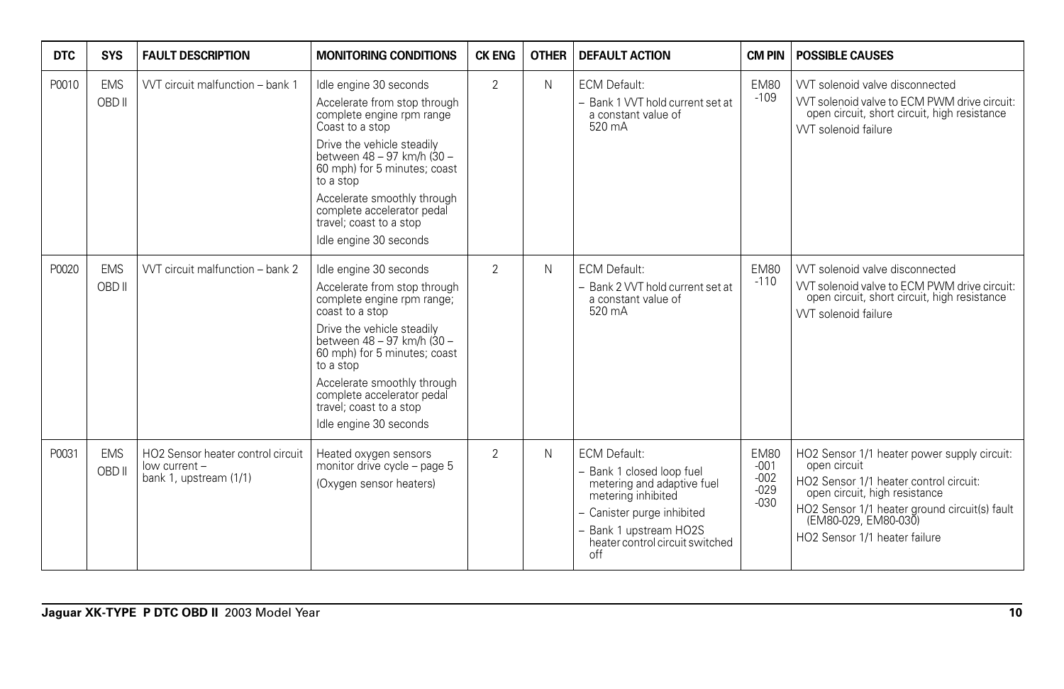| DTC | SYS | FAULT DESCRIPTION | MONITORING CONDITIONS | CK ENG | OTHER | DEFAULT ACTION | CM PIN | POSSIBLE CAUSES |
|---|---|---|---|---|---|---|---|---|
| P0010 | EMS OBD II | VVT circuit malfunction – bank 1 | Idle engine 30 seconds<br>Accelerate from stop through complete engine rpm range Coast to a stop<br>Drive the vehicle steadily between 48 – 97 km/h (30 – 60 mph) for 5 minutes; coast to a stop<br>Accelerate smoothly through complete accelerator pedal travel; coast to a stop<br>Idle engine 30 seconds | 2 | N | ECM Default:<br>– Bank 1 VVT hold current set at a constant value of 520 mA | EM80 -109 | VVT solenoid valve disconnected<br>VVT solenoid valve to ECM PWM drive circuit: open circuit, short circuit, high resistance<br>VVT solenoid failure |
| P0020 | EMS OBD II | VVT circuit malfunction – bank 2 | Idle engine 30 seconds<br>Accelerate from stop through complete engine rpm range; coast to a stop<br>Drive the vehicle steadily between 48 – 97 km/h (30 – 60 mph) for 5 minutes; coast to a stop<br>Accelerate smoothly through complete accelerator pedal travel; coast to a stop<br>Idle engine 30 seconds | 2 | N | ECM Default:<br>– Bank 2 VVT hold current set at a constant value of 520 mA | EM80 -110 | VVT solenoid valve disconnected<br>VVT solenoid valve to ECM PWM drive circuit: open circuit, short circuit, high resistance<br>VVT solenoid failure |
| P0031 | EMS OBD II | HO2 Sensor heater control circuit low current – bank 1, upstream (1/1) | Heated oxygen sensors monitor drive cycle – page 5<br>(Oxygen sensor heaters) | 2 | N | ECM Default:<br>– Bank 1 closed loop fuel metering and adaptive fuel metering inhibited<br>– Canister purge inhibited<br>– Bank 1 upstream HO2S heater control circuit switched off | EM80 -001 -002 -029 -030 | HO2 Sensor 1/1 heater power supply circuit: open circuit<br>HO2 Sensor 1/1 heater control circuit: open circuit, high resistance<br>HO2 Sensor 1/1 heater ground circuit(s) fault (EM80-029, EM80-030)<br>HO2 Sensor 1/1 heater failure |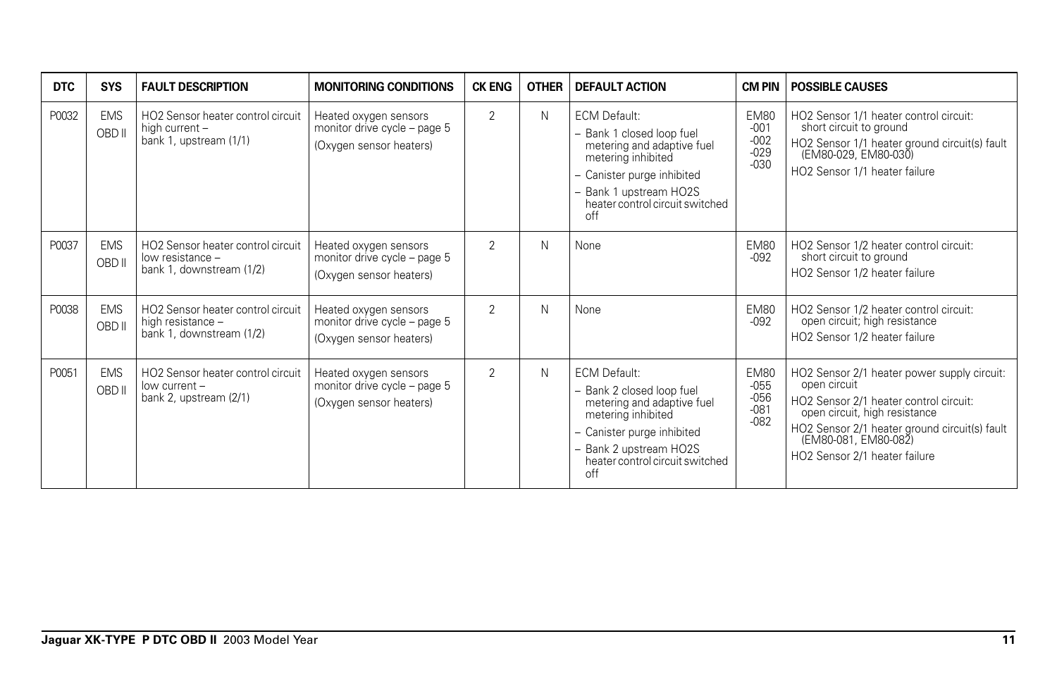| DTC | SYS | FAULT DESCRIPTION | MONITORING CONDITIONS | CK ENG | OTHER | DEFAULT ACTION | CM PIN | POSSIBLE CAUSES |
|---|---|---|---|---|---|---|---|---|
| P0032 | EMS OBD II | HO2 Sensor heater control circuit high current – bank 1, upstream (1/1) | Heated oxygen sensors monitor drive cycle – page 5 (Oxygen sensor heaters) | 2 | N | ECM Default: <br>– Bank 1 closed loop fuel metering and adaptive fuel metering inhibited <br>– Canister purge inhibited <br>– Bank 1 upstream HO2S heater control circuit switched off | EM80 -001 -002 -029 -030 | HO2 Sensor 1/1 heater control circuit: short circuit to ground <br>HO2 Sensor 1/1 heater ground circuit(s) fault (EM80-029, EM80-030) <br>HO2 Sensor 1/1 heater failure |
| P0037 | EMS OBD II | HO2 Sensor heater control circuit low resistance – bank 1, downstream (1/2) | Heated oxygen sensors monitor drive cycle – page 5 (Oxygen sensor heaters) | 2 | N | None | EM80 -092 | HO2 Sensor 1/2 heater control circuit: short circuit to ground <br>HO2 Sensor 1/2 heater failure |
| P0038 | EMS OBD II | HO2 Sensor heater control circuit high resistance – bank 1, downstream (1/2) | Heated oxygen sensors monitor drive cycle – page 5 (Oxygen sensor heaters) | 2 | N | None | EM80 -092 | HO2 Sensor 1/2 heater control circuit: open circuit; high resistance <br>HO2 Sensor 1/2 heater failure |
| P0051 | EMS OBD II | HO2 Sensor heater control circuit low current – bank 2, upstream (2/1) | Heated oxygen sensors monitor drive cycle – page 5 (Oxygen sensor heaters) | 2 | N | ECM Default: <br>– Bank 2 closed loop fuel metering and adaptive fuel metering inhibited <br>– Canister purge inhibited <br>– Bank 2 upstream HO2S heater control circuit switched off | EM80 -055 -056 -081 -082 | HO2 Sensor 2/1 heater power supply circuit: open circuit <br>HO2 Sensor 2/1 heater control circuit: open circuit, high resistance <br>HO2 Sensor 2/1 heater ground circuit(s) fault (EM80-081, EM80-082) <br>HO2 Sensor 2/1 heater failure |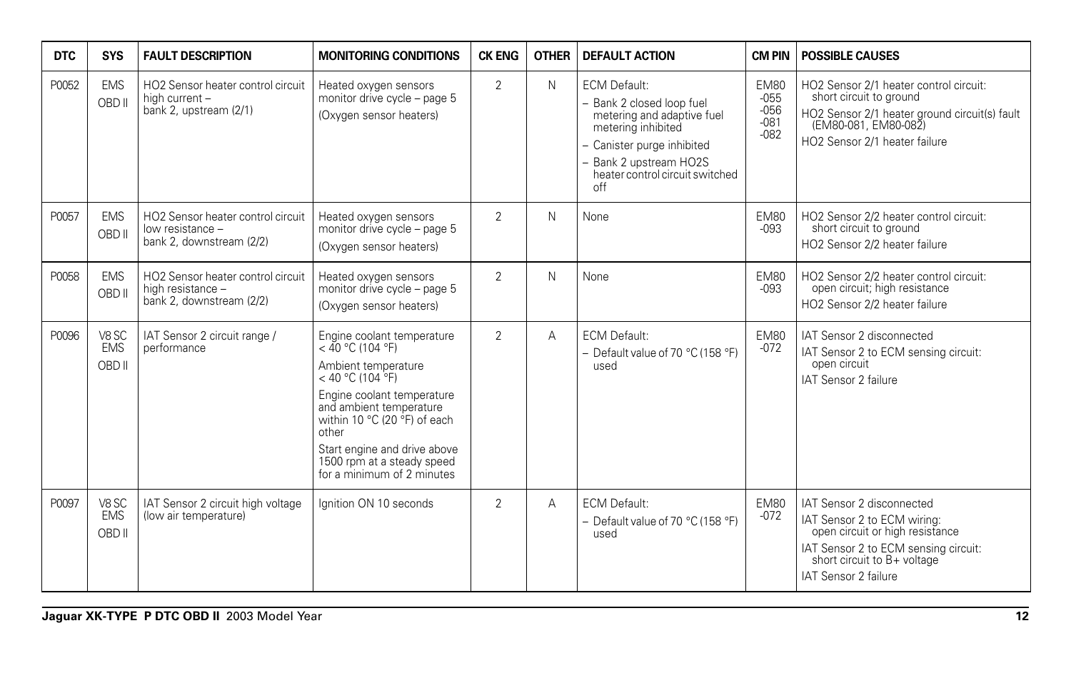| DTC | SYS | FAULT DESCRIPTION | MONITORING CONDITIONS | CK ENG | OTHER | DEFAULT ACTION | CM PIN | POSSIBLE CAUSES |
|---|---|---|---|---|---|---|---|---|
| P0052 | EMS OBD II | HO2 Sensor heater control circuit high current – bank 2, upstream (2/1) | Heated oxygen sensors monitor drive cycle – page 5 (Oxygen sensor heaters) | 2 | N | ECM Default: – Bank 2 closed loop fuel metering and adaptive fuel metering inhibited – Canister purge inhibited – Bank 2 upstream HO2S heater control circuit switched off | EM80 -055 -056 -081 -082 | HO2 Sensor 2/1 heater control circuit: short circuit to ground HO2 Sensor 2/1 heater ground circuit(s) fault (EM80-081, EM80-082) HO2 Sensor 2/1 heater failure |
| P0057 | EMS OBD II | HO2 Sensor heater control circuit low resistance – bank 2, downstream (2/2) | Heated oxygen sensors monitor drive cycle – page 5 (Oxygen sensor heaters) | 2 | N | None | EM80 -093 | HO2 Sensor 2/2 heater control circuit: short circuit to ground HO2 Sensor 2/2 heater failure |
| P0058 | EMS OBD II | HO2 Sensor heater control circuit high resistance – bank 2, downstream (2/2) | Heated oxygen sensors monitor drive cycle – page 5 (Oxygen sensor heaters) | 2 | N | None | EM80 -093 | HO2 Sensor 2/2 heater control circuit: open circuit; high resistance HO2 Sensor 2/2 heater failure |
| P0096 | V8 SC EMS OBD II | IAT Sensor 2 circuit range / performance | Engine coolant temperature < 40 °C (104 °F) Ambient temperature < 40 °C (104 °F) Engine coolant temperature and ambient temperature within 10 °C (20 °F) of each other Start engine and drive above 1500 rpm at a steady speed for a minimum of 2 minutes | 2 | A | ECM Default: – Default value of 70 °C (158 °F) used | EM80 -072 | IAT Sensor 2 disconnected IAT Sensor 2 to ECM sensing circuit: open circuit IAT Sensor 2 failure |
| P0097 | V8 SC EMS OBD II | IAT Sensor 2 circuit high voltage (low air temperature) | Ignition ON 10 seconds | 2 | A | ECM Default: – Default value of 70 °C (158 °F) used | EM80 -072 | IAT Sensor 2 disconnected IAT Sensor 2 to ECM wiring: open circuit or high resistance IAT Sensor 2 to ECM sensing circuit: short circuit to B+ voltage IAT Sensor 2 failure |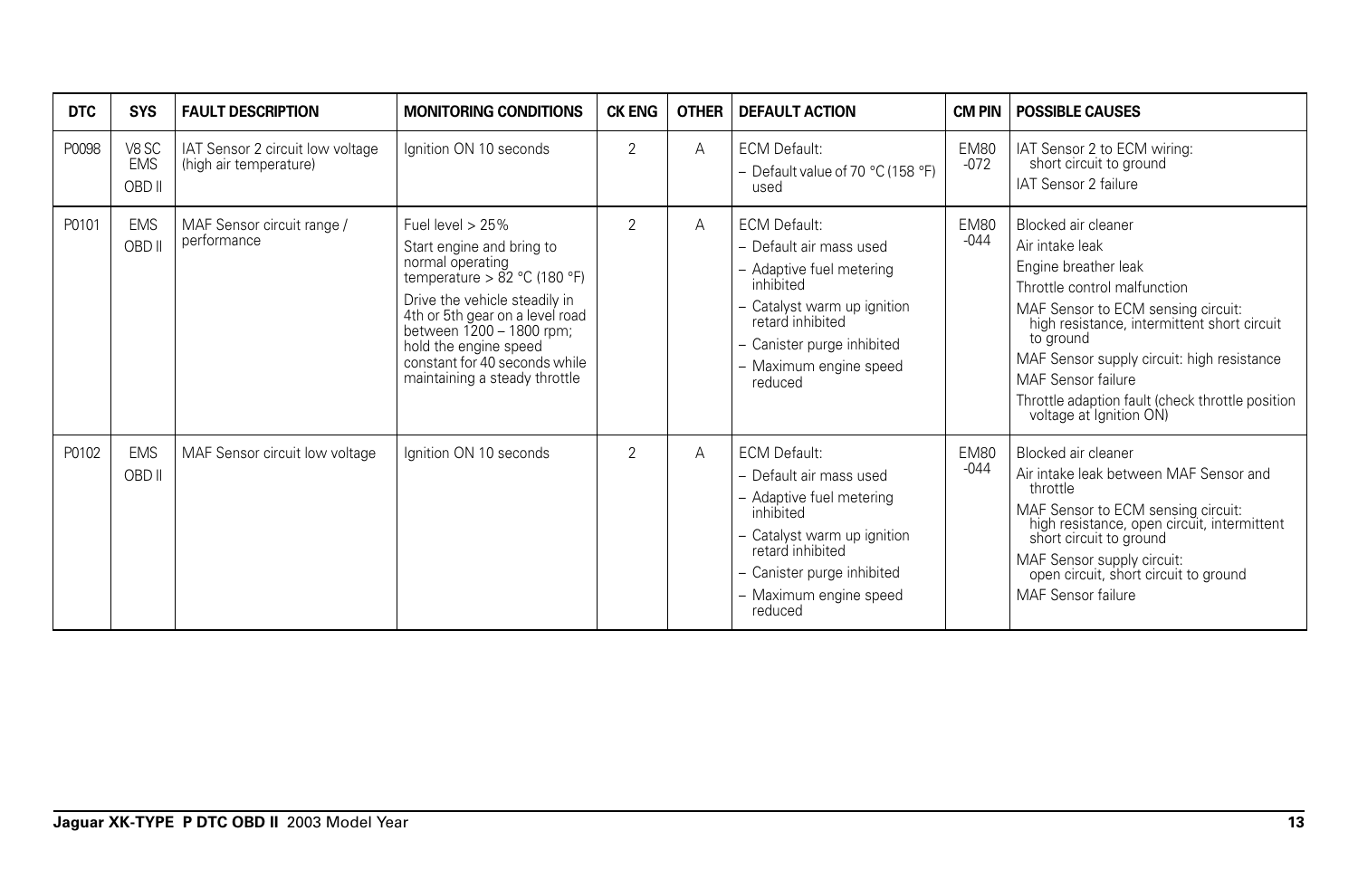| DTC | SYS | FAULT DESCRIPTION | MONITORING CONDITIONS | CK ENG | OTHER | DEFAULT ACTION | CM PIN | POSSIBLE CAUSES |
|---|---|---|---|---|---|---|---|---|
| P0098 | V8 SC EMS OBD II | IAT Sensor 2 circuit low voltage (high air temperature) | Ignition ON 10 seconds | 2 | A | ECM Default:<br>– Default value of 70 °C (158 °F) used | EM80 -072 | IAT Sensor 2 to ECM wiring: short circuit to ground<br>IAT Sensor 2 failure |
| P0101 | EMS OBD II | MAF Sensor circuit range / performance | Fuel level > 25%<br>Start engine and bring to normal operating temperature > 82 °C (180 °F)<br>Drive the vehicle steadily in 4th or 5th gear on a level road between 1200 – 1800 rpm; hold the engine speed constant for 40 seconds while maintaining a steady throttle | 2 | A | ECM Default:<br>– Default air mass used<br>– Adaptive fuel metering inhibited<br>– Catalyst warm up ignition retard inhibited<br>– Canister purge inhibited<br>– Maximum engine speed reduced | EM80 -044 | Blocked air cleaner<br>Air intake leak<br>Engine breather leak<br>Throttle control malfunction<br>MAF Sensor to ECM sensing circuit: high resistance, intermittent short circuit to ground<br>MAF Sensor supply circuit: high resistance<br>MAF Sensor failure<br>Throttle adaption fault (check throttle position voltage at Ignition ON) |
| P0102 | EMS OBD II | MAF Sensor circuit low voltage | Ignition ON 10 seconds | 2 | A | ECM Default:<br>– Default air mass used<br>– Adaptive fuel metering inhibited<br>– Catalyst warm up ignition retard inhibited<br>– Canister purge inhibited<br>– Maximum engine speed reduced | EM80 -044 | Blocked air cleaner<br>Air intake leak between MAF Sensor and throttle<br>MAF Sensor to ECM sensing circuit: high resistance, open circuit, intermittent short circuit to ground<br>MAF Sensor supply circuit: open circuit, short circuit to ground<br>MAF Sensor failure |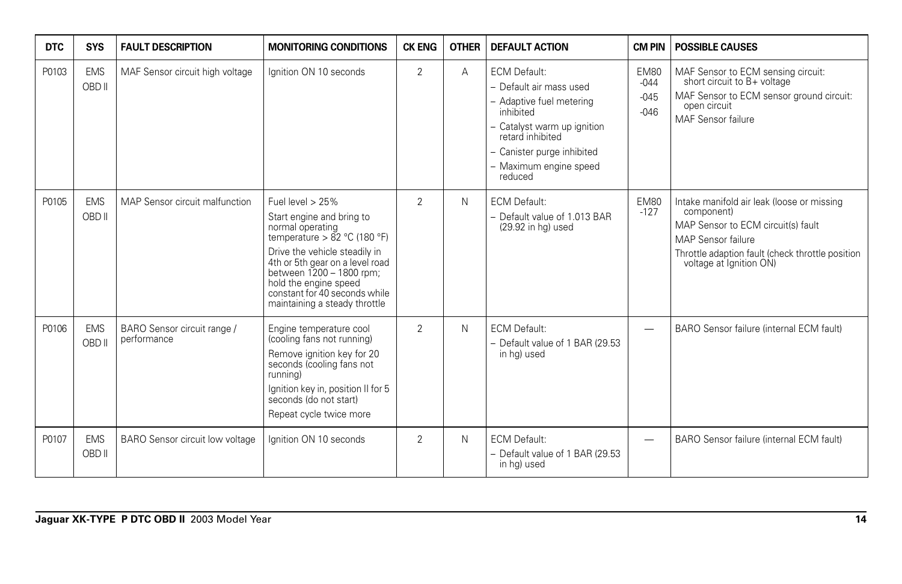| DTC | SYS | FAULT DESCRIPTION | MONITORING CONDITIONS | CK ENG | OTHER | DEFAULT ACTION | CM PIN | POSSIBLE CAUSES |
|---|---|---|---|---|---|---|---|---|
| P0103 | EMS OBD II | MAF Sensor circuit high voltage | Ignition ON 10 seconds | 2 | A | ECM Default:<br>– Default air mass used<br>– Adaptive fuel metering inhibited<br>– Catalyst warm up ignition retard inhibited<br>– Canister purge inhibited<br>– Maximum engine speed reduced | EM80 -044<br>-045<br>-046 | MAF Sensor to ECM sensing circuit: short circuit to B+ voltage<br>MAF Sensor to ECM sensor ground circuit: open circuit<br>MAF Sensor failure |
| P0105 | EMS OBD II | MAP Sensor circuit malfunction | Fuel level > 25%<br>Start engine and bring to normal operating temperature > 82 °C (180 °F)<br>Drive the vehicle steadily in 4th or 5th gear on a level road between 1200 – 1800 rpm; hold the engine speed constant for 40 seconds while maintaining a steady throttle | 2 | N | ECM Default:<br>– Default value of 1.013 BAR (29.92 in hg) used | EM80 -127 | Intake manifold air leak (loose or missing component)<br>MAP Sensor to ECM circuit(s) fault<br>MAP Sensor failure<br>Throttle adaption fault (check throttle position voltage at Ignition ON) |
| P0106 | EMS OBD II | BARO Sensor circuit range / performance | Engine temperature cool (cooling fans not running)<br>Remove ignition key for 20 seconds (cooling fans not running)<br>Ignition key in, position II for 5 seconds (do not start)<br>Repeat cycle twice more | 2 | N | ECM Default:<br>– Default value of 1 BAR (29.53 in hg) used | — | BARO Sensor failure (internal ECM fault) |
| P0107 | EMS OBD II | BARO Sensor circuit low voltage | Ignition ON 10 seconds | 2 | N | ECM Default:<br>– Default value of 1 BAR (29.53 in hg) used | — | BARO Sensor failure (internal ECM fault) |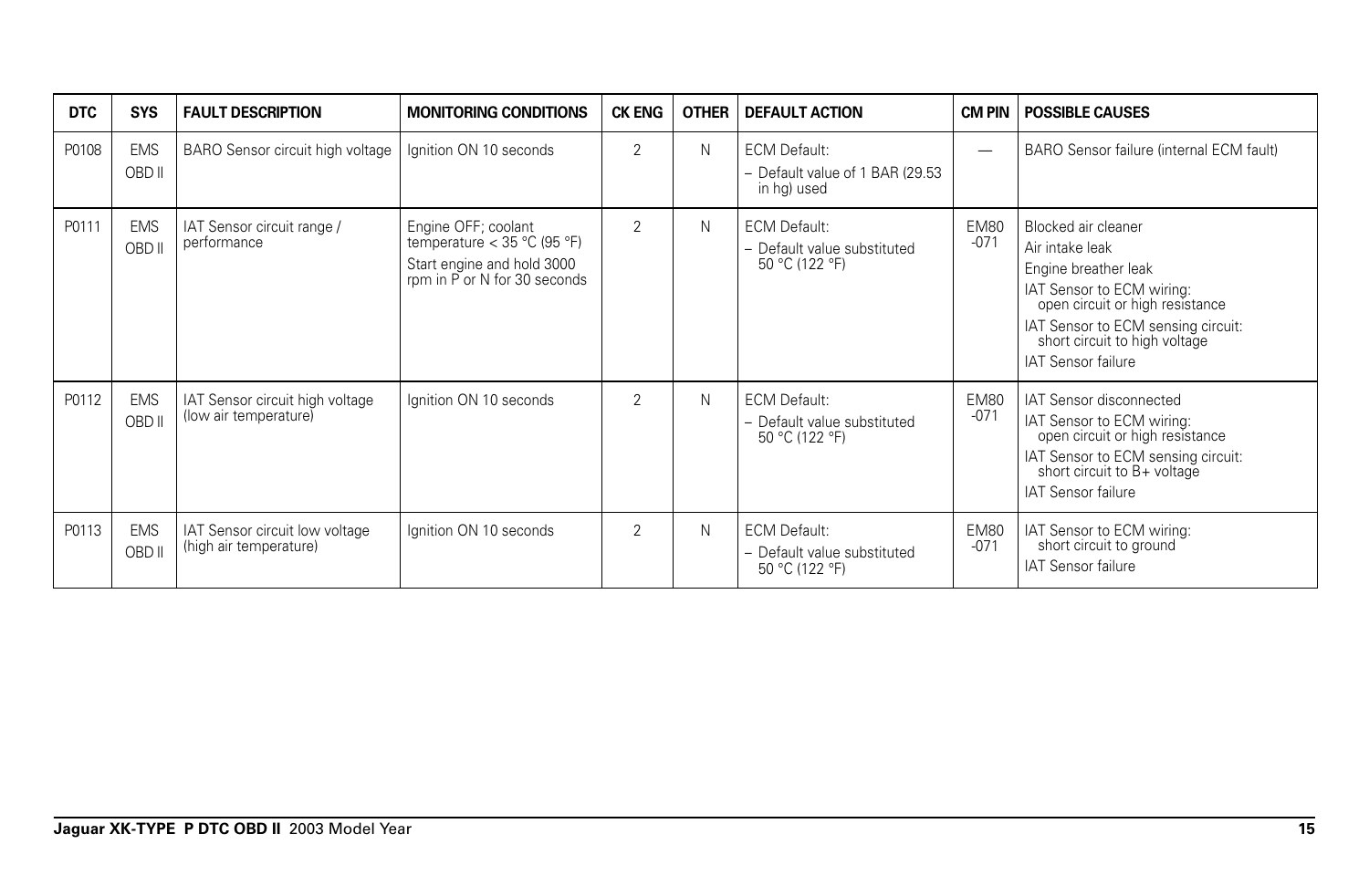| DTC | SYS | FAULT DESCRIPTION | MONITORING CONDITIONS | CK ENG | OTHER | DEFAULT ACTION | CM PIN | POSSIBLE CAUSES |
|---|---|---|---|---|---|---|---|---|
| P0108 | EMS OBD II | BARO Sensor circuit high voltage | Ignition ON 10 seconds | 2 | N | ECM Default:<br>– Default value of 1 BAR (29.53 in hg) used | — | BARO Sensor failure (internal ECM fault) |
| P0111 | EMS OBD II | IAT Sensor circuit range / performance | Engine OFF; coolant temperature < 35 °C (95 °F)<br>Start engine and hold 3000 rpm in P or N for 30 seconds | 2 | N | ECM Default:<br>– Default value substituted 50 °C (122 °F) | EM80 -071 | Blocked air cleaner<br>Air intake leak<br>Engine breather leak<br>IAT Sensor to ECM wiring: open circuit or high resistance<br>IAT Sensor to ECM sensing circuit: short circuit to high voltage<br>IAT Sensor failure |
| P0112 | EMS OBD II | IAT Sensor circuit high voltage (low air temperature) | Ignition ON 10 seconds | 2 | N | ECM Default:<br>– Default value substituted 50 °C (122 °F) | EM80 -071 | IAT Sensor disconnected<br>IAT Sensor to ECM wiring: open circuit or high resistance<br>IAT Sensor to ECM sensing circuit: short circuit to B+ voltage<br>IAT Sensor failure |
| P0113 | EMS OBD II | IAT Sensor circuit low voltage (high air temperature) | Ignition ON 10 seconds | 2 | N | ECM Default:<br>– Default value substituted 50 °C (122 °F) | EM80 -071 | IAT Sensor to ECM wiring: short circuit to ground<br>IAT Sensor failure |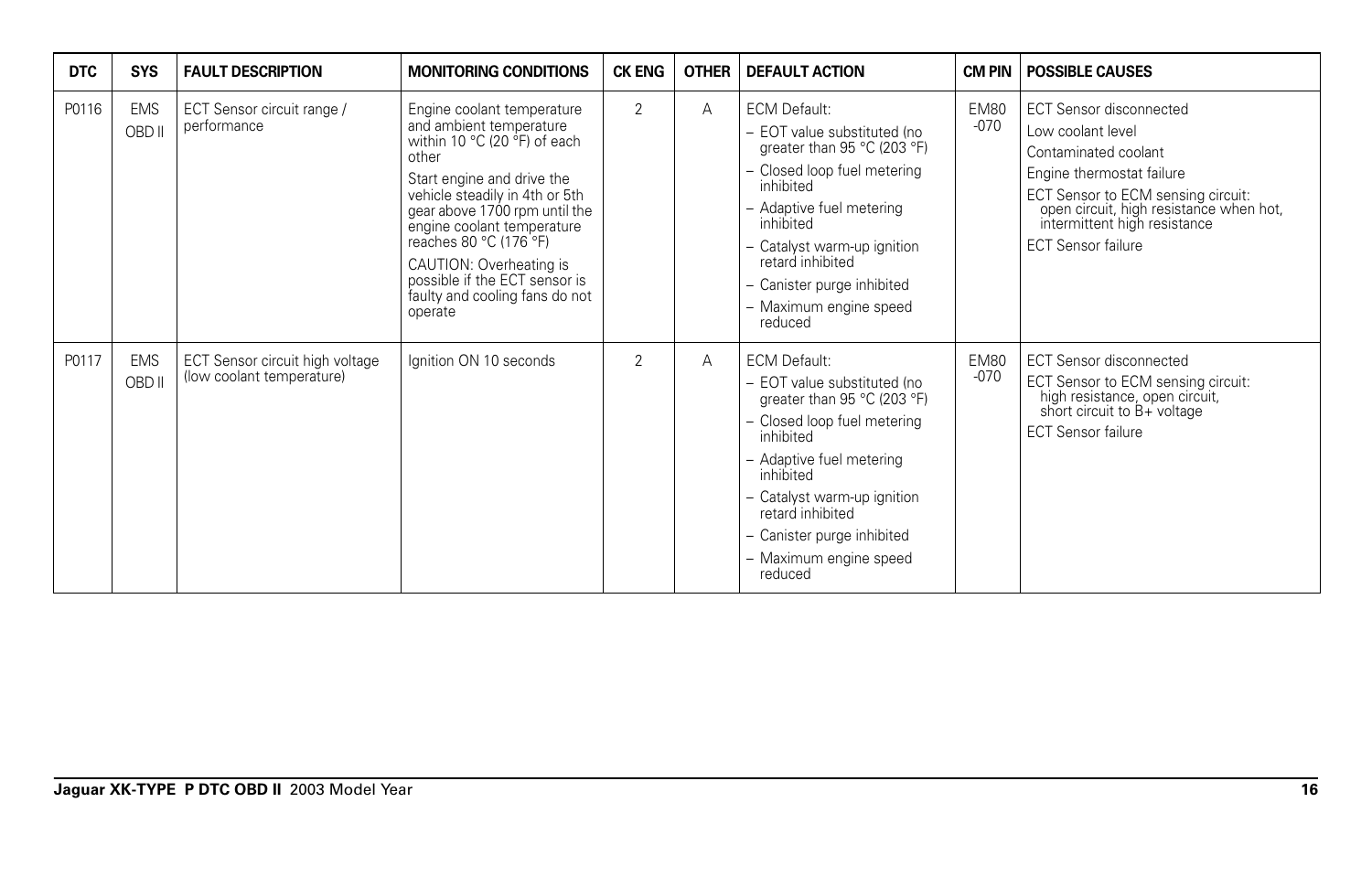| DTC | SYS | FAULT DESCRIPTION | MONITORING CONDITIONS | CK ENG | OTHER | DEFAULT ACTION | CM PIN | POSSIBLE CAUSES |
|---|---|---|---|---|---|---|---|---|
| P0116 | EMS OBD II | ECT Sensor circuit range / performance | Engine coolant temperature and ambient temperature within 10 °C (20 °F) of each other<br>Start engine and drive the vehicle steadily in 4th or 5th gear above 1700 rpm until the engine coolant temperature reaches 80 °C (176 °F)<br>CAUTION: Overheating is possible if the ECT sensor is faulty and cooling fans do not operate | 2 | A | ECM Default:<br>– EOT value substituted (no greater than 95 °C (203 °F)<br>– Closed loop fuel metering inhibited<br>– Adaptive fuel metering inhibited<br>– Catalyst warm-up ignition retard inhibited<br>– Canister purge inhibited<br>– Maximum engine speed reduced | EM80 -070 | ECT Sensor disconnected<br>Low coolant level<br>Contaminated coolant<br>Engine thermostat failure<br>ECT Sensor to ECM sensing circuit: open circuit, high resistance when hot, intermittent high resistance<br>ECT Sensor failure |
| P0117 | EMS OBD II | ECT Sensor circuit high voltage (low coolant temperature) | Ignition ON 10 seconds | 2 | A | ECM Default:<br>– EOT value substituted (no greater than 95 °C (203 °F)<br>– Closed loop fuel metering inhibited<br>– Adaptive fuel metering inhibited<br>– Catalyst warm-up ignition retard inhibited<br>– Canister purge inhibited<br>– Maximum engine speed reduced | EM80 -070 | ECT Sensor disconnected<br>ECT Sensor to ECM sensing circuit: high resistance, open circuit, short circuit to B+ voltage<br>ECT Sensor failure |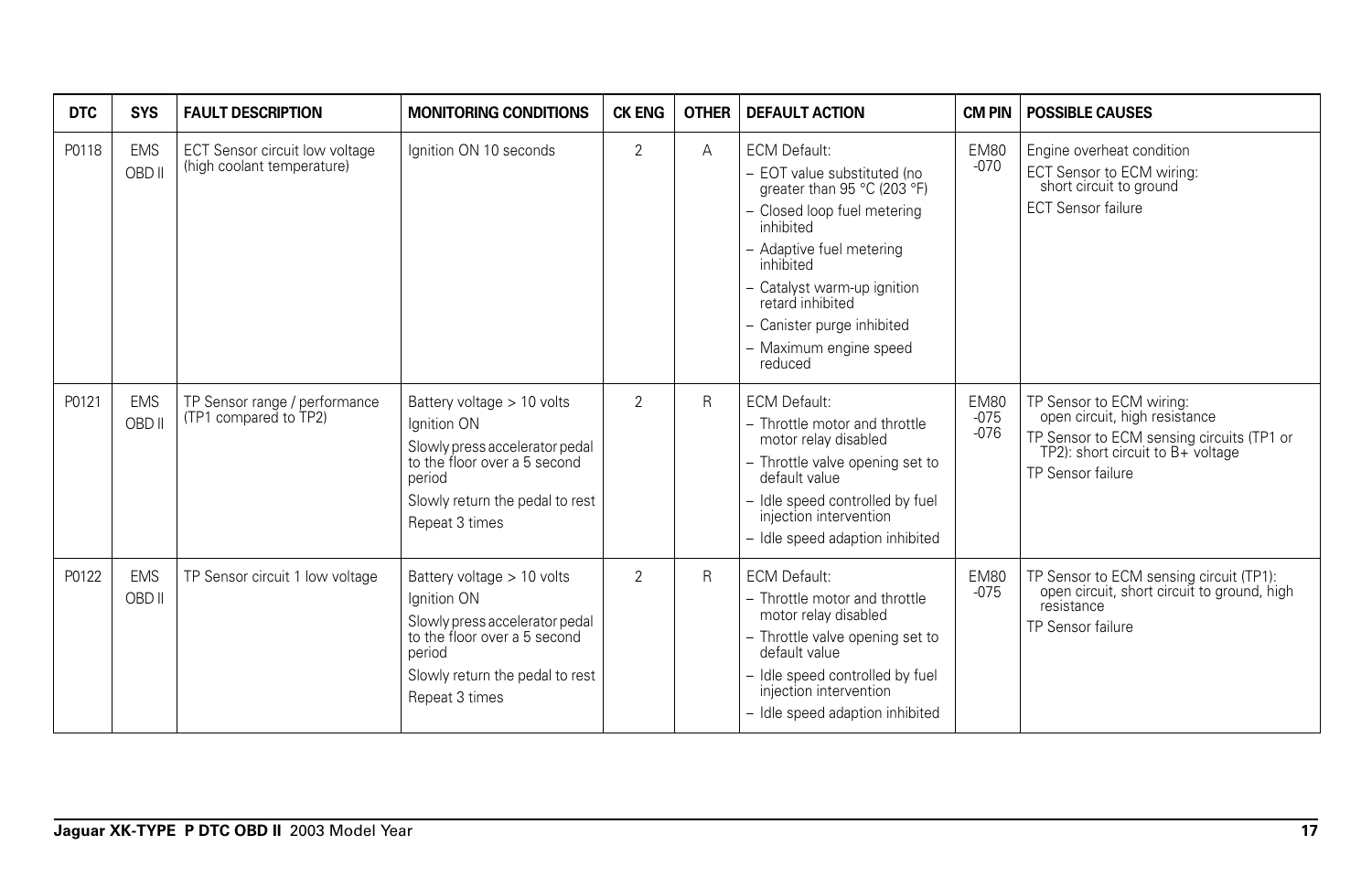| DTC | SYS | FAULT DESCRIPTION | MONITORING CONDITIONS | CK ENG | OTHER | DEFAULT ACTION | CM PIN | POSSIBLE CAUSES |
|---|---|---|---|---|---|---|---|---|
| P0118 | EMS OBD II | ECT Sensor circuit low voltage (high coolant temperature) | Ignition ON 10 seconds | 2 | A | ECM Default:<br>– EOT value substituted (no greater than 95 °C (203 °F)<br>– Closed loop fuel metering inhibited<br>– Adaptive fuel metering inhibited<br>– Catalyst warm-up ignition retard inhibited<br>– Canister purge inhibited<br>– Maximum engine speed reduced | EM80 -070 | Engine overheat condition<br>ECT Sensor to ECM wiring: short circuit to ground<br>ECT Sensor failure |
| P0121 | EMS OBD II | TP Sensor range / performance (TP1 compared to TP2) | Battery voltage > 10 volts<br>Ignition ON<br>Slowly press accelerator pedal to the floor over a 5 second period<br>Slowly return the pedal to rest<br>Repeat 3 times | 2 | R | ECM Default:<br>– Throttle motor and throttle motor relay disabled<br>– Throttle valve opening set to default value<br>– Idle speed controlled by fuel injection intervention<br>– Idle speed adaption inhibited | EM80 -075 -076 | TP Sensor to ECM wiring: open circuit, high resistance<br>TP Sensor to ECM sensing circuits (TP1 or TP2): short circuit to B+ voltage<br>TP Sensor failure |
| P0122 | EMS OBD II | TP Sensor circuit 1 low voltage | Battery voltage > 10 volts<br>Ignition ON<br>Slowly press accelerator pedal to the floor over a 5 second period<br>Slowly return the pedal to rest<br>Repeat 3 times | 2 | R | ECM Default:<br>– Throttle motor and throttle motor relay disabled<br>– Throttle valve opening set to default value<br>– Idle speed controlled by fuel injection intervention<br>– Idle speed adaption inhibited | EM80 -075 | TP Sensor to ECM sensing circuit (TP1): open circuit, short circuit to ground, high resistance<br>TP Sensor failure |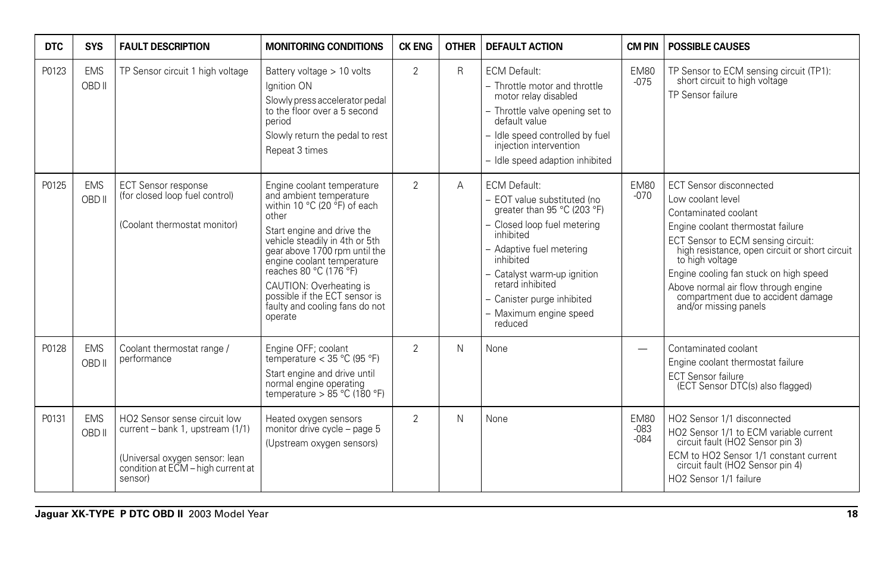| DTC | SYS | FAULT DESCRIPTION | MONITORING CONDITIONS | CK ENG | OTHER | DEFAULT ACTION | CM PIN | POSSIBLE CAUSES |
|---|---|---|---|---|---|---|---|---|
| P0123 | EMS OBD II | TP Sensor circuit 1 high voltage | Battery voltage > 10 volts<br>Ignition ON<br>Slowly press accelerator pedal to the floor over a 5 second period<br>Slowly return the pedal to rest<br>Repeat 3 times | 2 | R | ECM Default:<br>– Throttle motor and throttle motor relay disabled<br>– Throttle valve opening set to default value<br>– Idle speed controlled by fuel injection intervention<br>– Idle speed adaption inhibited | EM80 -075 | TP Sensor to ECM sensing circuit (TP1): short circuit to high voltage<br>TP Sensor failure |
| P0125 | EMS OBD II | ECT Sensor response (for closed loop fuel control)<br><br>(Coolant thermostat monitor) | Engine coolant temperature and ambient temperature within 10 °C (20 °F) of each other<br>Start engine and drive the vehicle steadily in 4th or 5th gear above 1700 rpm until the engine coolant temperature reaches 80 °C (176 °F)<br>CAUTION: Overheating is possible if the ECT sensor is faulty and cooling fans do not operate | 2 | A | ECM Default:<br>– EOT value substituted (no greater than 95 °C (203 °F)<br>– Closed loop fuel metering inhibited<br>– Adaptive fuel metering inhibited<br>– Catalyst warm-up ignition retard inhibited<br>– Canister purge inhibited<br>– Maximum engine speed reduced | EM80 -070 | ECT Sensor disconnected<br>Low coolant level<br>Contaminated coolant<br>Engine coolant thermostat failure<br>ECT Sensor to ECM sensing circuit: high resistance, open circuit or short circuit to high voltage<br>Engine cooling fan stuck on high speed<br>Above normal air flow through engine compartment due to accident damage and/or missing panels |
| P0128 | EMS OBD II | Coolant thermostat range / performance | Engine OFF; coolant temperature < 35 °C (95 °F)<br>Start engine and drive until normal engine operating temperature > 85 °C (180 °F) | 2 | N | None | — | Contaminated coolant<br>Engine coolant thermostat failure<br>ECT Sensor failure (ECT Sensor DTC(s) also flagged) |
| P0131 | EMS OBD II | HO2 Sensor sense circuit low current – bank 1, upstream (1/1)<br><br>(Universal oxygen sensor: lean condition at ECM – high current at sensor) | Heated oxygen sensors monitor drive cycle – page 5<br>(Upstream oxygen sensors) | 2 | N | None | EM80 -083 -084 | HO2 Sensor 1/1 disconnected<br>HO2 Sensor 1/1 to ECM variable current circuit fault (HO2 Sensor pin 3)<br>ECM to HO2 Sensor 1/1 constant current circuit fault (HO2 Sensor pin 4)<br>HO2 Sensor 1/1 failure |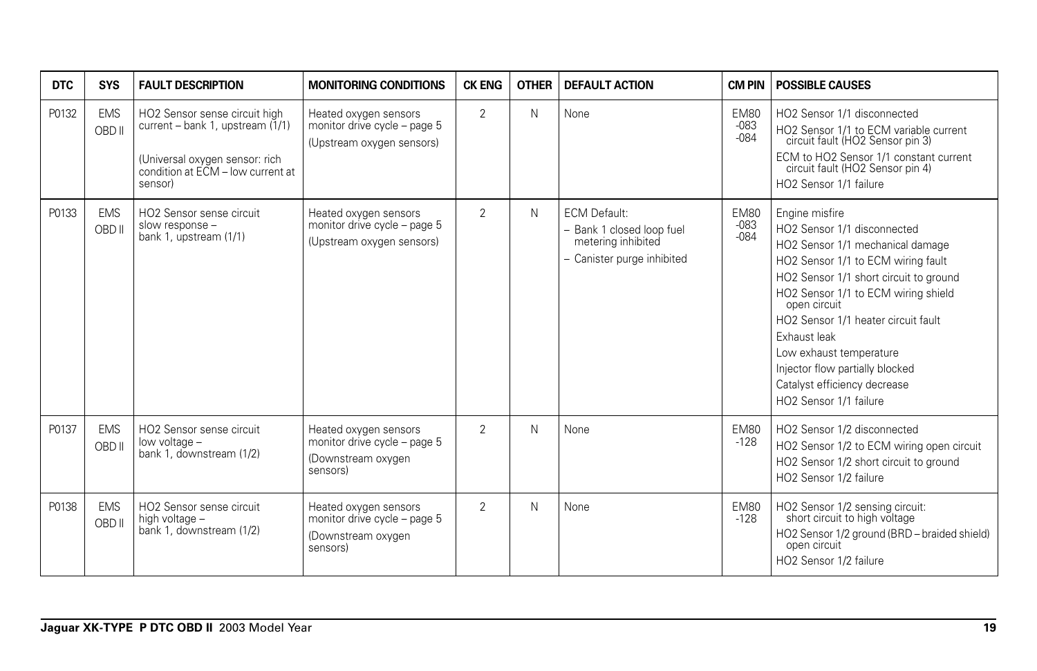| DTC | SYS | FAULT DESCRIPTION | MONITORING CONDITIONS | CK ENG | OTHER | DEFAULT ACTION | CM PIN | POSSIBLE CAUSES |
|---|---|---|---|---|---|---|---|---|
| P0132 | EMS OBD II | HO2 Sensor sense circuit high current – bank 1, upstream (1/1)<br><br>(Universal oxygen sensor: rich condition at ECM – low current at sensor) | Heated oxygen sensors monitor drive cycle – page 5<br>(Upstream oxygen sensors) | 2 | N | None | EM80 -083 -084 | HO2 Sensor 1/1 disconnected<br>HO2 Sensor 1/1 to ECM variable current circuit fault (HO2 Sensor pin 3)<br>ECM to HO2 Sensor 1/1 constant current circuit fault (HO2 Sensor pin 4)<br>HO2 Sensor 1/1 failure |
| P0133 | EMS OBD II | HO2 Sensor sense circuit slow response – bank 1, upstream (1/1) | Heated oxygen sensors monitor drive cycle – page 5<br>(Upstream oxygen sensors) | 2 | N | ECM Default:<br>– Bank 1 closed loop fuel metering inhibited<br>– Canister purge inhibited | EM80 -083 -084 | Engine misfire<br>HO2 Sensor 1/1 disconnected<br>HO2 Sensor 1/1 mechanical damage<br>HO2 Sensor 1/1 to ECM wiring fault<br>HO2 Sensor 1/1 short circuit to ground<br>HO2 Sensor 1/1 to ECM wiring shield open circuit<br>HO2 Sensor 1/1 heater circuit fault<br>Exhaust leak<br>Low exhaust temperature<br>Injector flow partially blocked<br>Catalyst efficiency decrease<br>HO2 Sensor 1/1 failure |
| P0137 | EMS OBD II | HO2 Sensor sense circuit low voltage – bank 1, downstream (1/2) | Heated oxygen sensors monitor drive cycle – page 5<br>(Downstream oxygen sensors) | 2 | N | None | EM80 -128 | HO2 Sensor 1/2 disconnected<br>HO2 Sensor 1/2 to ECM wiring open circuit<br>HO2 Sensor 1/2 short circuit to ground<br>HO2 Sensor 1/2 failure |
| P0138 | EMS OBD II | HO2 Sensor sense circuit high voltage – bank 1, downstream (1/2) | Heated oxygen sensors monitor drive cycle – page 5<br>(Downstream oxygen sensors) | 2 | N | None | EM80 -128 | HO2 Sensor 1/2 sensing circuit: short circuit to high voltage<br>HO2 Sensor 1/2 ground (BRD – braided shield) open circuit<br>HO2 Sensor 1/2 failure |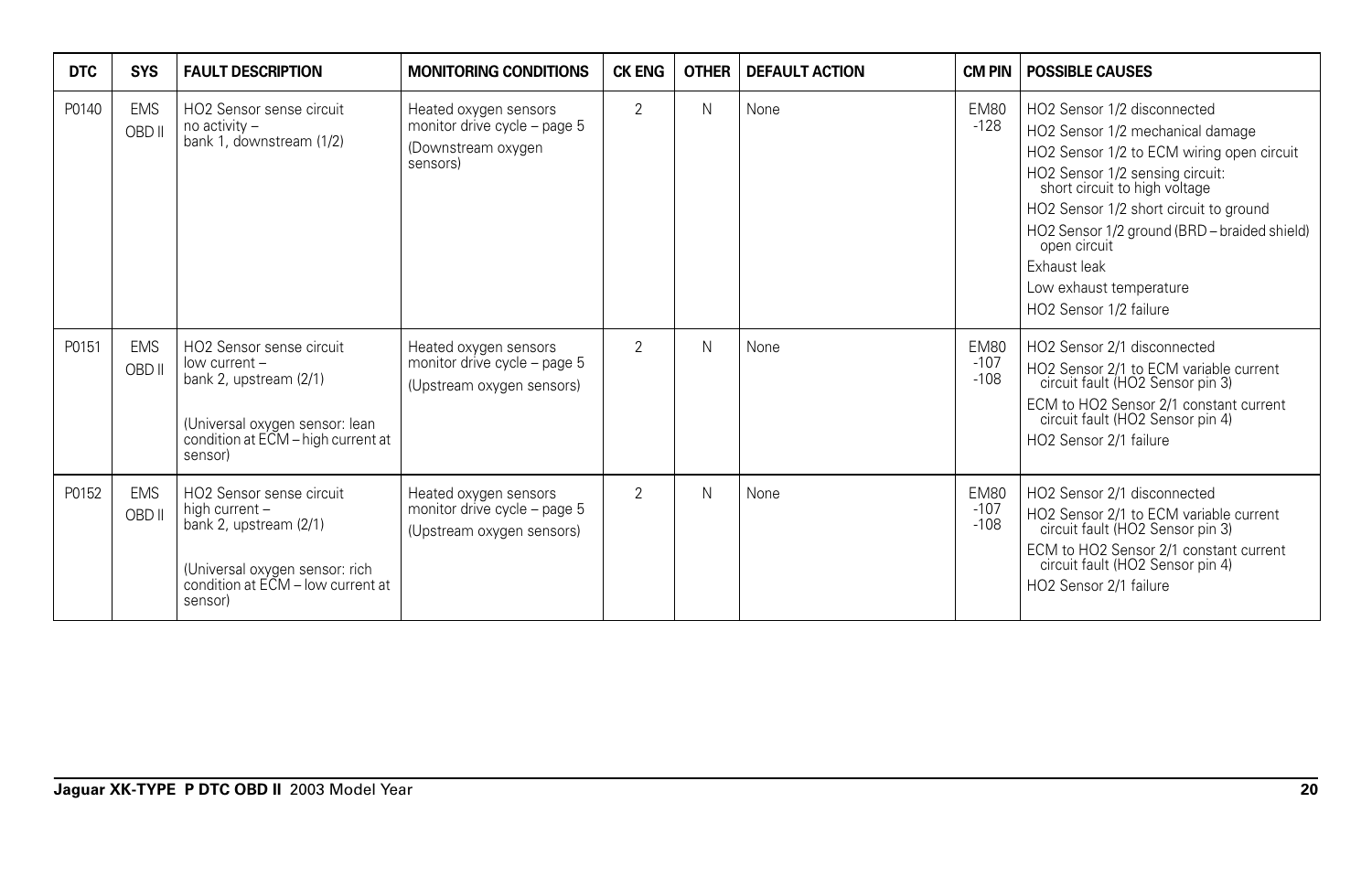| DTC | SYS | FAULT DESCRIPTION | MONITORING CONDITIONS | CK ENG | OTHER | DEFAULT ACTION | CM PIN | POSSIBLE CAUSES |
|---|---|---|---|---|---|---|---|---|
| P0140 | EMS OBD II | HO2 Sensor sense circuit no activity – bank 1, downstream (1/2) | Heated oxygen sensors monitor drive cycle – page 5 (Downstream oxygen sensors) | 2 | N | None | EM80 -128 | HO2 Sensor 1/2 disconnected<br>HO2 Sensor 1/2 mechanical damage<br>HO2 Sensor 1/2 to ECM wiring open circuit<br>HO2 Sensor 1/2 sensing circuit: short circuit to high voltage<br>HO2 Sensor 1/2 short circuit to ground<br>HO2 Sensor 1/2 ground (BRD – braided shield) open circuit<br>Exhaust leak<br>Low exhaust temperature<br>HO2 Sensor 1/2 failure |
| P0151 | EMS OBD II | HO2 Sensor sense circuit low current – bank 2, upstream (2/1)<br><br>(Universal oxygen sensor: lean condition at ECM – high current at sensor) | Heated oxygen sensors monitor drive cycle – page 5 (Upstream oxygen sensors) | 2 | N | None | EM80 -107 -108 | HO2 Sensor 2/1 disconnected<br>HO2 Sensor 2/1 to ECM variable current circuit fault (HO2 Sensor pin 3)<br>ECM to HO2 Sensor 2/1 constant current circuit fault (HO2 Sensor pin 4)<br>HO2 Sensor 2/1 failure |
| P0152 | EMS OBD II | HO2 Sensor sense circuit high current – bank 2, upstream (2/1)<br><br>(Universal oxygen sensor: rich condition at ECM – low current at sensor) | Heated oxygen sensors monitor drive cycle – page 5 (Upstream oxygen sensors) | 2 | N | None | EM80 -107 -108 | HO2 Sensor 2/1 disconnected<br>HO2 Sensor 2/1 to ECM variable current circuit fault (HO2 Sensor pin 3)<br>ECM to HO2 Sensor 2/1 constant current circuit fault (HO2 Sensor pin 4)<br>HO2 Sensor 2/1 failure |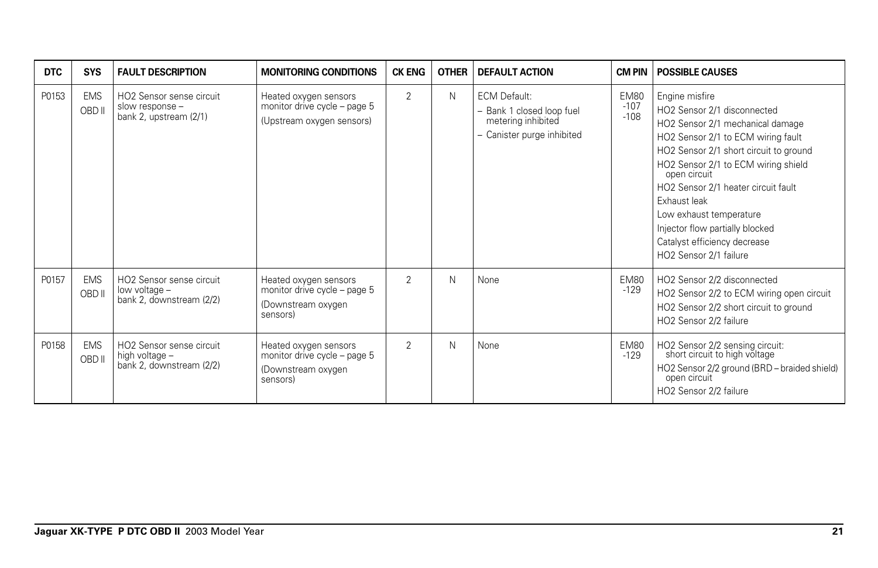| DTC | SYS | FAULT DESCRIPTION | MONITORING CONDITIONS | CK ENG | OTHER | DEFAULT ACTION | CM PIN | POSSIBLE CAUSES |
|---|---|---|---|---|---|---|---|---|
| P0153 | EMS OBD II | HO2 Sensor sense circuit slow response – bank 2, upstream (2/1) | Heated oxygen sensors monitor drive cycle – page 5 (Upstream oxygen sensors) | 2 | N | ECM Default:<br>– Bank 1 closed loop fuel metering inhibited<br>– Canister purge inhibited | EM80 -107 -108 | Engine misfire<br>HO2 Sensor 2/1 disconnected<br>HO2 Sensor 2/1 mechanical damage<br>HO2 Sensor 2/1 to ECM wiring fault<br>HO2 Sensor 2/1 short circuit to ground<br>HO2 Sensor 2/1 to ECM wiring shield open circuit<br>HO2 Sensor 2/1 heater circuit fault<br>Exhaust leak<br>Low exhaust temperature<br>Injector flow partially blocked<br>Catalyst efficiency decrease<br>HO2 Sensor 2/1 failure |
| P0157 | EMS OBD II | HO2 Sensor sense circuit low voltage – bank 2, downstream (2/2) | Heated oxygen sensors monitor drive cycle – page 5 (Downstream oxygen sensors) | 2 | N | None | EM80 -129 | HO2 Sensor 2/2 disconnected<br>HO2 Sensor 2/2 to ECM wiring open circuit<br>HO2 Sensor 2/2 short circuit to ground<br>HO2 Sensor 2/2 failure |
| P0158 | EMS OBD II | HO2 Sensor sense circuit high voltage – bank 2, downstream (2/2) | Heated oxygen sensors monitor drive cycle – page 5 (Downstream oxygen sensors) | 2 | N | None | EM80 -129 | HO2 Sensor 2/2 sensing circuit: short circuit to high voltage<br>HO2 Sensor 2/2 ground (BRD – braided shield) open circuit<br>HO2 Sensor 2/2 failure |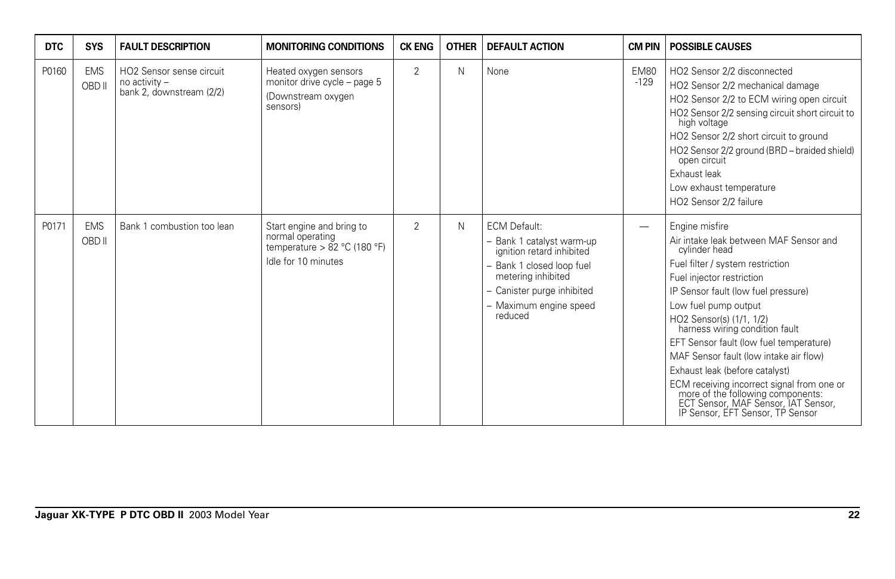| DTC | SYS | FAULT DESCRIPTION | MONITORING CONDITIONS | CK ENG | OTHER | DEFAULT ACTION | CM PIN | POSSIBLE CAUSES |
|---|---|---|---|---|---|---|---|---|
| P0160 | EMS OBD II | HO2 Sensor sense circuit no activity – bank 2, downstream (2/2) | Heated oxygen sensors monitor drive cycle – page 5 (Downstream oxygen sensors) | 2 | N | None | EM80 -129 | HO2 Sensor 2/2 disconnected<br>HO2 Sensor 2/2 mechanical damage<br>HO2 Sensor 2/2 to ECM wiring open circuit<br>HO2 Sensor 2/2 sensing circuit short circuit to high voltage<br>HO2 Sensor 2/2 short circuit to ground<br>HO2 Sensor 2/2 ground (BRD – braided shield) open circuit<br>Exhaust leak<br>Low exhaust temperature<br>HO2 Sensor 2/2 failure |
| P0171 | EMS OBD II | Bank 1 combustion too lean | Start engine and bring to normal operating temperature > 82 °C (180 °F)<br>Idle for 10 minutes | 2 | N | ECM Default:<br>– Bank 1 catalyst warm-up ignition retard inhibited<br>– Bank 1 closed loop fuel metering inhibited<br>– Canister purge inhibited<br>– Maximum engine speed reduced | — | Engine misfire<br>Air intake leak between MAF Sensor and cylinder head<br>Fuel filter / system restriction<br>Fuel injector restriction<br>IP Sensor fault (low fuel pressure)<br>Low fuel pump output<br>HO2 Sensor(s) (1/1, 1/2) harness wiring condition fault<br>EFT Sensor fault (low fuel temperature)<br>MAF Sensor fault (low intake air flow)<br>Exhaust leak (before catalyst)<br>ECM receiving incorrect signal from one or more of the following components: ECT Sensor, MAF Sensor, IAT Sensor, IP Sensor, EFT Sensor, TP Sensor |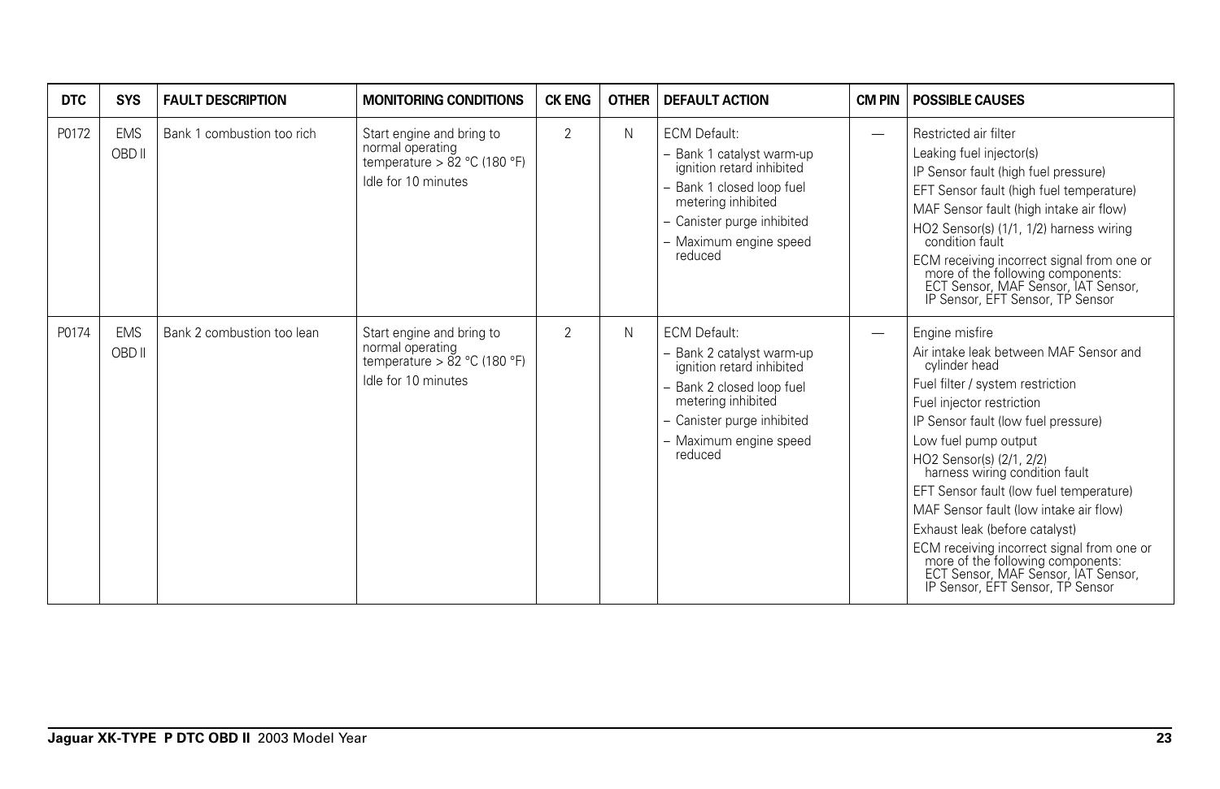| DTC | SYS | FAULT DESCRIPTION | MONITORING CONDITIONS | CK ENG | OTHER | DEFAULT ACTION | CM PIN | POSSIBLE CAUSES |
|---|---|---|---|---|---|---|---|---|
| P0172 | EMS OBD II | Bank 1 combustion too rich | Start engine and bring to normal operating temperature > 82 °C (180 °F)<br>Idle for 10 minutes | 2 | N | ECM Default:<br>– Bank 1 catalyst warm-up ignition retard inhibited<br>– Bank 1 closed loop fuel metering inhibited<br>– Canister purge inhibited<br>– Maximum engine speed reduced | — | Restricted air filter<br>Leaking fuel injector(s)<br>IP Sensor fault (high fuel pressure)<br>EFT Sensor fault (high fuel temperature)<br>MAF Sensor fault (high intake air flow)<br>HO2 Sensor(s) (1/1, 1/2) harness wiring condition fault<br>ECM receiving incorrect signal from one or more of the following components: ECT Sensor, MAF Sensor, IAT Sensor, IP Sensor, EFT Sensor, TP Sensor |
| P0174 | EMS OBD II | Bank 2 combustion too lean | Start engine and bring to normal operating temperature > 82 °C (180 °F)<br>Idle for 10 minutes | 2 | N | ECM Default:<br>– Bank 2 catalyst warm-up ignition retard inhibited<br>– Bank 2 closed loop fuel metering inhibited<br>– Canister purge inhibited<br>– Maximum engine speed reduced | — | Engine misfire<br>Air intake leak between MAF Sensor and cylinder head<br>Fuel filter / system restriction<br>Fuel injector restriction<br>IP Sensor fault (low fuel pressure)<br>Low fuel pump output<br>HO2 Sensor(s) (2/1, 2/2) harness wiring condition fault<br>EFT Sensor fault (low fuel temperature)<br>MAF Sensor fault (low intake air flow)<br>Exhaust leak (before catalyst)<br>ECM receiving incorrect signal from one or more of the following components: ECT Sensor, MAF Sensor, IAT Sensor, IP Sensor, EFT Sensor, TP Sensor |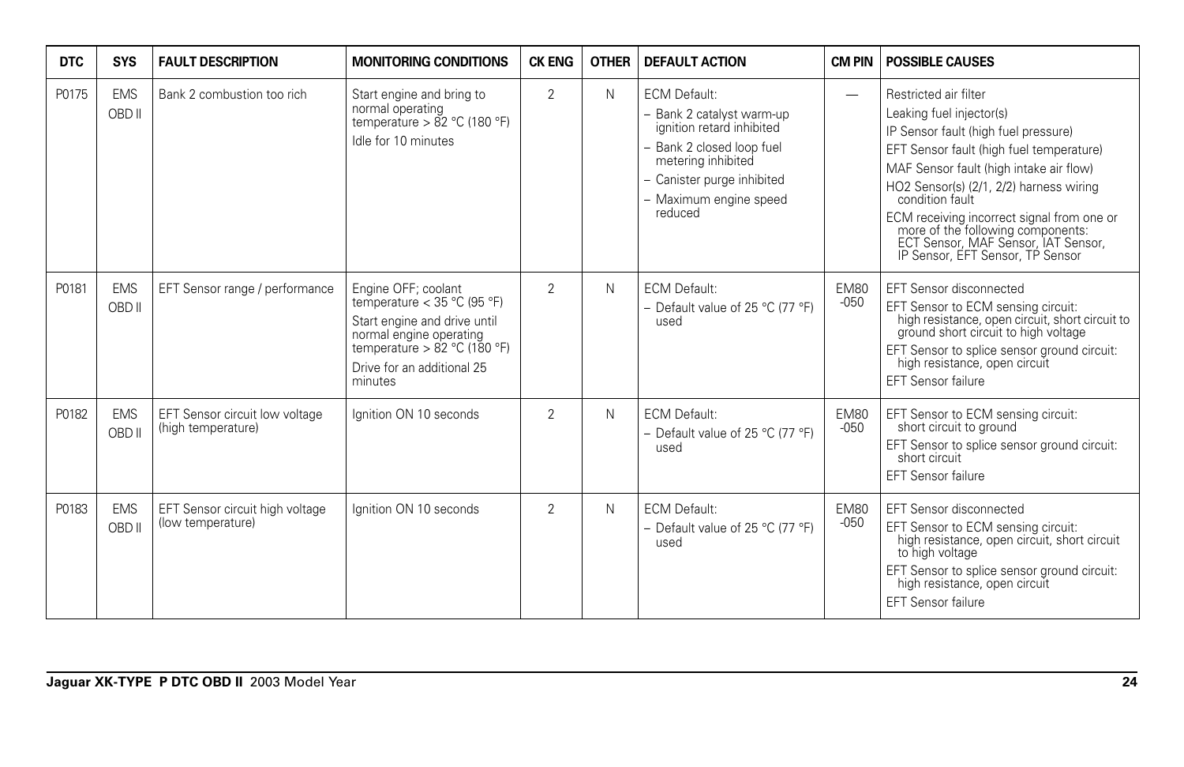| DTC | SYS | FAULT DESCRIPTION | MONITORING CONDITIONS | CK ENG | OTHER | DEFAULT ACTION | CM PIN | POSSIBLE CAUSES |
|---|---|---|---|---|---|---|---|---|
| P0175 | EMS OBD II | Bank 2 combustion too rich | Start engine and bring to normal operating temperature > 82 °C (180 °F)<br>Idle for 10 minutes | 2 | N | ECM Default:<br>– Bank 2 catalyst warm-up ignition retard inhibited<br>– Bank 2 closed loop fuel metering inhibited<br>– Canister purge inhibited<br>– Maximum engine speed reduced | — | Restricted air filter<br>Leaking fuel injector(s)<br>IP Sensor fault (high fuel pressure)<br>EFT Sensor fault (high fuel temperature)<br>MAF Sensor fault (high intake air flow)<br>HO2 Sensor(s) (2/1, 2/2) harness wiring condition fault<br>ECM receiving incorrect signal from one or more of the following components: ECT Sensor, MAF Sensor, IAT Sensor, IP Sensor, EFT Sensor, TP Sensor |
| P0181 | EMS OBD II | EFT Sensor range / performance | Engine OFF; coolant temperature < 35 °C (95 °F)<br>Start engine and drive until normal engine operating temperature > 82 °C (180 °F)<br>Drive for an additional 25 minutes | 2 | N | ECM Default:<br>– Default value of 25 °C (77 °F) used | EM80 -050 | EFT Sensor disconnected<br>EFT Sensor to ECM sensing circuit: high resistance, open circuit, short circuit to ground short circuit to high voltage<br>EFT Sensor to splice sensor ground circuit: high resistance, open circuit<br>EFT Sensor failure |
| P0182 | EMS OBD II | EFT Sensor circuit low voltage (high temperature) | Ignition ON 10 seconds | 2 | N | ECM Default:<br>– Default value of 25 °C (77 °F) used | EM80 -050 | EFT Sensor to ECM sensing circuit: short circuit to ground<br>EFT Sensor to splice sensor ground circuit: short circuit<br>EFT Sensor failure |
| P0183 | EMS OBD II | EFT Sensor circuit high voltage (low temperature) | Ignition ON 10 seconds | 2 | N | ECM Default:<br>– Default value of 25 °C (77 °F) used | EM80 -050 | EFT Sensor disconnected<br>EFT Sensor to ECM sensing circuit: high resistance, open circuit, short circuit to high voltage<br>EFT Sensor to splice sensor ground circuit: high resistance, open circuit<br>EFT Sensor failure |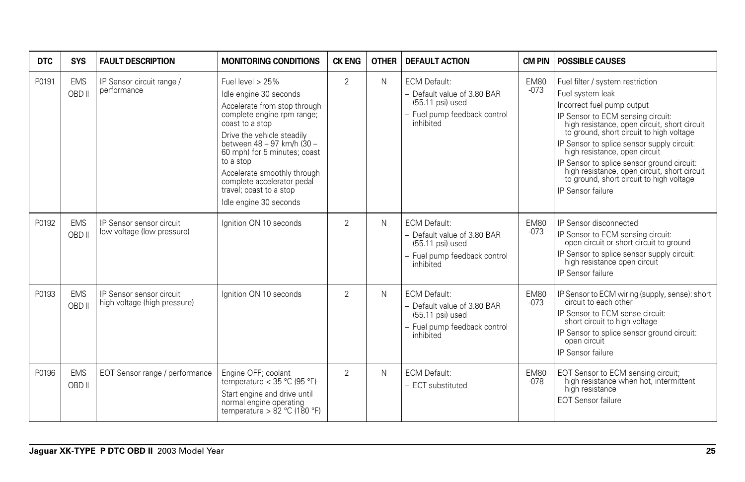| DTC | SYS | FAULT DESCRIPTION | MONITORING CONDITIONS | CK ENG | OTHER | DEFAULT ACTION | CM PIN | POSSIBLE CAUSES |
|---|---|---|---|---|---|---|---|---|
| P0191 | EMS OBD II | IP Sensor circuit range / performance | Fuel level > 25%<br>Idle engine 30 seconds<br>Accelerate from stop through complete engine rpm range; coast to a stop<br>Drive the vehicle steadily between 48 – 97 km/h (30 – 60 mph) for 5 minutes; coast to a stop<br>Accelerate smoothly through complete accelerator pedal travel; coast to a stop<br>Idle engine 30 seconds | 2 | N | ECM Default:<br>– Default value of 3.80 BAR (55.11 psi) used<br>– Fuel pump feedback control inhibited | EM80 -073 | Fuel filter / system restriction<br>Fuel system leak<br>Incorrect fuel pump output<br>IP Sensor to ECM sensing circuit: high resistance, open circuit, short circuit to ground, short circuit to high voltage<br>IP Sensor to splice sensor supply circuit: high resistance, open circuit<br>IP Sensor to splice sensor ground circuit: high resistance, open circuit, short circuit to ground, short circuit to high voltage<br>IP Sensor failure |
| P0192 | EMS OBD II | IP Sensor sensor circuit low voltage (low pressure) | Ignition ON 10 seconds | 2 | N | ECM Default:<br>– Default value of 3.80 BAR (55.11 psi) used<br>– Fuel pump feedback control inhibited | EM80 -073 | IP Sensor disconnected<br>IP Sensor to ECM sensing circuit: open circuit or short circuit to ground<br>IP Sensor to splice sensor supply circuit: high resistance open circuit<br>IP Sensor failure |
| P0193 | EMS OBD II | IP Sensor sensor circuit high voltage (high pressure) | Ignition ON 10 seconds | 2 | N | ECM Default:<br>– Default value of 3.80 BAR (55.11 psi) used<br>– Fuel pump feedback control inhibited | EM80 -073 | IP Sensor to ECM wiring (supply, sense): short circuit to each other<br>IP Sensor to ECM sense circuit: short circuit to high voltage<br>IP Sensor to splice sensor ground circuit: open circuit<br>IP Sensor failure |
| P0196 | EMS OBD II | EOT Sensor range / performance | Engine OFF; coolant temperature < 35 °C (95 °F)<br>Start engine and drive until normal engine operating temperature > 82 °C (180 °F) | 2 | N | ECM Default:<br>– ECT substituted | EM80 -078 | EOT Sensor to ECM sensing circuit; high resistance when hot, intermittent high resistance<br>EOT Sensor failure |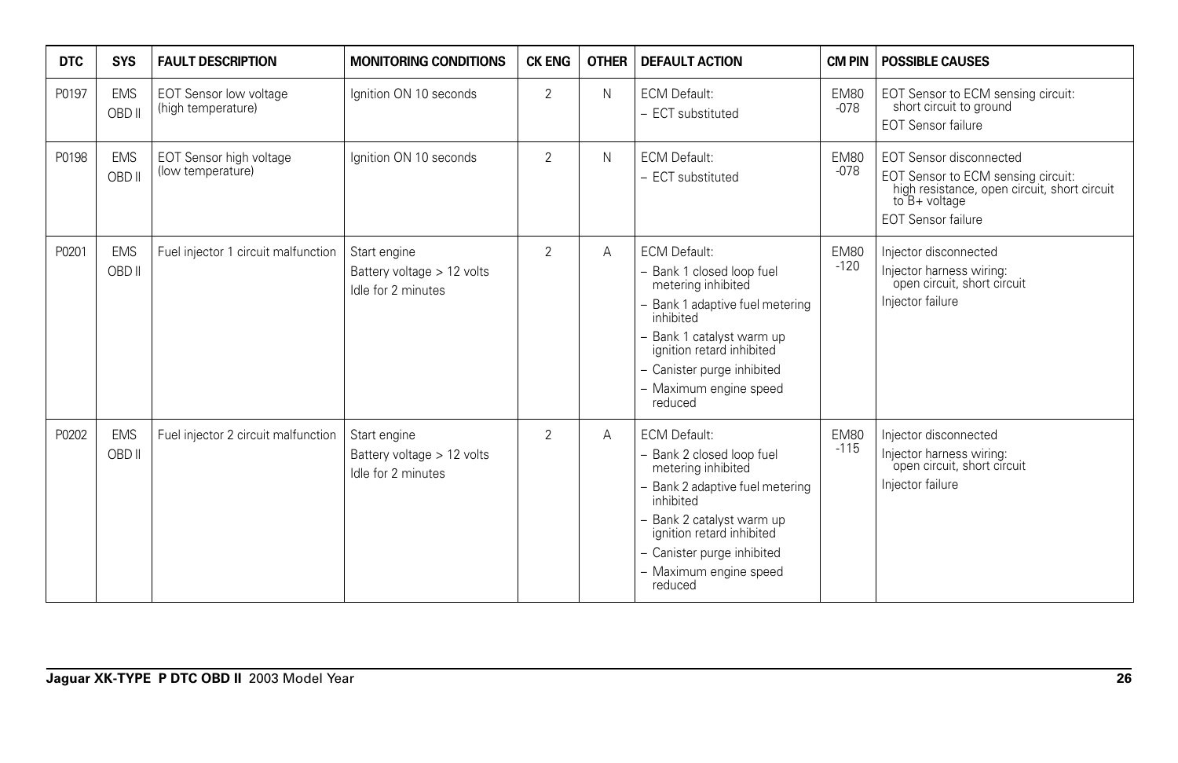| DTC | SYS | FAULT DESCRIPTION | MONITORING CONDITIONS | CK ENG | OTHER | DEFAULT ACTION | CM PIN | POSSIBLE CAUSES |
|---|---|---|---|---|---|---|---|---|
| P0197 | EMS OBD II | EOT Sensor low voltage (high temperature) | Ignition ON 10 seconds | 2 | N | ECM Default:<br>– ECT substituted | EM80 -078 | EOT Sensor to ECM sensing circuit: short circuit to ground<br>EOT Sensor failure |
| P0198 | EMS OBD II | EOT Sensor high voltage (low temperature) | Ignition ON 10 seconds | 2 | N | ECM Default:<br>– ECT substituted | EM80 -078 | EOT Sensor disconnected<br>EOT Sensor to ECM sensing circuit: high resistance, open circuit, short circuit to B+ voltage<br>EOT Sensor failure |
| P0201 | EMS OBD II | Fuel injector 1 circuit malfunction | Start engine<br>Battery voltage > 12 volts<br>Idle for 2 minutes | 2 | A | ECM Default:<br>– Bank 1 closed loop fuel metering inhibited<br>– Bank 1 adaptive fuel metering inhibited<br>– Bank 1 catalyst warm up ignition retard inhibited<br>– Canister purge inhibited<br>– Maximum engine speed reduced | EM80 -120 | Injector disconnected<br>Injector harness wiring: open circuit, short circuit<br>Injector failure |
| P0202 | EMS OBD II | Fuel injector 2 circuit malfunction | Start engine<br>Battery voltage > 12 volts<br>Idle for 2 minutes | 2 | A | ECM Default:<br>– Bank 2 closed loop fuel metering inhibited<br>– Bank 2 adaptive fuel metering inhibited<br>– Bank 2 catalyst warm up ignition retard inhibited<br>– Canister purge inhibited<br>– Maximum engine speed reduced | EM80 -115 | Injector disconnected<br>Injector harness wiring: open circuit, short circuit<br>Injector failure |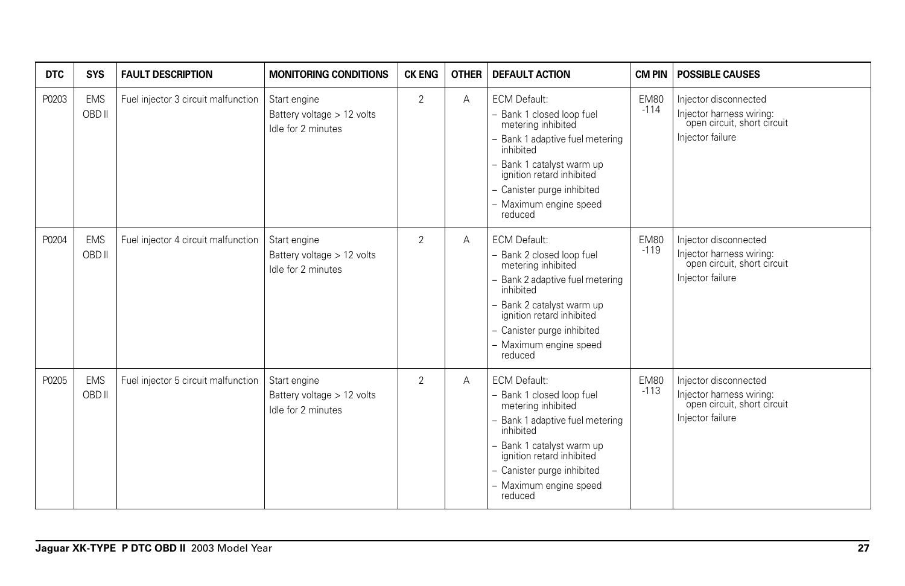| DTC | SYS | FAULT DESCRIPTION | MONITORING CONDITIONS | CK ENG | OTHER | DEFAULT ACTION | CM PIN | POSSIBLE CAUSES |
|---|---|---|---|---|---|---|---|---|
| P0203 | EMS OBD II | Fuel injector 3 circuit malfunction | Start engine<br>Battery voltage > 12 volts<br>Idle for 2 minutes | 2 | A | ECM Default:<br>– Bank 1 closed loop fuel metering inhibited<br>– Bank 1 adaptive fuel metering inhibited<br>– Bank 1 catalyst warm up ignition retard inhibited<br>– Canister purge inhibited<br>– Maximum engine speed reduced | EM80 -114 | Injector disconnected<br>Injector harness wiring: open circuit, short circuit<br>Injector failure |
| P0204 | EMS OBD II | Fuel injector 4 circuit malfunction | Start engine<br>Battery voltage > 12 volts<br>Idle for 2 minutes | 2 | A | ECM Default:<br>– Bank 2 closed loop fuel metering inhibited<br>– Bank 2 adaptive fuel metering inhibited<br>– Bank 2 catalyst warm up ignition retard inhibited<br>– Canister purge inhibited<br>– Maximum engine speed reduced | EM80 -119 | Injector disconnected<br>Injector harness wiring: open circuit, short circuit<br>Injector failure |
| P0205 | EMS OBD II | Fuel injector 5 circuit malfunction | Start engine<br>Battery voltage > 12 volts<br>Idle for 2 minutes | 2 | A | ECM Default:<br>– Bank 1 closed loop fuel metering inhibited<br>– Bank 1 adaptive fuel metering inhibited<br>– Bank 1 catalyst warm up ignition retard inhibited<br>– Canister purge inhibited<br>– Maximum engine speed reduced | EM80 -113 | Injector disconnected<br>Injector harness wiring: open circuit, short circuit<br>Injector failure |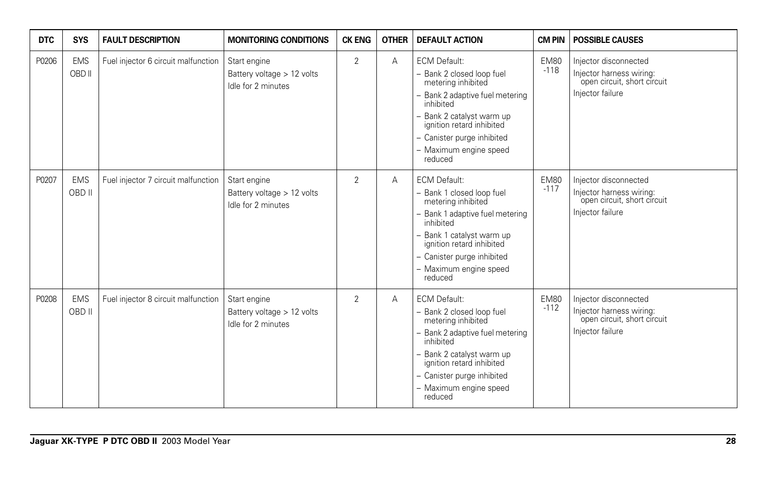| DTC | SYS | FAULT DESCRIPTION | MONITORING CONDITIONS | CK ENG | OTHER | DEFAULT ACTION | CM PIN | POSSIBLE CAUSES |
|---|---|---|---|---|---|---|---|---|
| P0206 | EMS OBD II | Fuel injector 6 circuit malfunction | Start engine<br>Battery voltage > 12 volts<br>Idle for 2 minutes | 2 | A | ECM Default:<br>– Bank 2 closed loop fuel metering inhibited<br>– Bank 2 adaptive fuel metering inhibited<br>– Bank 2 catalyst warm up ignition retard inhibited<br>– Canister purge inhibited<br>– Maximum engine speed reduced | EM80 -118 | Injector disconnected<br>Injector harness wiring: open circuit, short circuit<br>Injector failure |
| P0207 | EMS OBD II | Fuel injector 7 circuit malfunction | Start engine<br>Battery voltage > 12 volts<br>Idle for 2 minutes | 2 | A | ECM Default:<br>– Bank 1 closed loop fuel metering inhibited<br>– Bank 1 adaptive fuel metering inhibited<br>– Bank 1 catalyst warm up ignition retard inhibited<br>– Canister purge inhibited<br>– Maximum engine speed reduced | EM80 -117 | Injector disconnected<br>Injector harness wiring: open circuit, short circuit<br>Injector failure |
| P0208 | EMS OBD II | Fuel injector 8 circuit malfunction | Start engine<br>Battery voltage > 12 volts<br>Idle for 2 minutes | 2 | A | ECM Default:<br>– Bank 2 closed loop fuel metering inhibited<br>– Bank 2 adaptive fuel metering inhibited<br>– Bank 2 catalyst warm up ignition retard inhibited<br>– Canister purge inhibited<br>– Maximum engine speed reduced | EM80 -112 | Injector disconnected<br>Injector harness wiring: open circuit, short circuit<br>Injector failure |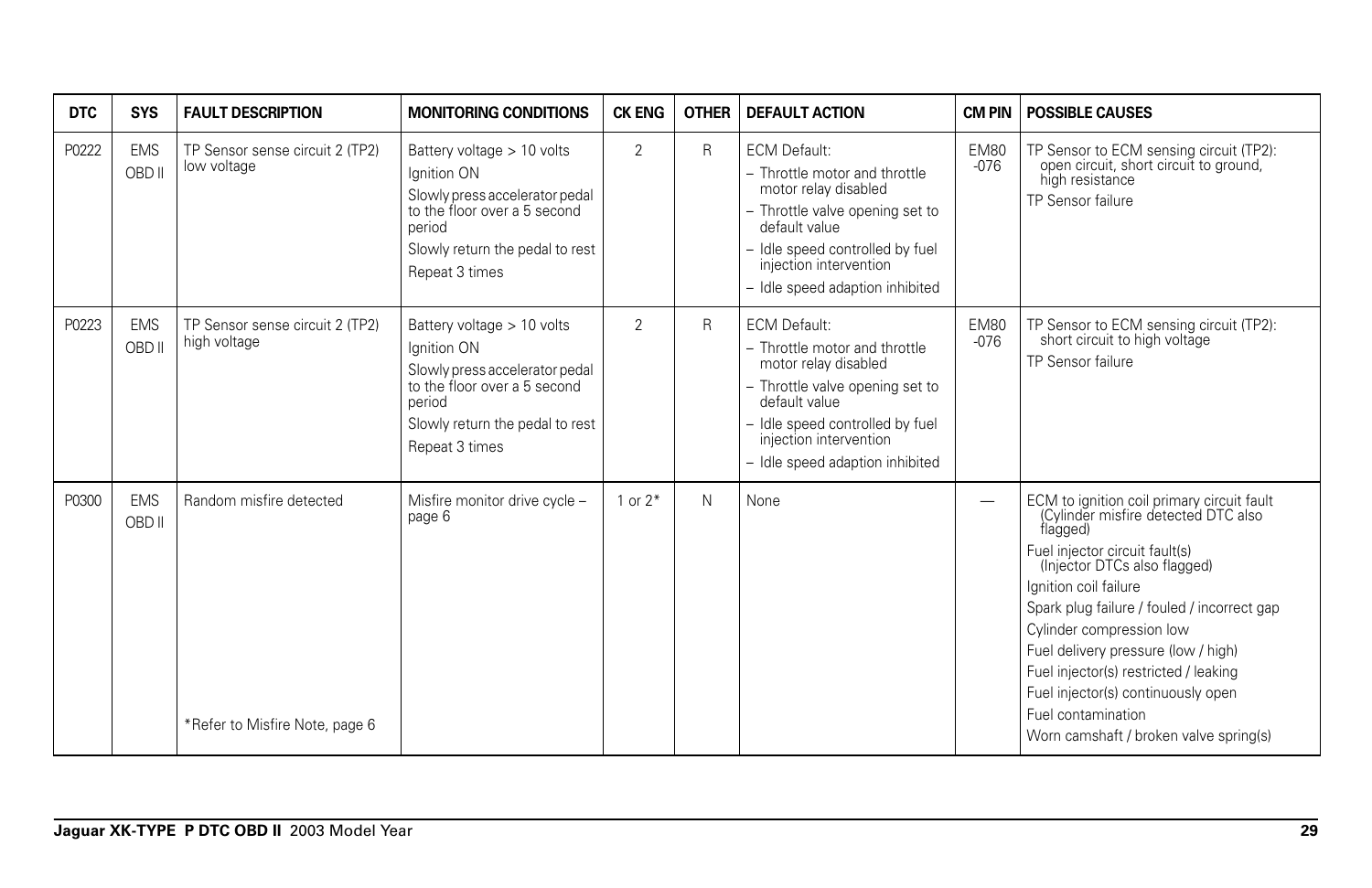| DTC | SYS | FAULT DESCRIPTION | MONITORING CONDITIONS | CK ENG | OTHER | DEFAULT ACTION | CM PIN | POSSIBLE CAUSES |
|---|---|---|---|---|---|---|---|---|
| P0222 | EMS OBD II | TP Sensor sense circuit 2 (TP2) low voltage | Battery voltage > 10 volts<br>Ignition ON<br>Slowly press accelerator pedal to the floor over a 5 second period<br>Slowly return the pedal to rest<br>Repeat 3 times | 2 | R | ECM Default:<br>– Throttle motor and throttle motor relay disabled<br>– Throttle valve opening set to default value<br>– Idle speed controlled by fuel injection intervention<br>– Idle speed adaption inhibited | EM80 -076 | TP Sensor to ECM sensing circuit (TP2): open circuit, short circuit to ground, high resistance<br>TP Sensor failure |
| P0223 | EMS OBD II | TP Sensor sense circuit 2 (TP2) high voltage | Battery voltage > 10 volts<br>Ignition ON<br>Slowly press accelerator pedal to the floor over a 5 second period<br>Slowly return the pedal to rest<br>Repeat 3 times | 2 | R | ECM Default:<br>– Throttle motor and throttle motor relay disabled<br>– Throttle valve opening set to default value<br>– Idle speed controlled by fuel injection intervention<br>– Idle speed adaption inhibited | EM80 -076 | TP Sensor to ECM sensing circuit (TP2): short circuit to high voltage<br>TP Sensor failure |
| P0300 | EMS OBD II | Random misfire detected<br><br>*Refer to Misfire Note, page 6 | Misfire monitor drive cycle – page 6 | 1 or 2* | N | None | — | ECM to ignition coil primary circuit fault (Cylinder misfire detected DTC also flagged)<br>Fuel injector circuit fault(s) (Injector DTCs also flagged)<br>Ignition coil failure<br>Spark plug failure / fouled / incorrect gap<br>Cylinder compression low<br>Fuel delivery pressure (low / high)<br>Fuel injector(s) restricted / leaking<br>Fuel injector(s) continuously open<br>Fuel contamination<br>Worn camshaft / broken valve spring(s) |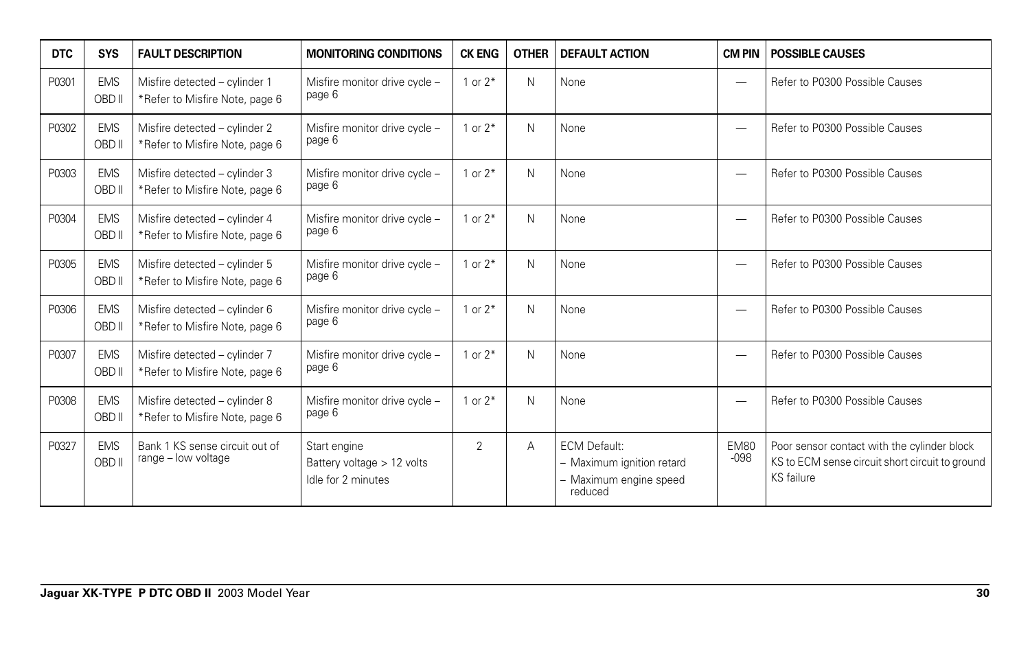| DTC | SYS | FAULT DESCRIPTION | MONITORING CONDITIONS | CK ENG | OTHER | DEFAULT ACTION | CM PIN | POSSIBLE CAUSES |
|---|---|---|---|---|---|---|---|---|
| P0301 | EMS OBD II | Misfire detected – cylinder 1 *Refer to Misfire Note, page 6 | Misfire monitor drive cycle – page 6 | 1 or 2* | N | None | — | Refer to P0300 Possible Causes |
| P0302 | EMS OBD II | Misfire detected – cylinder 2 *Refer to Misfire Note, page 6 | Misfire monitor drive cycle – page 6 | 1 or 2* | N | None | — | Refer to P0300 Possible Causes |
| P0303 | EMS OBD II | Misfire detected – cylinder 3 *Refer to Misfire Note, page 6 | Misfire monitor drive cycle – page 6 | 1 or 2* | N | None | — | Refer to P0300 Possible Causes |
| P0304 | EMS OBD II | Misfire detected – cylinder 4 *Refer to Misfire Note, page 6 | Misfire monitor drive cycle – page 6 | 1 or 2* | N | None | — | Refer to P0300 Possible Causes |
| P0305 | EMS OBD II | Misfire detected – cylinder 5 *Refer to Misfire Note, page 6 | Misfire monitor drive cycle – page 6 | 1 or 2* | N | None | — | Refer to P0300 Possible Causes |
| P0306 | EMS OBD II | Misfire detected – cylinder 6 *Refer to Misfire Note, page 6 | Misfire monitor drive cycle – page 6 | 1 or 2* | N | None | — | Refer to P0300 Possible Causes |
| P0307 | EMS OBD II | Misfire detected – cylinder 7 *Refer to Misfire Note, page 6 | Misfire monitor drive cycle – page 6 | 1 or 2* | N | None | — | Refer to P0300 Possible Causes |
| P0308 | EMS OBD II | Misfire detected – cylinder 8 *Refer to Misfire Note, page 6 | Misfire monitor drive cycle – page 6 | 1 or 2* | N | None | — | Refer to P0300 Possible Causes |
| P0327 | EMS OBD II | Bank 1 KS sense circuit out of range – low voltage | Start engine<br>Battery voltage > 12 volts<br>Idle for 2 minutes | 2 | A | ECM Default:<br>– Maximum ignition retard<br>– Maximum engine speed reduced | EM80 -098 | Poor sensor contact with the cylinder block<br>KS to ECM sense circuit short circuit to ground<br>KS failure |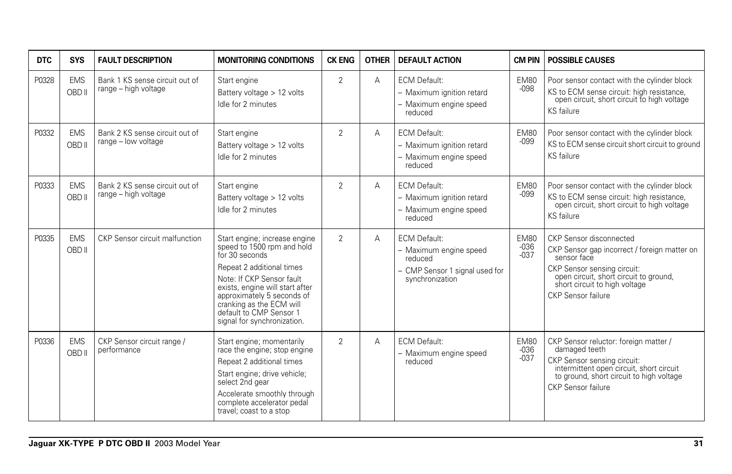| DTC | SYS | FAULT DESCRIPTION | MONITORING CONDITIONS | CK ENG | OTHER | DEFAULT ACTION | CM PIN | POSSIBLE CAUSES |
|---|---|---|---|---|---|---|---|---|
| P0328 | EMS OBD II | Bank 1 KS sense circuit out of range – high voltage | Start engine<br>Battery voltage > 12 volts<br>Idle for 2 minutes | 2 | A | ECM Default:<br>– Maximum ignition retard<br>– Maximum engine speed reduced | EM80 -098 | Poor sensor contact with the cylinder block<br>KS to ECM sense circuit: high resistance, open circuit, short circuit to high voltage<br>KS failure |
| P0332 | EMS OBD II | Bank 2 KS sense circuit out of range – low voltage | Start engine<br>Battery voltage > 12 volts<br>Idle for 2 minutes | 2 | A | ECM Default:<br>– Maximum ignition retard<br>– Maximum engine speed reduced | EM80 -099 | Poor sensor contact with the cylinder block<br>KS to ECM sense circuit short circuit to ground<br>KS failure |
| P0333 | EMS OBD II | Bank 2 KS sense circuit out of range – high voltage | Start engine<br>Battery voltage > 12 volts<br>Idle for 2 minutes | 2 | A | ECM Default:<br>– Maximum ignition retard<br>– Maximum engine speed reduced | EM80 -099 | Poor sensor contact with the cylinder block<br>KS to ECM sense circuit: high resistance, open circuit, short circuit to high voltage<br>KS failure |
| P0335 | EMS OBD II | CKP Sensor circuit malfunction | Start engine; increase engine speed to 1500 rpm and hold for 30 seconds<br>Repeat 2 additional times<br>Note: If CKP Sensor fault exists, engine will start after approximately 5 seconds of cranking as the ECM will default to CMP Sensor 1 signal for synchronization. | 2 | A | ECM Default:<br>– Maximum engine speed reduced<br>– CMP Sensor 1 signal used for synchronization | EM80 -036 -037 | CKP Sensor disconnected<br>CKP Sensor gap incorrect / foreign matter on sensor face<br>CKP Sensor sensing circuit: open circuit, short circuit to ground, short circuit to high voltage<br>CKP Sensor failure |
| P0336 | EMS OBD II | CKP Sensor circuit range / performance | Start engine; momentarily race the engine; stop engine<br>Repeat 2 additional times<br>Start engine; drive vehicle; select 2nd gear<br>Accelerate smoothly through complete accelerator pedal travel; coast to a stop | 2 | A | ECM Default:<br>– Maximum engine speed reduced | EM80 -036 -037 | CKP Sensor reluctor: foreign matter / damaged teeth<br>CKP Sensor sensing circuit: intermittent open circuit, short circuit to ground, short circuit to high voltage<br>CKP Sensor failure |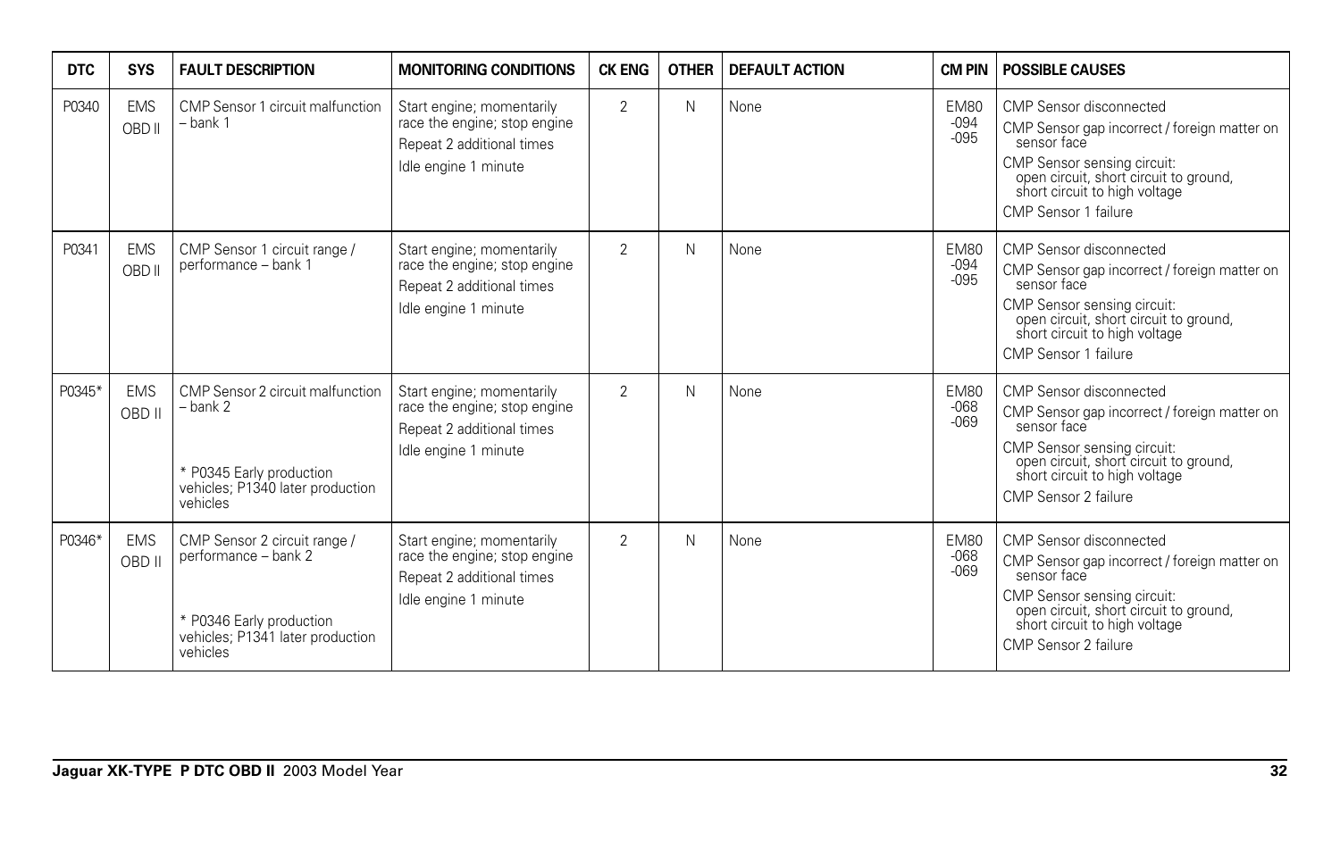| DTC | SYS | FAULT DESCRIPTION | MONITORING CONDITIONS | CK ENG | OTHER | DEFAULT ACTION | CM PIN | POSSIBLE CAUSES |
|---|---|---|---|---|---|---|---|---|
| P0340 | EMS OBD II | CMP Sensor 1 circuit malfunction – bank 1 | Start engine; momentarily race the engine; stop engine<br>Repeat 2 additional times<br>Idle engine 1 minute | 2 | N | None | EM80 -094 -095 | CMP Sensor disconnected<br>CMP Sensor gap incorrect / foreign matter on sensor face<br>CMP Sensor sensing circuit: open circuit, short circuit to ground, short circuit to high voltage<br>CMP Sensor 1 failure |
| P0341 | EMS OBD II | CMP Sensor 1 circuit range / performance – bank 1 | Start engine; momentarily race the engine; stop engine<br>Repeat 2 additional times<br>Idle engine 1 minute | 2 | N | None | EM80 -094 -095 | CMP Sensor disconnected<br>CMP Sensor gap incorrect / foreign matter on sensor face<br>CMP Sensor sensing circuit: open circuit, short circuit to ground, short circuit to high voltage<br>CMP Sensor 1 failure |
| P0345* | EMS OBD II | CMP Sensor 2 circuit malfunction – bank 2<br><br>* P0345 Early production vehicles; P1340 later production vehicles | Start engine; momentarily race the engine; stop engine<br>Repeat 2 additional times<br>Idle engine 1 minute | 2 | N | None | EM80 -068 -069 | CMP Sensor disconnected<br>CMP Sensor gap incorrect / foreign matter on sensor face<br>CMP Sensor sensing circuit: open circuit, short circuit to ground, short circuit to high voltage<br>CMP Sensor 2 failure |
| P0346* | EMS OBD II | CMP Sensor 2 circuit range / performance – bank 2<br><br>* P0346 Early production vehicles; P1341 later production vehicles | Start engine; momentarily race the engine; stop engine<br>Repeat 2 additional times<br>Idle engine 1 minute | 2 | N | None | EM80 -068 -069 | CMP Sensor disconnected<br>CMP Sensor gap incorrect / foreign matter on sensor face<br>CMP Sensor sensing circuit: open circuit, short circuit to ground, short circuit to high voltage<br>CMP Sensor 2 failure |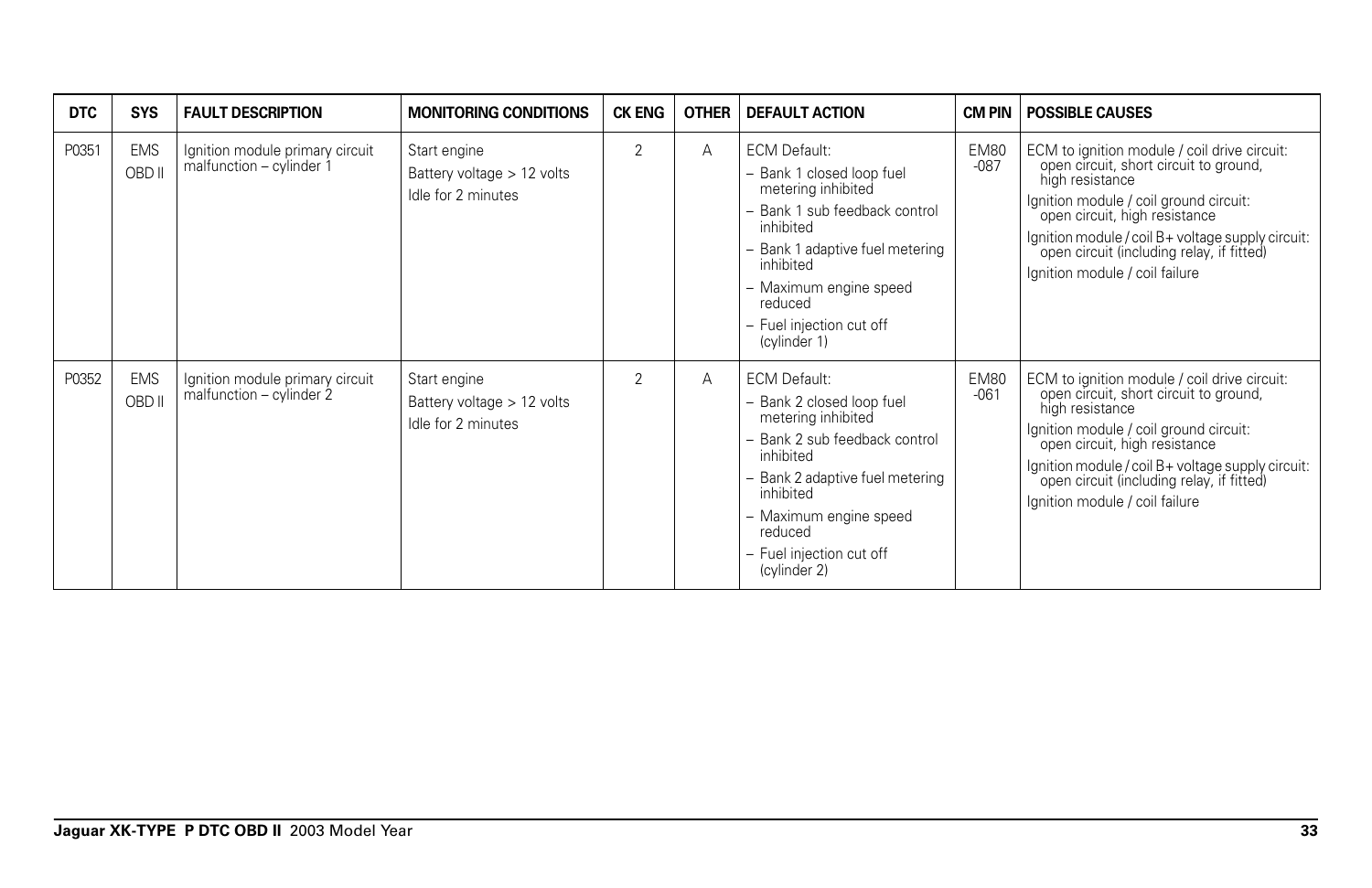| DTC | SYS | FAULT DESCRIPTION | MONITORING CONDITIONS | CK ENG | OTHER | DEFAULT ACTION | CM PIN | POSSIBLE CAUSES |
|---|---|---|---|---|---|---|---|---|
| P0351 | EMS OBD II | Ignition module primary circuit malfunction – cylinder 1 | Start engine<br>Battery voltage > 12 volts<br>Idle for 2 minutes | 2 | A | ECM Default:<br>– Bank 1 closed loop fuel metering inhibited<br>– Bank 1 sub feedback control inhibited<br>– Bank 1 adaptive fuel metering inhibited<br>– Maximum engine speed reduced<br>– Fuel injection cut off (cylinder 1) | EM80 -087 | ECM to ignition module / coil drive circuit: open circuit, short circuit to ground, high resistance<br>Ignition module / coil ground circuit: open circuit, high resistance<br>Ignition module / coil B+ voltage supply circuit: open circuit (including relay, if fitted)<br>Ignition module / coil failure |
| P0352 | EMS OBD II | Ignition module primary circuit malfunction – cylinder 2 | Start engine<br>Battery voltage > 12 volts<br>Idle for 2 minutes | 2 | A | ECM Default:<br>– Bank 2 closed loop fuel metering inhibited<br>– Bank 2 sub feedback control inhibited<br>– Bank 2 adaptive fuel metering inhibited<br>– Maximum engine speed reduced<br>– Fuel injection cut off (cylinder 2) | EM80 -061 | ECM to ignition module / coil drive circuit: open circuit, short circuit to ground, high resistance<br>Ignition module / coil ground circuit: open circuit, high resistance<br>Ignition module / coil B+ voltage supply circuit: open circuit (including relay, if fitted)<br>Ignition module / coil failure |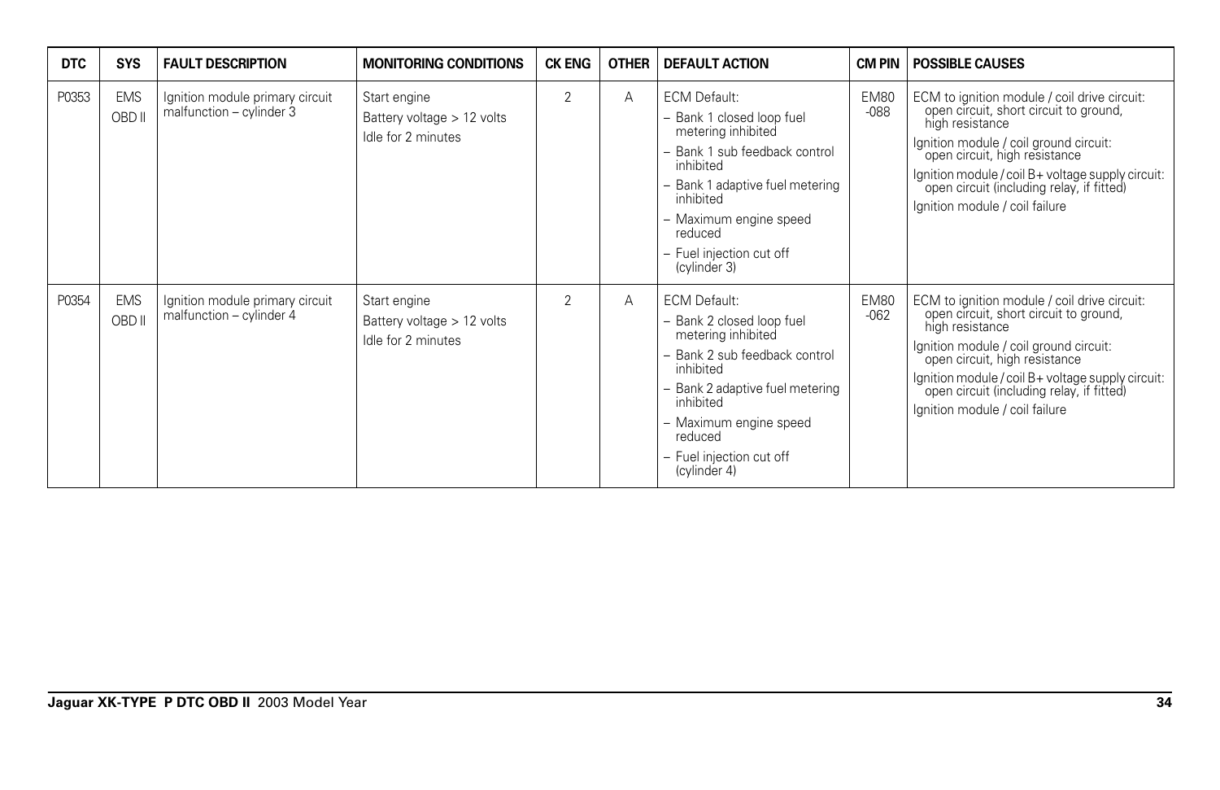| DTC | SYS | FAULT DESCRIPTION | MONITORING CONDITIONS | CK ENG | OTHER | DEFAULT ACTION | CM PIN | POSSIBLE CAUSES |
|---|---|---|---|---|---|---|---|---|
| P0353 | EMS OBD II | Ignition module primary circuit malfunction – cylinder 3 | Start engine<br>Battery voltage > 12 volts<br>Idle for 2 minutes | 2 | A | ECM Default:<br>– Bank 1 closed loop fuel metering inhibited<br>– Bank 1 sub feedback control inhibited<br>– Bank 1 adaptive fuel metering inhibited<br>– Maximum engine speed reduced<br>– Fuel injection cut off (cylinder 3) | EM80 -088 | ECM to ignition module / coil drive circuit: open circuit, short circuit to ground, high resistance<br>Ignition module / coil ground circuit: open circuit, high resistance<br>Ignition module / coil B+ voltage supply circuit: open circuit (including relay, if fitted)<br>Ignition module / coil failure |
| P0354 | EMS OBD II | Ignition module primary circuit malfunction – cylinder 4 | Start engine<br>Battery voltage > 12 volts<br>Idle for 2 minutes | 2 | A | ECM Default:<br>– Bank 2 closed loop fuel metering inhibited<br>– Bank 2 sub feedback control inhibited<br>– Bank 2 adaptive fuel metering inhibited<br>– Maximum engine speed reduced<br>– Fuel injection cut off (cylinder 4) | EM80 -062 | ECM to ignition module / coil drive circuit: open circuit, short circuit to ground, high resistance<br>Ignition module / coil ground circuit: open circuit, high resistance<br>Ignition module / coil B+ voltage supply circuit: open circuit (including relay, if fitted)<br>Ignition module / coil failure |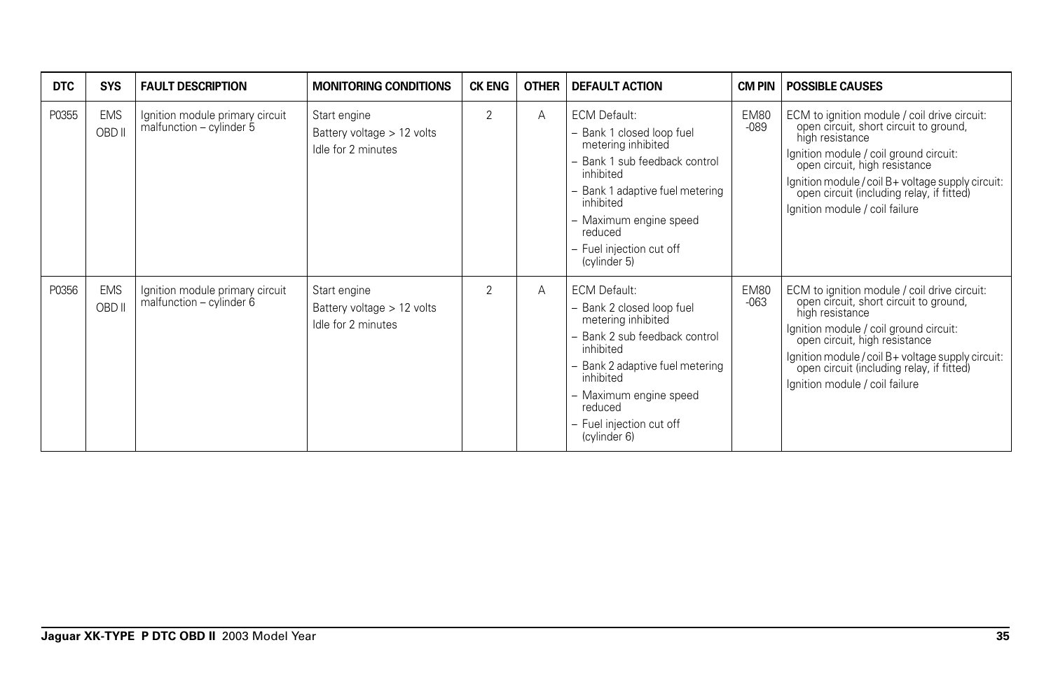| DTC | SYS | FAULT DESCRIPTION | MONITORING CONDITIONS | CK ENG | OTHER | DEFAULT ACTION | CM PIN | POSSIBLE CAUSES |
|---|---|---|---|---|---|---|---|---|
| P0355 | EMS OBD II | Ignition module primary circuit malfunction – cylinder 5 | Start engine<br>Battery voltage > 12 volts<br>Idle for 2 minutes | 2 | A | ECM Default:<br>– Bank 1 closed loop fuel metering inhibited<br>– Bank 1 sub feedback control inhibited<br>– Bank 1 adaptive fuel metering inhibited<br>– Maximum engine speed reduced<br>– Fuel injection cut off (cylinder 5) | EM80 -089 | ECM to ignition module / coil drive circuit: open circuit, short circuit to ground, high resistance<br>Ignition module / coil ground circuit: open circuit, high resistance<br>Ignition module / coil B+ voltage supply circuit: open circuit (including relay, if fitted)<br>Ignition module / coil failure |
| P0356 | EMS OBD II | Ignition module primary circuit malfunction – cylinder 6 | Start engine<br>Battery voltage > 12 volts<br>Idle for 2 minutes | 2 | A | ECM Default:<br>– Bank 2 closed loop fuel metering inhibited<br>– Bank 2 sub feedback control inhibited<br>– Bank 2 adaptive fuel metering inhibited<br>– Maximum engine speed reduced<br>– Fuel injection cut off (cylinder 6) | EM80 -063 | ECM to ignition module / coil drive circuit: open circuit, short circuit to ground, high resistance<br>Ignition module / coil ground circuit: open circuit, high resistance<br>Ignition module / coil B+ voltage supply circuit: open circuit (including relay, if fitted)<br>Ignition module / coil failure |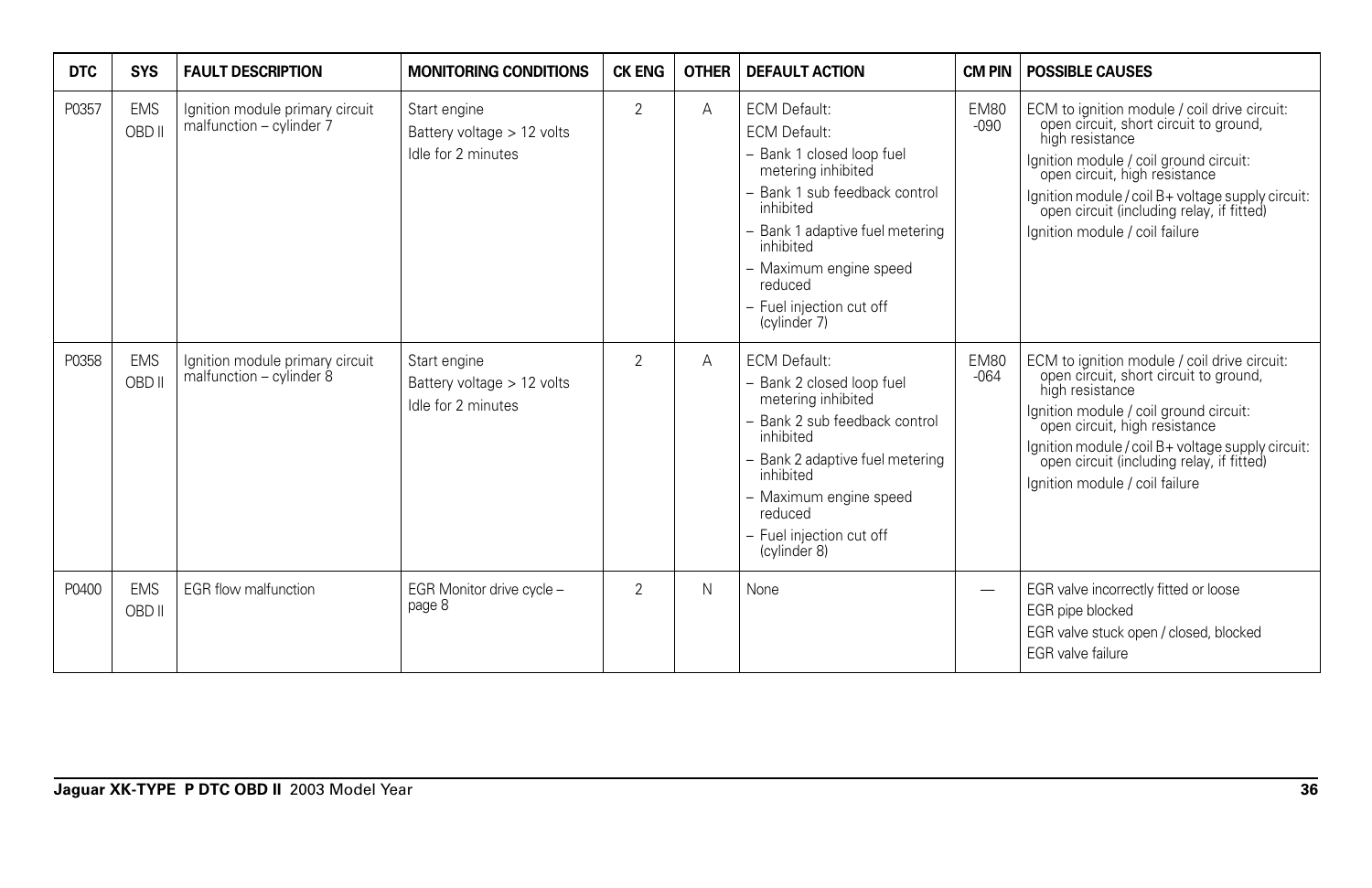| DTC | SYS | FAULT DESCRIPTION | MONITORING CONDITIONS | CK ENG | OTHER | DEFAULT ACTION | CM PIN | POSSIBLE CAUSES |
|---|---|---|---|---|---|---|---|---|
| P0357 | EMS OBD II | Ignition module primary circuit malfunction – cylinder 7 | Start engine<br>Battery voltage > 12 volts<br>Idle for 2 minutes | 2 | A | ECM Default:<br>ECM Default:<br>– Bank 1 closed loop fuel metering inhibited<br>– Bank 1 sub feedback control inhibited<br>– Bank 1 adaptive fuel metering inhibited<br>– Maximum engine speed reduced<br>– Fuel injection cut off (cylinder 7) | EM80 -090 | ECM to ignition module / coil drive circuit: open circuit, short circuit to ground, high resistance<br>Ignition module / coil ground circuit: open circuit, high resistance<br>Ignition module / coil B+ voltage supply circuit: open circuit (including relay, if fitted)<br>Ignition module / coil failure |
| P0358 | EMS OBD II | Ignition module primary circuit malfunction – cylinder 8 | Start engine<br>Battery voltage > 12 volts<br>Idle for 2 minutes | 2 | A | ECM Default:<br>– Bank 2 closed loop fuel metering inhibited<br>– Bank 2 sub feedback control inhibited<br>– Bank 2 adaptive fuel metering inhibited<br>– Maximum engine speed reduced<br>– Fuel injection cut off (cylinder 8) | EM80 -064 | ECM to ignition module / coil drive circuit: open circuit, short circuit to ground, high resistance<br>Ignition module / coil ground circuit: open circuit, high resistance<br>Ignition module / coil B+ voltage supply circuit: open circuit (including relay, if fitted)<br>Ignition module / coil failure |
| P0400 | EMS OBD II | EGR flow malfunction | EGR Monitor drive cycle – page 8 | 2 | N | None | — | EGR valve incorrectly fitted or loose<br>EGR pipe blocked<br>EGR valve stuck open / closed, blocked<br>EGR valve failure |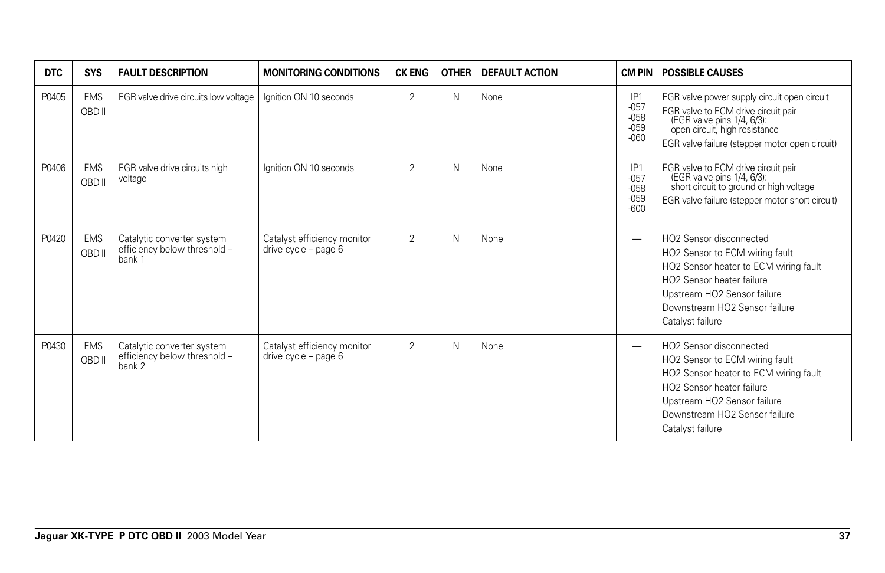| DTC | SYS | FAULT DESCRIPTION | MONITORING CONDITIONS | CK ENG | OTHER | DEFAULT ACTION | CM PIN | POSSIBLE CAUSES |
|---|---|---|---|---|---|---|---|---|
| P0405 | EMS OBD II | EGR valve drive circuits low voltage | Ignition ON 10 seconds | 2 | N | None | IP1 -057 -058 -059 -060 | EGR valve power supply circuit open circuit<br>EGR valve to ECM drive circuit pair (EGR valve pins 1/4, 6/3): open circuit, high resistance<br>EGR valve failure (stepper motor open circuit) |
| P0406 | EMS OBD II | EGR valve drive circuits high voltage | Ignition ON 10 seconds | 2 | N | None | IP1 -057 -058 -059 -600 | EGR valve to ECM drive circuit pair (EGR valve pins 1/4, 6/3): short circuit to ground or high voltage<br>EGR valve failure (stepper motor short circuit) |
| P0420 | EMS OBD II | Catalytic converter system efficiency below threshold – bank 1 | Catalyst efficiency monitor drive cycle – page 6 | 2 | N | None | — | HO2 Sensor disconnected<br>HO2 Sensor to ECM wiring fault<br>HO2 Sensor heater to ECM wiring fault<br>HO2 Sensor heater failure<br>Upstream HO2 Sensor failure<br>Downstream HO2 Sensor failure<br>Catalyst failure |
| P0430 | EMS OBD II | Catalytic converter system efficiency below threshold – bank 2 | Catalyst efficiency monitor drive cycle – page 6 | 2 | N | None | — | HO2 Sensor disconnected<br>HO2 Sensor to ECM wiring fault<br>HO2 Sensor heater to ECM wiring fault<br>HO2 Sensor heater failure<br>Upstream HO2 Sensor failure<br>Downstream HO2 Sensor failure<br>Catalyst failure |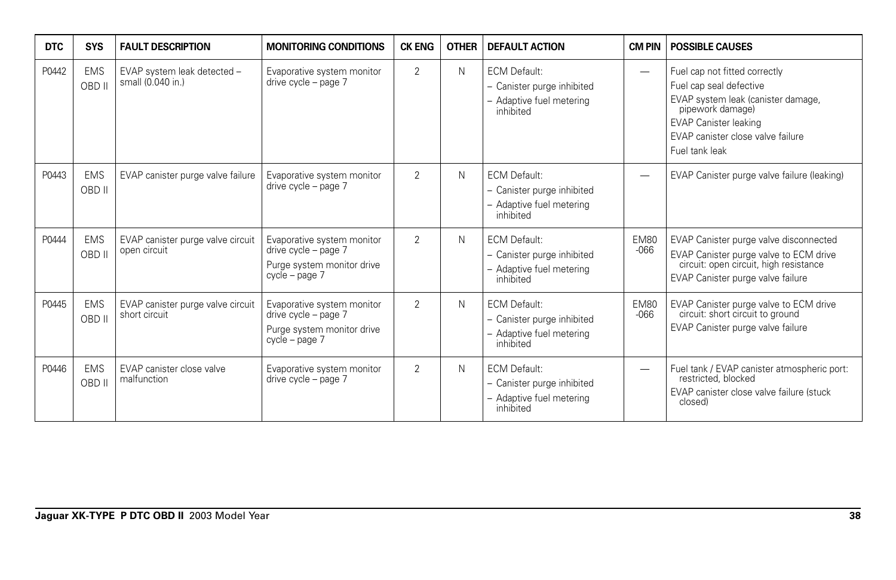| DTC | SYS | FAULT DESCRIPTION | MONITORING CONDITIONS | CK ENG | OTHER | DEFAULT ACTION | CM PIN | POSSIBLE CAUSES |
|---|---|---|---|---|---|---|---|---|
| P0442 | EMS OBD II | EVAP system leak detected – small (0.040 in.) | Evaporative system monitor drive cycle – page 7 | 2 | N | ECM Default:<br>– Canister purge inhibited<br>– Adaptive fuel metering inhibited | — | Fuel cap not fitted correctly<br>Fuel cap seal defective<br>EVAP system leak (canister damage, pipework damage)<br>EVAP Canister leaking<br>EVAP canister close valve failure<br>Fuel tank leak |
| P0443 | EMS OBD II | EVAP canister purge valve failure | Evaporative system monitor drive cycle – page 7 | 2 | N | ECM Default:<br>– Canister purge inhibited<br>– Adaptive fuel metering inhibited | — | EVAP Canister purge valve failure (leaking) |
| P0444 | EMS OBD II | EVAP canister purge valve circuit open circuit | Evaporative system monitor drive cycle – page 7<br>Purge system monitor drive cycle – page 7 | 2 | N | ECM Default:<br>– Canister purge inhibited<br>– Adaptive fuel metering inhibited | EM80 -066 | EVAP Canister purge valve disconnected<br>EVAP Canister purge valve to ECM drive circuit: open circuit, high resistance<br>EVAP Canister purge valve failure |
| P0445 | EMS OBD II | EVAP canister purge valve circuit short circuit | Evaporative system monitor drive cycle – page 7<br>Purge system monitor drive cycle – page 7 | 2 | N | ECM Default:<br>– Canister purge inhibited<br>– Adaptive fuel metering inhibited | EM80 -066 | EVAP Canister purge valve to ECM drive circuit: short circuit to ground<br>EVAP Canister purge valve failure |
| P0446 | EMS OBD II | EVAP canister close valve malfunction | Evaporative system monitor drive cycle – page 7 | 2 | N | ECM Default:<br>– Canister purge inhibited<br>– Adaptive fuel metering inhibited | — | Fuel tank / EVAP canister atmospheric port: restricted, blocked<br>EVAP canister close valve failure (stuck closed) |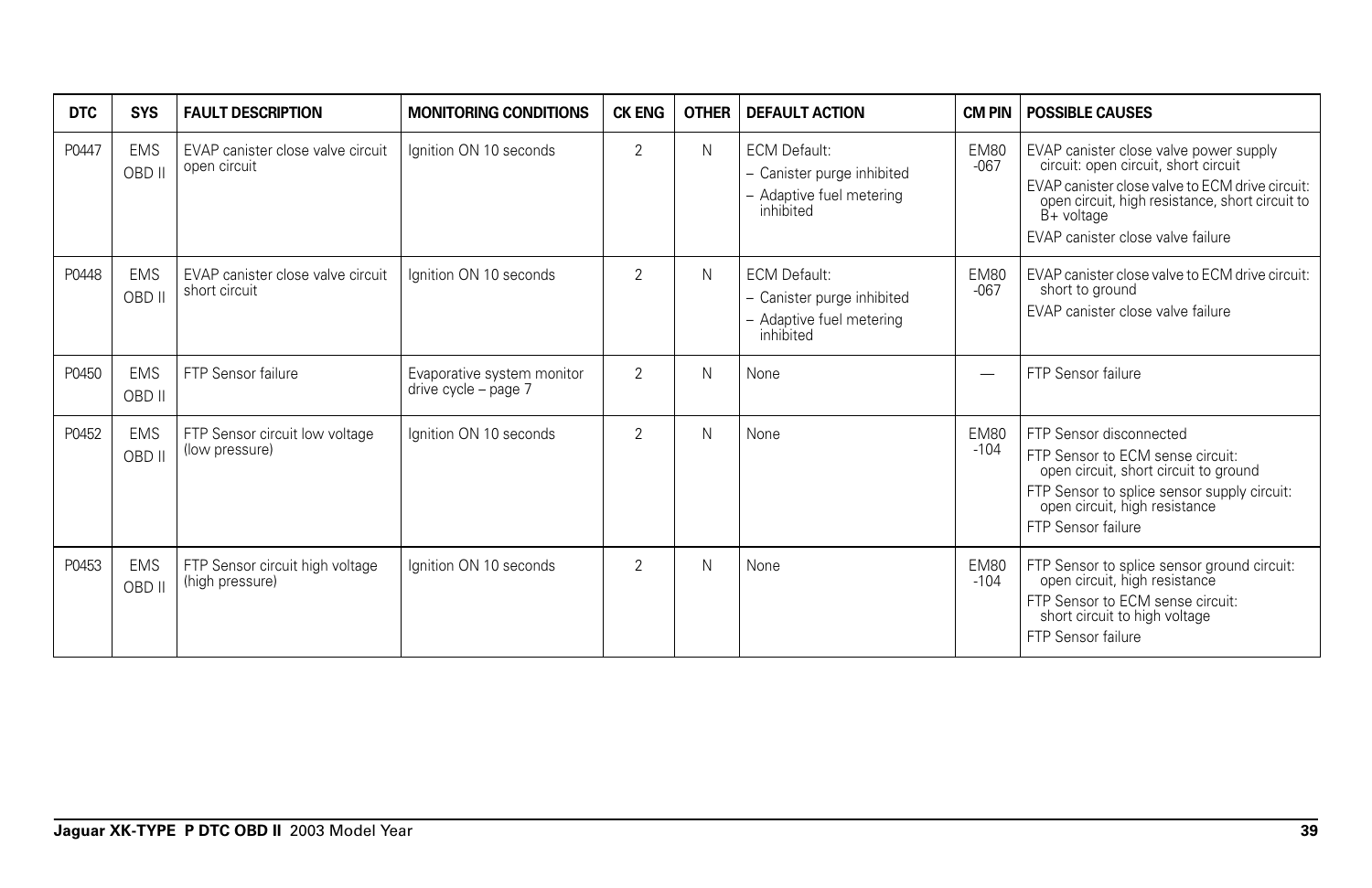| DTC | SYS | FAULT DESCRIPTION | MONITORING CONDITIONS | CK ENG | OTHER | DEFAULT ACTION | CM PIN | POSSIBLE CAUSES |
|---|---|---|---|---|---|---|---|---|
| P0447 | EMS OBD II | EVAP canister close valve circuit open circuit | Ignition ON 10 seconds | 2 | N | ECM Default:<br>– Canister purge inhibited<br>– Adaptive fuel metering inhibited | EM80 -067 | EVAP canister close valve power supply circuit: open circuit, short circuit<br>EVAP canister close valve to ECM drive circuit: open circuit, high resistance, short circuit to B+ voltage<br>EVAP canister close valve failure |
| P0448 | EMS OBD II | EVAP canister close valve circuit short circuit | Ignition ON 10 seconds | 2 | N | ECM Default:<br>– Canister purge inhibited<br>– Adaptive fuel metering inhibited | EM80 -067 | EVAP canister close valve to ECM drive circuit: short to ground<br>EVAP canister close valve failure |
| P0450 | EMS OBD II | FTP Sensor failure | Evaporative system monitor drive cycle – page 7 | 2 | N | None | — | FTP Sensor failure |
| P0452 | EMS OBD II | FTP Sensor circuit low voltage (low pressure) | Ignition ON 10 seconds | 2 | N | None | EM80 -104 | FTP Sensor disconnected<br>FTP Sensor to ECM sense circuit: open circuit, short circuit to ground<br>FTP Sensor to splice sensor supply circuit: open circuit, high resistance<br>FTP Sensor failure |
| P0453 | EMS OBD II | FTP Sensor circuit high voltage (high pressure) | Ignition ON 10 seconds | 2 | N | None | EM80 -104 | FTP Sensor to splice sensor ground circuit: open circuit, high resistance<br>FTP Sensor to ECM sense circuit: short circuit to high voltage<br>FTP Sensor failure |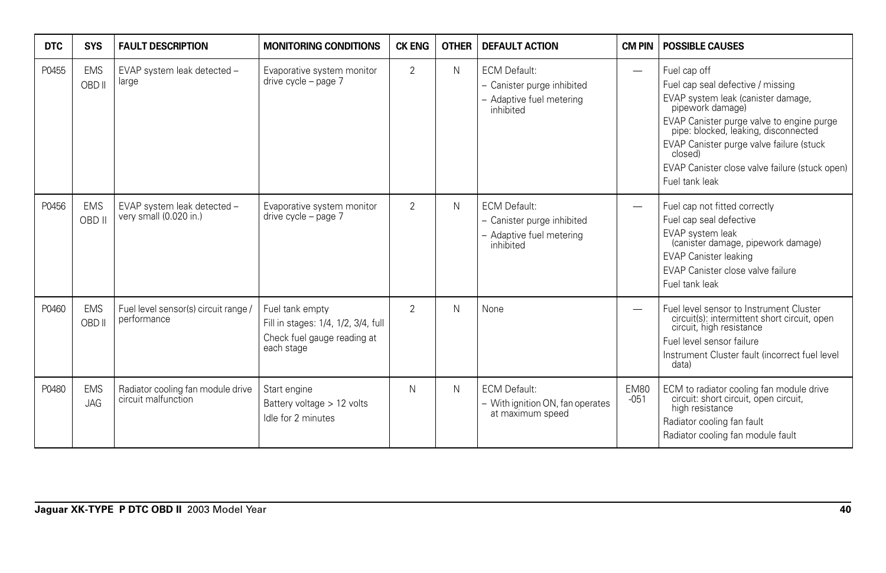| DTC | SYS | FAULT DESCRIPTION | MONITORING CONDITIONS | CK ENG | OTHER | DEFAULT ACTION | CM PIN | POSSIBLE CAUSES |
|---|---|---|---|---|---|---|---|---|
| P0455 | EMS OBD II | EVAP system leak detected – large | Evaporative system monitor drive cycle – page 7 | 2 | N | ECM Default:<br>– Canister purge inhibited<br>– Adaptive fuel metering inhibited | — | Fuel cap off<br>Fuel cap seal defective / missing<br>EVAP system leak (canister damage, pipework damage)<br>EVAP Canister purge valve to engine purge pipe: blocked, leaking, disconnected<br>EVAP Canister purge valve failure (stuck closed)<br>EVAP Canister close valve failure (stuck open)<br>Fuel tank leak |
| P0456 | EMS OBD II | EVAP system leak detected – very small (0.020 in.) | Evaporative system monitor drive cycle – page 7 | 2 | N | ECM Default:<br>– Canister purge inhibited<br>– Adaptive fuel metering inhibited | — | Fuel cap not fitted correctly<br>Fuel cap seal defective<br>EVAP system leak (canister damage, pipework damage)<br>EVAP Canister leaking<br>EVAP Canister close valve failure<br>Fuel tank leak |
| P0460 | EMS OBD II | Fuel level sensor(s) circuit range / performance | Fuel tank empty<br>Fill in stages: 1/4, 1/2, 3/4, full<br>Check fuel gauge reading at each stage | 2 | N | None | — | Fuel level sensor to Instrument Cluster circuit(s): intermittent short circuit, open circuit, high resistance<br>Fuel level sensor failure<br>Instrument Cluster fault (incorrect fuel level data) |
| P0480 | EMS JAG | Radiator cooling fan module drive circuit malfunction | Start engine<br>Battery voltage > 12 volts<br>Idle for 2 minutes | N | N | ECM Default:<br>– With ignition ON, fan operates at maximum speed | EM80 -051 | ECM to radiator cooling fan module drive circuit: short circuit, open circuit, high resistance<br>Radiator cooling fan fault<br>Radiator cooling fan module fault |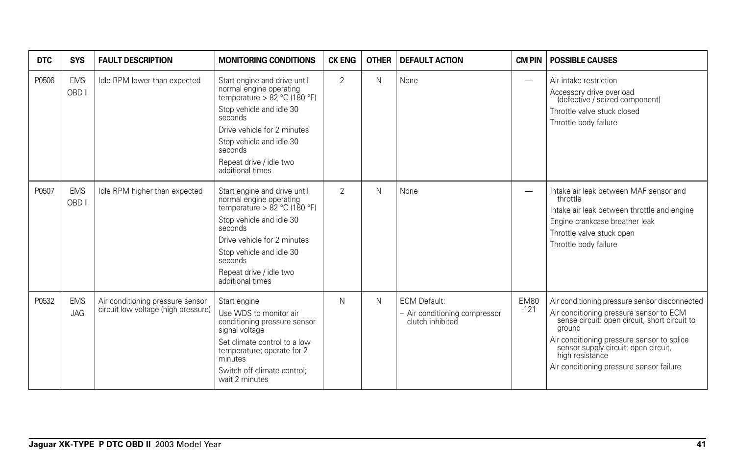| DTC | SYS | FAULT DESCRIPTION | MONITORING CONDITIONS | CK ENG | OTHER | DEFAULT ACTION | CM PIN | POSSIBLE CAUSES |
|---|---|---|---|---|---|---|---|---|
| P0506 | EMS OBD II | Idle RPM lower than expected | Start engine and drive until normal engine operating temperature > 82 °C (180 °F)<br>Stop vehicle and idle 30 seconds<br>Drive vehicle for 2 minutes<br>Stop vehicle and idle 30 seconds<br>Repeat drive / idle two additional times | 2 | N | None | — | Air intake restriction<br>Accessory drive overload (defective / seized component)<br>Throttle valve stuck closed<br>Throttle body failure |
| P0507 | EMS OBD II | Idle RPM higher than expected | Start engine and drive until normal engine operating temperature > 82 °C (180 °F)<br>Stop vehicle and idle 30 seconds<br>Drive vehicle for 2 minutes<br>Stop vehicle and idle 30 seconds<br>Repeat drive / idle two additional times | 2 | N | None | — | Intake air leak between MAF sensor and throttle<br>Intake air leak between throttle and engine<br>Engine crankcase breather leak<br>Throttle valve stuck open<br>Throttle body failure |
| P0532 | EMS JAG | Air conditioning pressure sensor circuit low voltage (high pressure) | Start engine<br>Use WDS to monitor air conditioning pressure sensor signal voltage<br>Set climate control to a low temperature; operate for 2 minutes<br>Switch off climate control; wait 2 minutes | N | N | ECM Default:<br>– Air conditioning compressor clutch inhibited | EM80 -121 | Air conditioning pressure sensor disconnected<br>Air conditioning pressure sensor to ECM sense circuit: open circuit, short circuit to ground<br>Air conditioning pressure sensor to splice sensor supply circuit: open circuit, high resistance<br>Air conditioning pressure sensor failure |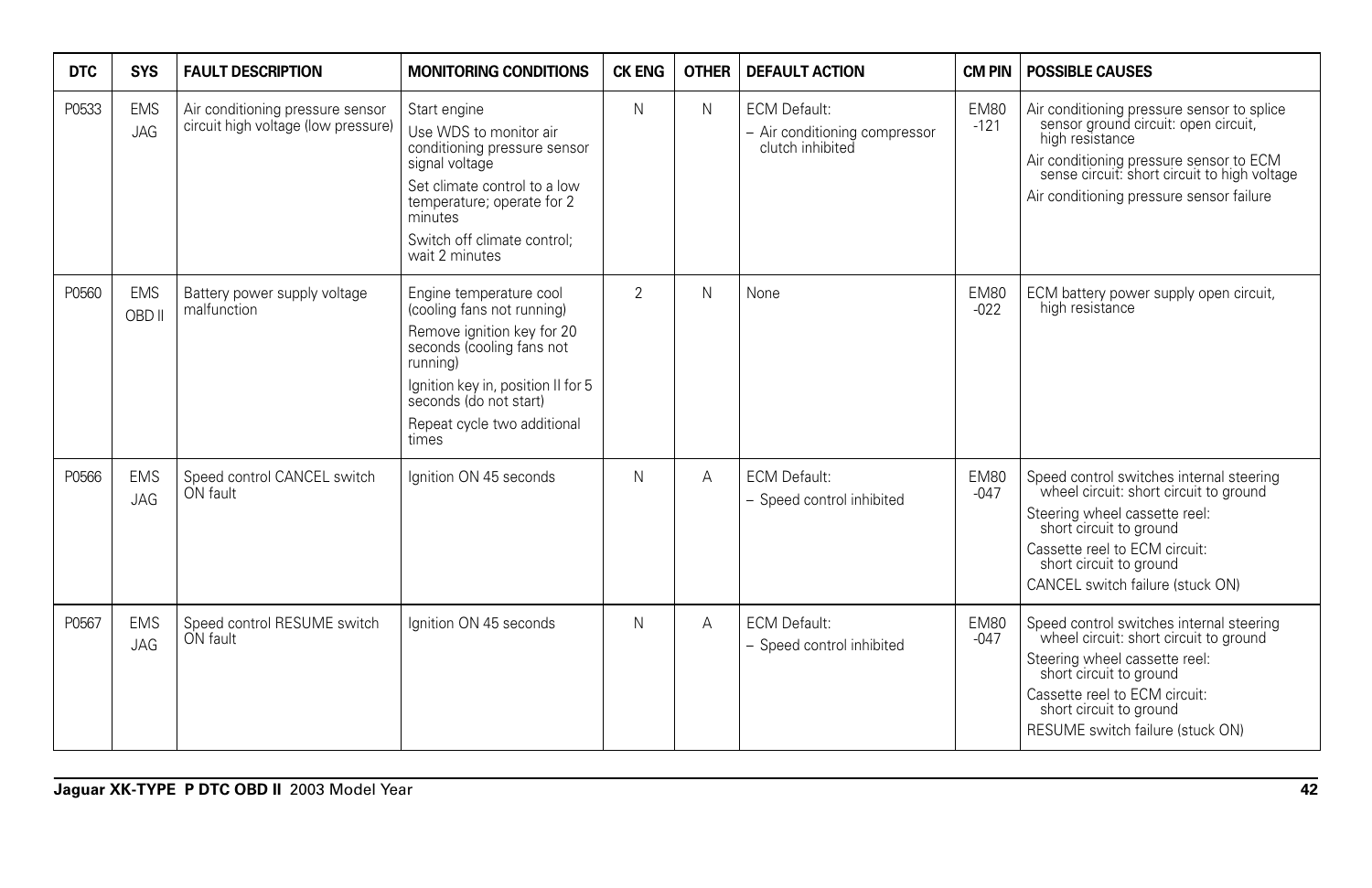| DTC | SYS | FAULT DESCRIPTION | MONITORING CONDITIONS | CK ENG | OTHER | DEFAULT ACTION | CM PIN | POSSIBLE CAUSES |
|---|---|---|---|---|---|---|---|---|
| P0533 | EMS JAG | Air conditioning pressure sensor circuit high voltage (low pressure) | Start engine<br>Use WDS to monitor air conditioning pressure sensor signal voltage<br>Set climate control to a low temperature; operate for 2 minutes<br>Switch off climate control; wait 2 minutes | N | N | ECM Default:<br>– Air conditioning compressor clutch inhibited | EM80 -121 | Air conditioning pressure sensor to splice sensor ground circuit: open circuit, high resistance<br>Air conditioning pressure sensor to ECM sense circuit: short circuit to high voltage<br>Air conditioning pressure sensor failure |
| P0560 | EMS OBD II | Battery power supply voltage malfunction | Engine temperature cool (cooling fans not running)<br>Remove ignition key for 20 seconds (cooling fans not running)<br>Ignition key in, position II for 5 seconds (do not start)<br>Repeat cycle two additional times | 2 | N | None | EM80 -022 | ECM battery power supply open circuit, high resistance |
| P0566 | EMS JAG | Speed control CANCEL switch ON fault | Ignition ON 45 seconds | N | A | ECM Default:<br>– Speed control inhibited | EM80 -047 | Speed control switches internal steering wheel circuit: short circuit to ground<br>Steering wheel cassette reel: short circuit to ground<br>Cassette reel to ECM circuit: short circuit to ground<br>CANCEL switch failure (stuck ON) |
| P0567 | EMS JAG | Speed control RESUME switch ON fault | Ignition ON 45 seconds | N | A | ECM Default:<br>– Speed control inhibited | EM80 -047 | Speed control switches internal steering wheel circuit: short circuit to ground<br>Steering wheel cassette reel: short circuit to ground<br>Cassette reel to ECM circuit: short circuit to ground<br>RESUME switch failure (stuck ON) |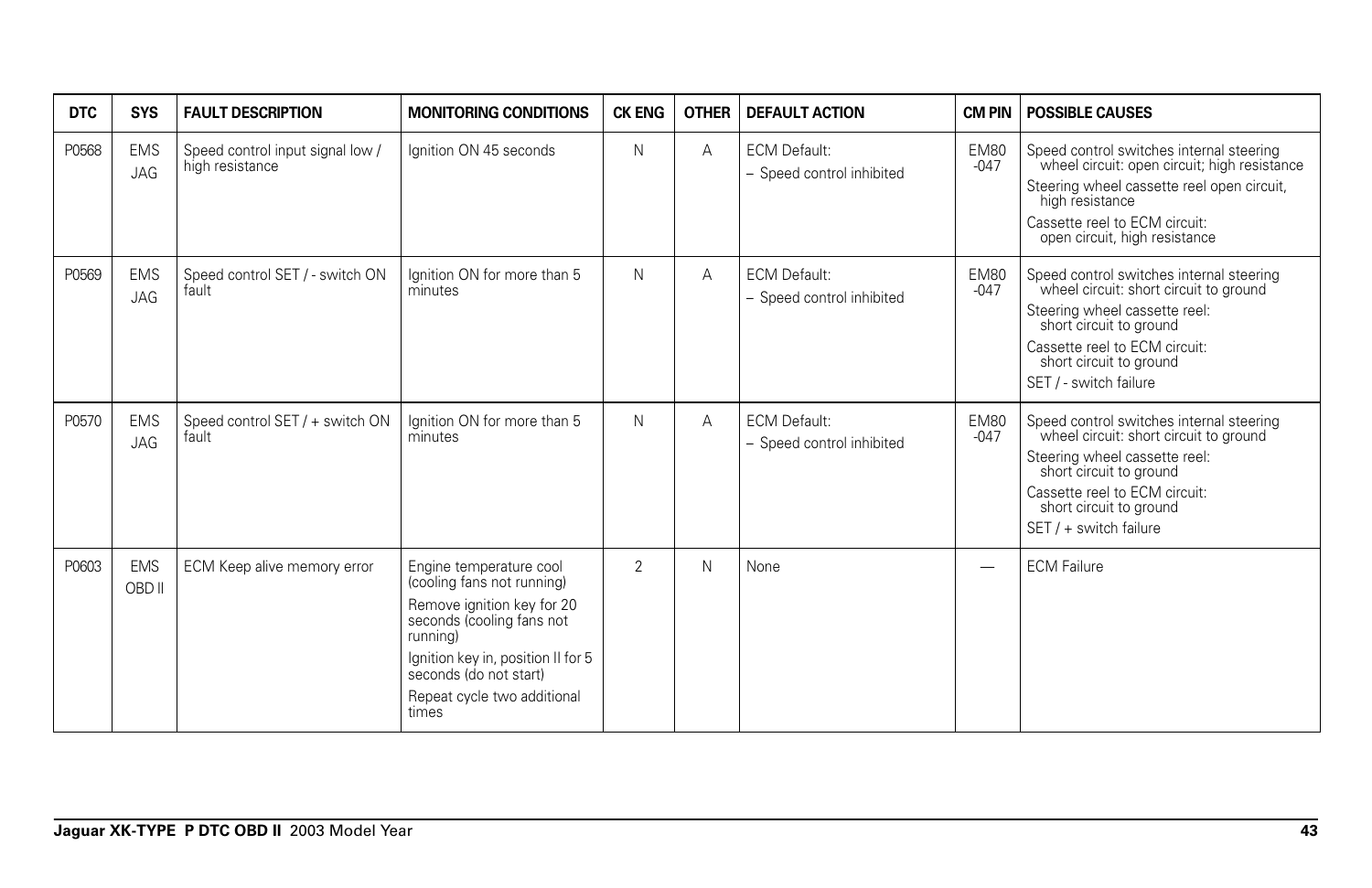| DTC | SYS | FAULT DESCRIPTION | MONITORING CONDITIONS | CK ENG | OTHER | DEFAULT ACTION | CM PIN | POSSIBLE CAUSES |
|---|---|---|---|---|---|---|---|---|
| P0568 | EMS JAG | Speed control input signal low / high resistance | Ignition ON 45 seconds | N | A | ECM Default:<br>– Speed control inhibited | EM80 -047 | Speed control switches internal steering wheel circuit: open circuit; high resistance<br>Steering wheel cassette reel open circuit, high resistance<br>Cassette reel to ECM circuit: open circuit, high resistance |
| P0569 | EMS JAG | Speed control SET / - switch ON fault | Ignition ON for more than 5 minutes | N | A | ECM Default:<br>– Speed control inhibited | EM80 -047 | Speed control switches internal steering wheel circuit: short circuit to ground<br>Steering wheel cassette reel: short circuit to ground<br>Cassette reel to ECM circuit: short circuit to ground<br>SET / - switch failure |
| P0570 | EMS JAG | Speed control SET / + switch ON fault | Ignition ON for more than 5 minutes | N | A | ECM Default:<br>– Speed control inhibited | EM80 -047 | Speed control switches internal steering wheel circuit: short circuit to ground<br>Steering wheel cassette reel: short circuit to ground<br>Cassette reel to ECM circuit: short circuit to ground<br>SET / + switch failure |
| P0603 | EMS OBD II | ECM Keep alive memory error | Engine temperature cool (cooling fans not running)<br>Remove ignition key for 20 seconds (cooling fans not running)<br>Ignition key in, position II for 5 seconds (do not start)<br>Repeat cycle two additional times | 2 | N | None | — | ECM Failure |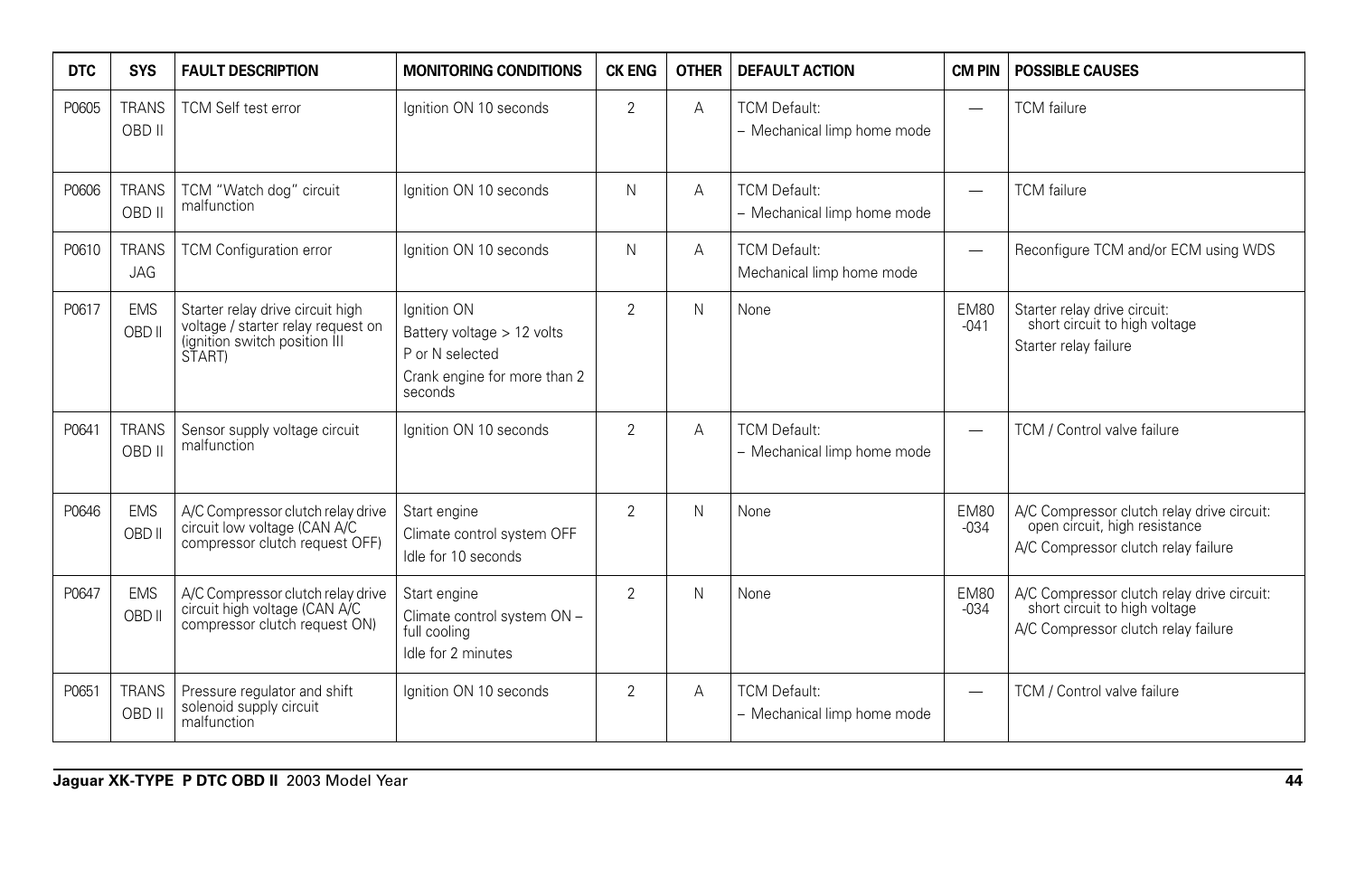| DTC | SYS | FAULT DESCRIPTION | MONITORING CONDITIONS | CK ENG | OTHER | DEFAULT ACTION | CM PIN | POSSIBLE CAUSES |
|---|---|---|---|---|---|---|---|---|
| P0605 | TRANS OBD II | TCM Self test error | Ignition ON 10 seconds | 2 | A | TCM Default:<br>– Mechanical limp home mode | — | TCM failure |
| P0606 | TRANS OBD II | TCM "Watch dog" circuit malfunction | Ignition ON 10 seconds | N | A | TCM Default:<br>– Mechanical limp home mode | — | TCM failure |
| P0610 | TRANS JAG | TCM Configuration error | Ignition ON 10 seconds | N | A | TCM Default:<br>Mechanical limp home mode | — | Reconfigure TCM and/or ECM using WDS |
| P0617 | EMS OBD II | Starter relay drive circuit high voltage / starter relay request on (ignition switch position III START) | Ignition ON<br>Battery voltage > 12 volts<br>P or N selected<br>Crank engine for more than 2 seconds | 2 | N | None | EM80 -041 | Starter relay drive circuit: short circuit to high voltage<br>Starter relay failure |
| P0641 | TRANS OBD II | Sensor supply voltage circuit malfunction | Ignition ON 10 seconds | 2 | A | TCM Default:<br>– Mechanical limp home mode | — | TCM / Control valve failure |
| P0646 | EMS OBD II | A/C Compressor clutch relay drive circuit low voltage (CAN A/C compressor clutch request OFF) | Start engine<br>Climate control system OFF<br>Idle for 10 seconds | 2 | N | None | EM80 -034 | A/C Compressor clutch relay drive circuit: open circuit, high resistance<br>A/C Compressor clutch relay failure |
| P0647 | EMS OBD II | A/C Compressor clutch relay drive circuit high voltage (CAN A/C compressor clutch request ON) | Start engine<br>Climate control system ON – full cooling<br>Idle for 2 minutes | 2 | N | None | EM80 -034 | A/C Compressor clutch relay drive circuit: short circuit to high voltage<br>A/C Compressor clutch relay failure |
| P0651 | TRANS OBD II | Pressure regulator and shift solenoid supply circuit malfunction | Ignition ON 10 seconds | 2 | A | TCM Default:<br>– Mechanical limp home mode | — | TCM / Control valve failure |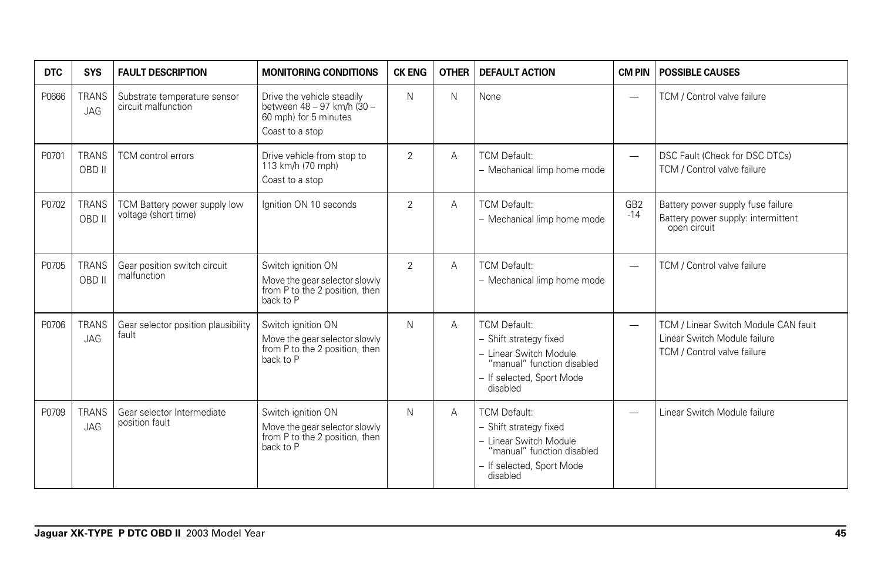| DTC | SYS | FAULT DESCRIPTION | MONITORING CONDITIONS | CK ENG | OTHER | DEFAULT ACTION | CM PIN | POSSIBLE CAUSES |
|---|---|---|---|---|---|---|---|---|
| P0666 | TRANS JAG | Substrate temperature sensor circuit malfunction | Drive the vehicle steadily between 48 – 97 km/h (30 – 60 mph) for 5 minutes<br>Coast to a stop | N | N | None | — | TCM / Control valve failure |
| P0701 | TRANS OBD II | TCM control errors | Drive vehicle from stop to 113 km/h (70 mph)<br>Coast to a stop | 2 | A | TCM Default:<br>– Mechanical limp home mode | — | DSC Fault (Check for DSC DTCs)<br>TCM / Control valve failure |
| P0702 | TRANS OBD II | TCM Battery power supply low voltage (short time) | Ignition ON 10 seconds | 2 | A | TCM Default:<br>– Mechanical limp home mode | GB2 -14 | Battery power supply fuse failure<br>Battery power supply: intermittent open circuit |
| P0705 | TRANS OBD II | Gear position switch circuit malfunction | Switch ignition ON<br>Move the gear selector slowly from P to the 2 position, then back to P | 2 | A | TCM Default:<br>– Mechanical limp home mode | — | TCM / Control valve failure |
| P0706 | TRANS JAG | Gear selector position plausibility fault | Switch ignition ON<br>Move the gear selector slowly from P to the 2 position, then back to P | N | A | TCM Default:<br>– Shift strategy fixed<br>– Linear Switch Module "manual" function disabled<br>– If selected, Sport Mode disabled | — | TCM / Linear Switch Module CAN fault<br>Linear Switch Module failure<br>TCM / Control valve failure |
| P0709 | TRANS JAG | Gear selector Intermediate position fault | Switch ignition ON<br>Move the gear selector slowly from P to the 2 position, then back to P | N | A | TCM Default:<br>– Shift strategy fixed<br>– Linear Switch Module "manual" function disabled<br>– If selected, Sport Mode disabled | — | Linear Switch Module failure |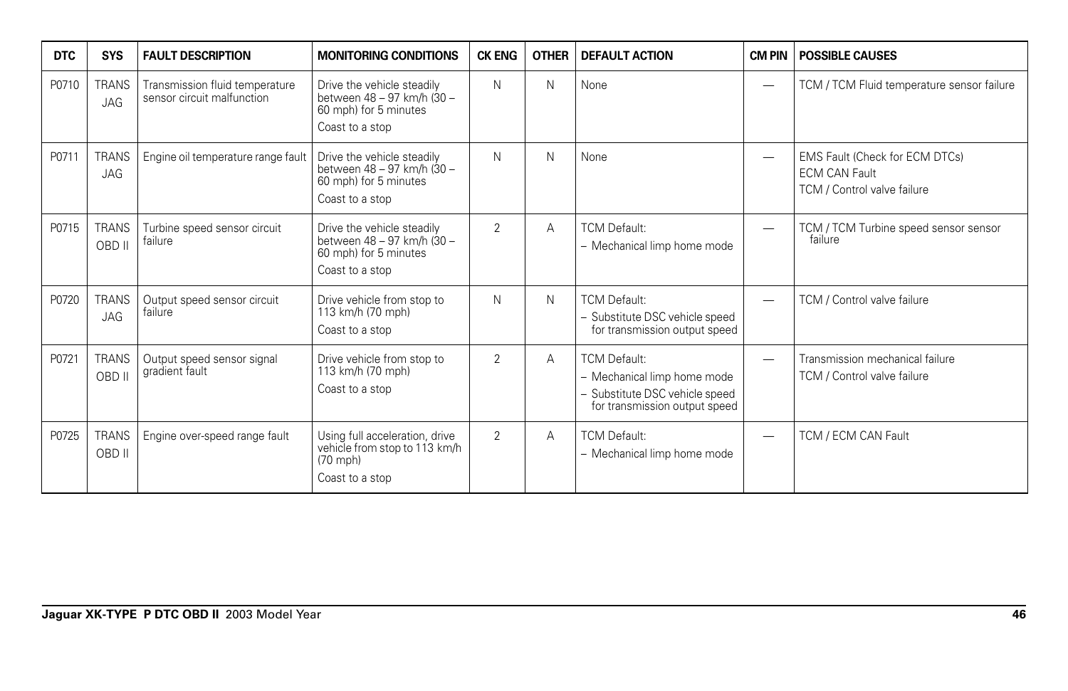| DTC | SYS | FAULT DESCRIPTION | MONITORING CONDITIONS | CK ENG | OTHER | DEFAULT ACTION | CM PIN | POSSIBLE CAUSES |
|---|---|---|---|---|---|---|---|---|
| P0710 | TRANS JAG | Transmission fluid temperature sensor circuit malfunction | Drive the vehicle steadily between 48 – 97 km/h (30 – 60 mph) for 5 minutes<br>Coast to a stop | N | N | None | — | TCM / TCM Fluid temperature sensor failure |
| P0711 | TRANS JAG | Engine oil temperature range fault | Drive the vehicle steadily between 48 – 97 km/h (30 – 60 mph) for 5 minutes<br>Coast to a stop | N | N | None | — | EMS Fault (Check for ECM DTCs)<br>ECM CAN Fault<br>TCM / Control valve failure |
| P0715 | TRANS OBD II | Turbine speed sensor circuit failure | Drive the vehicle steadily between 48 – 97 km/h (30 – 60 mph) for 5 minutes<br>Coast to a stop | 2 | A | TCM Default:<br>– Mechanical limp home mode | — | TCM / TCM Turbine speed sensor sensor failure |
| P0720 | TRANS JAG | Output speed sensor circuit failure | Drive vehicle from stop to 113 km/h (70 mph)<br>Coast to a stop | N | N | TCM Default:<br>– Substitute DSC vehicle speed for transmission output speed | — | TCM / Control valve failure |
| P0721 | TRANS OBD II | Output speed sensor signal gradient fault | Drive vehicle from stop to 113 km/h (70 mph)<br>Coast to a stop | 2 | A | TCM Default:<br>– Mechanical limp home mode<br>– Substitute DSC vehicle speed for transmission output speed | — | Transmission mechanical failure<br>TCM / Control valve failure |
| P0725 | TRANS OBD II | Engine over-speed range fault | Using full acceleration, drive vehicle from stop to 113 km/h (70 mph)<br>Coast to a stop | 2 | A | TCM Default:<br>– Mechanical limp home mode | — | TCM / ECM CAN Fault |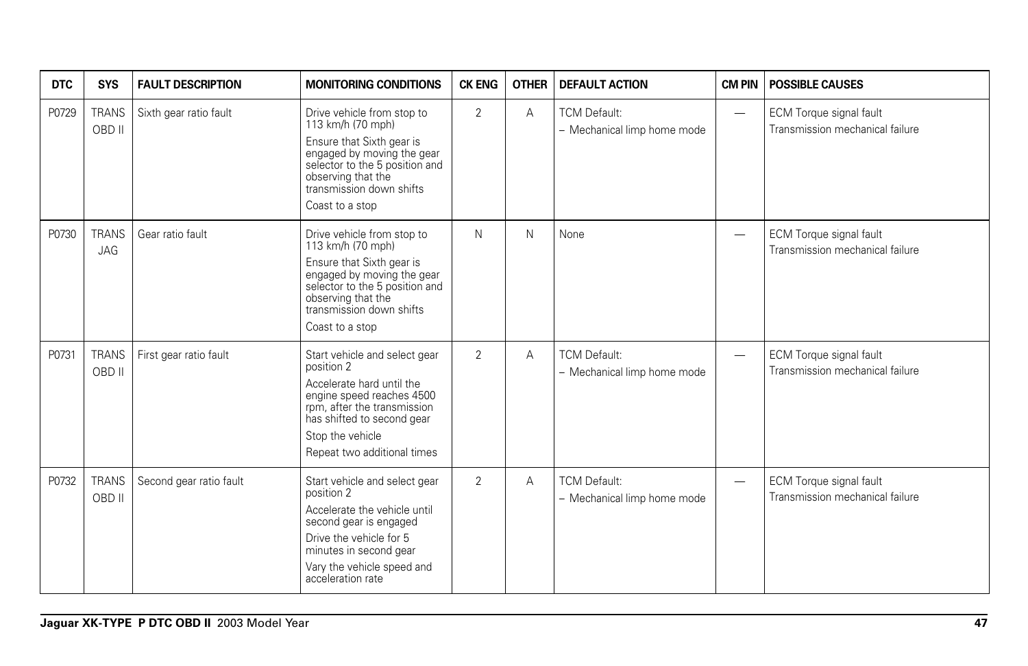| DTC | SYS | FAULT DESCRIPTION | MONITORING CONDITIONS | CK ENG | OTHER | DEFAULT ACTION | CM PIN | POSSIBLE CAUSES |
|---|---|---|---|---|---|---|---|---|
| P0729 | TRANS OBD II | Sixth gear ratio fault | Drive vehicle from stop to 113 km/h (70 mph)<br>Ensure that Sixth gear is engaged by moving the gear selector to the 5 position and observing that the transmission down shifts<br>Coast to a stop | 2 | A | TCM Default:<br>– Mechanical limp home mode | — | ECM Torque signal fault<br>Transmission mechanical failure |
| P0730 | TRANS JAG | Gear ratio fault | Drive vehicle from stop to 113 km/h (70 mph)<br>Ensure that Sixth gear is engaged by moving the gear selector to the 5 position and observing that the transmission down shifts<br>Coast to a stop | N | N | None | — | ECM Torque signal fault<br>Transmission mechanical failure |
| P0731 | TRANS OBD II | First gear ratio fault | Start vehicle and select gear position 2<br>Accelerate hard until the engine speed reaches 4500 rpm, after the transmission has shifted to second gear<br>Stop the vehicle<br>Repeat two additional times | 2 | A | TCM Default:<br>– Mechanical limp home mode | — | ECM Torque signal fault<br>Transmission mechanical failure |
| P0732 | TRANS OBD II | Second gear ratio fault | Start vehicle and select gear position 2<br>Accelerate the vehicle until second gear is engaged<br>Drive the vehicle for 5 minutes in second gear<br>Vary the vehicle speed and acceleration rate | 2 | A | TCM Default:<br>– Mechanical limp home mode | — | ECM Torque signal fault<br>Transmission mechanical failure |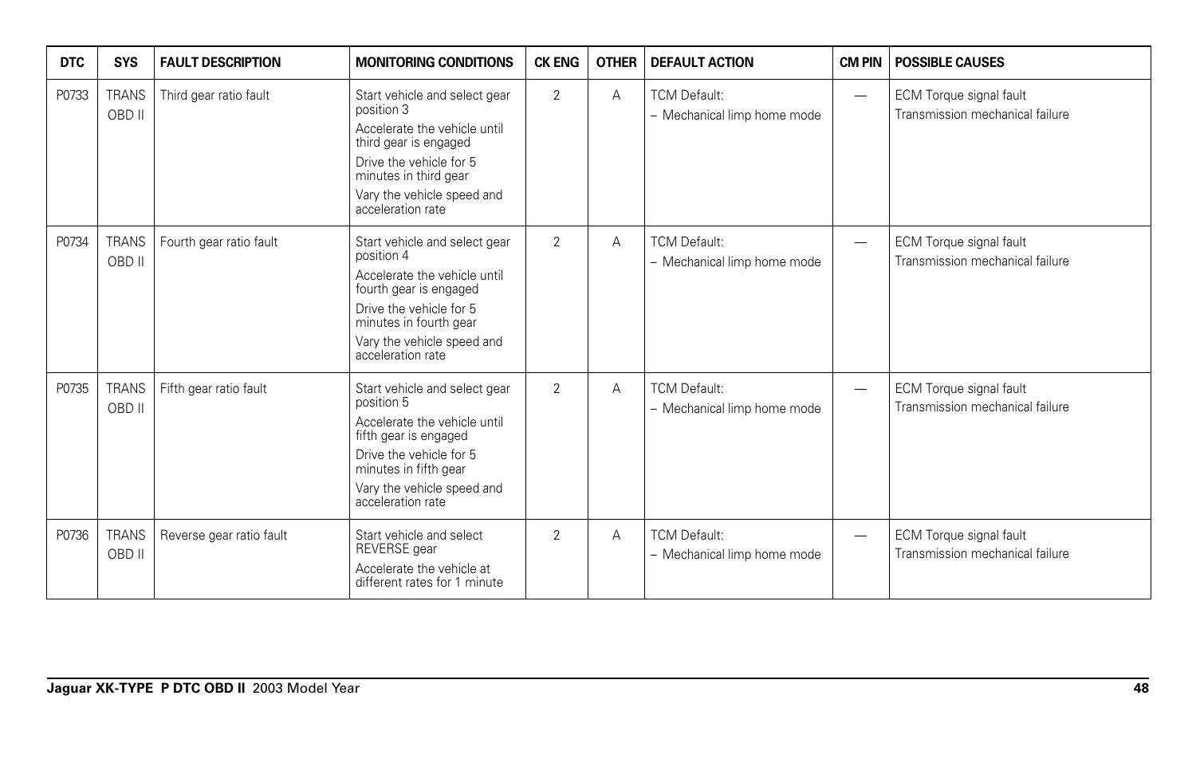| DTC | SYS | FAULT DESCRIPTION | MONITORING CONDITIONS | CK ENG | OTHER | DEFAULT ACTION | CM PIN | POSSIBLE CAUSES |
|---|---|---|---|---|---|---|---|---|
| P0733 | TRANS OBD II | Third gear ratio fault | Start vehicle and select gear position 3<br>Accelerate the vehicle until third gear is engaged<br>Drive the vehicle for 5 minutes in third gear<br>Vary the vehicle speed and acceleration rate | 2 | A | TCM Default:<br>– Mechanical limp home mode | — | ECM Torque signal fault<br>Transmission mechanical failure |
| P0734 | TRANS OBD II | Fourth gear ratio fault | Start vehicle and select gear position 4<br>Accelerate the vehicle until fourth gear is engaged<br>Drive the vehicle for 5 minutes in fourth gear<br>Vary the vehicle speed and acceleration rate | 2 | A | TCM Default:<br>– Mechanical limp home mode | — | ECM Torque signal fault<br>Transmission mechanical failure |
| P0735 | TRANS OBD II | Fifth gear ratio fault | Start vehicle and select gear position 5<br>Accelerate the vehicle until fifth gear is engaged<br>Drive the vehicle for 5 minutes in fifth gear<br>Vary the vehicle speed and acceleration rate | 2 | A | TCM Default:<br>– Mechanical limp home mode | — | ECM Torque signal fault<br>Transmission mechanical failure |
| P0736 | TRANS OBD II | Reverse gear ratio fault | Start vehicle and select REVERSE gear<br>Accelerate the vehicle at different rates for 1 minute | 2 | A | TCM Default:<br>– Mechanical limp home mode | — | ECM Torque signal fault<br>Transmission mechanical failure |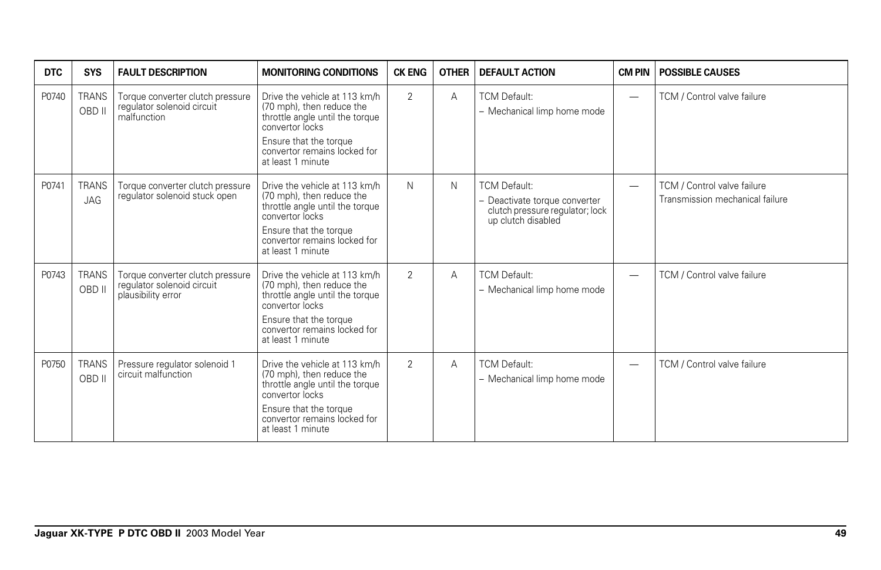| DTC | SYS | FAULT DESCRIPTION | MONITORING CONDITIONS | CK ENG | OTHER | DEFAULT ACTION | CM PIN | POSSIBLE CAUSES |
|---|---|---|---|---|---|---|---|---|
| P0740 | TRANS OBD II | Torque converter clutch pressure regulator solenoid circuit malfunction | Drive the vehicle at 113 km/h (70 mph), then reduce the throttle angle until the torque convertor locks<br>Ensure that the torque convertor remains locked for at least 1 minute | 2 | A | TCM Default:<br>– Mechanical limp home mode | — | TCM / Control valve failure |
| P0741 | TRANS JAG | Torque converter clutch pressure regulator solenoid stuck open | Drive the vehicle at 113 km/h (70 mph), then reduce the throttle angle until the torque convertor locks<br>Ensure that the torque convertor remains locked for at least 1 minute | N | N | TCM Default:<br>– Deactivate torque converter clutch pressure regulator; lock up clutch disabled | — | TCM / Control valve failure<br>Transmission mechanical failure |
| P0743 | TRANS OBD II | Torque converter clutch pressure regulator solenoid circuit plausibility error | Drive the vehicle at 113 km/h (70 mph), then reduce the throttle angle until the torque convertor locks<br>Ensure that the torque convertor remains locked for at least 1 minute | 2 | A | TCM Default:<br>– Mechanical limp home mode | — | TCM / Control valve failure |
| P0750 | TRANS OBD II | Pressure regulator solenoid 1 circuit malfunction | Drive the vehicle at 113 km/h (70 mph), then reduce the throttle angle until the torque convertor locks<br>Ensure that the torque convertor remains locked for at least 1 minute | 2 | A | TCM Default:<br>– Mechanical limp home mode | — | TCM / Control valve failure |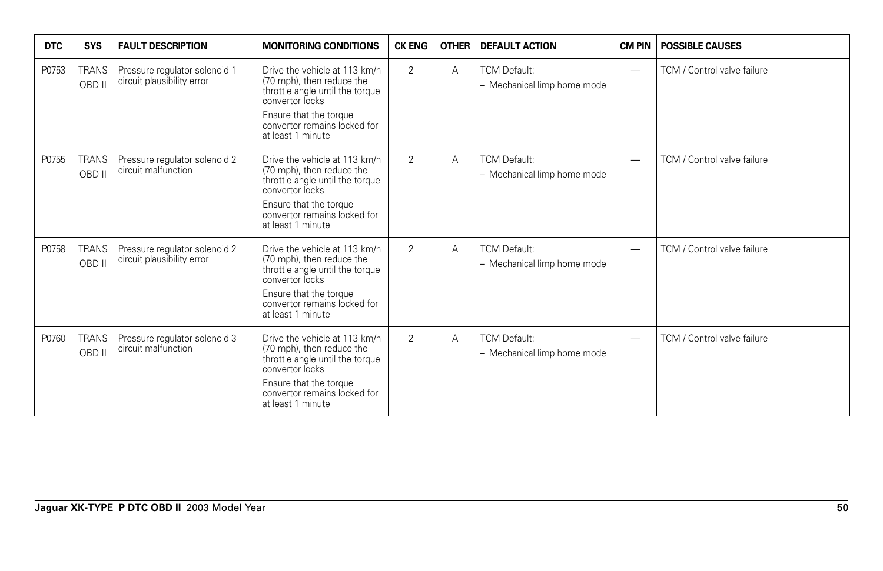| DTC | SYS | FAULT DESCRIPTION | MONITORING CONDITIONS | CK ENG | OTHER | DEFAULT ACTION | CM PIN | POSSIBLE CAUSES |
|---|---|---|---|---|---|---|---|---|
| P0753 | TRANS OBD II | Pressure regulator solenoid 1 circuit plausibility error | Drive the vehicle at 113 km/h (70 mph), then reduce the throttle angle until the torque convertor locks<br>Ensure that the torque convertor remains locked for at least 1 minute | 2 | A | TCM Default:<br>– Mechanical limp home mode | — | TCM / Control valve failure |
| P0755 | TRANS OBD II | Pressure regulator solenoid 2 circuit malfunction | Drive the vehicle at 113 km/h (70 mph), then reduce the throttle angle until the torque convertor locks<br>Ensure that the torque convertor remains locked for at least 1 minute | 2 | A | TCM Default:<br>– Mechanical limp home mode | — | TCM / Control valve failure |
| P0758 | TRANS OBD II | Pressure regulator solenoid 2 circuit plausibility error | Drive the vehicle at 113 km/h (70 mph), then reduce the throttle angle until the torque convertor locks<br>Ensure that the torque convertor remains locked for at least 1 minute | 2 | A | TCM Default:<br>– Mechanical limp home mode | — | TCM / Control valve failure |
| P0760 | TRANS OBD II | Pressure regulator solenoid 3 circuit malfunction | Drive the vehicle at 113 km/h (70 mph), then reduce the throttle angle until the torque convertor locks<br>Ensure that the torque convertor remains locked for at least 1 minute | 2 | A | TCM Default:<br>– Mechanical limp home mode | — | TCM / Control valve failure |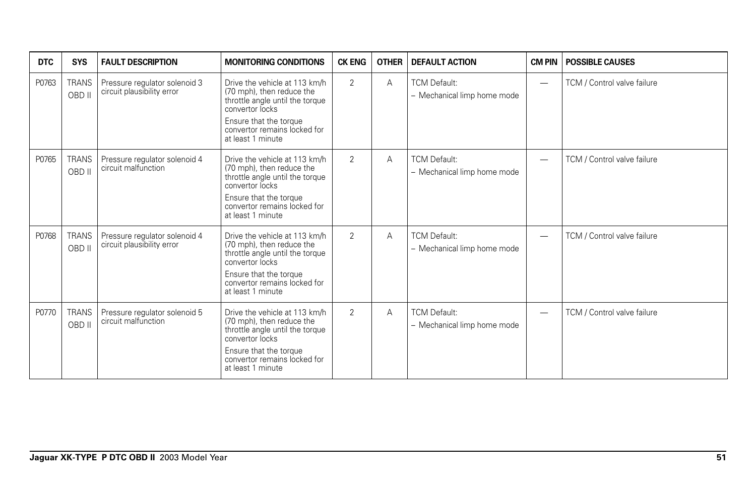| DTC | SYS | FAULT DESCRIPTION | MONITORING CONDITIONS | CK ENG | OTHER | DEFAULT ACTION | CM PIN | POSSIBLE CAUSES |
|---|---|---|---|---|---|---|---|---|
| P0763 | TRANS OBD II | Pressure regulator solenoid 3 circuit plausibility error | Drive the vehicle at 113 km/h (70 mph), then reduce the throttle angle until the torque convertor locks<br>Ensure that the torque convertor remains locked for at least 1 minute | 2 | A | TCM Default:<br>– Mechanical limp home mode | — | TCM / Control valve failure |
| P0765 | TRANS OBD II | Pressure regulator solenoid 4 circuit malfunction | Drive the vehicle at 113 km/h (70 mph), then reduce the throttle angle until the torque convertor locks<br>Ensure that the torque convertor remains locked for at least 1 minute | 2 | A | TCM Default:<br>– Mechanical limp home mode | — | TCM / Control valve failure |
| P0768 | TRANS OBD II | Pressure regulator solenoid 4 circuit plausibility error | Drive the vehicle at 113 km/h (70 mph), then reduce the throttle angle until the torque convertor locks<br>Ensure that the torque convertor remains locked for at least 1 minute | 2 | A | TCM Default:<br>– Mechanical limp home mode | — | TCM / Control valve failure |
| P0770 | TRANS OBD II | Pressure regulator solenoid 5 circuit malfunction | Drive the vehicle at 113 km/h (70 mph), then reduce the throttle angle until the torque convertor locks<br>Ensure that the torque convertor remains locked for at least 1 minute | 2 | A | TCM Default:<br>– Mechanical limp home mode | — | TCM / Control valve failure |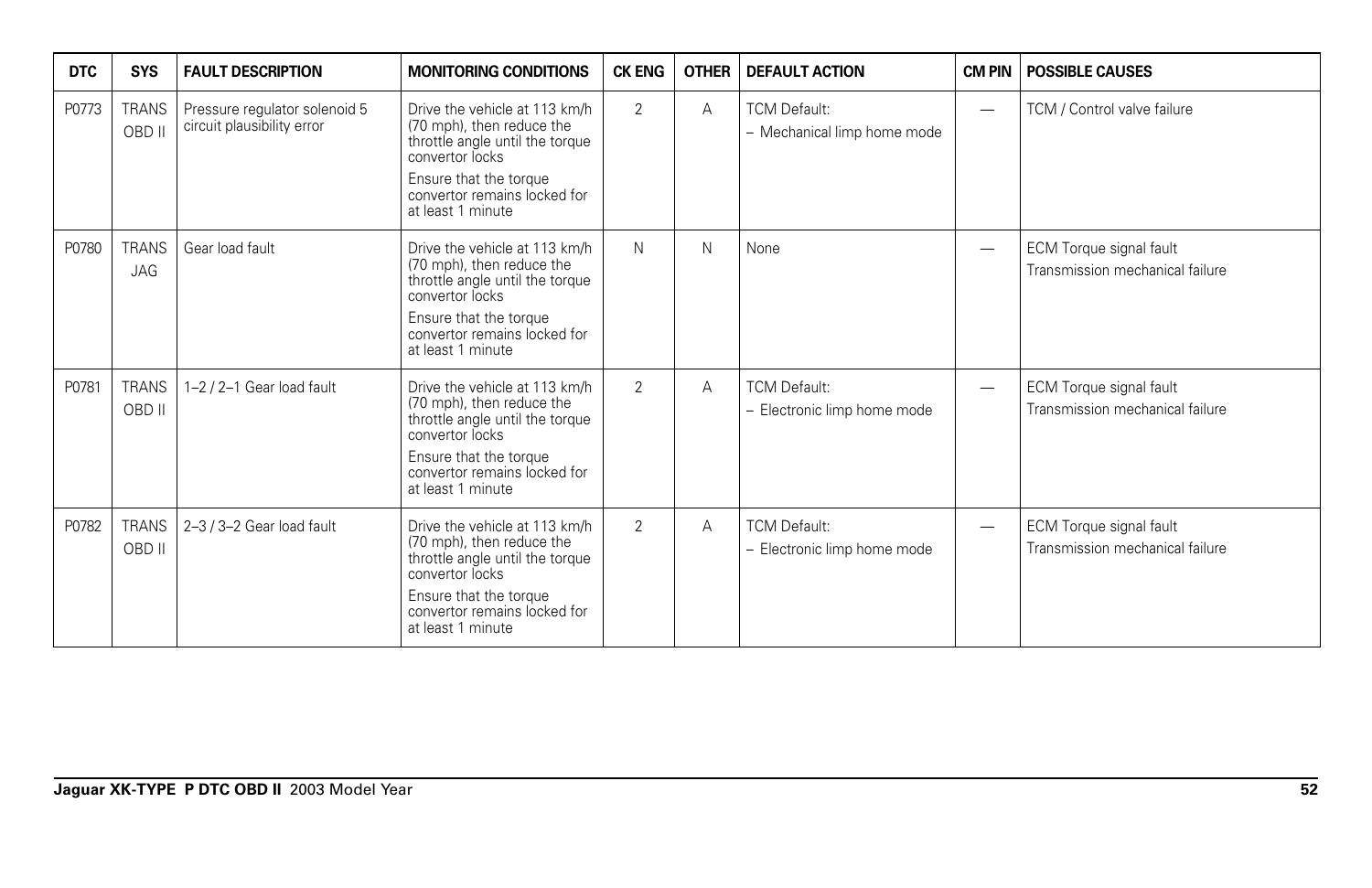| DTC | SYS | FAULT DESCRIPTION | MONITORING CONDITIONS | CK ENG | OTHER | DEFAULT ACTION | CM PIN | POSSIBLE CAUSES |
|---|---|---|---|---|---|---|---|---|
| P0773 | TRANS OBD II | Pressure regulator solenoid 5 circuit plausibility error | Drive the vehicle at 113 km/h (70 mph), then reduce the throttle angle until the torque convertor locks<br>Ensure that the torque convertor remains locked for at least 1 minute | 2 | A | TCM Default:<br>– Mechanical limp home mode | — | TCM / Control valve failure |
| P0780 | TRANS JAG | Gear load fault | Drive the vehicle at 113 km/h (70 mph), then reduce the throttle angle until the torque convertor locks<br>Ensure that the torque convertor remains locked for at least 1 minute | N | N | None | — | ECM Torque signal fault<br>Transmission mechanical failure |
| P0781 | TRANS OBD II | 1–2 / 2–1 Gear load fault | Drive the vehicle at 113 km/h (70 mph), then reduce the throttle angle until the torque convertor locks<br>Ensure that the torque convertor remains locked for at least 1 minute | 2 | A | TCM Default:<br>– Electronic limp home mode | — | ECM Torque signal fault<br>Transmission mechanical failure |
| P0782 | TRANS OBD II | 2–3 / 3–2 Gear load fault | Drive the vehicle at 113 km/h (70 mph), then reduce the throttle angle until the torque convertor locks<br>Ensure that the torque convertor remains locked for at least 1 minute | 2 | A | TCM Default:<br>– Electronic limp home mode | — | ECM Torque signal fault<br>Transmission mechanical failure |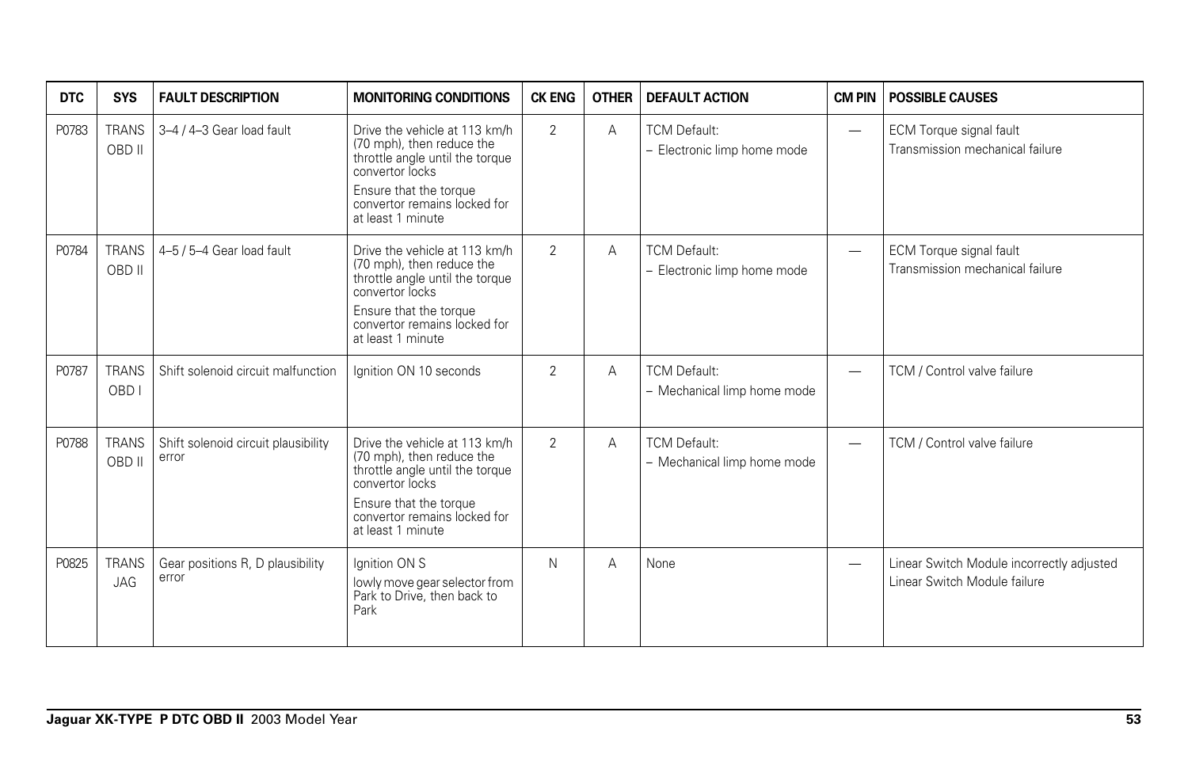| DTC | SYS | FAULT DESCRIPTION | MONITORING CONDITIONS | CK ENG | OTHER | DEFAULT ACTION | CM PIN | POSSIBLE CAUSES |
|---|---|---|---|---|---|---|---|---|
| P0783 | TRANS OBD II | 3–4 / 4–3 Gear load fault | Drive the vehicle at 113 km/h (70 mph), then reduce the throttle angle until the torque convertor locks<br>Ensure that the torque convertor remains locked for at least 1 minute | 2 | A | TCM Default:<br>– Electronic limp home mode | — | ECM Torque signal fault<br>Transmission mechanical failure |
| P0784 | TRANS OBD II | 4–5 / 5–4 Gear load fault | Drive the vehicle at 113 km/h (70 mph), then reduce the throttle angle until the torque convertor locks<br>Ensure that the torque convertor remains locked for at least 1 minute | 2 | A | TCM Default:<br>– Electronic limp home mode | — | ECM Torque signal fault<br>Transmission mechanical failure |
| P0787 | TRANS OBD I | Shift solenoid circuit malfunction | Ignition ON 10 seconds | 2 | A | TCM Default:<br>– Mechanical limp home mode | — | TCM / Control valve failure |
| P0788 | TRANS OBD II | Shift solenoid circuit plausibility error | Drive the vehicle at 113 km/h (70 mph), then reduce the throttle angle until the torque convertor locks<br>Ensure that the torque convertor remains locked for at least 1 minute | 2 | A | TCM Default:<br>– Mechanical limp home mode | — | TCM / Control valve failure |
| P0825 | TRANS JAG | Gear positions R, D plausibility error | Ignition ON S<br>lowly move gear selector from Park to Drive, then back to Park | N | A | None | — | Linear Switch Module incorrectly adjusted<br>Linear Switch Module failure |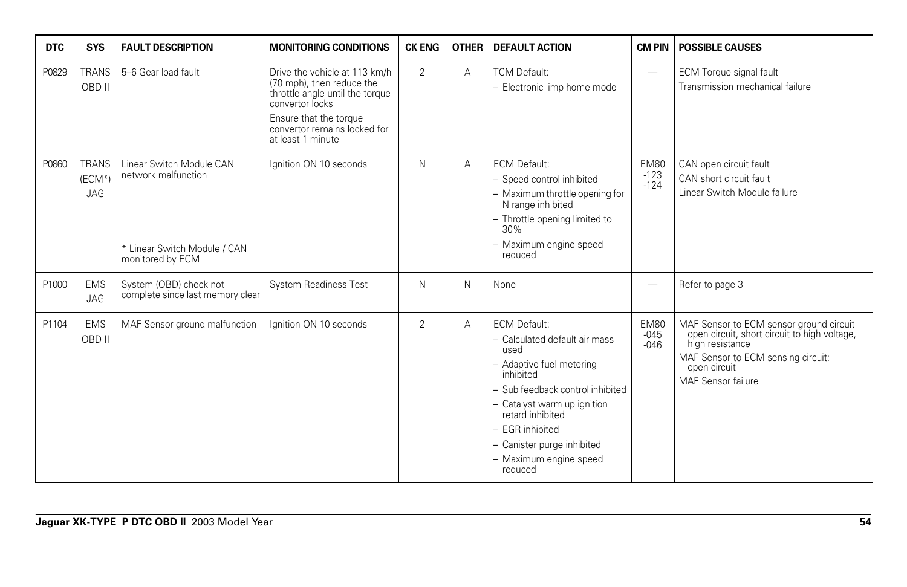| DTC | SYS | FAULT DESCRIPTION | MONITORING CONDITIONS | CK ENG | OTHER | DEFAULT ACTION | CM PIN | POSSIBLE CAUSES |
|---|---|---|---|---|---|---|---|---|
| P0829 | TRANS OBD II | 5–6 Gear load fault | Drive the vehicle at 113 km/h (70 mph), then reduce the throttle angle until the torque convertor locks<br>Ensure that the torque convertor remains locked for at least 1 minute | 2 | A | TCM Default:<br>– Electronic limp home mode | — | ECM Torque signal fault<br>Transmission mechanical failure |
| P0860 | TRANS (ECM*) JAG | Linear Switch Module CAN network malfunction<br><br>* Linear Switch Module / CAN monitored by ECM | Ignition ON 10 seconds | N | A | ECM Default:<br>– Speed control inhibited<br>– Maximum throttle opening for N range inhibited<br>– Throttle opening limited to 30%<br>– Maximum engine speed reduced | EM80 -123 -124 | CAN open circuit fault<br>CAN short circuit fault<br>Linear Switch Module failure |
| P1000 | EMS JAG | System (OBD) check not complete since last memory clear | System Readiness Test | N | N | None | — | Refer to page 3 |
| P1104 | EMS OBD II | MAF Sensor ground malfunction | Ignition ON 10 seconds | 2 | A | ECM Default:<br>– Calculated default air mass used<br>– Adaptive fuel metering inhibited<br>– Sub feedback control inhibited<br>– Catalyst warm up ignition retard inhibited<br>– EGR inhibited<br>– Canister purge inhibited<br>– Maximum engine speed reduced | EM80 -045 -046 | MAF Sensor to ECM sensor ground circuit open circuit, short circuit to high voltage, high resistance<br>MAF Sensor to ECM sensing circuit: open circuit<br>MAF Sensor failure |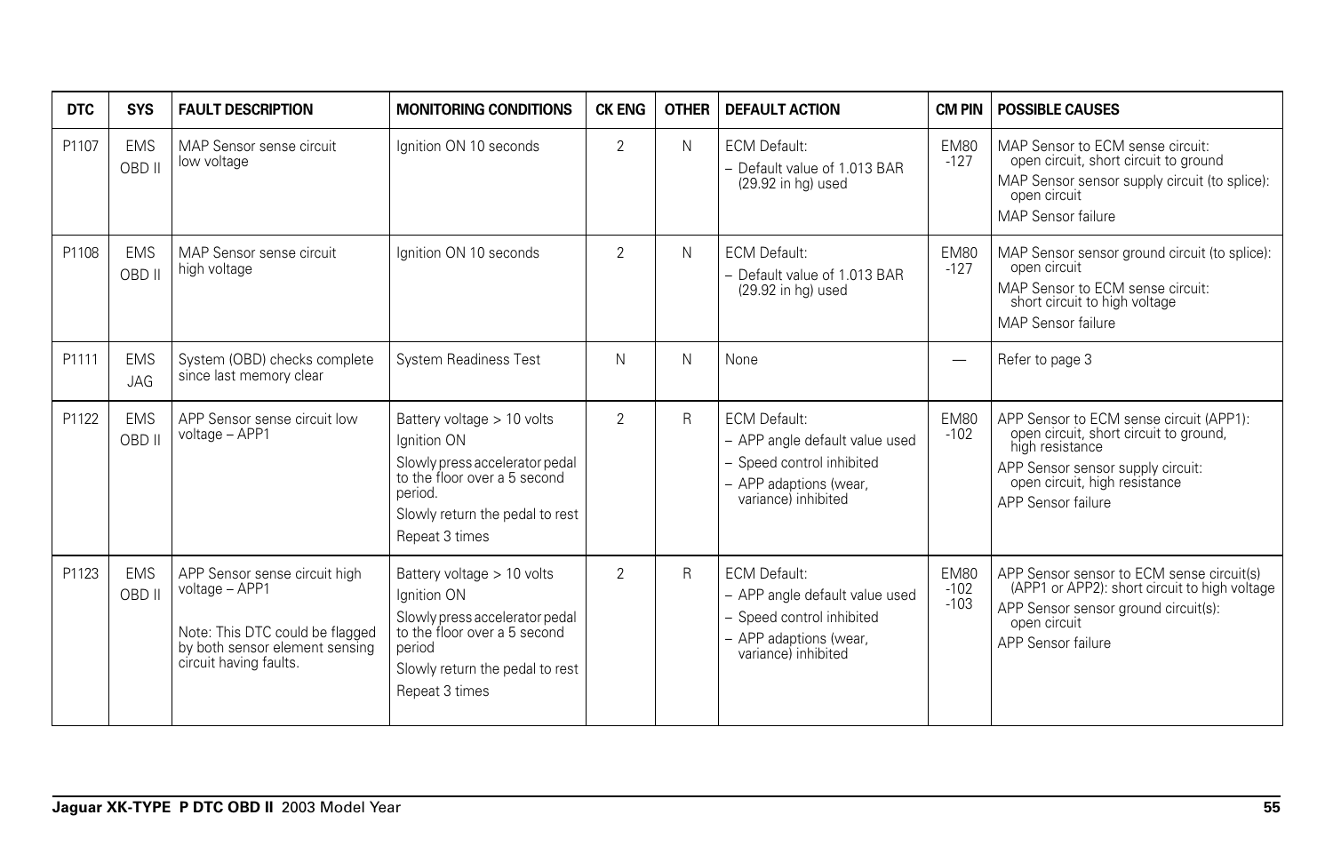| DTC | SYS | FAULT DESCRIPTION | MONITORING CONDITIONS | CK ENG | OTHER | DEFAULT ACTION | CM PIN | POSSIBLE CAUSES |
|---|---|---|---|---|---|---|---|---|
| P1107 | EMS OBD II | MAP Sensor sense circuit low voltage | Ignition ON 10 seconds | 2 | N | ECM Default:<br>– Default value of 1.013 BAR (29.92 in hg) used | EM80 -127 | MAP Sensor to ECM sense circuit: open circuit, short circuit to ground<br>MAP Sensor sensor supply circuit (to splice): open circuit<br>MAP Sensor failure |
| P1108 | EMS OBD II | MAP Sensor sense circuit high voltage | Ignition ON 10 seconds | 2 | N | ECM Default:<br>– Default value of 1.013 BAR (29.92 in hg) used | EM80 -127 | MAP Sensor sensor ground circuit (to splice): open circuit<br>MAP Sensor to ECM sense circuit: short circuit to high voltage<br>MAP Sensor failure |
| P1111 | EMS JAG | System (OBD) checks complete since last memory clear | System Readiness Test | N | N | None | — | Refer to page 3 |
| P1122 | EMS OBD II | APP Sensor sense circuit low voltage – APP1 | Battery voltage > 10 volts<br>Ignition ON<br>Slowly press accelerator pedal to the floor over a 5 second period.<br>Slowly return the pedal to rest<br>Repeat 3 times | 2 | R | ECM Default:<br>– APP angle default value used<br>– Speed control inhibited<br>– APP adaptions (wear, variance) inhibited | EM80 -102 | APP Sensor to ECM sense circuit (APP1): open circuit, short circuit to ground, high resistance<br>APP Sensor supply circuit: open circuit, high resistance<br>APP Sensor failure |
| P1123 | EMS OBD II | APP Sensor sense circuit high voltage – APP1<br><br>Note: This DTC could be flagged by both sensor element sensing circuit having faults. | Battery voltage > 10 volts<br>Ignition ON<br>Slowly press accelerator pedal to the floor over a 5 second period<br>Slowly return the pedal to rest<br>Repeat 3 times | 2 | R | ECM Default:<br>– APP angle default value used<br>– Speed control inhibited<br>– APP adaptions (wear, variance) inhibited | EM80 -102 -103 | APP Sensor sensor to ECM sense circuit(s) (APP1 or APP2): short circuit to high voltage<br>APP Sensor sensor ground circuit(s): open circuit<br>APP Sensor failure |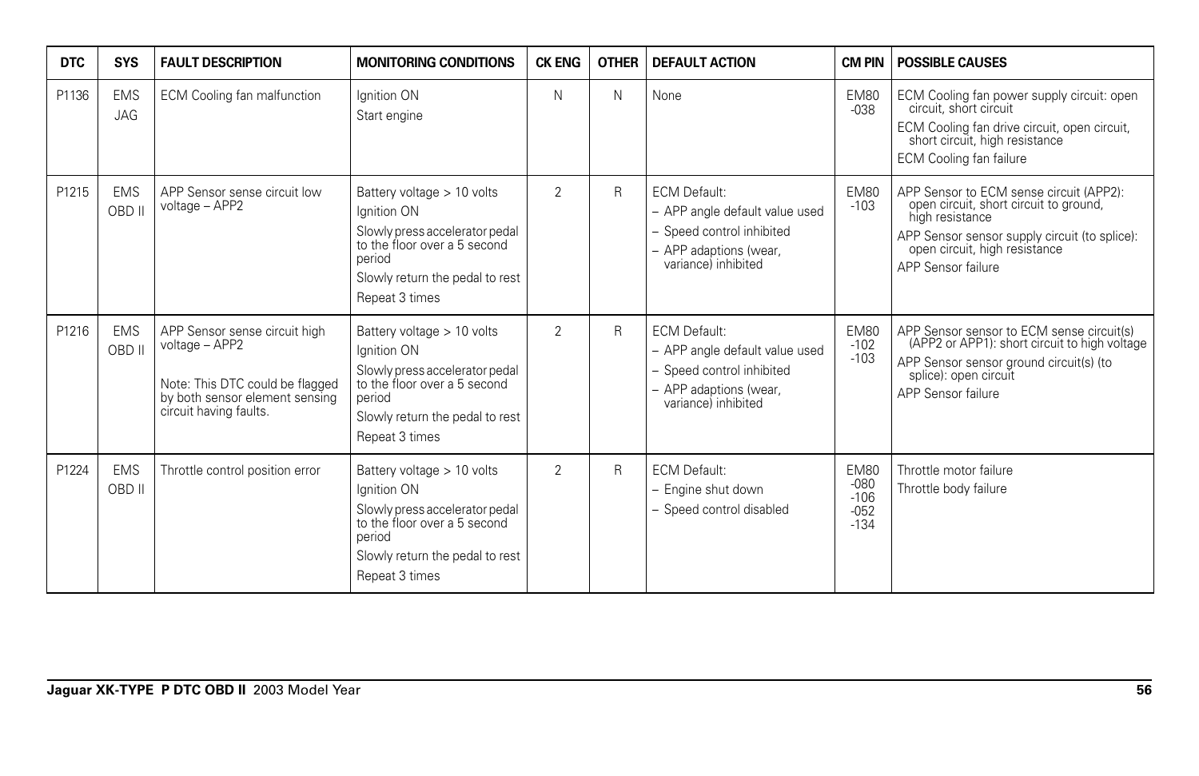| DTC | SYS | FAULT DESCRIPTION | MONITORING CONDITIONS | CK ENG | OTHER | DEFAULT ACTION | CM PIN | POSSIBLE CAUSES |
|---|---|---|---|---|---|---|---|---|
| P1136 | EMS JAG | ECM Cooling fan malfunction | Ignition ON<br>Start engine | N | N | None | EM80 -038 | ECM Cooling fan power supply circuit: open circuit, short circuit<br>ECM Cooling fan drive circuit, open circuit, short circuit, high resistance<br>ECM Cooling fan failure |
| P1215 | EMS OBD II | APP Sensor sense circuit low voltage – APP2 | Battery voltage > 10 volts<br>Ignition ON<br>Slowly press accelerator pedal to the floor over a 5 second period<br>Slowly return the pedal to rest<br>Repeat 3 times | 2 | R | ECM Default:<br>– APP angle default value used<br>– Speed control inhibited<br>– APP adaptions (wear, variance) inhibited | EM80 -103 | APP Sensor to ECM sense circuit (APP2): open circuit, short circuit to ground, high resistance<br>APP Sensor sensor supply circuit (to splice): open circuit, high resistance<br>APP Sensor failure |
| P1216 | EMS OBD II | APP Sensor sense circuit high voltage – APP2<br><br>Note: This DTC could be flagged by both sensor element sensing circuit having faults. | Battery voltage > 10 volts<br>Ignition ON<br>Slowly press accelerator pedal to the floor over a 5 second period<br>Slowly return the pedal to rest<br>Repeat 3 times | 2 | R | ECM Default:<br>– APP angle default value used<br>– Speed control inhibited<br>– APP adaptions (wear, variance) inhibited | EM80 -102 -103 | APP Sensor sensor to ECM sense circuit(s) (APP2 or APP1): short circuit to high voltage<br>APP Sensor sensor ground circuit(s) (to splice): open circuit<br>APP Sensor failure |
| P1224 | EMS OBD II | Throttle control position error | Battery voltage > 10 volts<br>Ignition ON<br>Slowly press accelerator pedal to the floor over a 5 second period<br>Slowly return the pedal to rest<br>Repeat 3 times | 2 | R | ECM Default:<br>– Engine shut down<br>– Speed control disabled | EM80 -080 -106 -052 -134 | Throttle motor failure<br>Throttle body failure |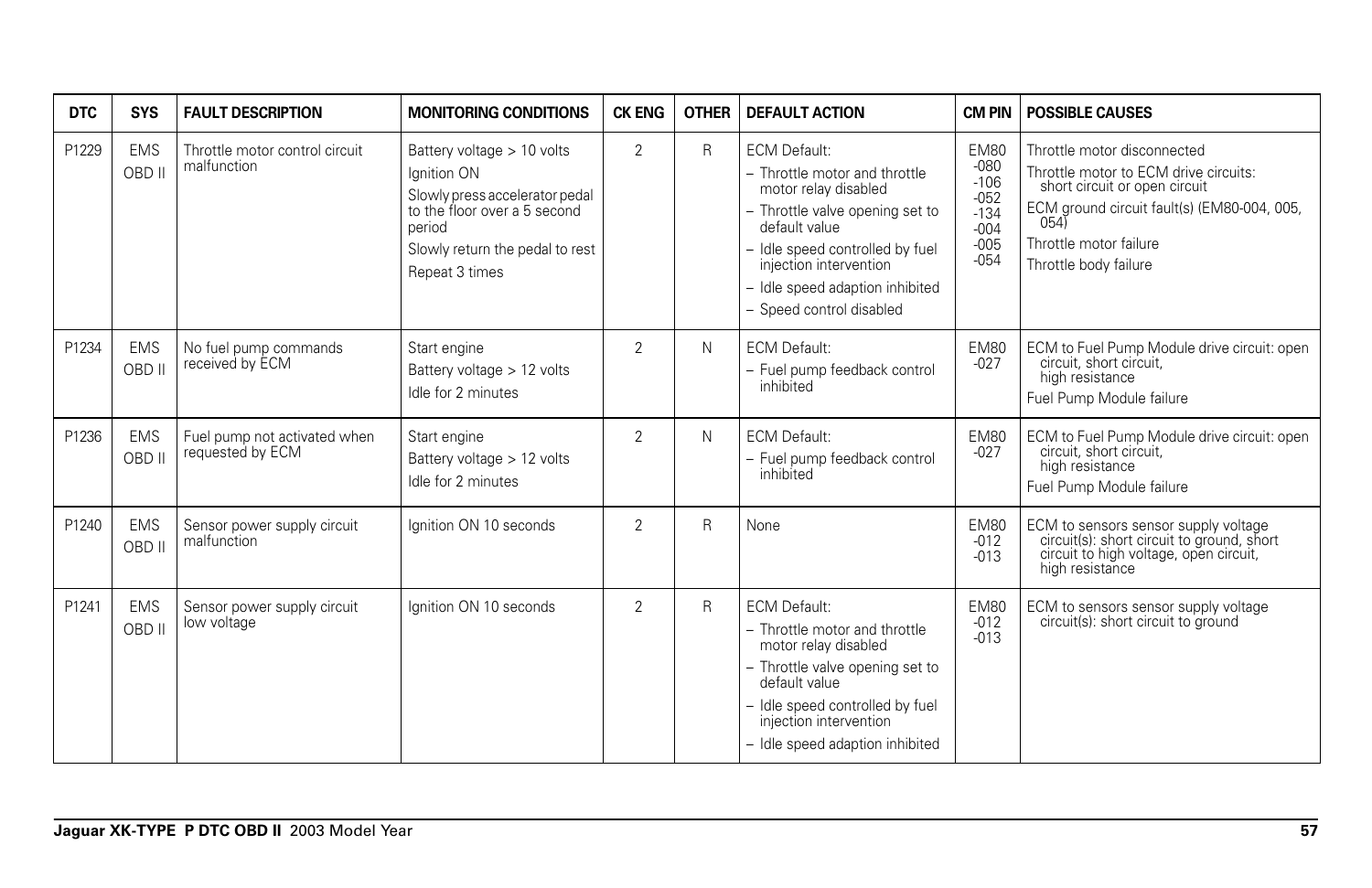| DTC | SYS | FAULT DESCRIPTION | MONITORING CONDITIONS | CK ENG | OTHER | DEFAULT ACTION | CM PIN | POSSIBLE CAUSES |
|---|---|---|---|---|---|---|---|---|
| P1229 | EMS OBD II | Throttle motor control circuit malfunction | Battery voltage > 10 volts<br>Ignition ON<br>Slowly press accelerator pedal to the floor over a 5 second period<br>Slowly return the pedal to rest<br>Repeat 3 times | 2 | R | ECM Default:<br>– Throttle motor and throttle motor relay disabled<br>– Throttle valve opening set to default value<br>– Idle speed controlled by fuel injection intervention<br>– Idle speed adaption inhibited<br>– Speed control disabled | EM80 -080 -106 -052 -134 -004 -005 -054 | Throttle motor disconnected<br>Throttle motor to ECM drive circuits: short circuit or open circuit<br>ECM ground circuit fault(s) (EM80-004, 005, 054)<br>Throttle motor failure<br>Throttle body failure |
| P1234 | EMS OBD II | No fuel pump commands received by ECM | Start engine<br>Battery voltage > 12 volts<br>Idle for 2 minutes | 2 | N | ECM Default:<br>– Fuel pump feedback control inhibited | EM80 -027 | ECM to Fuel Pump Module drive circuit: open circuit, short circuit, high resistance<br>Fuel Pump Module failure |
| P1236 | EMS OBD II | Fuel pump not activated when requested by ECM | Start engine<br>Battery voltage > 12 volts<br>Idle for 2 minutes | 2 | N | ECM Default:<br>– Fuel pump feedback control inhibited | EM80 -027 | ECM to Fuel Pump Module drive circuit: open circuit, short circuit, high resistance<br>Fuel Pump Module failure |
| P1240 | EMS OBD II | Sensor power supply circuit malfunction | Ignition ON 10 seconds | 2 | R | None | EM80 -012 -013 | ECM to sensors sensor supply voltage circuit(s): short circuit to ground, short circuit to high voltage, open circuit, high resistance |
| P1241 | EMS OBD II | Sensor power supply circuit low voltage | Ignition ON 10 seconds | 2 | R | ECM Default:<br>– Throttle motor and throttle motor relay disabled<br>– Throttle valve opening set to default value<br>– Idle speed controlled by fuel injection intervention<br>– Idle speed adaption inhibited | EM80 -012 -013 | ECM to sensors sensor supply voltage circuit(s): short circuit to ground |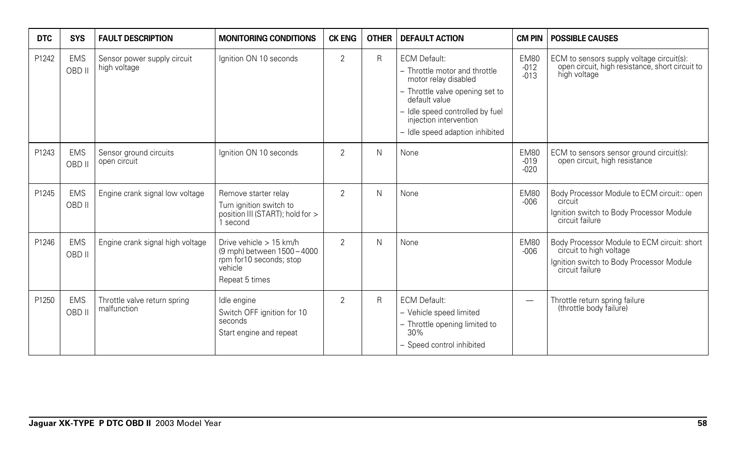| DTC | SYS | FAULT DESCRIPTION | MONITORING CONDITIONS | CK ENG | OTHER | DEFAULT ACTION | CM PIN | POSSIBLE CAUSES |
|---|---|---|---|---|---|---|---|---|
| P1242 | EMS OBD II | Sensor power supply circuit high voltage | Ignition ON 10 seconds | 2 | R | ECM Default: – Throttle motor and throttle motor relay disabled – Throttle valve opening set to default value – Idle speed controlled by fuel injection intervention – Idle speed adaption inhibited | EM80 -012 -013 | ECM to sensors supply voltage circuit(s): open circuit, high resistance, short circuit to high voltage |
| P1243 | EMS OBD II | Sensor ground circuits open circuit | Ignition ON 10 seconds | 2 | N | None | EM80 -019 -020 | ECM to sensors sensor ground circuit(s): open circuit, high resistance |
| P1245 | EMS OBD II | Engine crank signal low voltage | Remove starter relay Turn ignition switch to position III (START); hold for > 1 second | 2 | N | None | EM80 -006 | Body Processor Module to ECM circuit:: open circuit Ignition switch to Body Processor Module circuit failure |
| P1246 | EMS OBD II | Engine crank signal high voltage | Drive vehicle > 15 km/h (9 mph) between 1500 – 4000 rpm for10 seconds; stop vehicle Repeat 5 times | 2 | N | None | EM80 -006 | Body Processor Module to ECM circuit: short circuit to high voltage Ignition switch to Body Processor Module circuit failure |
| P1250 | EMS OBD II | Throttle valve return spring malfunction | Idle engine Switch OFF ignition for 10 seconds Start engine and repeat | 2 | R | ECM Default: – Vehicle speed limited – Throttle opening limited to 30% – Speed control inhibited | — | Throttle return spring failure (throttle body failure) |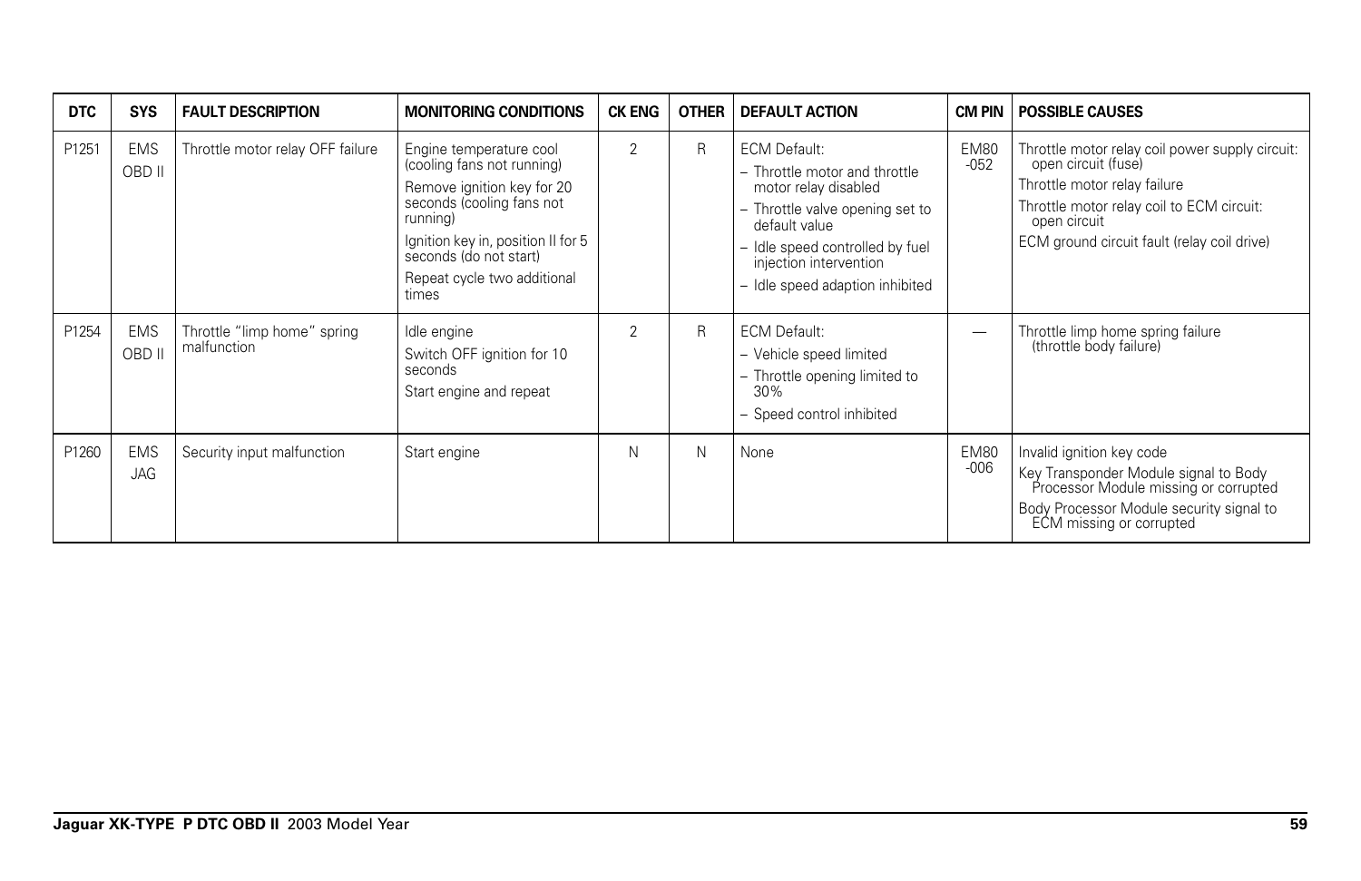| DTC | SYS | FAULT DESCRIPTION | MONITORING CONDITIONS | CK ENG | OTHER | DEFAULT ACTION | CM PIN | POSSIBLE CAUSES |
|---|---|---|---|---|---|---|---|---|
| P1251 | EMS OBD II | Throttle motor relay OFF failure | Engine temperature cool (cooling fans not running)<br>Remove ignition key for 20 seconds (cooling fans not running)<br>Ignition key in, position II for 5 seconds (do not start)<br>Repeat cycle two additional times | 2 | R | ECM Default:<br>– Throttle motor and throttle motor relay disabled<br>– Throttle valve opening set to default value<br>– Idle speed controlled by fuel injection intervention<br>– Idle speed adaption inhibited | EM80 -052 | Throttle motor relay coil power supply circuit: open circuit (fuse)<br>Throttle motor relay failure<br>Throttle motor relay coil to ECM circuit: open circuit<br>ECM ground circuit fault (relay coil drive) |
| P1254 | EMS OBD II | Throttle "limp home" spring malfunction | Idle engine<br>Switch OFF ignition for 10 seconds<br>Start engine and repeat | 2 | R | ECM Default:<br>– Vehicle speed limited<br>– Throttle opening limited to 30%<br>– Speed control inhibited | — | Throttle limp home spring failure (throttle body failure) |
| P1260 | EMS JAG | Security input malfunction | Start engine | N | N | None | EM80 -006 | Invalid ignition key code<br>Key Transponder Module signal to Body Processor Module missing or corrupted<br>Body Processor Module security signal to ECM missing or corrupted |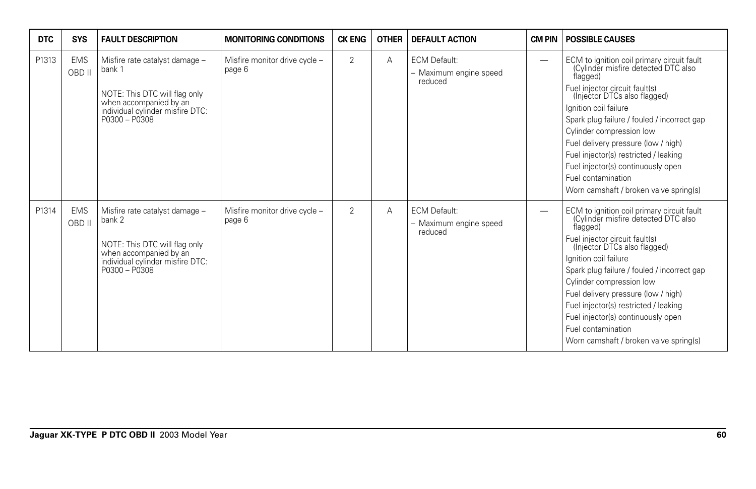| DTC | SYS | FAULT DESCRIPTION | MONITORING CONDITIONS | CK ENG | OTHER | DEFAULT ACTION | CM PIN | POSSIBLE CAUSES |
|---|---|---|---|---|---|---|---|---|
| P1313 | EMS OBD II | Misfire rate catalyst damage – bank 1<br><br>NOTE: This DTC will flag only when accompanied by an individual cylinder misfire DTC: P0300 – P0308 | Misfire monitor drive cycle – page 6 | 2 | A | ECM Default:<br>– Maximum engine speed reduced | — | ECM to ignition coil primary circuit fault (Cylinder misfire detected DTC also flagged)<br>Fuel injector circuit fault(s) (Injector DTCs also flagged)<br>Ignition coil failure<br>Spark plug failure / fouled / incorrect gap<br>Cylinder compression low<br>Fuel delivery pressure (low / high)<br>Fuel injector(s) restricted / leaking<br>Fuel injector(s) continuously open<br>Fuel contamination<br>Worn camshaft / broken valve spring(s) |
| P1314 | EMS OBD II | Misfire rate catalyst damage – bank 2<br><br>NOTE: This DTC will flag only when accompanied by an individual cylinder misfire DTC: P0300 – P0308 | Misfire monitor drive cycle – page 6 | 2 | A | ECM Default:<br>– Maximum engine speed reduced | — | ECM to ignition coil primary circuit fault (Cylinder misfire detected DTC also flagged)<br>Fuel injector circuit fault(s) (Injector DTCs also flagged)<br>Ignition coil failure<br>Spark plug failure / fouled / incorrect gap<br>Cylinder compression low<br>Fuel delivery pressure (low / high)<br>Fuel injector(s) restricted / leaking<br>Fuel injector(s) continuously open<br>Fuel contamination<br>Worn camshaft / broken valve spring(s) |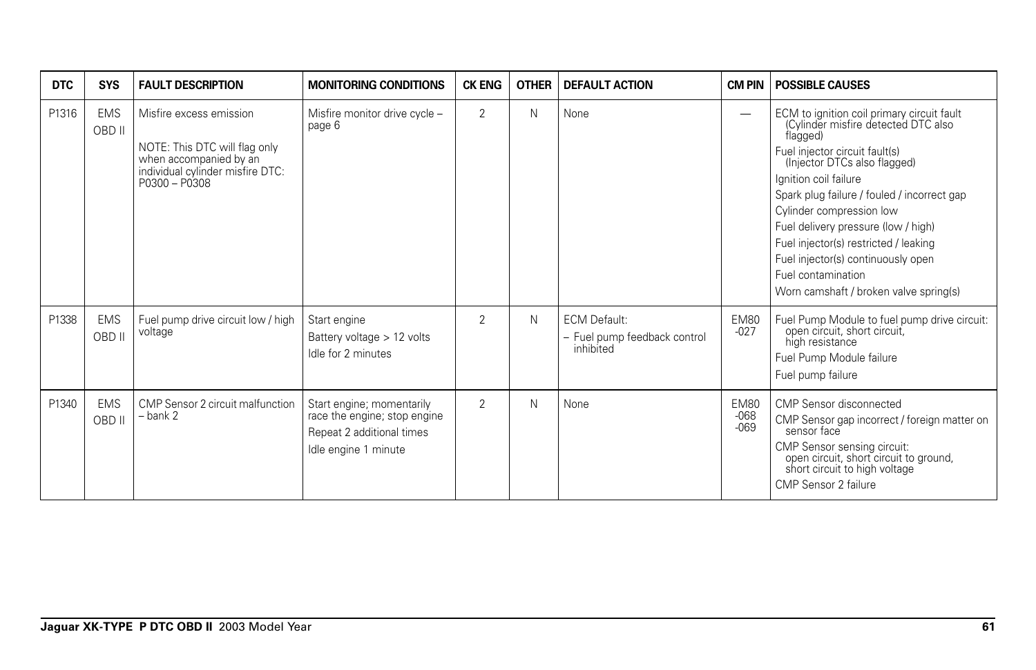| DTC | SYS | FAULT DESCRIPTION | MONITORING CONDITIONS | CK ENG | OTHER | DEFAULT ACTION | CM PIN | POSSIBLE CAUSES |
|---|---|---|---|---|---|---|---|---|
| P1316 | EMS OBD II | Misfire excess emission<br><br>NOTE: This DTC will flag only when accompanied by an individual cylinder misfire DTC: P0300 – P0308 | Misfire monitor drive cycle – page 6 | 2 | N | None | — | ECM to ignition coil primary circuit fault (Cylinder misfire detected DTC also flagged)<br>Fuel injector circuit fault(s) (Injector DTCs also flagged)<br>Ignition coil failure<br>Spark plug failure / fouled / incorrect gap<br>Cylinder compression low<br>Fuel delivery pressure (low / high)<br>Fuel injector(s) restricted / leaking<br>Fuel injector(s) continuously open<br>Fuel contamination<br>Worn camshaft / broken valve spring(s) |
| P1338 | EMS OBD II | Fuel pump drive circuit low / high voltage | Start engine<br>Battery voltage > 12 volts<br>Idle for 2 minutes | 2 | N | ECM Default:<br>– Fuel pump feedback control inhibited | EM80 -027 | Fuel Pump Module to fuel pump drive circuit: open circuit, short circuit, high resistance<br>Fuel Pump Module failure<br>Fuel pump failure |
| P1340 | EMS OBD II | CMP Sensor 2 circuit malfunction – bank 2 | Start engine; momentarily race the engine; stop engine<br>Repeat 2 additional times<br>Idle engine 1 minute | 2 | N | None | EM80 -068 -069 | CMP Sensor disconnected<br>CMP Sensor gap incorrect / foreign matter on sensor face<br>CMP Sensor sensing circuit: open circuit, short circuit to ground, short circuit to high voltage<br>CMP Sensor 2 failure |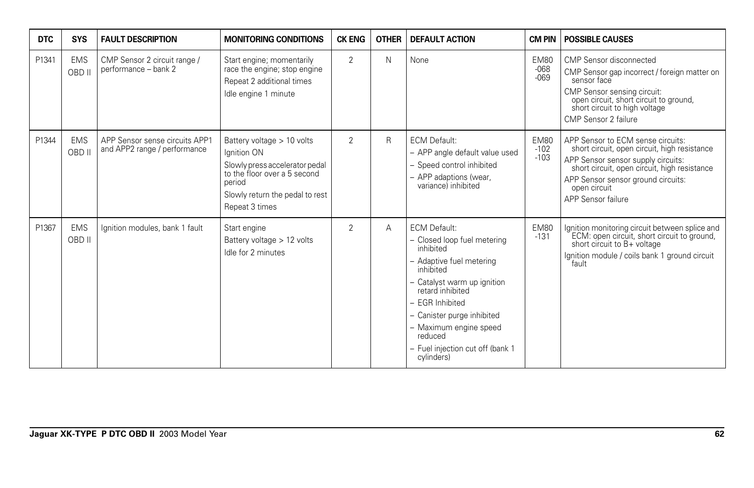| DTC | SYS | FAULT DESCRIPTION | MONITORING CONDITIONS | CK ENG | OTHER | DEFAULT ACTION | CM PIN | POSSIBLE CAUSES |
|---|---|---|---|---|---|---|---|---|
| P1341 | EMS OBD II | CMP Sensor 2 circuit range / performance – bank 2 | Start engine; momentarily race the engine; stop engine<br>Repeat 2 additional times<br>Idle engine 1 minute | 2 | N | None | EM80 -068 -069 | CMP Sensor disconnected<br>CMP Sensor gap incorrect / foreign matter on sensor face<br>CMP Sensor sensing circuit: open circuit, short circuit to ground, short circuit to high voltage<br>CMP Sensor 2 failure |
| P1344 | EMS OBD II | APP Sensor sense circuits APP1 and APP2 range / performance | Battery voltage > 10 volts<br>Ignition ON<br>Slowly press accelerator pedal to the floor over a 5 second period<br>Slowly return the pedal to rest<br>Repeat 3 times | 2 | R | ECM Default:<br>– APP angle default value used<br>– Speed control inhibited<br>– APP adaptions (wear, variance) inhibited | EM80 -102 -103 | APP Sensor to ECM sense circuits: short circuit, open circuit, high resistance<br>APP Sensor sensor supply circuits: short circuit, open circuit, high resistance<br>APP Sensor sensor ground circuits: open circuit<br>APP Sensor failure |
| P1367 | EMS OBD II | Ignition modules, bank 1 fault | Start engine<br>Battery voltage > 12 volts<br>Idle for 2 minutes | 2 | A | ECM Default:<br>– Closed loop fuel metering inhibited<br>– Adaptive fuel metering inhibited<br>– Catalyst warm up ignition retard inhibited<br>– EGR Inhibited<br>– Canister purge inhibited<br>– Maximum engine speed reduced<br>– Fuel injection cut off (bank 1 cylinders) | EM80 -131 | Ignition monitoring circuit between splice and ECM: open circuit, short circuit to ground, short circuit to B+ voltage<br>Ignition module / coils bank 1 ground circuit fault |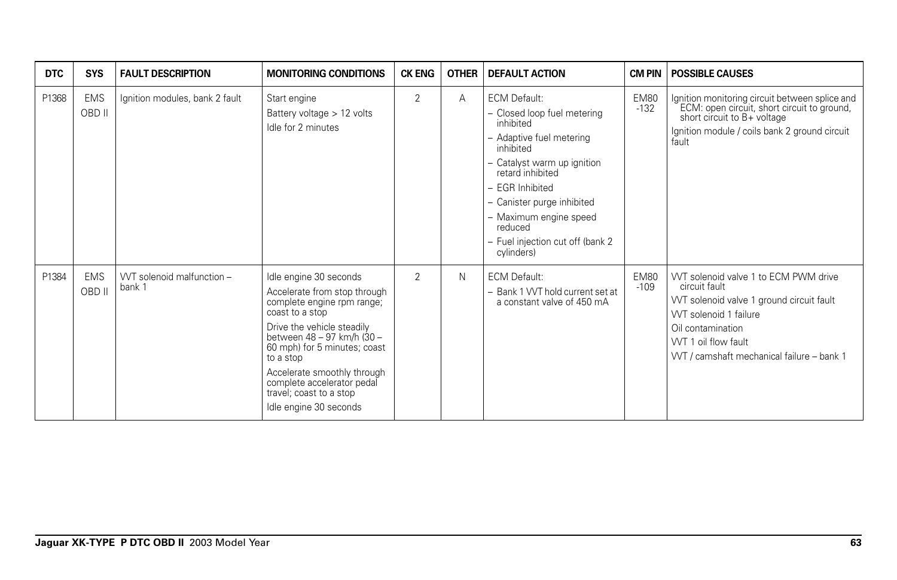| DTC | SYS | FAULT DESCRIPTION | MONITORING CONDITIONS | CK ENG | OTHER | DEFAULT ACTION | CM PIN | POSSIBLE CAUSES |
|---|---|---|---|---|---|---|---|---|
| P1368 | EMS OBD II | Ignition modules, bank 2 fault | Start engine<br>Battery voltage > 12 volts<br>Idle for 2 minutes | 2 | A | ECM Default:<br>– Closed loop fuel metering inhibited<br>– Adaptive fuel metering inhibited<br>– Catalyst warm up ignition retard inhibited<br>– EGR Inhibited<br>– Canister purge inhibited<br>– Maximum engine speed reduced<br>– Fuel injection cut off (bank 2 cylinders) | EM80 -132 | Ignition monitoring circuit between splice and ECM: open circuit, short circuit to ground, short circuit to B+ voltage<br>Ignition module / coils bank 2 ground circuit fault |
| P1384 | EMS OBD II | VVT solenoid malfunction – bank 1 | Idle engine 30 seconds<br>Accelerate from stop through complete engine rpm range; coast to a stop<br>Drive the vehicle steadily between 48 – 97 km/h (30 – 60 mph) for 5 minutes; coast to a stop<br>Accelerate smoothly through complete accelerator pedal travel; coast to a stop<br>Idle engine 30 seconds | 2 | N | ECM Default:<br>– Bank 1 VVT hold current set at a constant valve of 450 mA | EM80 -109 | VVT solenoid valve 1 to ECM PWM drive circuit fault<br>VVT solenoid valve 1 ground circuit fault<br>VVT solenoid 1 failure<br>Oil contamination<br>VVT 1 oil flow fault<br>VVT / camshaft mechanical failure – bank 1 |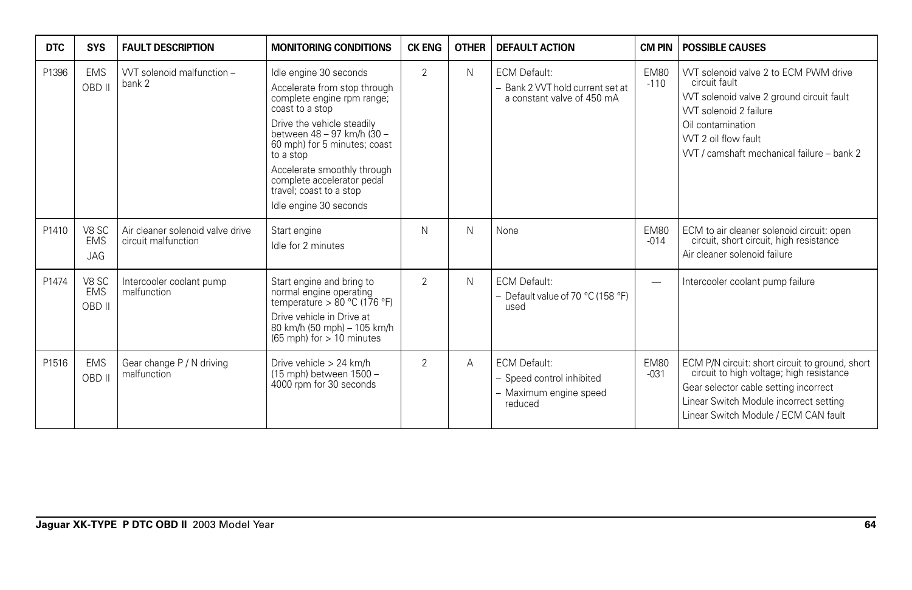| DTC | SYS | FAULT DESCRIPTION | MONITORING CONDITIONS | CK ENG | OTHER | DEFAULT ACTION | CM PIN | POSSIBLE CAUSES |
|---|---|---|---|---|---|---|---|---|
| P1396 | EMS OBD II | VVT solenoid malfunction – bank 2 | Idle engine 30 seconds<br>Accelerate from stop through complete engine rpm range; coast to a stop<br>Drive the vehicle steadily between 48 – 97 km/h (30 – 60 mph) for 5 minutes; coast to a stop<br>Accelerate smoothly through complete accelerator pedal travel; coast to a stop<br>Idle engine 30 seconds | 2 | N | ECM Default:<br>– Bank 2 VVT hold current set at a constant valve of 450 mA | EM80 -110 | VVT solenoid valve 2 to ECM PWM drive circuit fault<br>VVT solenoid valve 2 ground circuit fault<br>VVT solenoid 2 failure<br>Oil contamination<br>VVT 2 oil flow fault<br>VVT / camshaft mechanical failure – bank 2 |
| P1410 | V8 SC EMS JAG | Air cleaner solenoid valve drive circuit malfunction | Start engine<br>Idle for 2 minutes | N | N | None | EM80 -014 | ECM to air cleaner solenoid circuit: open circuit, short circuit, high resistance<br>Air cleaner solenoid failure |
| P1474 | V8 SC EMS OBD II | Intercooler coolant pump malfunction | Start engine and bring to normal engine operating temperature > 80 °C (176 °F)<br>Drive vehicle in Drive at 80 km/h (50 mph) – 105 km/h (65 mph) for > 10 minutes | 2 | N | ECM Default:<br>– Default value of 70 °C (158 °F) used | — | Intercooler coolant pump failure |
| P1516 | EMS OBD II | Gear change P / N driving malfunction | Drive vehicle > 24 km/h (15 mph) between 1500 – 4000 rpm for 30 seconds | 2 | A | ECM Default:<br>– Speed control inhibited<br>– Maximum engine speed reduced | EM80 -031 | ECM P/N circuit: short circuit to ground, short circuit to high voltage; high resistance<br>Gear selector cable setting incorrect<br>Linear Switch Module incorrect setting<br>Linear Switch Module / ECM CAN fault |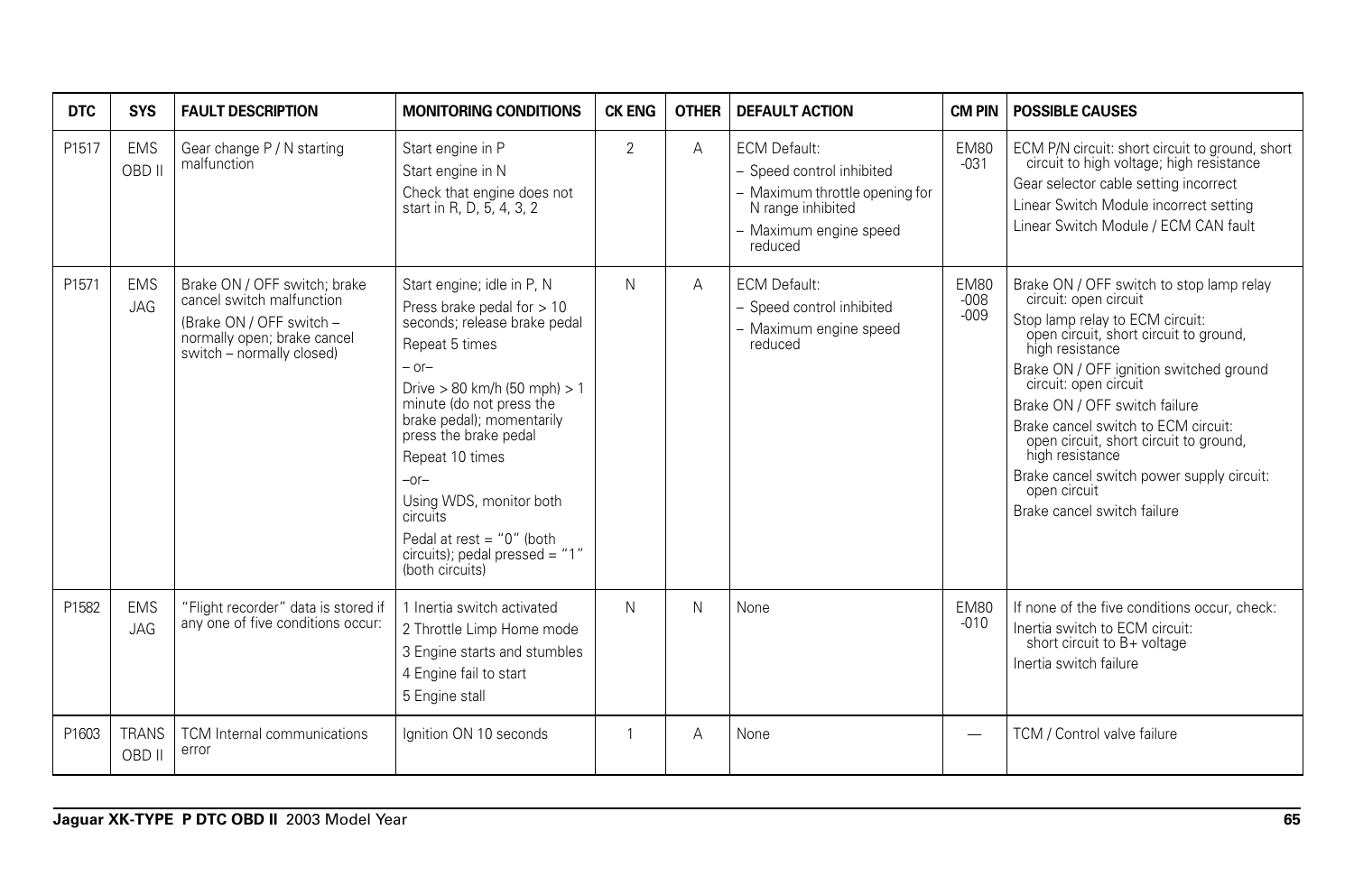| DTC | SYS | FAULT DESCRIPTION | MONITORING CONDITIONS | CK ENG | OTHER | DEFAULT ACTION | CM PIN | POSSIBLE CAUSES |
|---|---|---|---|---|---|---|---|---|
| P1517 | EMS OBD II | Gear change P / N starting malfunction | Start engine in P<br>Start engine in N<br>Check that engine does not start in R, D, 5, 4, 3, 2 | 2 | A | ECM Default:<br>– Speed control inhibited<br>– Maximum throttle opening for N range inhibited<br>– Maximum engine speed reduced | EM80 -031 | ECM P/N circuit: short circuit to ground, short circuit to high voltage; high resistance<br>Gear selector cable setting incorrect<br>Linear Switch Module incorrect setting<br>Linear Switch Module / ECM CAN fault |
| P1571 | EMS JAG | Brake ON / OFF switch; brake cancel switch malfunction<br>(Brake ON / OFF switch – normally open; brake cancel switch – normally closed) | Start engine; idle in P, N<br>Press brake pedal for > 10 seconds; release brake pedal<br>Repeat 5 times<br>– or–<br>Drive > 80 km/h (50 mph) > 1 minute (do not press the brake pedal); momentarily press the brake pedal<br>Repeat 10 times<br>–or–<br>Using WDS, monitor both circuits<br>Pedal at rest = "0" (both circuits); pedal pressed = "1" (both circuits) | N | A | ECM Default:<br>– Speed control inhibited<br>– Maximum engine speed reduced | EM80 -008 -009 | Brake ON / OFF switch to stop lamp relay circuit: open circuit<br>Stop lamp relay to ECM circuit: open circuit, short circuit to ground, high resistance<br>Brake ON / OFF ignition switched ground circuit: open circuit<br>Brake ON / OFF switch failure<br>Brake cancel switch to ECM circuit: open circuit, short circuit to ground, high resistance<br>Brake cancel switch power supply circuit: open circuit<br>Brake cancel switch failure |
| P1582 | EMS JAG | "Flight recorder" data is stored if any one of five conditions occur: | 1 Inertia switch activated<br>2 Throttle Limp Home mode<br>3 Engine starts and stumbles<br>4 Engine fail to start<br>5 Engine stall | N | N | None | EM80 -010 | If none of the five conditions occur, check:<br>Inertia switch to ECM circuit: short circuit to B+ voltage<br>Inertia switch failure |
| P1603 | TRANS OBD II | TCM Internal communications error | Ignition ON 10 seconds | 1 | A | None | — | TCM / Control valve failure |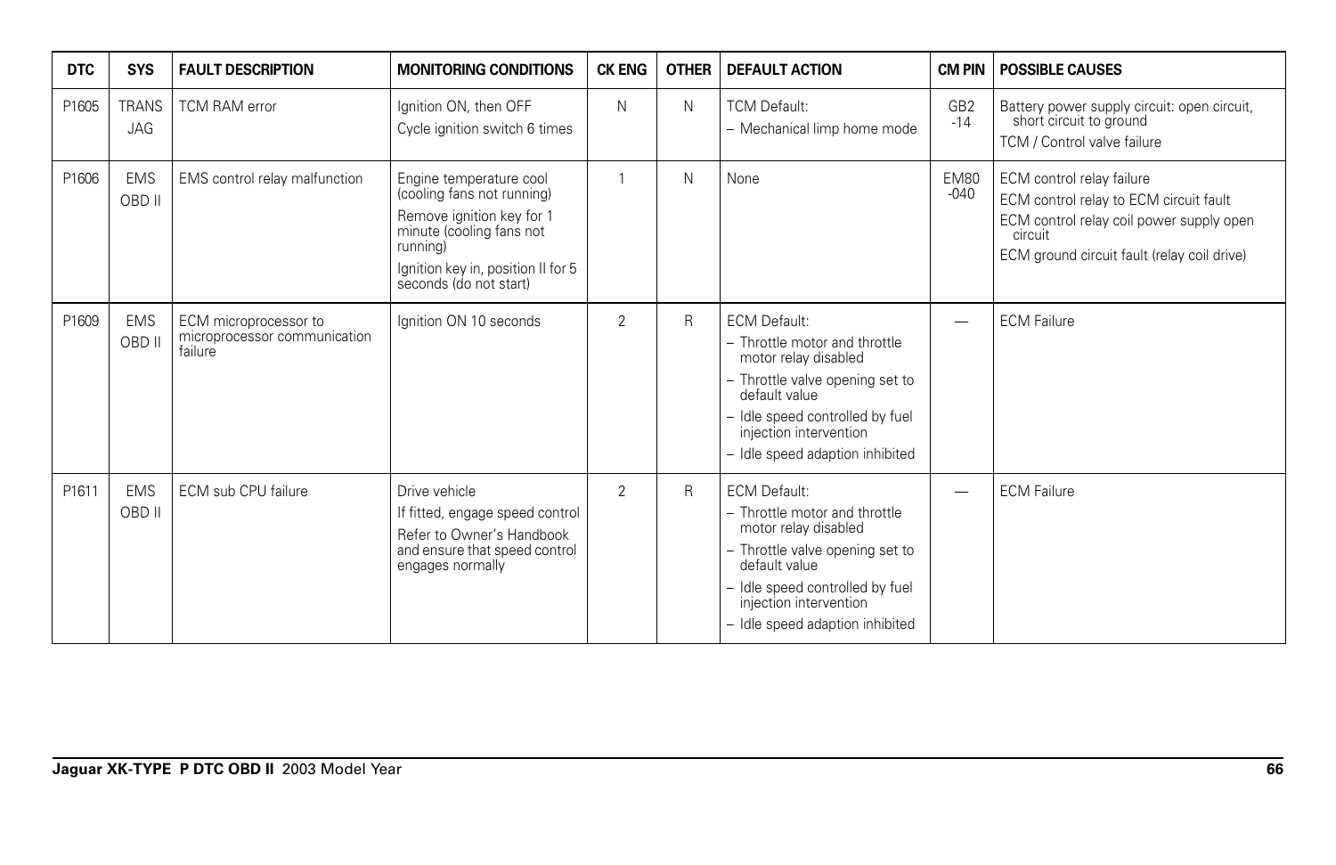| DTC | SYS | FAULT DESCRIPTION | MONITORING CONDITIONS | CK ENG | OTHER | DEFAULT ACTION | CM PIN | POSSIBLE CAUSES |
|---|---|---|---|---|---|---|---|---|
| P1605 | TRANS JAG | TCM RAM error | Ignition ON, then OFF<br>Cycle ignition switch 6 times | N | N | TCM Default:<br>– Mechanical limp home mode | GB2 -14 | Battery power supply circuit: open circuit, short circuit to ground<br>TCM / Control valve failure |
| P1606 | EMS OBD II | EMS control relay malfunction | Engine temperature cool (cooling fans not running)<br>Remove ignition key for 1 minute (cooling fans not running)<br>Ignition key in, position II for 5 seconds (do not start) | 1 | N | None | EM80 -040 | ECM control relay failure<br>ECM control relay to ECM circuit fault<br>ECM control relay coil power supply open circuit<br>ECM ground circuit fault (relay coil drive) |
| P1609 | EMS OBD II | ECM microprocessor to microprocessor communication failure | Ignition ON 10 seconds | 2 | R | ECM Default:<br>– Throttle motor and throttle motor relay disabled<br>– Throttle valve opening set to default value<br>– Idle speed controlled by fuel injection intervention<br>– Idle speed adaption inhibited | — | ECM Failure |
| P1611 | EMS OBD II | ECM sub CPU failure | Drive vehicle<br>If fitted, engage speed control<br>Refer to Owner's Handbook and ensure that speed control engages normally | 2 | R | ECM Default:<br>– Throttle motor and throttle motor relay disabled<br>– Throttle valve opening set to default value<br>– Idle speed controlled by fuel injection intervention<br>– Idle speed adaption inhibited | — | ECM Failure |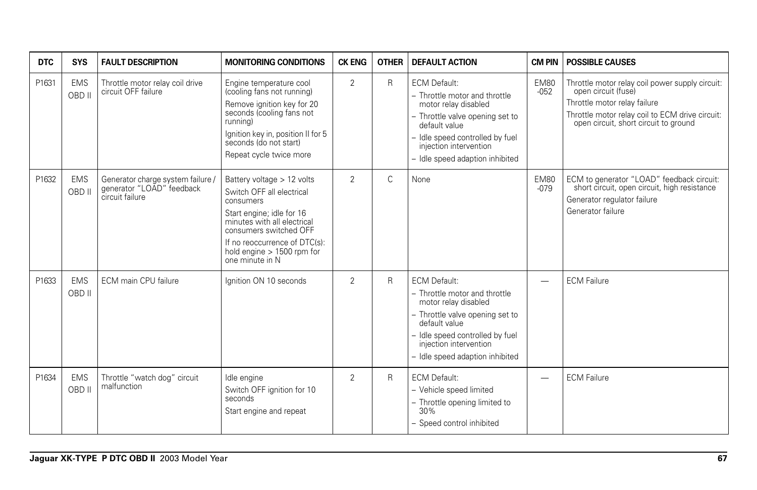| DTC | SYS | FAULT DESCRIPTION | MONITORING CONDITIONS | CK ENG | OTHER | DEFAULT ACTION | CM PIN | POSSIBLE CAUSES |
|---|---|---|---|---|---|---|---|---|
| P1631 | EMS OBD II | Throttle motor relay coil drive circuit OFF failure | Engine temperature cool (cooling fans not running)<br>Remove ignition key for 20 seconds (cooling fans not running)<br>Ignition key in, position II for 5 seconds (do not start)<br>Repeat cycle twice more | 2 | R | ECM Default:<br>– Throttle motor and throttle motor relay disabled<br>– Throttle valve opening set to default value<br>– Idle speed controlled by fuel injection intervention<br>– Idle speed adaption inhibited | EM80 -052 | Throttle motor relay coil power supply circuit: open circuit (fuse)<br>Throttle motor relay failure<br>Throttle motor relay coil to ECM drive circuit: open circuit, short circuit to ground |
| P1632 | EMS OBD II | Generator charge system failure / generator "LOAD" feedback circuit failure | Battery voltage > 12 volts<br>Switch OFF all electrical consumers<br>Start engine; idle for 16 minutes with all electrical consumers switched OFF<br>If no reoccurrence of DTC(s): hold engine > 1500 rpm for one minute in N | 2 | C | None | EM80 -079 | ECM to generator "LOAD" feedback circuit: short circuit, open circuit, high resistance<br>Generator regulator failure<br>Generator failure |
| P1633 | EMS OBD II | ECM main CPU failure | Ignition ON 10 seconds | 2 | R | ECM Default:<br>– Throttle motor and throttle motor relay disabled<br>– Throttle valve opening set to default value<br>– Idle speed controlled by fuel injection intervention<br>– Idle speed adaption inhibited | — | ECM Failure |
| P1634 | EMS OBD II | Throttle "watch dog" circuit malfunction | Idle engine<br>Switch OFF ignition for 10 seconds<br>Start engine and repeat | 2 | R | ECM Default:<br>– Vehicle speed limited<br>– Throttle opening limited to 30%<br>– Speed control inhibited | — | ECM Failure |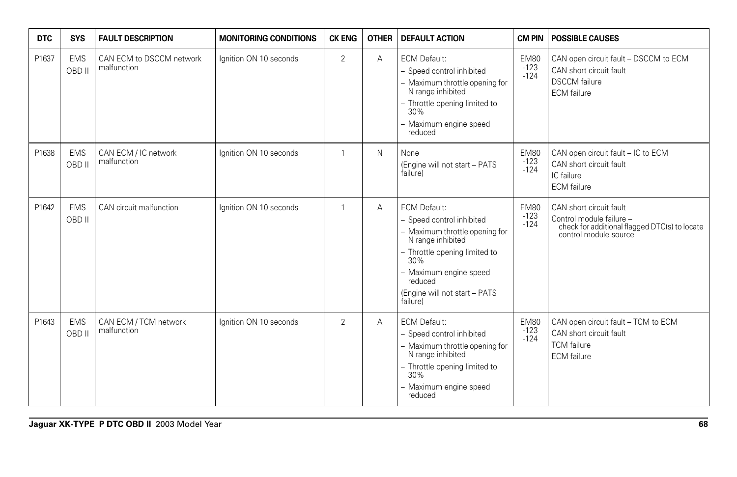| DTC | SYS | FAULT DESCRIPTION | MONITORING CONDITIONS | CK ENG | OTHER | DEFAULT ACTION | CM PIN | POSSIBLE CAUSES |
|---|---|---|---|---|---|---|---|---|
| P1637 | EMS OBD II | CAN ECM to DSCCM network malfunction | Ignition ON 10 seconds | 2 | A | ECM Default:<br>– Speed control inhibited<br>– Maximum throttle opening for N range inhibited<br>– Throttle opening limited to 30%<br>– Maximum engine speed reduced | EM80 -123 -124 | CAN open circuit fault – DSCCM to ECM<br>CAN short circuit fault<br>DSCCM failure<br>ECM failure |
| P1638 | EMS OBD II | CAN ECM / IC network malfunction | Ignition ON 10 seconds | 1 | N | None<br>(Engine will not start – PATS failure) | EM80 -123 -124 | CAN open circuit fault – IC to ECM<br>CAN short circuit fault<br>IC failure<br>ECM failure |
| P1642 | EMS OBD II | CAN circuit malfunction | Ignition ON 10 seconds | 1 | A | ECM Default:<br>– Speed control inhibited<br>– Maximum throttle opening for N range inhibited<br>– Throttle opening limited to 30%<br>– Maximum engine speed reduced<br>(Engine will not start – PATS failure) | EM80 -123 -124 | CAN short circuit fault<br>Control module failure – check for additional flagged DTC(s) to locate control module source |
| P1643 | EMS OBD II | CAN ECM / TCM network malfunction | Ignition ON 10 seconds | 2 | A | ECM Default:<br>– Speed control inhibited<br>– Maximum throttle opening for N range inhibited<br>– Throttle opening limited to 30%<br>– Maximum engine speed reduced | EM80 -123 -124 | CAN open circuit fault – TCM to ECM<br>CAN short circuit fault<br>TCM failure<br>ECM failure |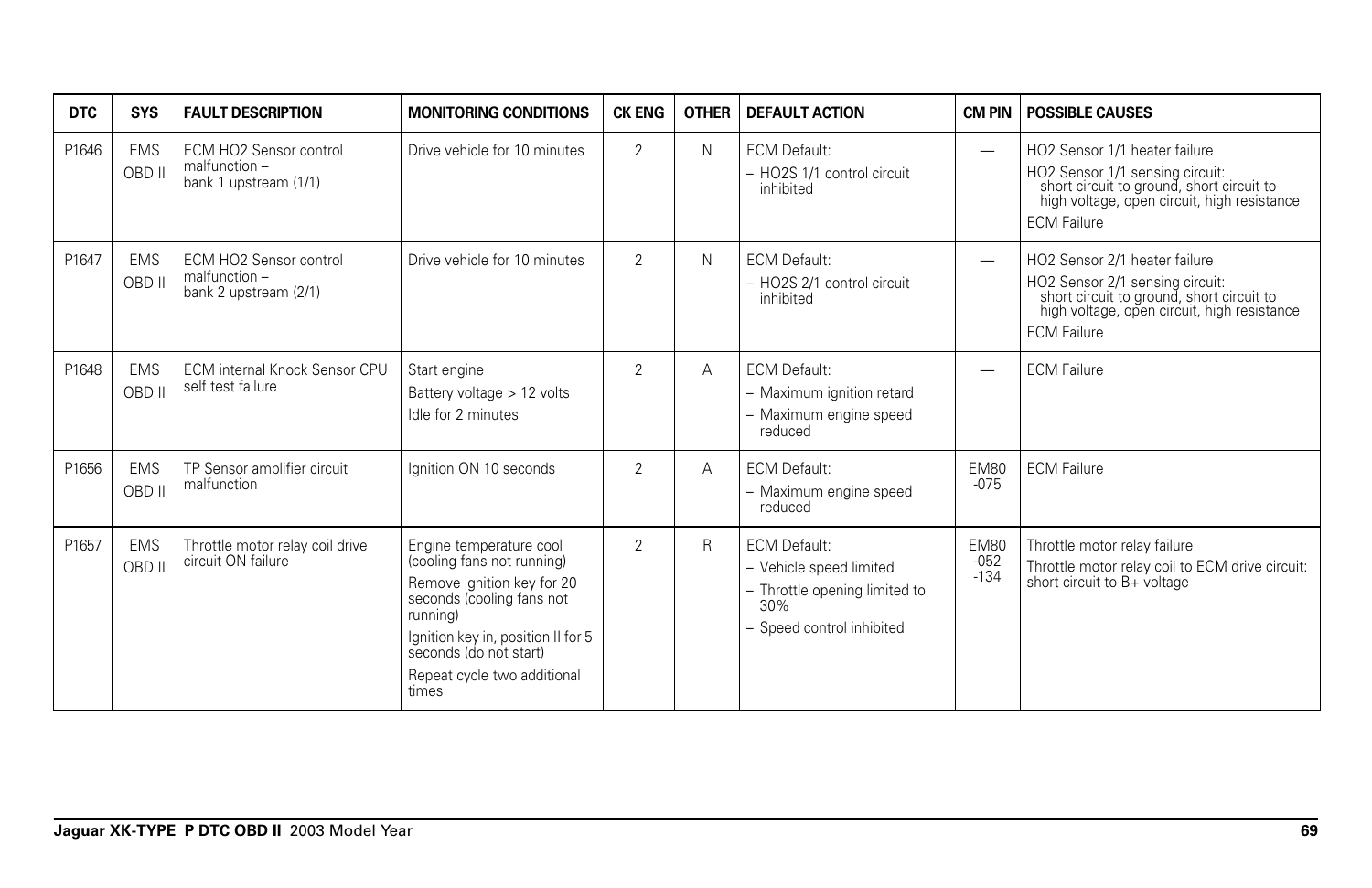| DTC | SYS | FAULT DESCRIPTION | MONITORING CONDITIONS | CK ENG | OTHER | DEFAULT ACTION | CM PIN | POSSIBLE CAUSES |
|---|---|---|---|---|---|---|---|---|
| P1646 | EMS OBD II | ECM HO2 Sensor control malfunction – bank 1 upstream (1/1) | Drive vehicle for 10 minutes | 2 | N | ECM Default:<br>– HO2S 1/1 control circuit inhibited | — | HO2 Sensor 1/1 heater failure<br>HO2 Sensor 1/1 sensing circuit: short circuit to ground, short circuit to high voltage, open circuit, high resistance<br>ECM Failure |
| P1647 | EMS OBD II | ECM HO2 Sensor control malfunction – bank 2 upstream (2/1) | Drive vehicle for 10 minutes | 2 | N | ECM Default:<br>– HO2S 2/1 control circuit inhibited | — | HO2 Sensor 2/1 heater failure<br>HO2 Sensor 2/1 sensing circuit: short circuit to ground, short circuit to high voltage, open circuit, high resistance<br>ECM Failure |
| P1648 | EMS OBD II | ECM internal Knock Sensor CPU self test failure | Start engine<br>Battery voltage > 12 volts<br>Idle for 2 minutes | 2 | A | ECM Default:<br>– Maximum ignition retard<br>– Maximum engine speed reduced | — | ECM Failure |
| P1656 | EMS OBD II | TP Sensor amplifier circuit malfunction | Ignition ON 10 seconds | 2 | A | ECM Default:<br>– Maximum engine speed reduced | EM80 -075 | ECM Failure |
| P1657 | EMS OBD II | Throttle motor relay coil drive circuit ON failure | Engine temperature cool (cooling fans not running)<br>Remove ignition key for 20 seconds (cooling fans not running)<br>Ignition key in, position II for 5 seconds (do not start)<br>Repeat cycle two additional times | 2 | R | ECM Default:<br>– Vehicle speed limited<br>– Throttle opening limited to 30%<br>– Speed control inhibited | EM80 -052 -134 | Throttle motor relay failure<br>Throttle motor relay coil to ECM drive circuit: short circuit to B+ voltage |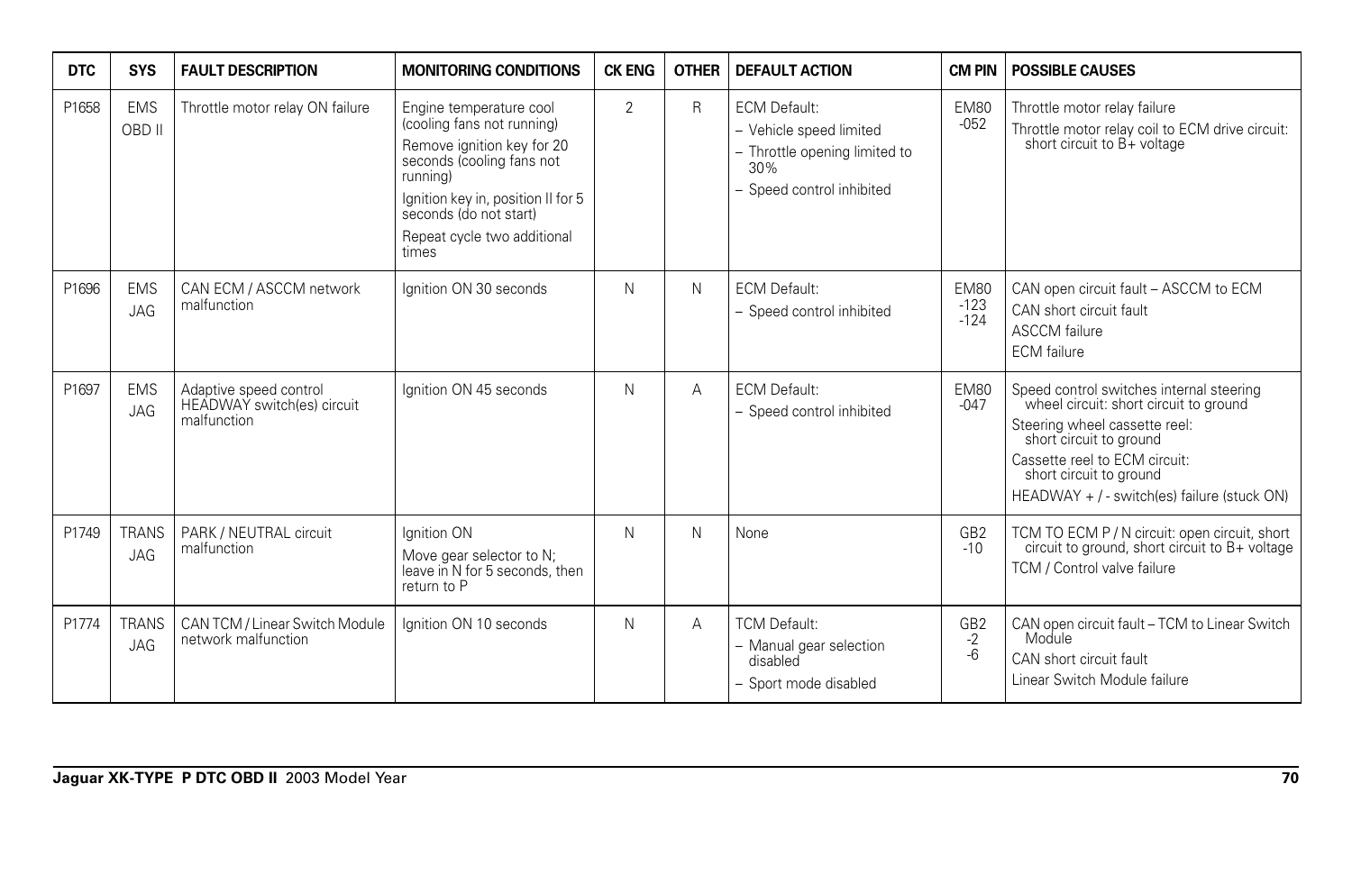| DTC | SYS | FAULT DESCRIPTION | MONITORING CONDITIONS | CK ENG | OTHER | DEFAULT ACTION | CM PIN | POSSIBLE CAUSES |
|---|---|---|---|---|---|---|---|---|
| P1658 | EMS OBD II | Throttle motor relay ON failure | Engine temperature cool (cooling fans not running)<br>Remove ignition key for 20 seconds (cooling fans not running)<br>Ignition key in, position II for 5 seconds (do not start)<br>Repeat cycle two additional times | 2 | R | ECM Default:<br>– Vehicle speed limited<br>– Throttle opening limited to 30%<br>– Speed control inhibited | EM80 -052 | Throttle motor relay failure<br>Throttle motor relay coil to ECM drive circuit: short circuit to B+ voltage |
| P1696 | EMS JAG | CAN ECM / ASCCM network malfunction | Ignition ON 30 seconds | N | N | ECM Default:<br>– Speed control inhibited | EM80 -123 -124 | CAN open circuit fault – ASCCM to ECM<br>CAN short circuit fault<br>ASCCM failure<br>ECM failure |
| P1697 | EMS JAG | Adaptive speed control HEADWAY switch(es) circuit malfunction | Ignition ON 45 seconds | N | A | ECM Default:<br>– Speed control inhibited | EM80 -047 | Speed control switches internal steering wheel circuit: short circuit to ground<br>Steering wheel cassette reel: short circuit to ground<br>Cassette reel to ECM circuit: short circuit to ground<br>HEADWAY + / - switch(es) failure (stuck ON) |
| P1749 | TRANS JAG | PARK / NEUTRAL circuit malfunction | Ignition ON<br>Move gear selector to N; leave in N for 5 seconds, then return to P | N | N | None | GB2 -10 | TCM TO ECM P / N circuit: open circuit, short circuit to ground, short circuit to B+ voltage<br>TCM / Control valve failure |
| P1774 | TRANS JAG | CAN TCM / Linear Switch Module network malfunction | Ignition ON 10 seconds | N | A | TCM Default:<br>– Manual gear selection disabled<br>– Sport mode disabled | GB2 -2 -6 | CAN open circuit fault – TCM to Linear Switch Module<br>CAN short circuit fault<br>Linear Switch Module failure |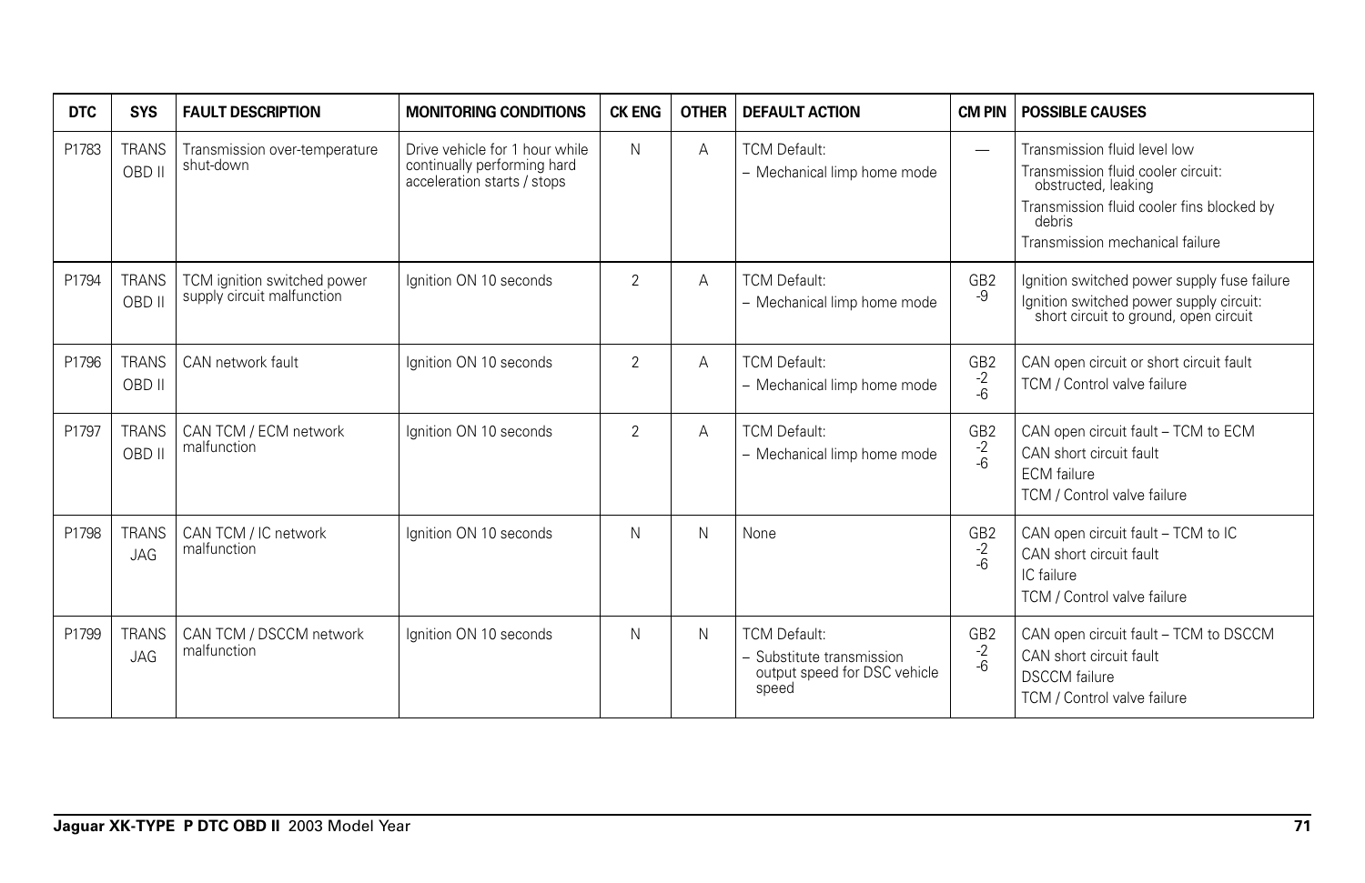| DTC | SYS | FAULT DESCRIPTION | MONITORING CONDITIONS | CK ENG | OTHER | DEFAULT ACTION | CM PIN | POSSIBLE CAUSES |
|---|---|---|---|---|---|---|---|---|
| P1783 | TRANS OBD II | Transmission over-temperature shut-down | Drive vehicle for 1 hour while continually performing hard acceleration starts / stops | N | A | TCM Default:<br>– Mechanical limp home mode | — | Transmission fluid level low<br>Transmission fluid cooler circuit: obstructed, leaking<br>Transmission fluid cooler fins blocked by debris<br>Transmission mechanical failure |
| P1794 | TRANS OBD II | TCM ignition switched power supply circuit malfunction | Ignition ON 10 seconds | 2 | A | TCM Default:<br>– Mechanical limp home mode | GB2 -9 | Ignition switched power supply fuse failure<br>Ignition switched power supply circuit: short circuit to ground, open circuit |
| P1796 | TRANS OBD II | CAN network fault | Ignition ON 10 seconds | 2 | A | TCM Default:<br>– Mechanical limp home mode | GB2 -2 -6 | CAN open circuit or short circuit fault<br>TCM / Control valve failure |
| P1797 | TRANS OBD II | CAN TCM / ECM network malfunction | Ignition ON 10 seconds | 2 | A | TCM Default:<br>– Mechanical limp home mode | GB2 -2 -6 | CAN open circuit fault – TCM to ECM<br>CAN short circuit fault<br>ECM failure<br>TCM / Control valve failure |
| P1798 | TRANS JAG | CAN TCM / IC network malfunction | Ignition ON 10 seconds | N | N | None | GB2 -2 -6 | CAN open circuit fault – TCM to IC<br>CAN short circuit fault<br>IC failure<br>TCM / Control valve failure |
| P1799 | TRANS JAG | CAN TCM / DSCCM network malfunction | Ignition ON 10 seconds | N | N | TCM Default:<br>– Substitute transmission output speed for DSC vehicle speed | GB2 -2 -6 | CAN open circuit fault – TCM to DSCCM<br>CAN short circuit fault<br>DSCCM failure<br>TCM / Control valve failure |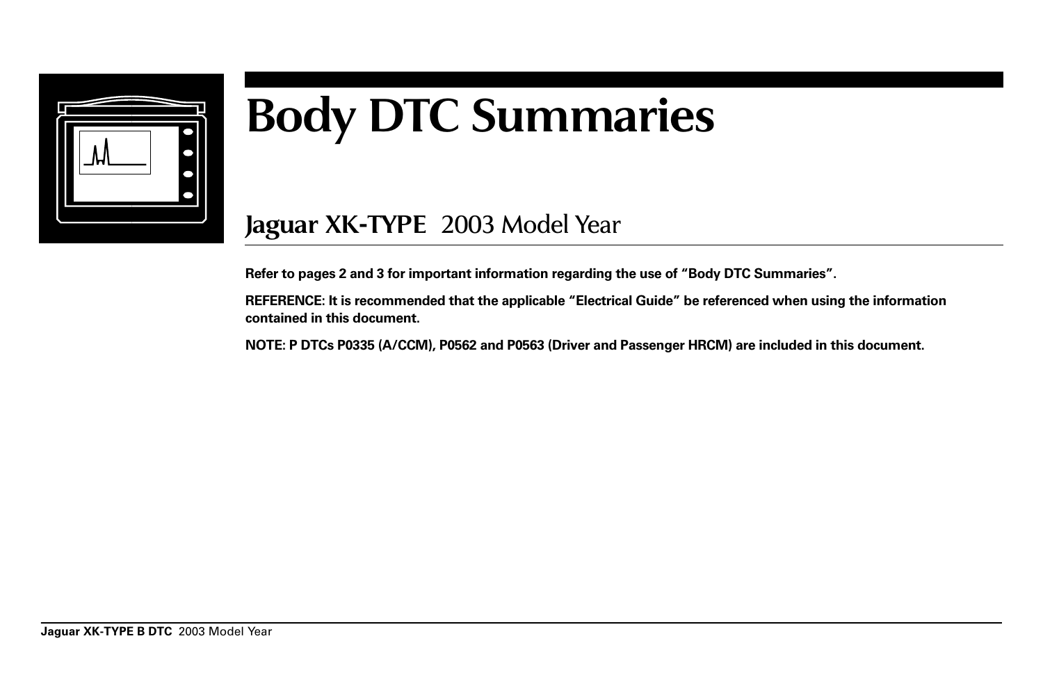# Body DTC Summaries

## Jaguar XK-TYPE 2003 Model Year

**Refer to pages 2 and 3 for important information regarding the use of "Body DTC Summaries".**

**REFERENCE: It is recommended that the applicable "Electrical Guide" be referenced when using the information contained in this document.**

**NOTE: P DTCs P0335 (A/CCM), P0562 and P0563 (Driver and Passenger HRCM) are included in this document.**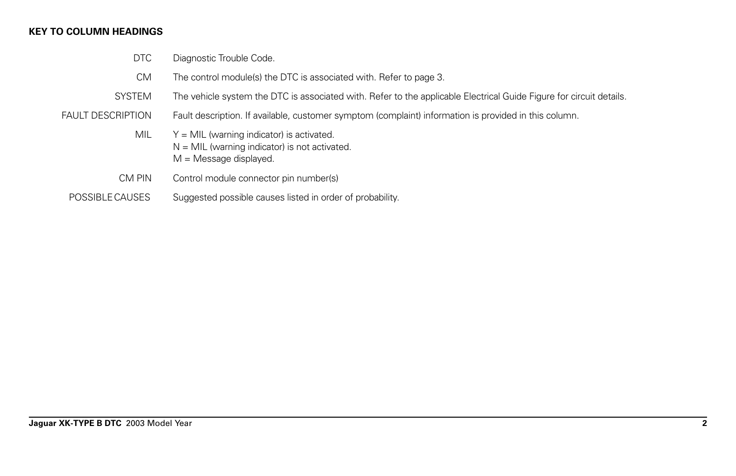## KEY TO COLUMN HEADINGS

| | |
|---|---|
| DTC | Diagnostic Trouble Code. |
| CM | The control module(s) the DTC is associated with. Refer to page 3. |
| SYSTEM | The vehicle system the DTC is associated with. Refer to the applicable Electrical Guide Figure for circuit details. |
| FAULT DESCRIPTION | Fault description. If available, customer symptom (complaint) information is provided in this column. |
| MIL | Y = MIL (warning indicator) is activated.<br>N = MIL (warning indicator) is not activated.<br>M = Message displayed. |
| CM PIN | Control module connector pin number(s) |
| POSSIBLE CAUSES | Suggested possible causes listed in order of probability. |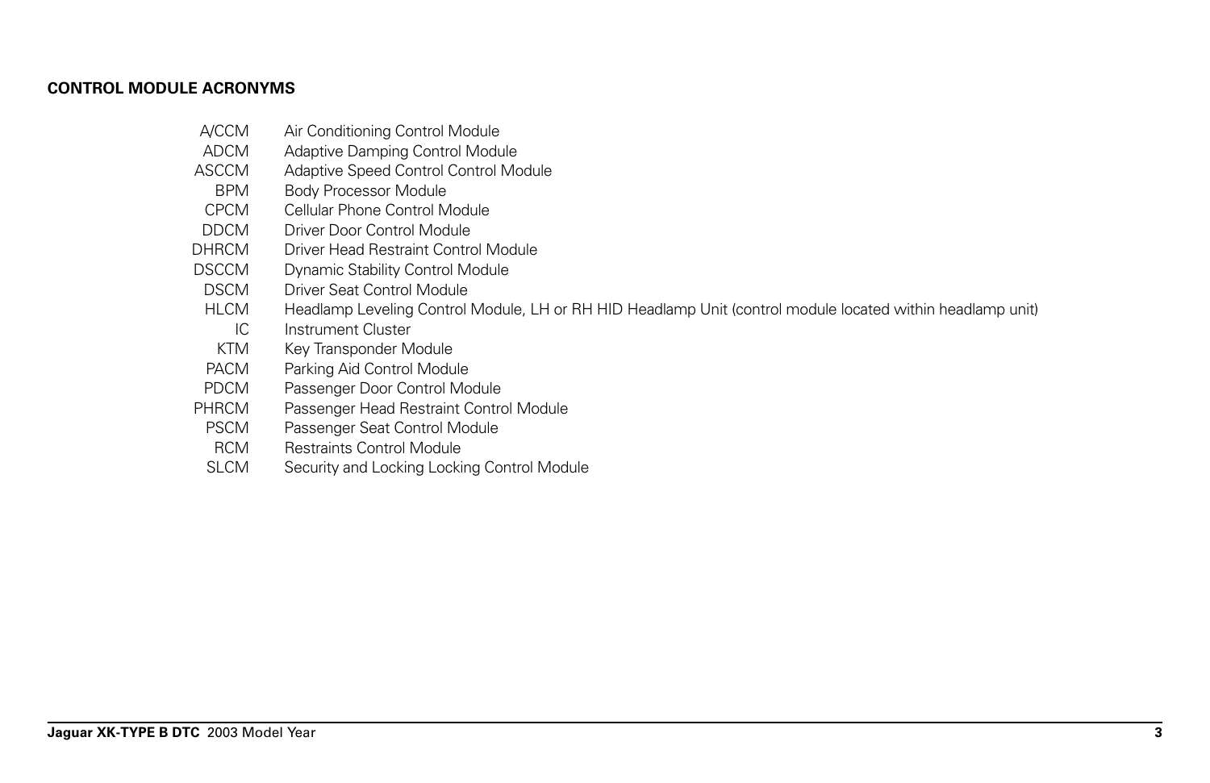## CONTROL MODULE ACRONYMS

| | |
|---|---|
| A/CCM | Air Conditioning Control Module |
| ADCM | Adaptive Damping Control Module |
| ASCCM | Adaptive Speed Control Control Module |
| BPM | Body Processor Module |
| CPCM | Cellular Phone Control Module |
| DDCM | Driver Door Control Module |
| DHRCM | Driver Head Restraint Control Module |
| DSCCM | Dynamic Stability Control Module |
| DSCM | Driver Seat Control Module |
| HLCM | Headlamp Leveling Control Module, LH or RH HID Headlamp Unit (control module located within headlamp unit) |
| IC | Instrument Cluster |
| KTM | Key Transponder Module |
| PACM | Parking Aid Control Module |
| PDCM | Passenger Door Control Module |
| PHRCM | Passenger Head Restraint Control Module |
| PSCM | Passenger Seat Control Module |
| RCM | Restraints Control Module |
| SLCM | Security and Locking Locking Control Module |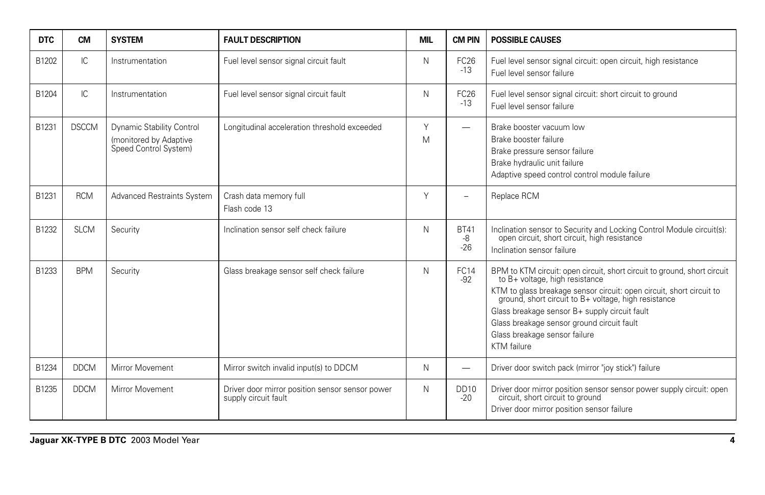| DTC | CM | SYSTEM | FAULT DESCRIPTION | MIL | CM PIN | POSSIBLE CAUSES |
|---|---|---|---|---|---|---|
| B1202 | IC | Instrumentation | Fuel level sensor signal circuit fault | N | FC26 -13 | Fuel level sensor signal circuit: open circuit, high resistance<br>Fuel level sensor failure |
| B1204 | IC | Instrumentation | Fuel level sensor signal circuit fault | N | FC26 -13 | Fuel level sensor signal circuit: short circuit to ground<br>Fuel level sensor failure |
| B1231 | DSCCM | Dynamic Stability Control (monitored by Adaptive Speed Control System) | Longitudinal acceleration threshold exceeded | Y<br>M | — | Brake booster vacuum low<br>Brake booster failure<br>Brake pressure sensor failure<br>Brake hydraulic unit failure<br>Adaptive speed control control module failure |
| B1231 | RCM | Advanced Restraints System | Crash data memory full<br>Flash code 13 | Y | – | Replace RCM |
| B1232 | SLCM | Security | Inclination sensor self check failure | N | BT41 -8 -26 | Inclination sensor to Security and Locking Control Module circuit(s): open circuit, short circuit, high resistance<br>Inclination sensor failure |
| B1233 | BPM | Security | Glass breakage sensor self check failure | N | FC14 -92 | BPM to KTM circuit: open circuit, short circuit to ground, short circuit to B+ voltage, high resistance<br>KTM to glass breakage sensor circuit: open circuit, short circuit to ground, short circuit to B+ voltage, high resistance<br>Glass breakage sensor B+ supply circuit fault<br>Glass breakage sensor ground circuit fault<br>Glass breakage sensor failure<br>KTM failure |
| B1234 | DDCM | Mirror Movement | Mirror switch invalid input(s) to DDCM | N | — | Driver door switch pack (mirror "joy stick") failure |
| B1235 | DDCM | Mirror Movement | Driver door mirror position sensor sensor power supply circuit fault | N | DD10 -20 | Driver door mirror position sensor sensor power supply circuit: open circuit, short circuit to ground<br>Driver door mirror position sensor failure |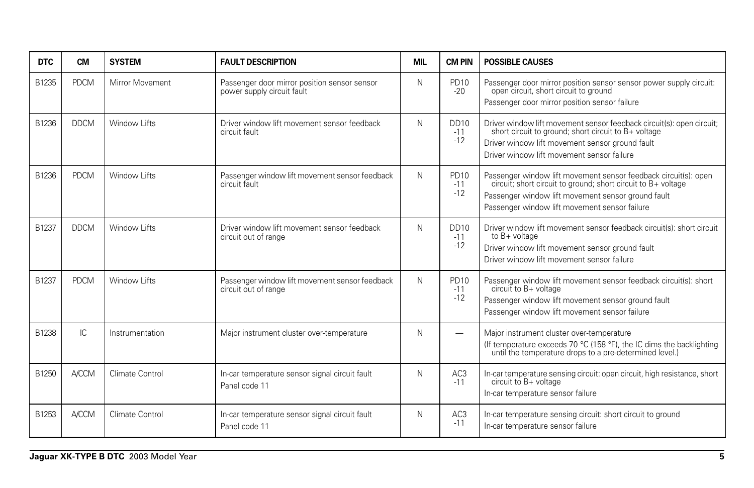| DTC | CM | SYSTEM | FAULT DESCRIPTION | MIL | CM PIN | POSSIBLE CAUSES |
|---|---|---|---|---|---|---|
| B1235 | PDCM | Mirror Movement | Passenger door mirror position sensor sensor power supply circuit fault | N | PD10 -20 | Passenger door mirror position sensor sensor power supply circuit: open circuit, short circuit to ground<br>Passenger door mirror position sensor failure |
| B1236 | DDCM | Window Lifts | Driver window lift movement sensor feedback circuit fault | N | DD10 -11 -12 | Driver window lift movement sensor feedback circuit(s): open circuit; short circuit to ground; short circuit to B+ voltage<br>Driver window lift movement sensor ground fault<br>Driver window lift movement sensor failure |
| B1236 | PDCM | Window Lifts | Passenger window lift movement sensor feedback circuit fault | N | PD10 -11 -12 | Passenger window lift movement sensor feedback circuit(s): open circuit; short circuit to ground; short circuit to B+ voltage<br>Passenger window lift movement sensor ground fault<br>Passenger window lift movement sensor failure |
| B1237 | DDCM | Window Lifts | Driver window lift movement sensor feedback circuit out of range | N | DD10 -11 -12 | Driver window lift movement sensor feedback circuit(s): short circuit to B+ voltage<br>Driver window lift movement sensor ground fault<br>Driver window lift movement sensor failure |
| B1237 | PDCM | Window Lifts | Passenger window lift movement sensor feedback circuit out of range | N | PD10 -11 -12 | Passenger window lift movement sensor feedback circuit(s): short circuit to B+ voltage<br>Passenger window lift movement sensor ground fault<br>Passenger window lift movement sensor failure |
| B1238 | IC | Instrumentation | Major instrument cluster over-temperature | N | — | Major instrument cluster over-temperature<br>(If temperature exceeds 70 °C (158 °F), the IC dims the backlighting until the temperature drops to a pre-determined level.) |
| B1250 | A/CCM | Climate Control | In-car temperature sensor signal circuit fault<br>Panel code 11 | N | AC3 -11 | In-car temperature sensing circuit: open circuit, high resistance, short circuit to B+ voltage<br>In-car temperature sensor failure |
| B1253 | A/CCM | Climate Control | In-car temperature sensor signal circuit fault<br>Panel code 11 | N | AC3 -11 | In-car temperature sensing circuit: short circuit to ground<br>In-car temperature sensor failure |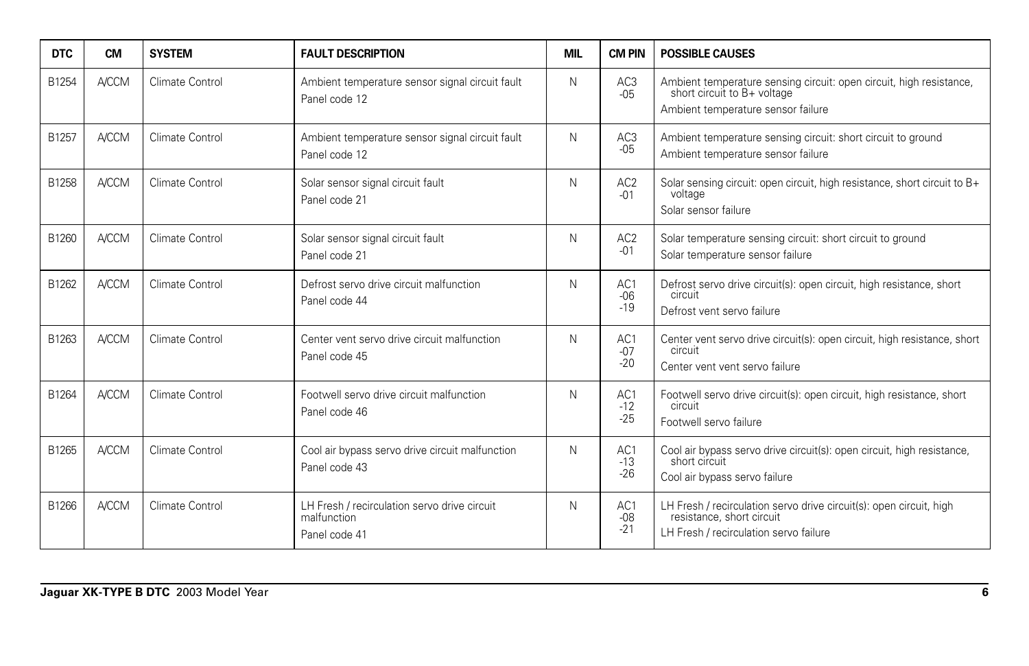| DTC | CM | SYSTEM | FAULT DESCRIPTION | MIL | CM PIN | POSSIBLE CAUSES |
|---|---|---|---|---|---|---|
| B1254 | A/CCM | Climate Control | Ambient temperature sensor signal circuit fault<br>Panel code 12 | N | AC3<br>-05 | Ambient temperature sensing circuit: open circuit, high resistance, short circuit to B+ voltage<br>Ambient temperature sensor failure |
| B1257 | A/CCM | Climate Control | Ambient temperature sensor signal circuit fault<br>Panel code 12 | N | AC3<br>-05 | Ambient temperature sensing circuit: short circuit to ground<br>Ambient temperature sensor failure |
| B1258 | A/CCM | Climate Control | Solar sensor signal circuit fault<br>Panel code 21 | N | AC2<br>-01 | Solar sensing circuit: open circuit, high resistance, short circuit to B+ voltage<br>Solar sensor failure |
| B1260 | A/CCM | Climate Control | Solar sensor signal circuit fault<br>Panel code 21 | N | AC2<br>-01 | Solar temperature sensing circuit: short circuit to ground<br>Solar temperature sensor failure |
| B1262 | A/CCM | Climate Control | Defrost servo drive circuit malfunction<br>Panel code 44 | N | AC1<br>-06<br>-19 | Defrost servo drive circuit(s): open circuit, high resistance, short circuit<br>Defrost vent servo failure |
| B1263 | A/CCM | Climate Control | Center vent servo drive circuit malfunction<br>Panel code 45 | N | AC1<br>-07<br>-20 | Center vent servo drive circuit(s): open circuit, high resistance, short circuit<br>Center vent vent servo failure |
| B1264 | A/CCM | Climate Control | Footwell servo drive circuit malfunction<br>Panel code 46 | N | AC1<br>-12<br>-25 | Footwell servo drive circuit(s): open circuit, high resistance, short circuit<br>Footwell servo failure |
| B1265 | A/CCM | Climate Control | Cool air bypass servo drive circuit malfunction<br>Panel code 43 | N | AC1<br>-13<br>-26 | Cool air bypass servo drive circuit(s): open circuit, high resistance, short circuit<br>Cool air bypass servo failure |
| B1266 | A/CCM | Climate Control | LH Fresh / recirculation servo drive circuit malfunction<br>Panel code 41 | N | AC1<br>-08<br>-21 | LH Fresh / recirculation servo drive circuit(s): open circuit, high resistance, short circuit<br>LH Fresh / recirculation servo failure |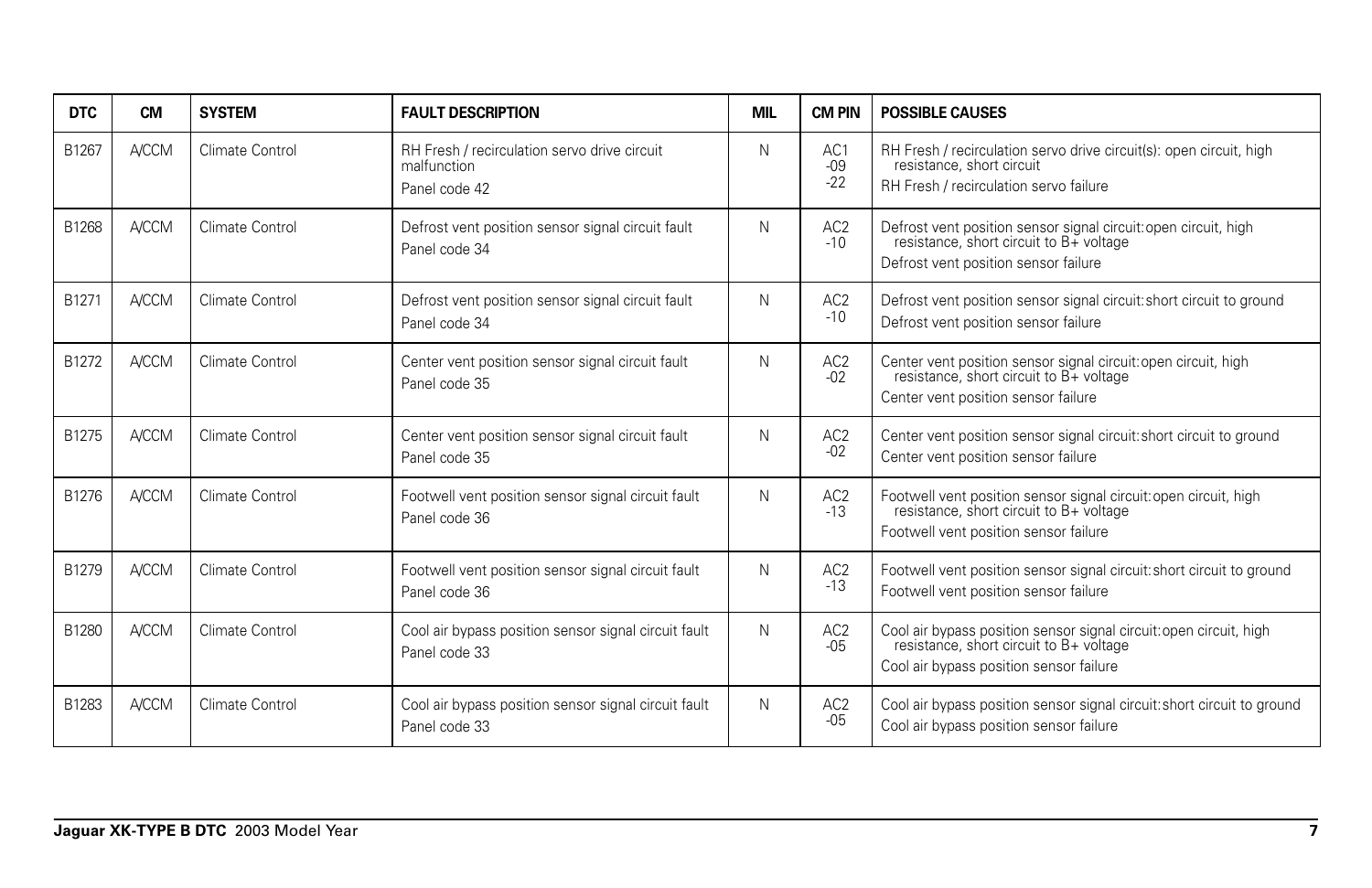| DTC | CM | SYSTEM | FAULT DESCRIPTION | MIL | CM PIN | POSSIBLE CAUSES |
|---|---|---|---|---|---|---|
| B1267 | A/CCM | Climate Control | RH Fresh / recirculation servo drive circuit malfunction<br>Panel code 42 | N | AC1<br>-09<br>-22 | RH Fresh / recirculation servo drive circuit(s): open circuit, high resistance, short circuit<br>RH Fresh / recirculation servo failure |
| B1268 | A/CCM | Climate Control | Defrost vent position sensor signal circuit fault<br>Panel code 34 | N | AC2<br>-10 | Defrost vent position sensor signal circuit: open circuit, high resistance, short circuit to B+ voltage<br>Defrost vent position sensor failure |
| B1271 | A/CCM | Climate Control | Defrost vent position sensor signal circuit fault<br>Panel code 34 | N | AC2<br>-10 | Defrost vent position sensor signal circuit: short circuit to ground<br>Defrost vent position sensor failure |
| B1272 | A/CCM | Climate Control | Center vent position sensor signal circuit fault<br>Panel code 35 | N | AC2<br>-02 | Center vent position sensor signal circuit: open circuit, high resistance, short circuit to B+ voltage<br>Center vent position sensor failure |
| B1275 | A/CCM | Climate Control | Center vent position sensor signal circuit fault<br>Panel code 35 | N | AC2<br>-02 | Center vent position sensor signal circuit: short circuit to ground<br>Center vent position sensor failure |
| B1276 | A/CCM | Climate Control | Footwell vent position sensor signal circuit fault<br>Panel code 36 | N | AC2<br>-13 | Footwell vent position sensor signal circuit: open circuit, high resistance, short circuit to B+ voltage<br>Footwell vent position sensor failure |
| B1279 | A/CCM | Climate Control | Footwell vent position sensor signal circuit fault<br>Panel code 36 | N | AC2<br>-13 | Footwell vent position sensor signal circuit: short circuit to ground<br>Footwell vent position sensor failure |
| B1280 | A/CCM | Climate Control | Cool air bypass position sensor signal circuit fault<br>Panel code 33 | N | AC2<br>-05 | Cool air bypass position sensor signal circuit: open circuit, high resistance, short circuit to B+ voltage<br>Cool air bypass position sensor failure |
| B1283 | A/CCM | Climate Control | Cool air bypass position sensor signal circuit fault<br>Panel code 33 | N | AC2<br>-05 | Cool air bypass position sensor signal circuit: short circuit to ground<br>Cool air bypass position sensor failure |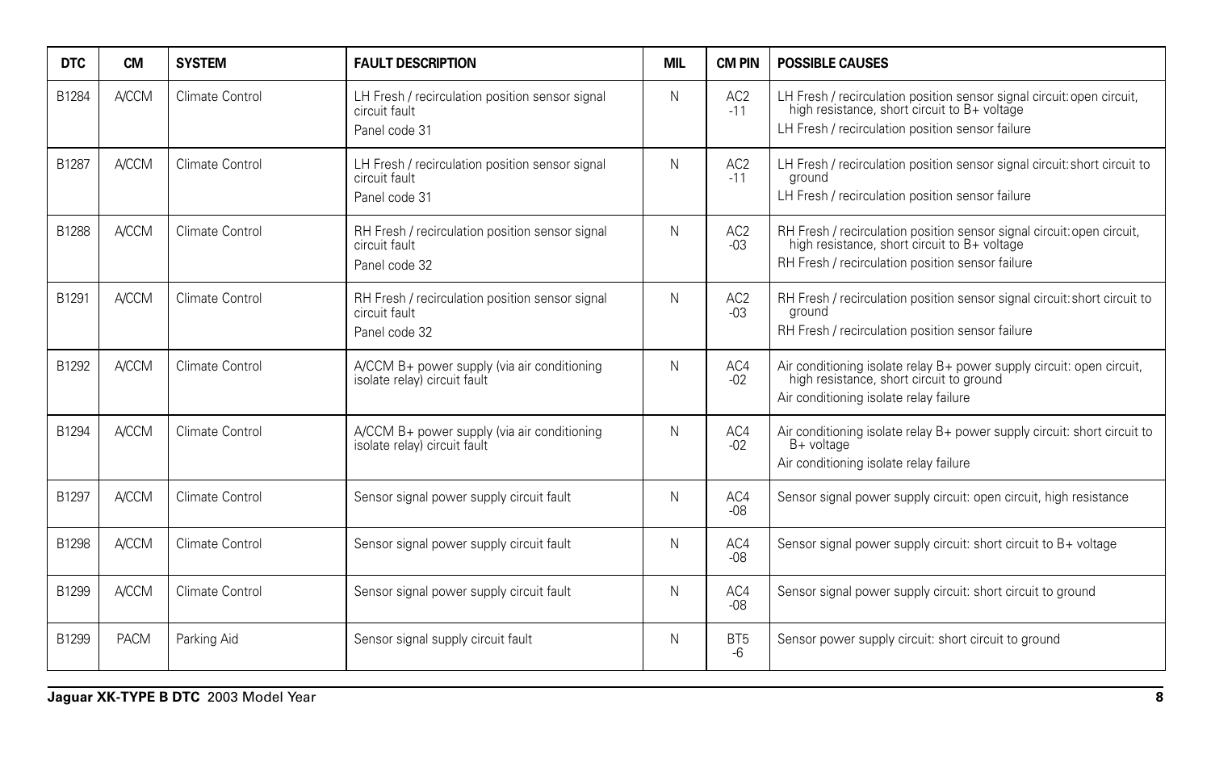| DTC | CM | SYSTEM | FAULT DESCRIPTION | MIL | CM PIN | POSSIBLE CAUSES |
|---|---|---|---|---|---|---|
| B1284 | A/CCM | Climate Control | LH Fresh / recirculation position sensor signal circuit fault<br>Panel code 31 | N | AC2 -11 | LH Fresh / recirculation position sensor signal circuit: open circuit, high resistance, short circuit to B+ voltage<br>LH Fresh / recirculation position sensor failure |
| B1287 | A/CCM | Climate Control | LH Fresh / recirculation position sensor signal circuit fault<br>Panel code 31 | N | AC2 -11 | LH Fresh / recirculation position sensor signal circuit: short circuit to ground<br>LH Fresh / recirculation position sensor failure |
| B1288 | A/CCM | Climate Control | RH Fresh / recirculation position sensor signal circuit fault<br>Panel code 32 | N | AC2 -03 | RH Fresh / recirculation position sensor signal circuit: open circuit, high resistance, short circuit to B+ voltage<br>RH Fresh / recirculation position sensor failure |
| B1291 | A/CCM | Climate Control | RH Fresh / recirculation position sensor signal circuit fault<br>Panel code 32 | N | AC2 -03 | RH Fresh / recirculation position sensor signal circuit: short circuit to ground<br>RH Fresh / recirculation position sensor failure |
| B1292 | A/CCM | Climate Control | A/CCM B+ power supply (via air conditioning isolate relay) circuit fault | N | AC4 -02 | Air conditioning isolate relay B+ power supply circuit: open circuit, high resistance, short circuit to ground<br>Air conditioning isolate relay failure |
| B1294 | A/CCM | Climate Control | A/CCM B+ power supply (via air conditioning isolate relay) circuit fault | N | AC4 -02 | Air conditioning isolate relay B+ power supply circuit: short circuit to B+ voltage<br>Air conditioning isolate relay failure |
| B1297 | A/CCM | Climate Control | Sensor signal power supply circuit fault | N | AC4 -08 | Sensor signal power supply circuit: open circuit, high resistance |
| B1298 | A/CCM | Climate Control | Sensor signal power supply circuit fault | N | AC4 -08 | Sensor signal power supply circuit: short circuit to B+ voltage |
| B1299 | A/CCM | Climate Control | Sensor signal power supply circuit fault | N | AC4 -08 | Sensor signal power supply circuit: short circuit to ground |
| B1299 | PACM | Parking Aid | Sensor signal supply circuit fault | N | BT5 -6 | Sensor power supply circuit: short circuit to ground |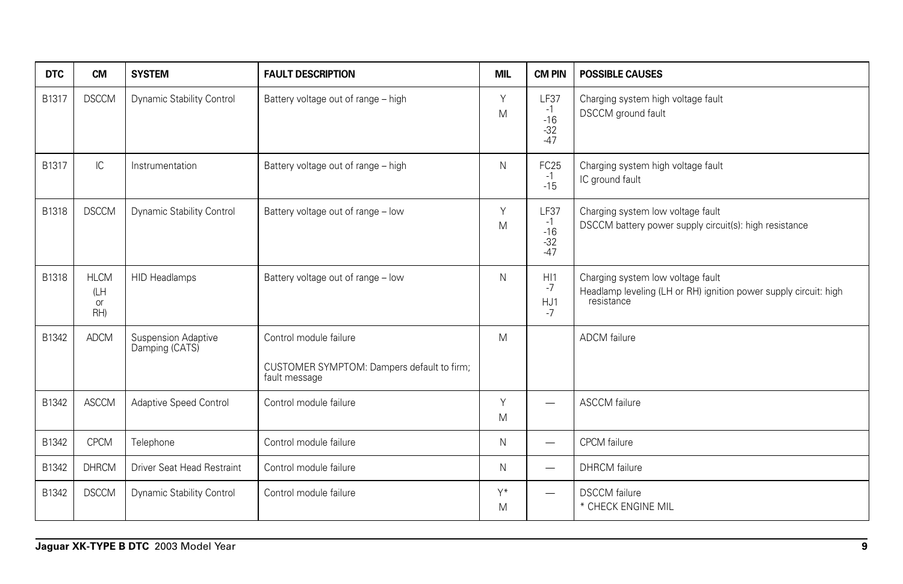| DTC | CM | SYSTEM | FAULT DESCRIPTION | MIL | CM PIN | POSSIBLE CAUSES |
|---|---|---|---|---|---|---|
| B1317 | DSCCM | Dynamic Stability Control | Battery voltage out of range – high | Y<br>M | LF37<br>-1<br>-16<br>-32<br>-47 | Charging system high voltage fault<br>DSCCM ground fault |
| B1317 | IC | Instrumentation | Battery voltage out of range – high | N | FC25<br>-1<br>-15 | Charging system high voltage fault<br>IC ground fault |
| B1318 | DSCCM | Dynamic Stability Control | Battery voltage out of range – low | Y<br>M | LF37<br>-1<br>-16<br>-32<br>-47 | Charging system low voltage fault<br>DSCCM battery power supply circuit(s): high resistance |
| B1318 | HLCM<br>(LH<br>or<br>RH) | HID Headlamps | Battery voltage out of range – low | N | HI1<br>-7<br>HJ1<br>-7 | Charging system low voltage fault<br>Headlamp leveling (LH or RH) ignition power supply circuit: high resistance |
| B1342 | ADCM | Suspension Adaptive Damping (CATS) | Control module failure<br><br>CUSTOMER SYMPTOM: Dampers default to firm; fault message | M | | ADCM failure |
| B1342 | ASCCM | Adaptive Speed Control | Control module failure | Y<br>M | — | ASCCM failure |
| B1342 | CPCM | Telephone | Control module failure | N | — | CPCM failure |
| B1342 | DHRCM | Driver Seat Head Restraint | Control module failure | N | — | DHRCM failure |
| B1342 | DSCCM | Dynamic Stability Control | Control module failure | Y*<br>M | — | DSCCM failure<br>* CHECK ENGINE MIL |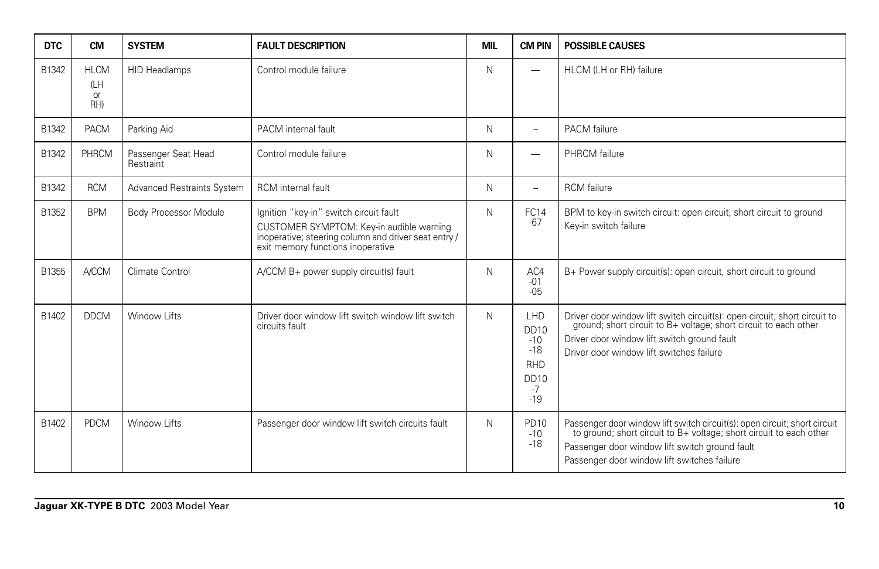| DTC | CM | SYSTEM | FAULT DESCRIPTION | MIL | CM PIN | POSSIBLE CAUSES |
|---|---|---|---|---|---|---|
| B1342 | HLCM (LH or RH) | HID Headlamps | Control module failure | N | — | HLCM (LH or RH) failure |
| B1342 | PACM | Parking Aid | PACM internal fault | N | – | PACM failure |
| B1342 | PHRCM | Passenger Seat Head Restraint | Control module failure | N | — | PHRCM failure |
| B1342 | RCM | Advanced Restraints System | RCM internal fault | N | – | RCM failure |
| B1352 | BPM | Body Processor Module | Ignition "key-in" switch circuit fault<br>CUSTOMER SYMPTOM: Key-in audible warning inoperative; steering column and driver seat entry / exit memory functions inoperative | N | FC14 -67 | BPM to key-in switch circuit: open circuit, short circuit to ground<br>Key-in switch failure |
| B1355 | A/CCM | Climate Control | A/CCM B+ power supply circuit(s) fault | N | AC4 -01 -05 | B+ Power supply circuit(s): open circuit, short circuit to ground |
| B1402 | DDCM | Window Lifts | Driver door window lift switch window lift switch circuits fault | N | LHD DD10 -10 -18 RHD DD10 -7 -19 | Driver door window lift switch circuit(s): open circuit; short circuit to ground; short circuit to B+ voltage; short circuit to each other<br>Driver door window lift switch ground fault<br>Driver door window lift switches failure |
| B1402 | PDCM | Window Lifts | Passenger door window lift switch circuits fault | N | PD10 -10 -18 | Passenger door window lift switch circuit(s): open circuit; short circuit to ground; short circuit to B+ voltage; short circuit to each other<br>Passenger door window lift switch ground fault<br>Passenger door window lift switches failure |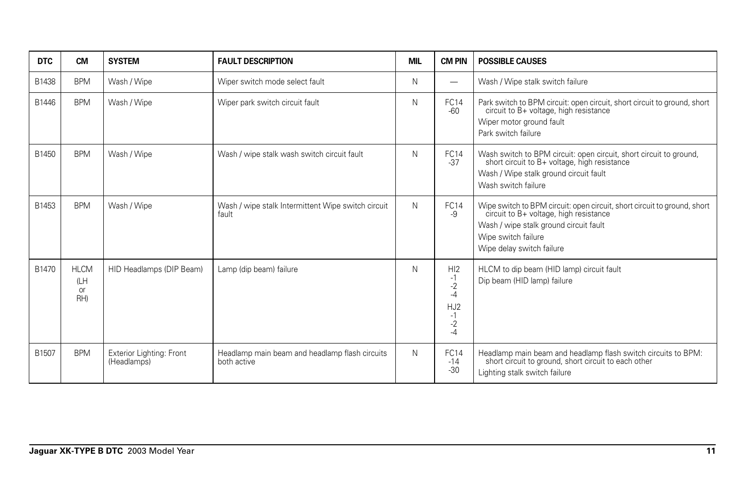| DTC | CM | SYSTEM | FAULT DESCRIPTION | MIL | CM PIN | POSSIBLE CAUSES |
|---|---|---|---|---|---|---|
| B1438 | BPM | Wash / Wipe | Wiper switch mode select fault | N | — | Wash / Wipe stalk switch failure |
| B1446 | BPM | Wash / Wipe | Wiper park switch circuit fault | N | FC14<br>-60 | Park switch to BPM circuit: open circuit, short circuit to ground, short circuit to B+ voltage, high resistance<br>Wiper motor ground fault<br>Park switch failure |
| B1450 | BPM | Wash / Wipe | Wash / wipe stalk wash switch circuit fault | N | FC14<br>-37 | Wash switch to BPM circuit: open circuit, short circuit to ground, short circuit to B+ voltage, high resistance<br>Wash / Wipe stalk ground circuit fault<br>Wash switch failure |
| B1453 | BPM | Wash / Wipe | Wash / wipe stalk Intermittent Wipe switch circuit fault | N | FC14<br>-9 | Wipe switch to BPM circuit: open circuit, short circuit to ground, short circuit to B+ voltage, high resistance<br>Wash / wipe stalk ground circuit fault<br>Wipe switch failure<br>Wipe delay switch failure |
| B1470 | HLCM<br>(LH or RH) | HID Headlamps (DIP Beam) | Lamp (dip beam) failure | N | HI2<br>-1<br>-2<br>-4<br>HJ2<br>-1<br>-2<br>-4 | HLCM to dip beam (HID lamp) circuit fault<br>Dip beam (HID lamp) failure |
| B1507 | BPM | Exterior Lighting: Front (Headlamps) | Headlamp main beam and headlamp flash circuits both active | N | FC14<br>-14<br>-30 | Headlamp main beam and headlamp flash switch circuits to BPM: short circuit to ground, short circuit to each other<br>Lighting stalk switch failure |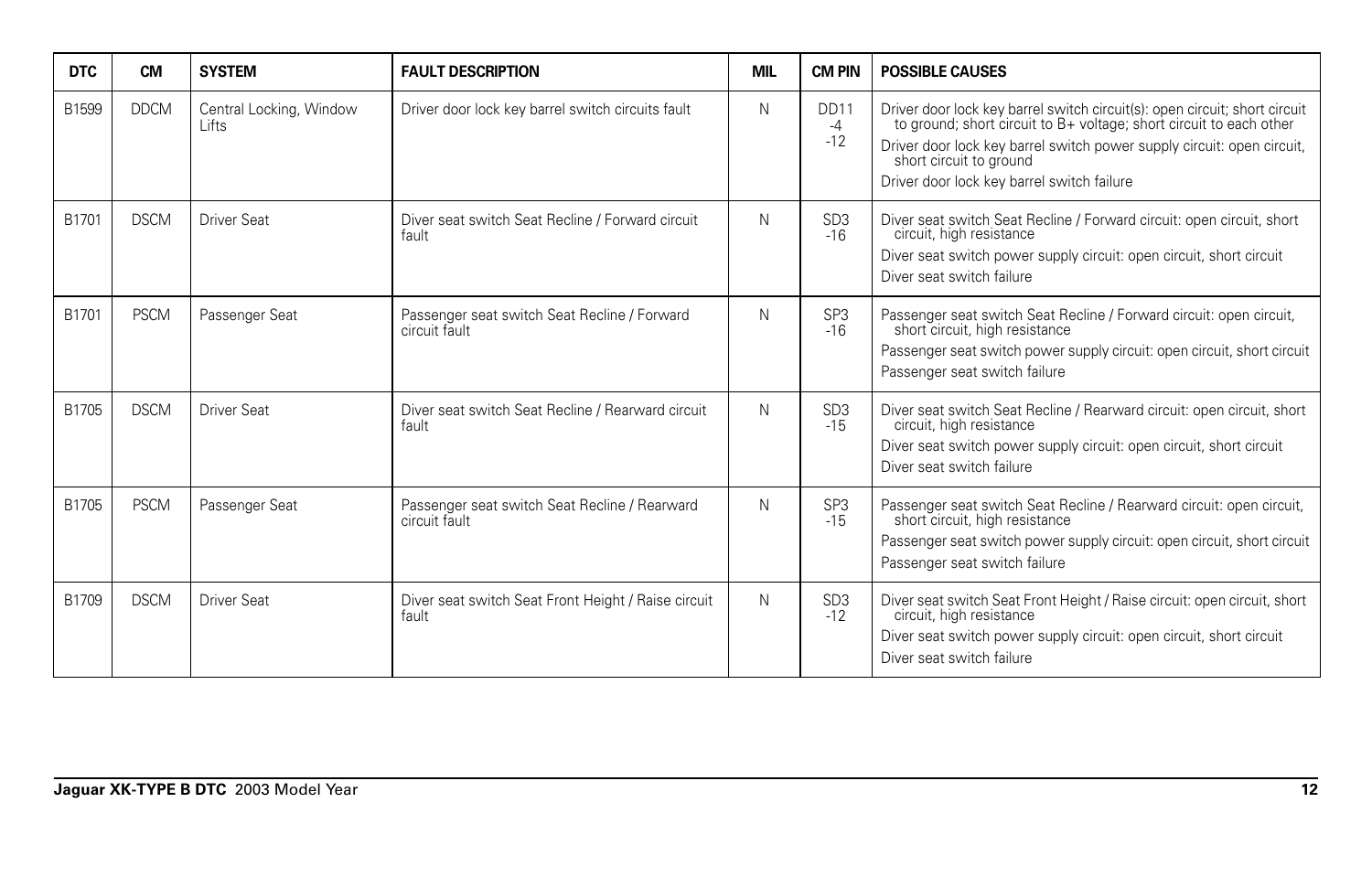| DTC | CM | SYSTEM | FAULT DESCRIPTION | MIL | CM PIN | POSSIBLE CAUSES |
|---|---|---|---|---|---|---|
| B1599 | DDCM | Central Locking, Window Lifts | Driver door lock key barrel switch circuits fault | N | DD11 -4 -12 | Driver door lock key barrel switch circuit(s): open circuit; short circuit to ground; short circuit to B+ voltage; short circuit to each other<br>Driver door lock key barrel switch power supply circuit: open circuit, short circuit to ground<br>Driver door lock key barrel switch failure |
| B1701 | DSCM | Driver Seat | Diver seat switch Seat Recline / Forward circuit fault | N | SD3 -16 | Diver seat switch Seat Recline / Forward circuit: open circuit, short circuit, high resistance<br>Diver seat switch power supply circuit: open circuit, short circuit<br>Diver seat switch failure |
| B1701 | PSCM | Passenger Seat | Passenger seat switch Seat Recline / Forward circuit fault | N | SP3 -16 | Passenger seat switch Seat Recline / Forward circuit: open circuit, short circuit, high resistance<br>Passenger seat switch power supply circuit: open circuit, short circuit<br>Passenger seat switch failure |
| B1705 | DSCM | Driver Seat | Diver seat switch Seat Recline / Rearward circuit fault | N | SD3 -15 | Diver seat switch Seat Recline / Rearward circuit: open circuit, short circuit, high resistance<br>Diver seat switch power supply circuit: open circuit, short circuit<br>Diver seat switch failure |
| B1705 | PSCM | Passenger Seat | Passenger seat switch Seat Recline / Rearward circuit fault | N | SP3 -15 | Passenger seat switch Seat Recline / Rearward circuit: open circuit, short circuit, high resistance<br>Passenger seat switch power supply circuit: open circuit, short circuit<br>Passenger seat switch failure |
| B1709 | DSCM | Driver Seat | Diver seat switch Seat Front Height / Raise circuit fault | N | SD3 -12 | Diver seat switch Seat Front Height / Raise circuit: open circuit, short circuit, high resistance<br>Diver seat switch power supply circuit: open circuit, short circuit<br>Diver seat switch failure |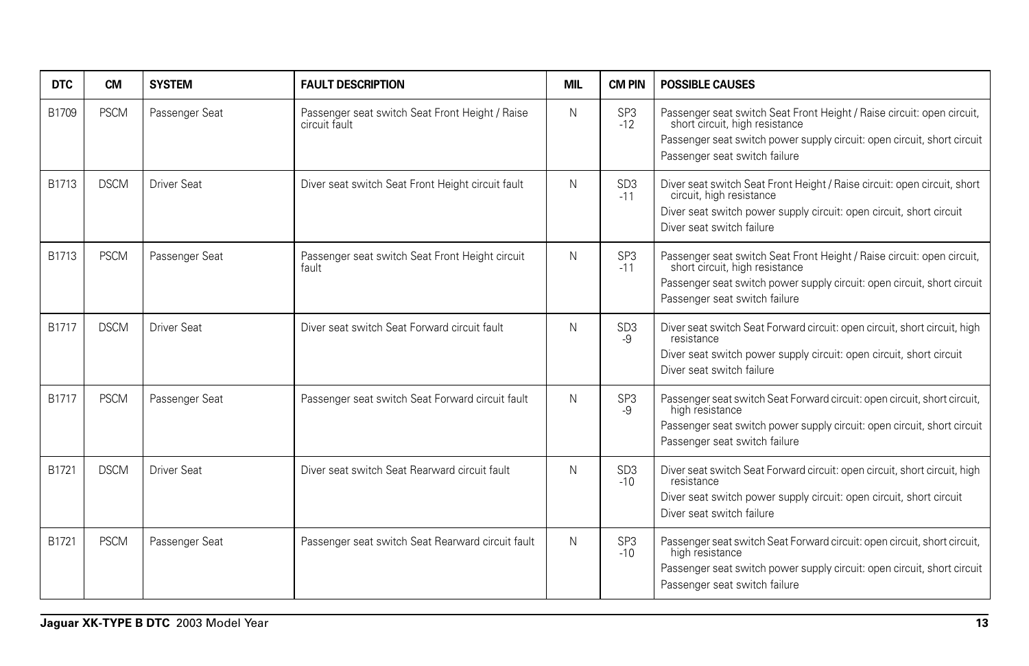| DTC | CM | SYSTEM | FAULT DESCRIPTION | MIL | CM PIN | POSSIBLE CAUSES |
|---|---|---|---|---|---|---|
| B1709 | PSCM | Passenger Seat | Passenger seat switch Seat Front Height / Raise circuit fault | N | SP3 -12 | Passenger seat switch Seat Front Height / Raise circuit: open circuit, short circuit, high resistance<br>Passenger seat switch power supply circuit: open circuit, short circuit<br>Passenger seat switch failure |
| B1713 | DSCM | Driver Seat | Diver seat switch Seat Front Height circuit fault | N | SD3 -11 | Diver seat switch Seat Front Height / Raise circuit: open circuit, short circuit, high resistance<br>Diver seat switch power supply circuit: open circuit, short circuit<br>Diver seat switch failure |
| B1713 | PSCM | Passenger Seat | Passenger seat switch Seat Front Height circuit fault | N | SP3 -11 | Passenger seat switch Seat Front Height / Raise circuit: open circuit, short circuit, high resistance<br>Passenger seat switch power supply circuit: open circuit, short circuit<br>Passenger seat switch failure |
| B1717 | DSCM | Driver Seat | Diver seat switch Seat Forward circuit fault | N | SD3 -9 | Diver seat switch Seat Forward circuit: open circuit, short circuit, high resistance<br>Diver seat switch power supply circuit: open circuit, short circuit<br>Diver seat switch failure |
| B1717 | PSCM | Passenger Seat | Passenger seat switch Seat Forward circuit fault | N | SP3 -9 | Passenger seat switch Seat Forward circuit: open circuit, short circuit, high resistance<br>Passenger seat switch power supply circuit: open circuit, short circuit<br>Passenger seat switch failure |
| B1721 | DSCM | Driver Seat | Diver seat switch Seat Rearward circuit fault | N | SD3 -10 | Diver seat switch Seat Forward circuit: open circuit, short circuit, high resistance<br>Diver seat switch power supply circuit: open circuit, short circuit<br>Diver seat switch failure |
| B1721 | PSCM | Passenger Seat | Passenger seat switch Seat Rearward circuit fault | N | SP3 -10 | Passenger seat switch Seat Forward circuit: open circuit, short circuit, high resistance<br>Passenger seat switch power supply circuit: open circuit, short circuit<br>Passenger seat switch failure |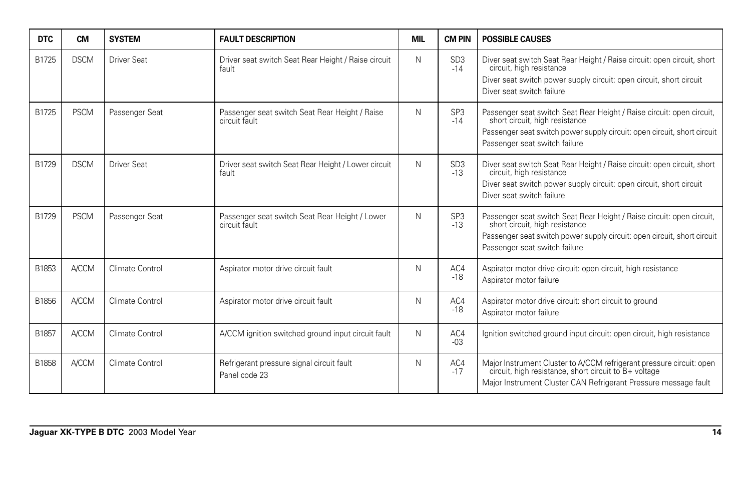| DTC | CM | SYSTEM | FAULT DESCRIPTION | MIL | CM PIN | POSSIBLE CAUSES |
|---|---|---|---|---|---|---|
| B1725 | DSCM | Driver Seat | Driver seat switch Seat Rear Height / Raise circuit fault | N | SD3 -14 | Diver seat switch Seat Rear Height / Raise circuit: open circuit, short circuit, high resistance<br>Diver seat switch power supply circuit: open circuit, short circuit<br>Diver seat switch failure |
| B1725 | PSCM | Passenger Seat | Passenger seat switch Seat Rear Height / Raise circuit fault | N | SP3 -14 | Passenger seat switch Seat Rear Height / Raise circuit: open circuit, short circuit, high resistance<br>Passenger seat switch power supply circuit: open circuit, short circuit<br>Passenger seat switch failure |
| B1729 | DSCM | Driver Seat | Driver seat switch Seat Rear Height / Lower circuit fault | N | SD3 -13 | Diver seat switch Seat Rear Height / Raise circuit: open circuit, short circuit, high resistance<br>Diver seat switch power supply circuit: open circuit, short circuit<br>Diver seat switch failure |
| B1729 | PSCM | Passenger Seat | Passenger seat switch Seat Rear Height / Lower circuit fault | N | SP3 -13 | Passenger seat switch Seat Rear Height / Raise circuit: open circuit, short circuit, high resistance<br>Passenger seat switch power supply circuit: open circuit, short circuit<br>Passenger seat switch failure |
| B1853 | A/CCM | Climate Control | Aspirator motor drive circuit fault | N | AC4 -18 | Aspirator motor drive circuit: open circuit, high resistance<br>Aspirator motor failure |
| B1856 | A/CCM | Climate Control | Aspirator motor drive circuit fault | N | AC4 -18 | Aspirator motor drive circuit: short circuit to ground<br>Aspirator motor failure |
| B1857 | A/CCM | Climate Control | A/CCM ignition switched ground input circuit fault | N | AC4 -03 | Ignition switched ground input circuit: open circuit, high resistance |
| B1858 | A/CCM | Climate Control | Refrigerant pressure signal circuit fault<br>Panel code 23 | N | AC4 -17 | Major Instrument Cluster to A/CCM refrigerant pressure circuit: open circuit, high resistance, short circuit to B+ voltage<br>Major Instrument Cluster CAN Refrigerant Pressure message fault |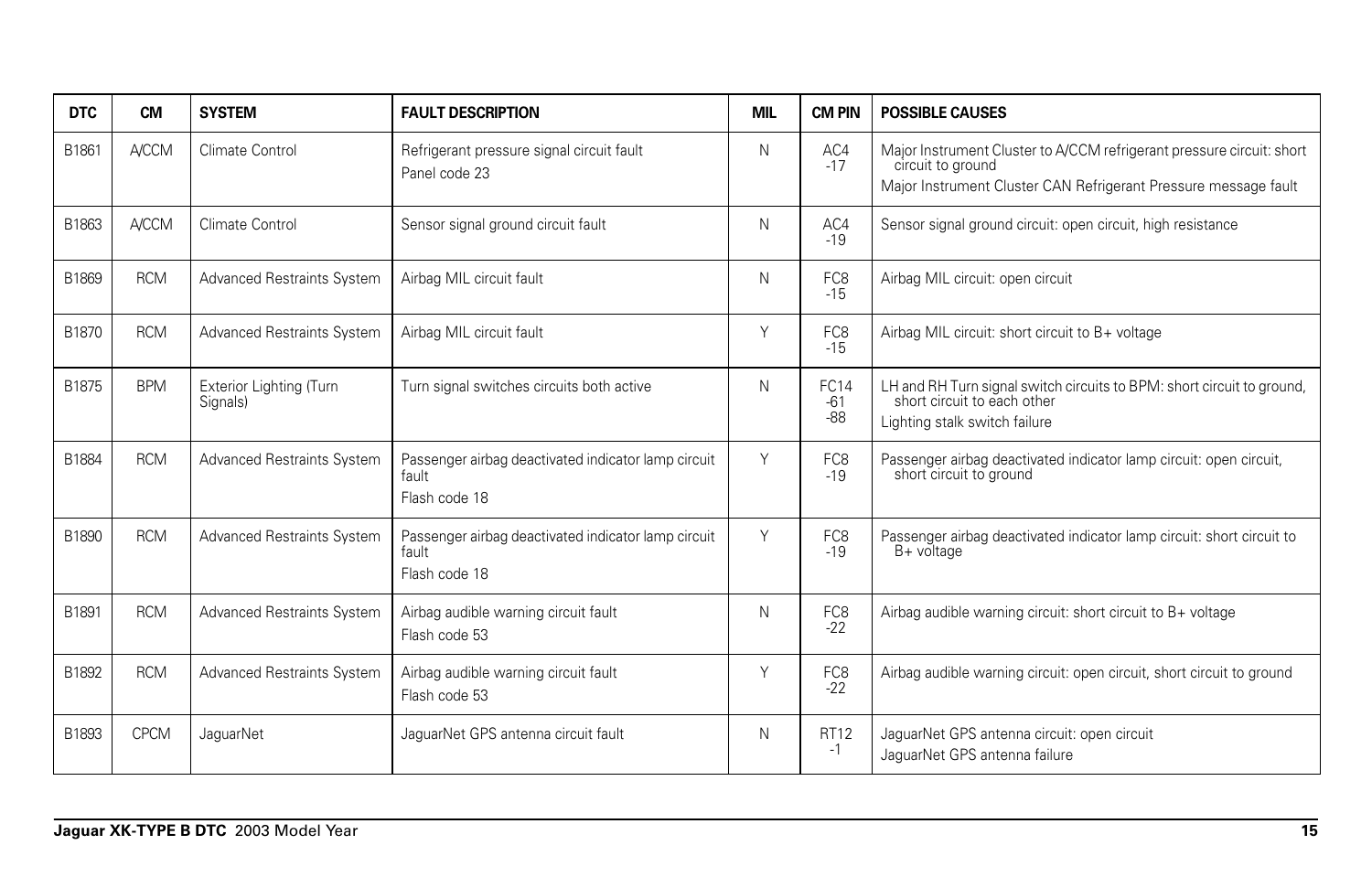| DTC | CM | SYSTEM | FAULT DESCRIPTION | MIL | CM PIN | POSSIBLE CAUSES |
|---|---|---|---|---|---|---|
| B1861 | A/CCM | Climate Control | Refrigerant pressure signal circuit fault<br>Panel code 23 | N | AC4 -17 | Major Instrument Cluster to A/CCM refrigerant pressure circuit: short circuit to ground<br>Major Instrument Cluster CAN Refrigerant Pressure message fault |
| B1863 | A/CCM | Climate Control | Sensor signal ground circuit fault | N | AC4 -19 | Sensor signal ground circuit: open circuit, high resistance |
| B1869 | RCM | Advanced Restraints System | Airbag MIL circuit fault | N | FC8 -15 | Airbag MIL circuit: open circuit |
| B1870 | RCM | Advanced Restraints System | Airbag MIL circuit fault | Y | FC8 -15 | Airbag MIL circuit: short circuit to B+ voltage |
| B1875 | BPM | Exterior Lighting (Turn Signals) | Turn signal switches circuits both active | N | FC14 -61 -88 | LH and RH Turn signal switch circuits to BPM: short circuit to ground, short circuit to each other<br>Lighting stalk switch failure |
| B1884 | RCM | Advanced Restraints System | Passenger airbag deactivated indicator lamp circuit fault<br>Flash code 18 | Y | FC8 -19 | Passenger airbag deactivated indicator lamp circuit: open circuit, short circuit to ground |
| B1890 | RCM | Advanced Restraints System | Passenger airbag deactivated indicator lamp circuit fault<br>Flash code 18 | Y | FC8 -19 | Passenger airbag deactivated indicator lamp circuit: short circuit to B+ voltage |
| B1891 | RCM | Advanced Restraints System | Airbag audible warning circuit fault<br>Flash code 53 | N | FC8 -22 | Airbag audible warning circuit: short circuit to B+ voltage |
| B1892 | RCM | Advanced Restraints System | Airbag audible warning circuit fault<br>Flash code 53 | Y | FC8 -22 | Airbag audible warning circuit: open circuit, short circuit to ground |
| B1893 | CPCM | JaguarNet | JaguarNet GPS antenna circuit fault | N | RT12 -1 | JaguarNet GPS antenna circuit: open circuit<br>JaguarNet GPS antenna failure |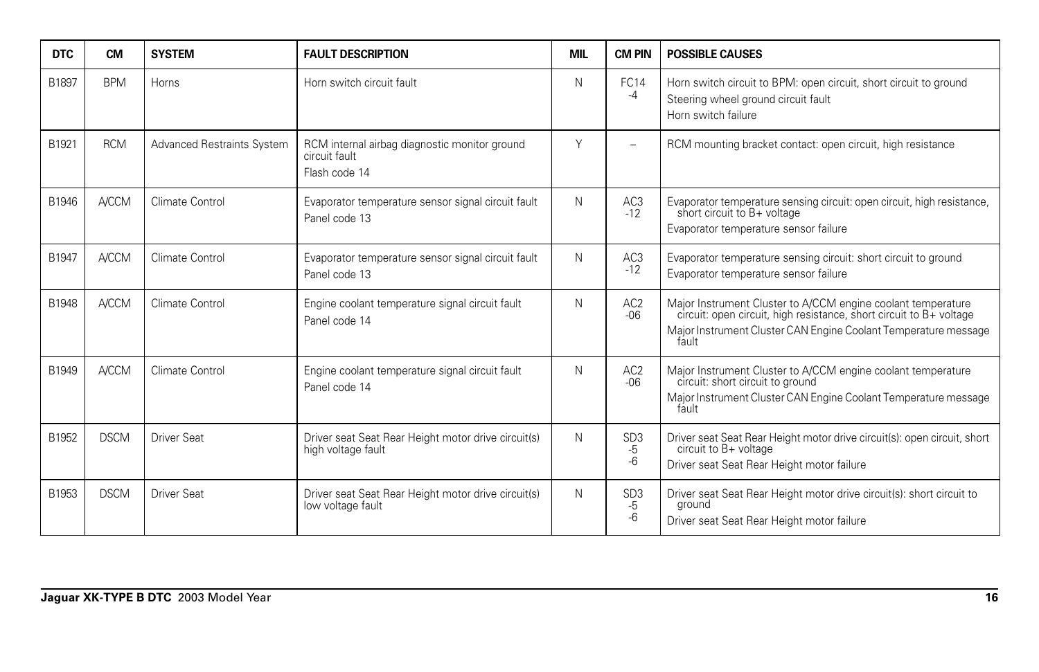| DTC | CM | SYSTEM | FAULT DESCRIPTION | MIL | CM PIN | POSSIBLE CAUSES |
|---|---|---|---|---|---|---|
| B1897 | BPM | Horns | Horn switch circuit fault | N | FC14 -4 | Horn switch circuit to BPM: open circuit, short circuit to ground<br>Steering wheel ground circuit fault<br>Horn switch failure |
| B1921 | RCM | Advanced Restraints System | RCM internal airbag diagnostic monitor ground circuit fault<br>Flash code 14 | Y | – | RCM mounting bracket contact: open circuit, high resistance |
| B1946 | A/CCM | Climate Control | Evaporator temperature sensor signal circuit fault<br>Panel code 13 | N | AC3 -12 | Evaporator temperature sensing circuit: open circuit, high resistance, short circuit to B+ voltage<br>Evaporator temperature sensor failure |
| B1947 | A/CCM | Climate Control | Evaporator temperature sensor signal circuit fault<br>Panel code 13 | N | AC3 -12 | Evaporator temperature sensing circuit: short circuit to ground<br>Evaporator temperature sensor failure |
| B1948 | A/CCM | Climate Control | Engine coolant temperature signal circuit fault<br>Panel code 14 | N | AC2 -06 | Major Instrument Cluster to A/CCM engine coolant temperature circuit: open circuit, high resistance, short circuit to B+ voltage<br>Major Instrument Cluster CAN Engine Coolant Temperature message fault |
| B1949 | A/CCM | Climate Control | Engine coolant temperature signal circuit fault<br>Panel code 14 | N | AC2 -06 | Major Instrument Cluster to A/CCM engine coolant temperature circuit: short circuit to ground<br>Major Instrument Cluster CAN Engine Coolant Temperature message fault |
| B1952 | DSCM | Driver Seat | Driver seat Seat Rear Height motor drive circuit(s) high voltage fault | N | SD3 -5 -6 | Driver seat Seat Rear Height motor drive circuit(s): open circuit, short circuit to B+ voltage<br>Driver seat Seat Rear Height motor failure |
| B1953 | DSCM | Driver Seat | Driver seat Seat Rear Height motor drive circuit(s) low voltage fault | N | SD3 -5 -6 | Driver seat Seat Rear Height motor drive circuit(s): short circuit to ground<br>Driver seat Seat Rear Height motor failure |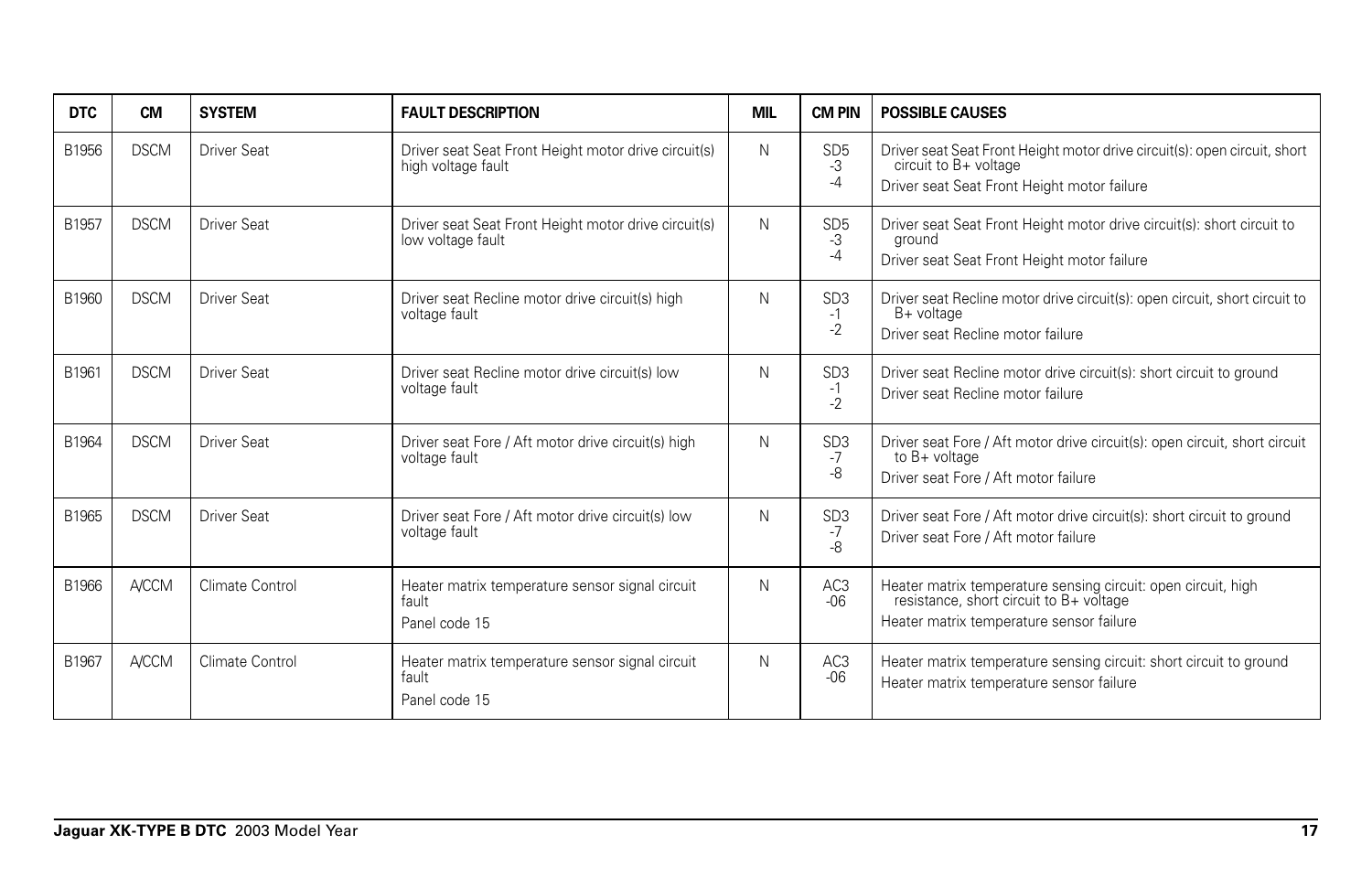| DTC | CM | SYSTEM | FAULT DESCRIPTION | MIL | CM PIN | POSSIBLE CAUSES |
|---|---|---|---|---|---|---|
| B1956 | DSCM | Driver Seat | Driver seat Seat Front Height motor drive circuit(s) high voltage fault | N | SD5 -3 -4 | Driver seat Seat Front Height motor drive circuit(s): open circuit, short circuit to B+ voltage<br>Driver seat Seat Front Height motor failure |
| B1957 | DSCM | Driver Seat | Driver seat Seat Front Height motor drive circuit(s) low voltage fault | N | SD5 -3 -4 | Driver seat Seat Front Height motor drive circuit(s): short circuit to ground<br>Driver seat Seat Front Height motor failure |
| B1960 | DSCM | Driver Seat | Driver seat Recline motor drive circuit(s) high voltage fault | N | SD3 -1 -2 | Driver seat Recline motor drive circuit(s): open circuit, short circuit to B+ voltage<br>Driver seat Recline motor failure |
| B1961 | DSCM | Driver Seat | Driver seat Recline motor drive circuit(s) low voltage fault | N | SD3 -1 -2 | Driver seat Recline motor drive circuit(s): short circuit to ground<br>Driver seat Recline motor failure |
| B1964 | DSCM | Driver Seat | Driver seat Fore / Aft motor drive circuit(s) high voltage fault | N | SD3 -7 -8 | Driver seat Fore / Aft motor drive circuit(s): open circuit, short circuit to B+ voltage<br>Driver seat Fore / Aft motor failure |
| B1965 | DSCM | Driver Seat | Driver seat Fore / Aft motor drive circuit(s) low voltage fault | N | SD3 -7 -8 | Driver seat Fore / Aft motor drive circuit(s): short circuit to ground<br>Driver seat Fore / Aft motor failure |
| B1966 | A/CCM | Climate Control | Heater matrix temperature sensor signal circuit fault<br>Panel code 15 | N | AC3 -06 | Heater matrix temperature sensing circuit: open circuit, high resistance, short circuit to B+ voltage<br>Heater matrix temperature sensor failure |
| B1967 | A/CCM | Climate Control | Heater matrix temperature sensor signal circuit fault<br>Panel code 15 | N | AC3 -06 | Heater matrix temperature sensing circuit: short circuit to ground<br>Heater matrix temperature sensor failure |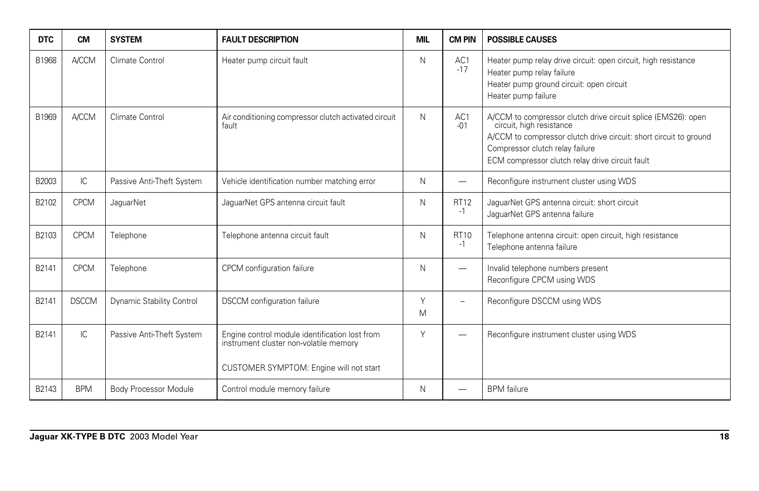| DTC | CM | SYSTEM | FAULT DESCRIPTION | MIL | CM PIN | POSSIBLE CAUSES |
|---|---|---|---|---|---|---|
| B1968 | A/CCM | Climate Control | Heater pump circuit fault | N | AC1 -17 | Heater pump relay drive circuit: open circuit, high resistance<br>Heater pump relay failure<br>Heater pump ground circuit: open circuit<br>Heater pump failure |
| B1969 | A/CCM | Climate Control | Air conditioning compressor clutch activated circuit fault | N | AC1 -01 | A/CCM to compressor clutch drive circuit splice (EMS26): open circuit, high resistance<br>A/CCM to compressor clutch drive circuit: short circuit to ground<br>Compressor clutch relay failure<br>ECM compressor clutch relay drive circuit fault |
| B2003 | IC | Passive Anti-Theft System | Vehicle identification number matching error | N | — | Reconfigure instrument cluster using WDS |
| B2102 | CPCM | JaguarNet | JaguarNet GPS antenna circuit fault | N | RT12 -1 | JaguarNet GPS antenna circuit: short circuit<br>JaguarNet GPS antenna failure |
| B2103 | CPCM | Telephone | Telephone antenna circuit fault | N | RT10 -1 | Telephone antenna circuit: open circuit, high resistance<br>Telephone antenna failure |
| B2141 | CPCM | Telephone | CPCM configuration failure | N | — | Invalid telephone numbers present<br>Reconfigure CPCM using WDS |
| B2141 | DSCCM | Dynamic Stability Control | DSCCM configuration failure | Y<br>M | – | Reconfigure DSCCM using WDS |
| B2141 | IC | Passive Anti-Theft System | Engine control module identification lost from instrument cluster non-volatile memory<br><br>CUSTOMER SYMPTOM: Engine will not start | Y | — | Reconfigure instrument cluster using WDS |
| B2143 | BPM | Body Processor Module | Control module memory failure | N | — | BPM failure |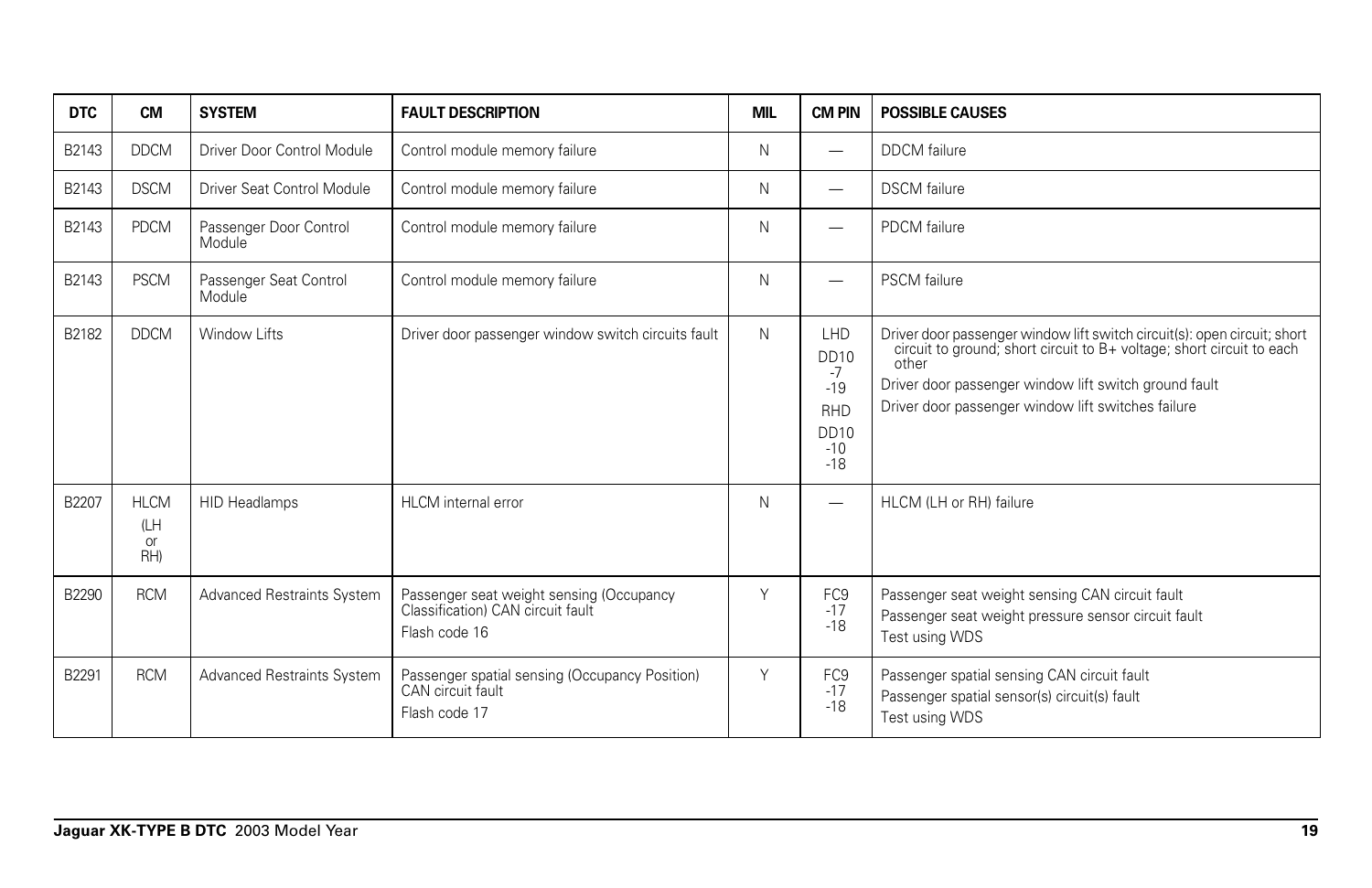| DTC | CM | SYSTEM | FAULT DESCRIPTION | MIL | CM PIN | POSSIBLE CAUSES |
|---|---|---|---|---|---|---|
| B2143 | DDCM | Driver Door Control Module | Control module memory failure | N | — | DDCM failure |
| B2143 | DSCM | Driver Seat Control Module | Control module memory failure | N | — | DSCM failure |
| B2143 | PDCM | Passenger Door Control Module | Control module memory failure | N | — | PDCM failure |
| B2143 | PSCM | Passenger Seat Control Module | Control module memory failure | N | — | PSCM failure |
| B2182 | DDCM | Window Lifts | Driver door passenger window switch circuits fault | N | LHD DD10 -7 -19 RHD DD10 -10 -18 | Driver door passenger window lift switch circuit(s): open circuit; short circuit to ground; short circuit to B+ voltage; short circuit to each other<br>Driver door passenger window lift switch ground fault<br>Driver door passenger window lift switches failure |
| B2207 | HLCM (LH or RH) | HID Headlamps | HLCM internal error | N | — | HLCM (LH or RH) failure |
| B2290 | RCM | Advanced Restraints System | Passenger seat weight sensing (Occupancy Classification) CAN circuit fault<br>Flash code 16 | Y | FC9 -17 -18 | Passenger seat weight sensing CAN circuit fault<br>Passenger seat weight pressure sensor circuit fault<br>Test using WDS |
| B2291 | RCM | Advanced Restraints System | Passenger spatial sensing (Occupancy Position) CAN circuit fault<br>Flash code 17 | Y | FC9 -17 -18 | Passenger spatial sensing CAN circuit fault<br>Passenger spatial sensor(s) circuit(s) fault<br>Test using WDS |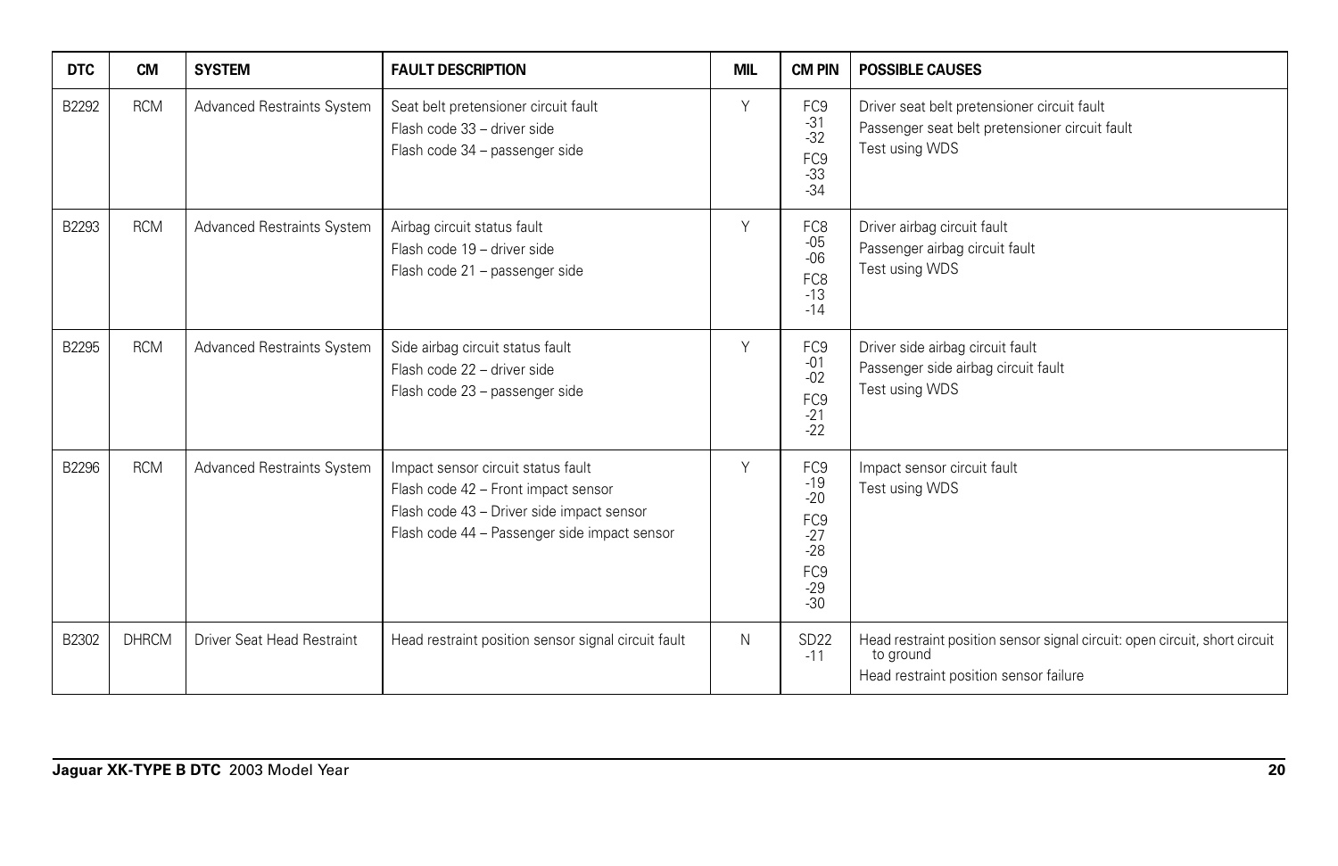| DTC | CM | SYSTEM | FAULT DESCRIPTION | MIL | CM PIN | POSSIBLE CAUSES |
| --- | --- | --- | --- | --- | --- | --- |
| B2292 | RCM | Advanced Restraints System | Seat belt pretensioner circuit fault<br>Flash code 33 – driver side<br>Flash code 34 – passenger side | Y | FC9 -31 -32<br>FC9 -33 -34 | Driver seat belt pretensioner circuit fault<br>Passenger seat belt pretensioner circuit fault<br>Test using WDS |
| B2293 | RCM | Advanced Restraints System | Airbag circuit status fault<br>Flash code 19 – driver side<br>Flash code 21 – passenger side | Y | FC8 -05 -06<br>FC8 -13 -14 | Driver airbag circuit fault<br>Passenger airbag circuit fault<br>Test using WDS |
| B2295 | RCM | Advanced Restraints System | Side airbag circuit status fault<br>Flash code 22 – driver side<br>Flash code 23 – passenger side | Y | FC9 -01 -02<br>FC9 -21 -22 | Driver side airbag circuit fault<br>Passenger side airbag circuit fault<br>Test using WDS |
| B2296 | RCM | Advanced Restraints System | Impact sensor circuit status fault<br>Flash code 42 – Front impact sensor<br>Flash code 43 – Driver side impact sensor<br>Flash code 44 – Passenger side impact sensor | Y | FC9 -19 -20<br>FC9 -27 -28<br>FC9 -29 -30 | Impact sensor circuit fault<br>Test using WDS |
| B2302 | DHRCM | Driver Seat Head Restraint | Head restraint position sensor signal circuit fault | N | SD22 -11 | Head restraint position sensor signal circuit: open circuit, short circuit to ground<br>Head restraint position sensor failure |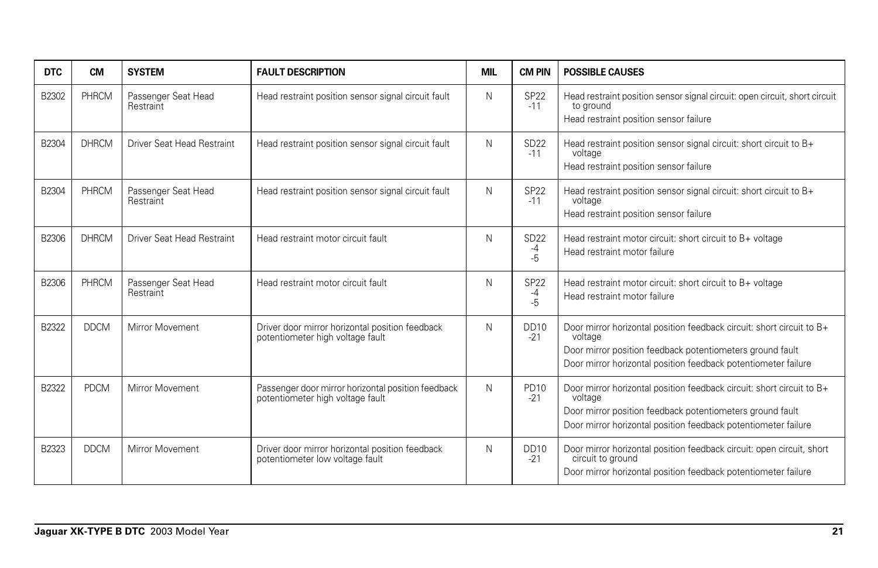| DTC | CM | SYSTEM | FAULT DESCRIPTION | MIL | CM PIN | POSSIBLE CAUSES |
|---|---|---|---|---|---|---|
| B2302 | PHRCM | Passenger Seat Head Restraint | Head restraint position sensor signal circuit fault | N | SP22 -11 | Head restraint position sensor signal circuit: open circuit, short circuit to ground<br>Head restraint position sensor failure |
| B2304 | DHRCM | Driver Seat Head Restraint | Head restraint position sensor signal circuit fault | N | SD22 -11 | Head restraint position sensor signal circuit: short circuit to B+ voltage<br>Head restraint position sensor failure |
| B2304 | PHRCM | Passenger Seat Head Restraint | Head restraint position sensor signal circuit fault | N | SP22 -11 | Head restraint position sensor signal circuit: short circuit to B+ voltage<br>Head restraint position sensor failure |
| B2306 | DHRCM | Driver Seat Head Restraint | Head restraint motor circuit fault | N | SD22 -4 -5 | Head restraint motor circuit: short circuit to B+ voltage<br>Head restraint motor failure |
| B2306 | PHRCM | Passenger Seat Head Restraint | Head restraint motor circuit fault | N | SP22 -4 -5 | Head restraint motor circuit: short circuit to B+ voltage<br>Head restraint motor failure |
| B2322 | DDCM | Mirror Movement | Driver door mirror horizontal position feedback potentiometer high voltage fault | N | DD10 -21 | Door mirror horizontal position feedback circuit: short circuit to B+ voltage<br>Door mirror position feedback potentiometers ground fault<br>Door mirror horizontal position feedback potentiometer failure |
| B2322 | PDCM | Mirror Movement | Passenger door mirror horizontal position feedback potentiometer high voltage fault | N | PD10 -21 | Door mirror horizontal position feedback circuit: short circuit to B+ voltage<br>Door mirror position feedback potentiometers ground fault<br>Door mirror horizontal position feedback potentiometer failure |
| B2323 | DDCM | Mirror Movement | Driver door mirror horizontal position feedback potentiometer low voltage fault | N | DD10 -21 | Door mirror horizontal position feedback circuit: open circuit, short circuit to ground<br>Door mirror horizontal position feedback potentiometer failure |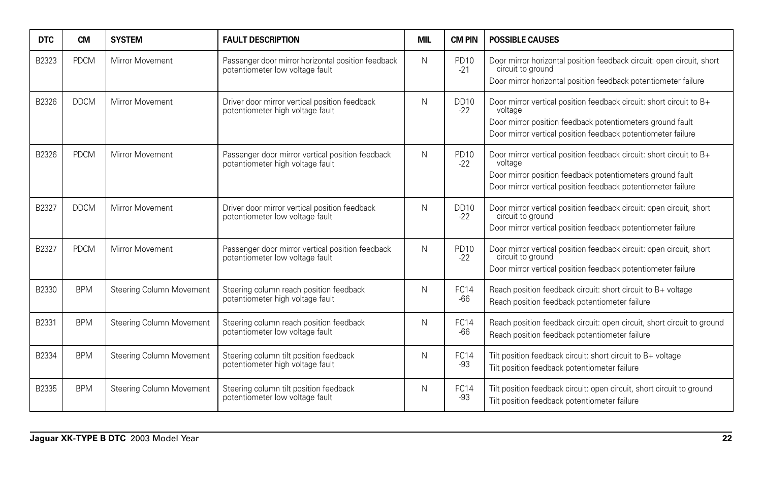| DTC | CM | SYSTEM | FAULT DESCRIPTION | MIL | CM PIN | POSSIBLE CAUSES |
|---|---|---|---|---|---|---|
| B2323 | PDCM | Mirror Movement | Passenger door mirror horizontal position feedback potentiometer low voltage fault | N | PD10 -21 | Door mirror horizontal position feedback circuit: open circuit, short circuit to ground<br>Door mirror horizontal position feedback potentiometer failure |
| B2326 | DDCM | Mirror Movement | Driver door mirror vertical position feedback potentiometer high voltage fault | N | DD10 -22 | Door mirror vertical position feedback circuit: short circuit to B+ voltage<br>Door mirror position feedback potentiometers ground fault<br>Door mirror vertical position feedback potentiometer failure |
| B2326 | PDCM | Mirror Movement | Passenger door mirror vertical position feedback potentiometer high voltage fault | N | PD10 -22 | Door mirror vertical position feedback circuit: short circuit to B+ voltage<br>Door mirror position feedback potentiometers ground fault<br>Door mirror vertical position feedback potentiometer failure |
| B2327 | DDCM | Mirror Movement | Driver door mirror vertical position feedback potentiometer low voltage fault | N | DD10 -22 | Door mirror vertical position feedback circuit: open circuit, short circuit to ground<br>Door mirror vertical position feedback potentiometer failure |
| B2327 | PDCM | Mirror Movement | Passenger door mirror vertical position feedback potentiometer low voltage fault | N | PD10 -22 | Door mirror vertical position feedback circuit: open circuit, short circuit to ground<br>Door mirror vertical position feedback potentiometer failure |
| B2330 | BPM | Steering Column Movement | Steering column reach position feedback potentiometer high voltage fault | N | FC14 -66 | Reach position feedback circuit: short circuit to B+ voltage<br>Reach position feedback potentiometer failure |
| B2331 | BPM | Steering Column Movement | Steering column reach position feedback potentiometer low voltage fault | N | FC14 -66 | Reach position feedback circuit: open circuit, short circuit to ground<br>Reach position feedback potentiometer failure |
| B2334 | BPM | Steering Column Movement | Steering column tilt position feedback potentiometer high voltage fault | N | FC14 -93 | Tilt position feedback circuit: short circuit to B+ voltage<br>Tilt position feedback potentiometer failure |
| B2335 | BPM | Steering Column Movement | Steering column tilt position feedback potentiometer low voltage fault | N | FC14 -93 | Tilt position feedback circuit: open circuit, short circuit to ground<br>Tilt position feedback potentiometer failure |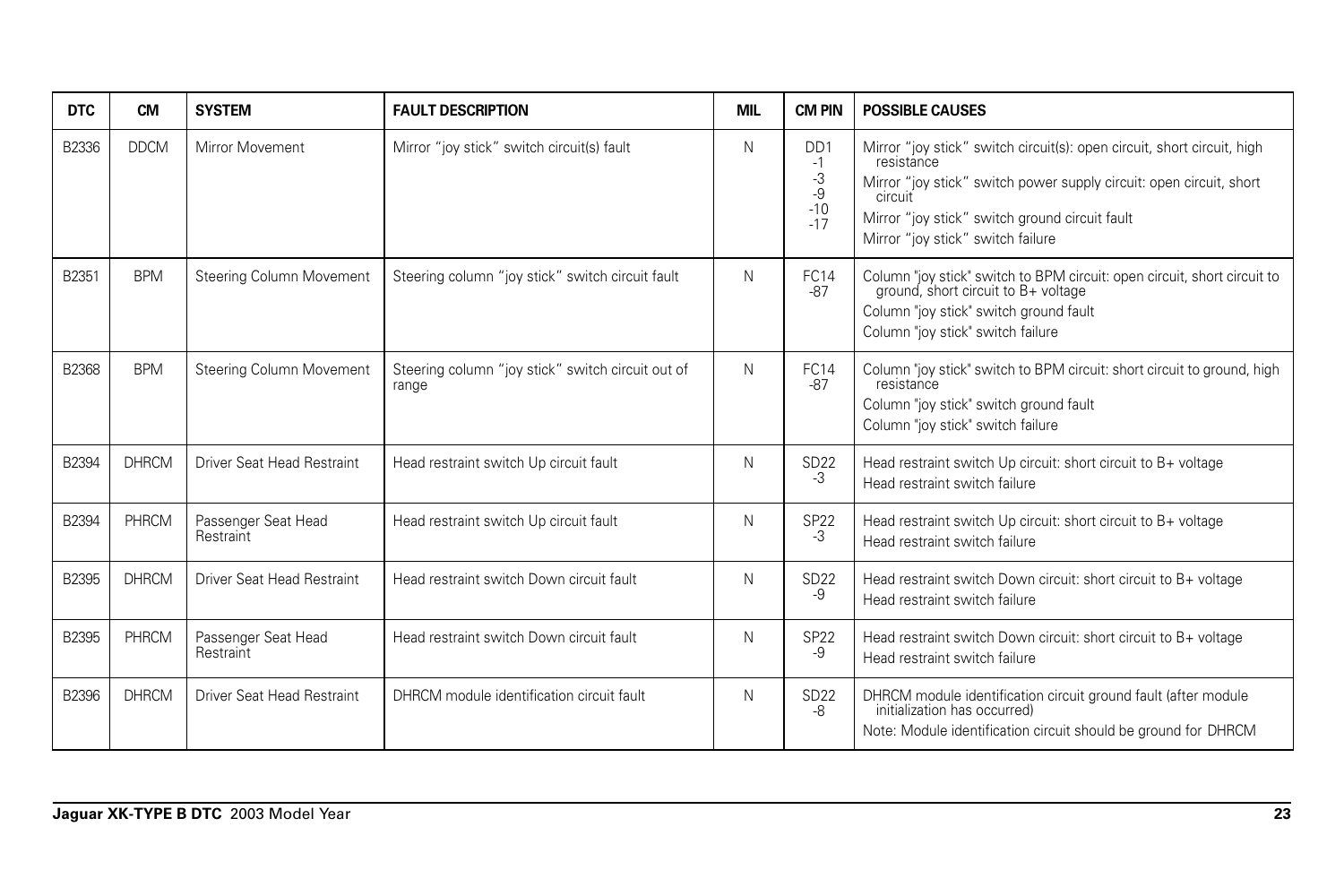| DTC | CM | SYSTEM | FAULT DESCRIPTION | MIL | CM PIN | POSSIBLE CAUSES |
|---|---|---|---|---|---|---|
| B2336 | DDCM | Mirror Movement | Mirror "joy stick" switch circuit(s) fault | N | DD1<br>-1<br>-3<br>-9<br>-10<br>-17 | Mirror "joy stick" switch circuit(s): open circuit, short circuit, high resistance<br>Mirror "joy stick" switch power supply circuit: open circuit, short circuit<br>Mirror "joy stick" switch ground circuit fault<br>Mirror "joy stick" switch failure |
| B2351 | BPM | Steering Column Movement | Steering column "joy stick" switch circuit fault | N | FC14<br>-87 | Column "joy stick" switch to BPM circuit: open circuit, short circuit to ground, short circuit to B+ voltage<br>Column "joy stick" switch ground fault<br>Column "joy stick" switch failure |
| B2368 | BPM | Steering Column Movement | Steering column "joy stick" switch circuit out of range | N | FC14<br>-87 | Column "joy stick" switch to BPM circuit: short circuit to ground, high resistance<br>Column "joy stick" switch ground fault<br>Column "joy stick" switch failure |
| B2394 | DHRCM | Driver Seat Head Restraint | Head restraint switch Up circuit fault | N | SD22<br>-3 | Head restraint switch Up circuit: short circuit to B+ voltage<br>Head restraint switch failure |
| B2394 | PHRCM | Passenger Seat Head Restraint | Head restraint switch Up circuit fault | N | SP22<br>-3 | Head restraint switch Up circuit: short circuit to B+ voltage<br>Head restraint switch failure |
| B2395 | DHRCM | Driver Seat Head Restraint | Head restraint switch Down circuit fault | N | SD22<br>-9 | Head restraint switch Down circuit: short circuit to B+ voltage<br>Head restraint switch failure |
| B2395 | PHRCM | Passenger Seat Head Restraint | Head restraint switch Down circuit fault | N | SP22<br>-9 | Head restraint switch Down circuit: short circuit to B+ voltage<br>Head restraint switch failure |
| B2396 | DHRCM | Driver Seat Head Restraint | DHRCM module identification circuit fault | N | SD22<br>-8 | DHRCM module identification circuit ground fault (after module initialization has occurred)<br>Note: Module identification circuit should be ground for DHRCM |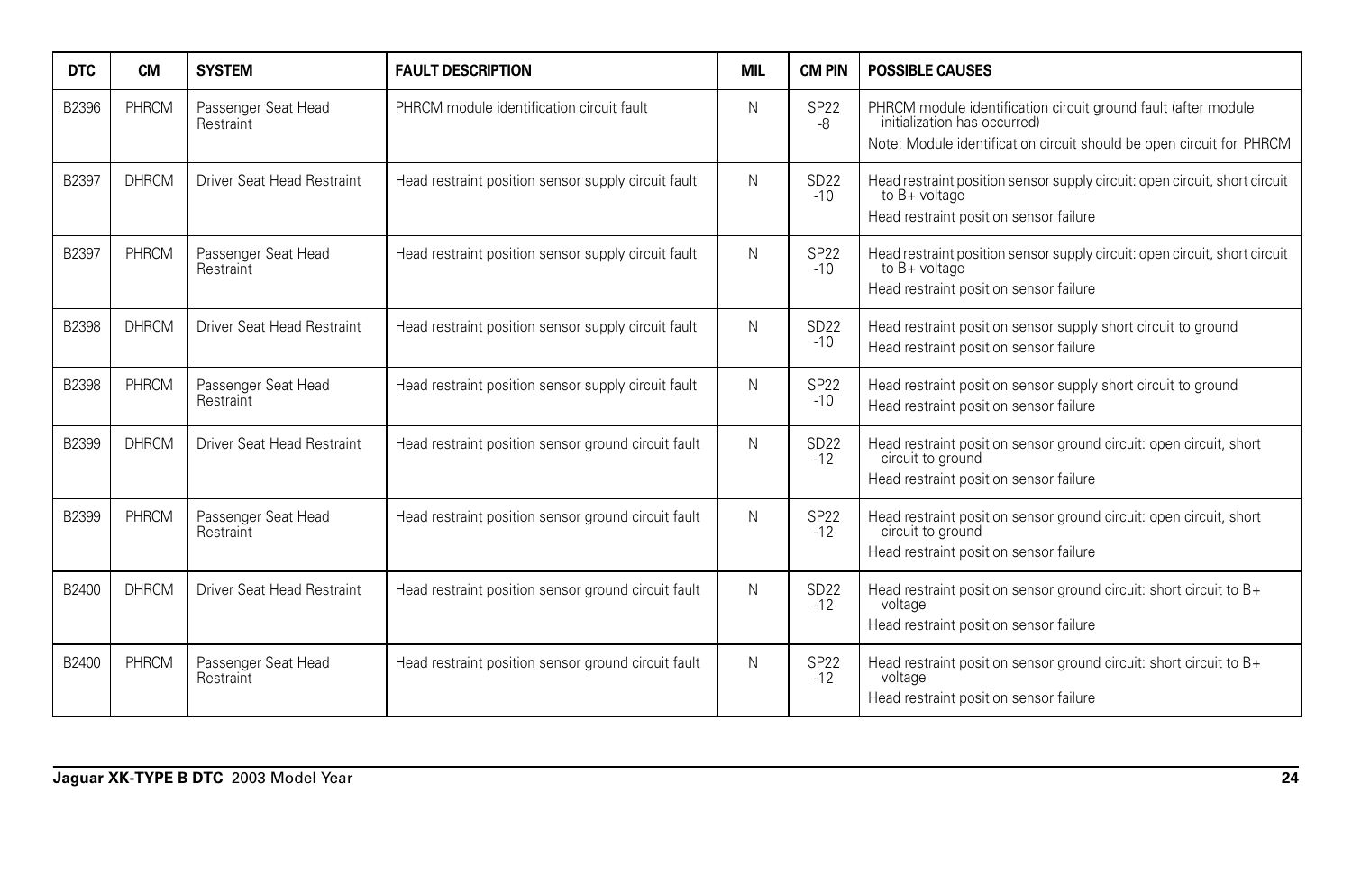| DTC | CM | SYSTEM | FAULT DESCRIPTION | MIL | CM PIN | POSSIBLE CAUSES |
|---|---|---|---|---|---|---|
| B2396 | PHRCM | Passenger Seat Head Restraint | PHRCM module identification circuit fault | N | SP22 -8 | PHRCM module identification circuit ground fault (after module initialization has occurred)<br>Note: Module identification circuit should be open circuit for PHRCM |
| B2397 | DHRCM | Driver Seat Head Restraint | Head restraint position sensor supply circuit fault | N | SD22 -10 | Head restraint position sensor supply circuit: open circuit, short circuit to B+ voltage<br>Head restraint position sensor failure |
| B2397 | PHRCM | Passenger Seat Head Restraint | Head restraint position sensor supply circuit fault | N | SP22 -10 | Head restraint position sensor supply circuit: open circuit, short circuit to B+ voltage<br>Head restraint position sensor failure |
| B2398 | DHRCM | Driver Seat Head Restraint | Head restraint position sensor supply circuit fault | N | SD22 -10 | Head restraint position sensor supply short circuit to ground<br>Head restraint position sensor failure |
| B2398 | PHRCM | Passenger Seat Head Restraint | Head restraint position sensor supply circuit fault | N | SP22 -10 | Head restraint position sensor supply short circuit to ground<br>Head restraint position sensor failure |
| B2399 | DHRCM | Driver Seat Head Restraint | Head restraint position sensor ground circuit fault | N | SD22 -12 | Head restraint position sensor ground circuit: open circuit, short circuit to ground<br>Head restraint position sensor failure |
| B2399 | PHRCM | Passenger Seat Head Restraint | Head restraint position sensor ground circuit fault | N | SP22 -12 | Head restraint position sensor ground circuit: open circuit, short circuit to ground<br>Head restraint position sensor failure |
| B2400 | DHRCM | Driver Seat Head Restraint | Head restraint position sensor ground circuit fault | N | SD22 -12 | Head restraint position sensor ground circuit: short circuit to B+ voltage<br>Head restraint position sensor failure |
| B2400 | PHRCM | Passenger Seat Head Restraint | Head restraint position sensor ground circuit fault | N | SP22 -12 | Head restraint position sensor ground circuit: short circuit to B+ voltage<br>Head restraint position sensor failure |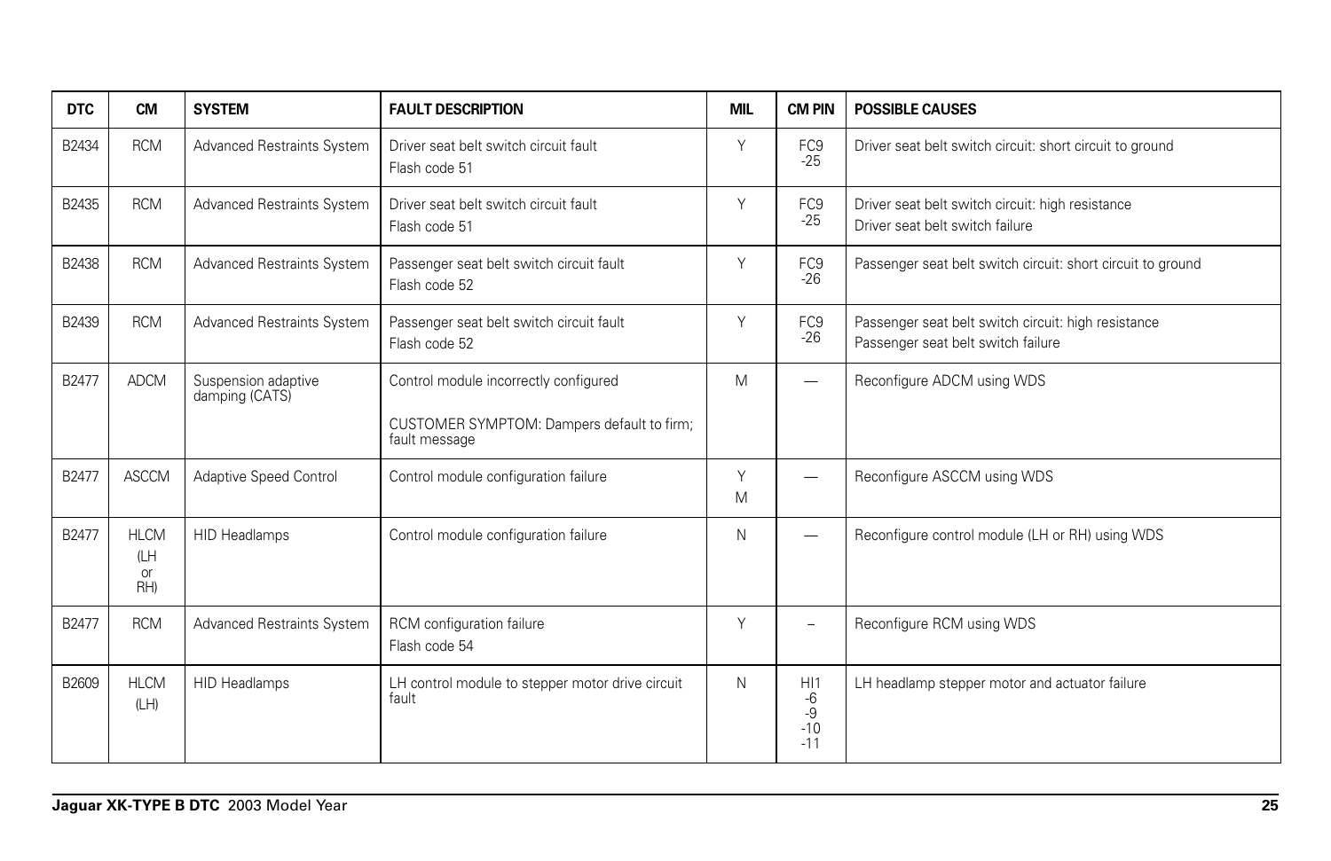| DTC | CM | SYSTEM | FAULT DESCRIPTION | MIL | CM PIN | POSSIBLE CAUSES |
|---|---|---|---|---|---|---|
| B2434 | RCM | Advanced Restraints System | Driver seat belt switch circuit fault<br>Flash code 51 | Y | FC9<br>-25 | Driver seat belt switch circuit: short circuit to ground |
| B2435 | RCM | Advanced Restraints System | Driver seat belt switch circuit fault<br>Flash code 51 | Y | FC9<br>-25 | Driver seat belt switch circuit: high resistance<br>Driver seat belt switch failure |
| B2438 | RCM | Advanced Restraints System | Passenger seat belt switch circuit fault<br>Flash code 52 | Y | FC9<br>-26 | Passenger seat belt switch circuit: short circuit to ground |
| B2439 | RCM | Advanced Restraints System | Passenger seat belt switch circuit fault<br>Flash code 52 | Y | FC9<br>-26 | Passenger seat belt switch circuit: high resistance<br>Passenger seat belt switch failure |
| B2477 | ADCM | Suspension adaptive damping (CATS) | Control module incorrectly configured<br><br>CUSTOMER SYMPTOM: Dampers default to firm; fault message | M | — | Reconfigure ADCM using WDS |
| B2477 | ASCCM | Adaptive Speed Control | Control module configuration failure | Y<br>M | — | Reconfigure ASCCM using WDS |
| B2477 | HLCM<br>(LH<br>or<br>RH) | HID Headlamps | Control module configuration failure | N | — | Reconfigure control module (LH or RH) using WDS |
| B2477 | RCM | Advanced Restraints System | RCM configuration failure<br>Flash code 54 | Y | – | Reconfigure RCM using WDS |
| B2609 | HLCM<br>(LH) | HID Headlamps | LH control module to stepper motor drive circuit fault | N | HI1<br>-6<br>-9<br>-10<br>-11 | LH headlamp stepper motor and actuator failure |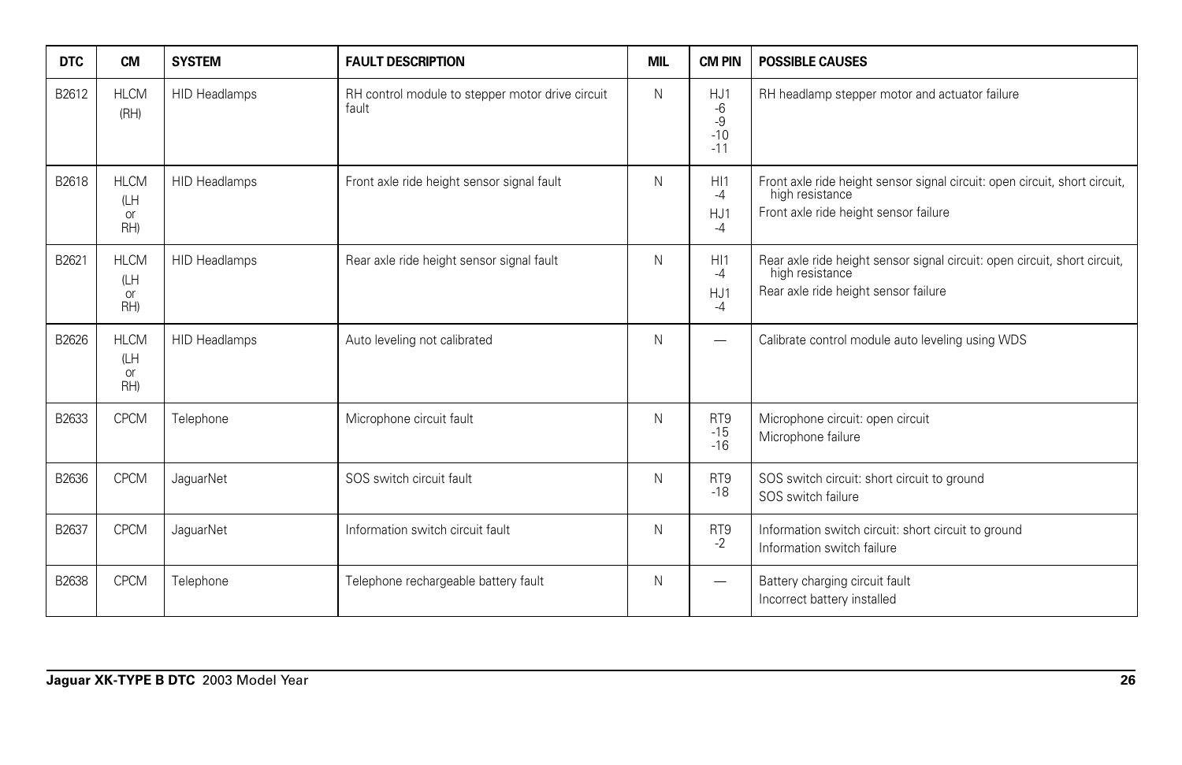| DTC | CM | SYSTEM | FAULT DESCRIPTION | MIL | CM PIN | POSSIBLE CAUSES |
|---|---|---|---|---|---|---|
| B2612 | HLCM (RH) | HID Headlamps | RH control module to stepper motor drive circuit fault | N | HJ1 -6 -9 -10 -11 | RH headlamp stepper motor and actuator failure |
| B2618 | HLCM (LH or RH) | HID Headlamps | Front axle ride height sensor signal fault | N | HI1 -4 HJ1 -4 | Front axle ride height sensor signal circuit: open circuit, short circuit, high resistance<br>Front axle ride height sensor failure |
| B2621 | HLCM (LH or RH) | HID Headlamps | Rear axle ride height sensor signal fault | N | HI1 -4 HJ1 -4 | Rear axle ride height sensor signal circuit: open circuit, short circuit, high resistance<br>Rear axle ride height sensor failure |
| B2626 | HLCM (LH or RH) | HID Headlamps | Auto leveling not calibrated | N | — | Calibrate control module auto leveling using WDS |
| B2633 | CPCM | Telephone | Microphone circuit fault | N | RT9 -15 -16 | Microphone circuit: open circuit<br>Microphone failure |
| B2636 | CPCM | JaguarNet | SOS switch circuit fault | N | RT9 -18 | SOS switch circuit: short circuit to ground<br>SOS switch failure |
| B2637 | CPCM | JaguarNet | Information switch circuit fault | N | RT9 -2 | Information switch circuit: short circuit to ground<br>Information switch failure |
| B2638 | CPCM | Telephone | Telephone rechargeable battery fault | N | — | Battery charging circuit fault<br>Incorrect battery installed |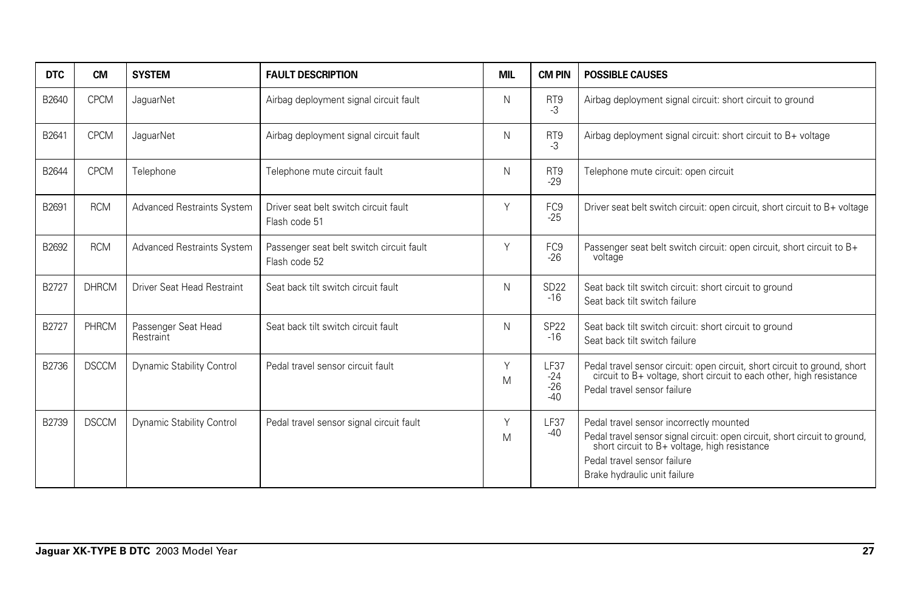| DTC | CM | SYSTEM | FAULT DESCRIPTION | MIL | CM PIN | POSSIBLE CAUSES |
|---|---|---|---|---|---|---|
| B2640 | CPCM | JaguarNet | Airbag deployment signal circuit fault | N | RT9 -3 | Airbag deployment signal circuit: short circuit to ground |
| B2641 | CPCM | JaguarNet | Airbag deployment signal circuit fault | N | RT9 -3 | Airbag deployment signal circuit: short circuit to B+ voltage |
| B2644 | CPCM | Telephone | Telephone mute circuit fault | N | RT9 -29 | Telephone mute circuit: open circuit |
| B2691 | RCM | Advanced Restraints System | Driver seat belt switch circuit fault<br>Flash code 51 | Y | FC9 -25 | Driver seat belt switch circuit: open circuit, short circuit to B+ voltage |
| B2692 | RCM | Advanced Restraints System | Passenger seat belt switch circuit fault<br>Flash code 52 | Y | FC9 -26 | Passenger seat belt switch circuit: open circuit, short circuit to B+ voltage |
| B2727 | DHRCM | Driver Seat Head Restraint | Seat back tilt switch circuit fault | N | SD22 -16 | Seat back tilt switch circuit: short circuit to ground<br>Seat back tilt switch failure |
| B2727 | PHRCM | Passenger Seat Head Restraint | Seat back tilt switch circuit fault | N | SP22 -16 | Seat back tilt switch circuit: short circuit to ground<br>Seat back tilt switch failure |
| B2736 | DSCCM | Dynamic Stability Control | Pedal travel sensor circuit fault | Y<br>M | LF37 -24 -26 -40 | Pedal travel sensor circuit: open circuit, short circuit to ground, short circuit to B+ voltage, short circuit to each other, high resistance<br>Pedal travel sensor failure |
| B2739 | DSCCM | Dynamic Stability Control | Pedal travel sensor signal circuit fault | Y<br>M | LF37 -40 | Pedal travel sensor incorrectly mounted<br>Pedal travel sensor signal circuit: open circuit, short circuit to ground, short circuit to B+ voltage, high resistance<br>Pedal travel sensor failure<br>Brake hydraulic unit failure |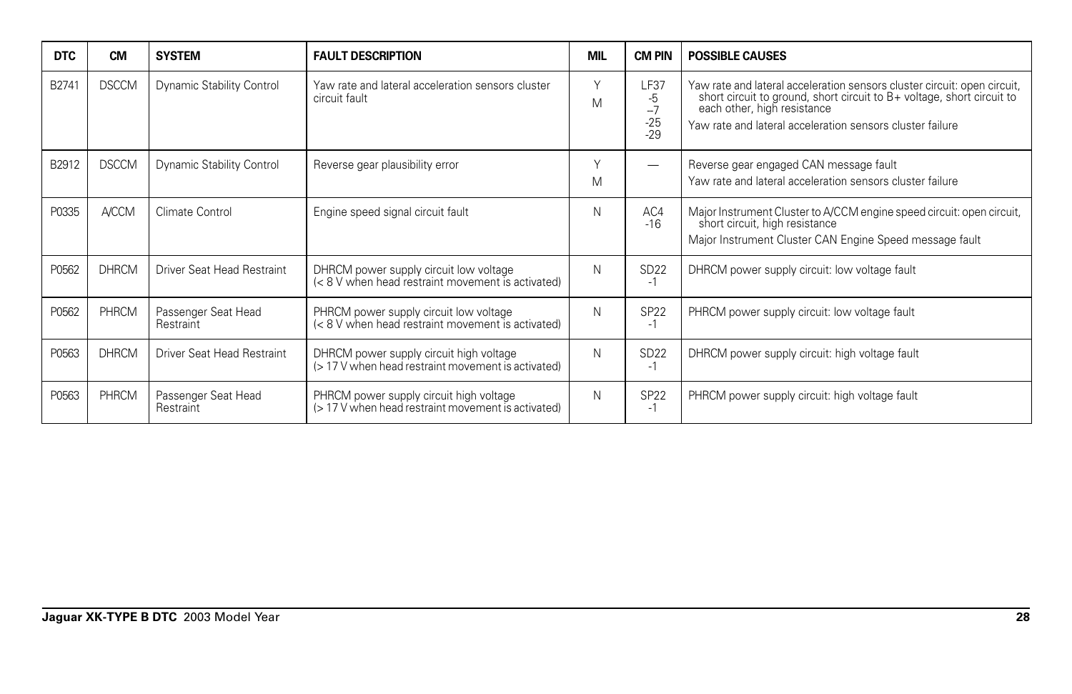| DTC | CM | SYSTEM | FAULT DESCRIPTION | MIL | CM PIN | POSSIBLE CAUSES |
|---|---|---|---|---|---|---|
| B2741 | DSCCM | Dynamic Stability Control | Yaw rate and lateral acceleration sensors cluster circuit fault | Y<br>M | LF37<br>-5<br>–7<br>-25<br>-29 | Yaw rate and lateral acceleration sensors cluster circuit: open circuit, short circuit to ground, short circuit to B+ voltage, short circuit to each other, high resistance<br>Yaw rate and lateral acceleration sensors cluster failure |
| B2912 | DSCCM | Dynamic Stability Control | Reverse gear plausibility error | Y<br>M | — | Reverse gear engaged CAN message fault<br>Yaw rate and lateral acceleration sensors cluster failure |
| P0335 | A/CCM | Climate Control | Engine speed signal circuit fault | N | AC4<br>-16 | Major Instrument Cluster to A/CCM engine speed circuit: open circuit, short circuit, high resistance<br>Major Instrument Cluster CAN Engine Speed message fault |
| P0562 | DHRCM | Driver Seat Head Restraint | DHRCM power supply circuit low voltage (< 8 V when head restraint movement is activated) | N | SD22<br>-1 | DHRCM power supply circuit: low voltage fault |
| P0562 | PHRCM | Passenger Seat Head Restraint | PHRCM power supply circuit low voltage (< 8 V when head restraint movement is activated) | N | SP22<br>-1 | PHRCM power supply circuit: low voltage fault |
| P0563 | DHRCM | Driver Seat Head Restraint | DHRCM power supply circuit high voltage (> 17 V when head restraint movement is activated) | N | SD22<br>-1 | DHRCM power supply circuit: high voltage fault |
| P0563 | PHRCM | Passenger Seat Head Restraint | PHRCM power supply circuit high voltage (> 17 V when head restraint movement is activated) | N | SP22<br>-1 | PHRCM power supply circuit: high voltage fault |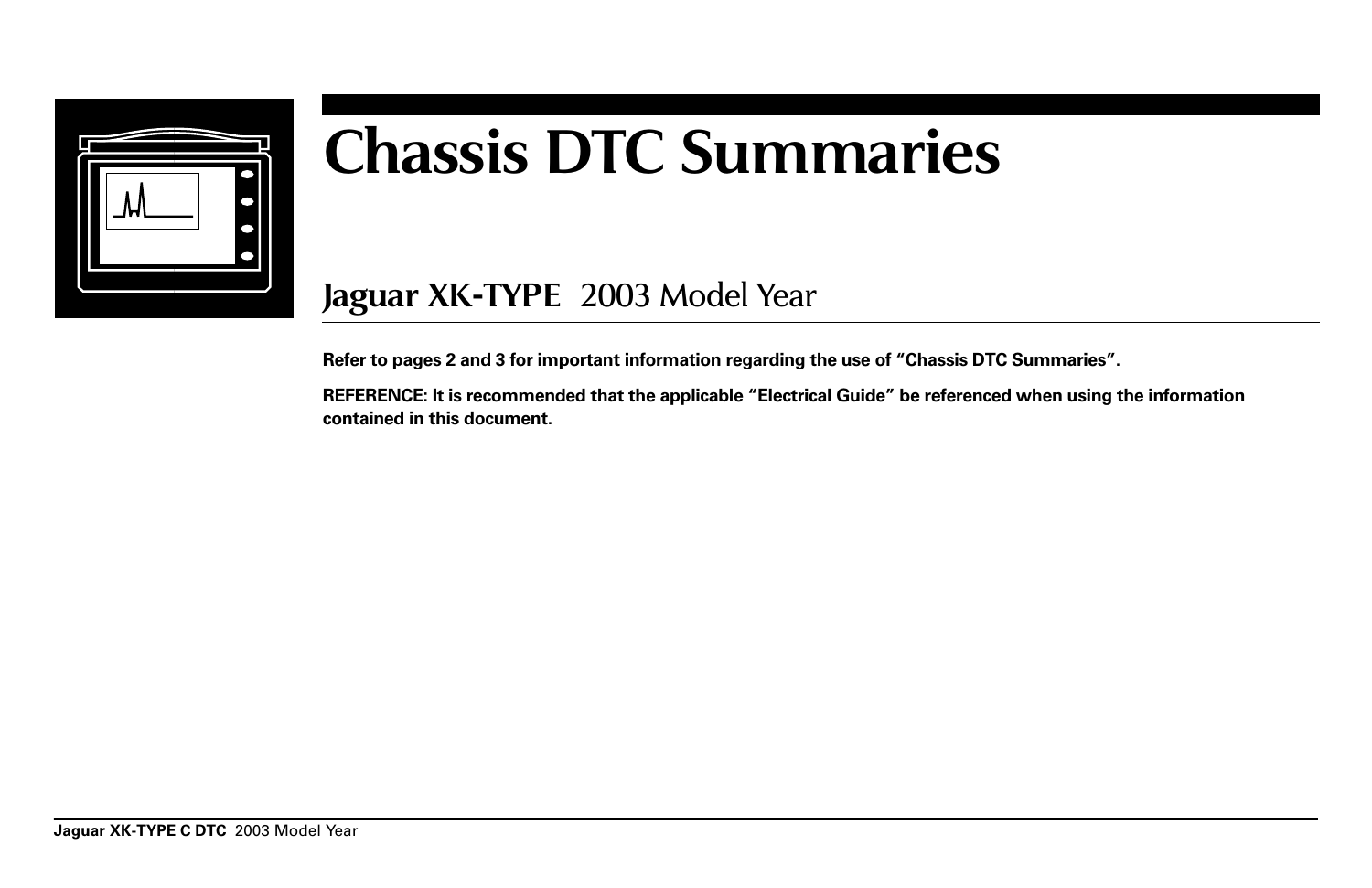# Chassis DTC Summaries

## Jaguar XK-TYPE 2003 Model Year

**Refer to pages 2 and 3 for important information regarding the use of "Chassis DTC Summaries".**

**REFERENCE: It is recommended that the applicable "Electrical Guide" be referenced when using the information contained in this document.**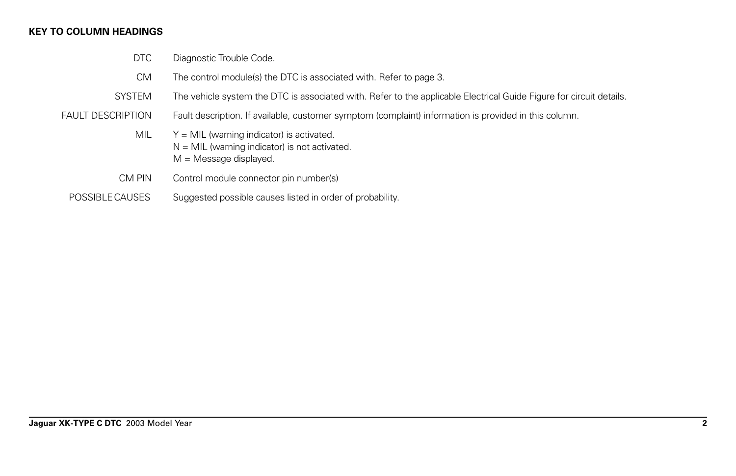**KEY TO COLUMN HEADINGS**

| | |
|---|---|
| DTC | Diagnostic Trouble Code. |
| CM | The control module(s) the DTC is associated with. Refer to page 3. |
| SYSTEM | The vehicle system the DTC is associated with. Refer to the applicable Electrical Guide Figure for circuit details. |
| FAULT DESCRIPTION | Fault description. If available, customer symptom (complaint) information is provided in this column. |
| MIL | Y = MIL (warning indicator) is activated.<br>N = MIL (warning indicator) is not activated.<br>M = Message displayed. |
| CM PIN | Control module connector pin number(s) |
| POSSIBLE CAUSES | Suggested possible causes listed in order of probability. |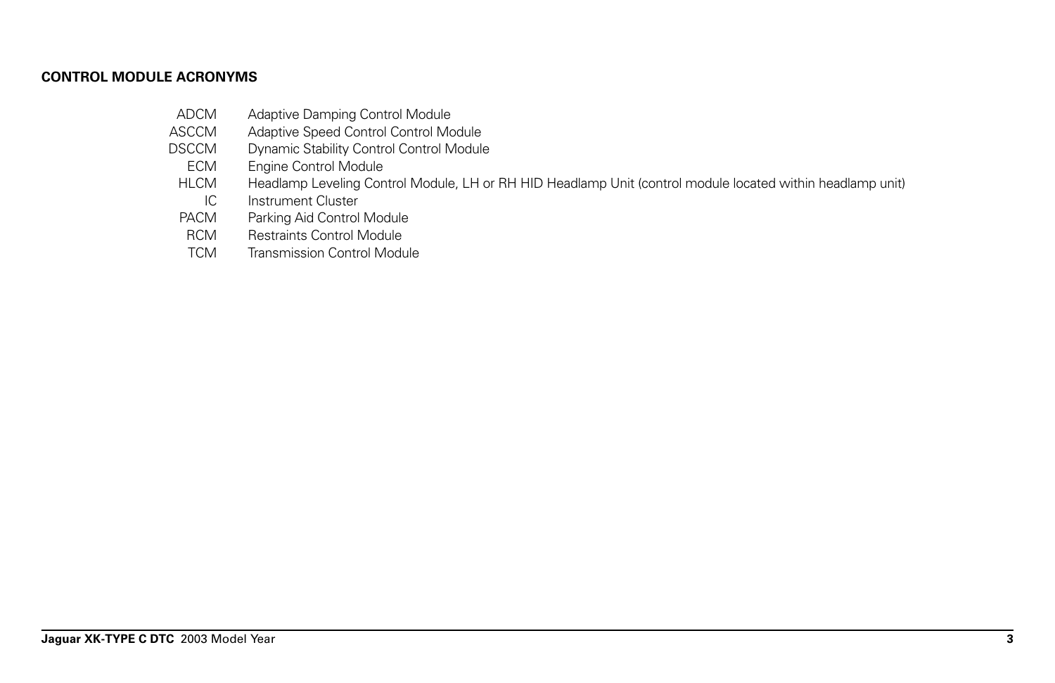## CONTROL MODULE ACRONYMS

| | |
|---|---|
| ADCM | Adaptive Damping Control Module |
| ASCCM | Adaptive Speed Control Control Module |
| DSCCM | Dynamic Stability Control Control Module |
| ECM | Engine Control Module |
| HLCM | Headlamp Leveling Control Module, LH or RH HID Headlamp Unit (control module located within headlamp unit) |
| IC | Instrument Cluster |
| PACM | Parking Aid Control Module |
| RCM | Restraints Control Module |
| TCM | Transmission Control Module |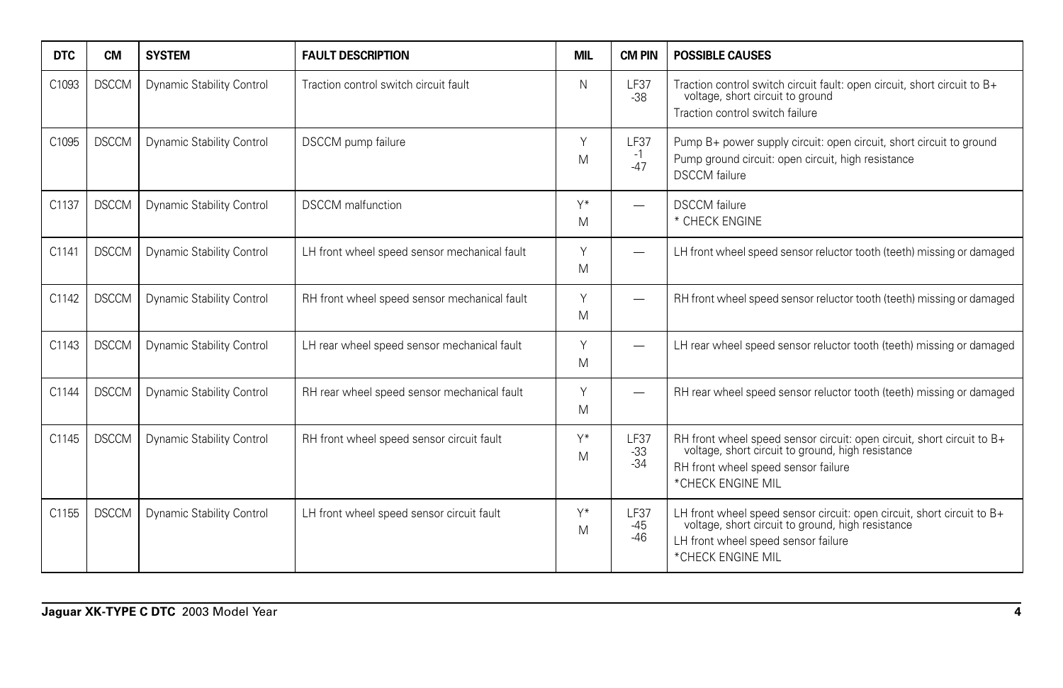| DTC | CM | SYSTEM | FAULT DESCRIPTION | MIL | CM PIN | POSSIBLE CAUSES |
|---|---|---|---|---|---|---|
| C1093 | DSCCM | Dynamic Stability Control | Traction control switch circuit fault | N | LF37 -38 | Traction control switch circuit fault: open circuit, short circuit to B+ voltage, short circuit to ground<br>Traction control switch failure |
| C1095 | DSCCM | Dynamic Stability Control | DSCCM pump failure | Y<br>M | LF37 -1 -47 | Pump B+ power supply circuit: open circuit, short circuit to ground<br>Pump ground circuit: open circuit, high resistance<br>DSCCM failure |
| C1137 | DSCCM | Dynamic Stability Control | DSCCM malfunction | Y*<br>M | — | DSCCM failure<br>* CHECK ENGINE |
| C1141 | DSCCM | Dynamic Stability Control | LH front wheel speed sensor mechanical fault | Y<br>M | — | LH front wheel speed sensor reluctor tooth (teeth) missing or damaged |
| C1142 | DSCCM | Dynamic Stability Control | RH front wheel speed sensor mechanical fault | Y<br>M | — | RH front wheel speed sensor reluctor tooth (teeth) missing or damaged |
| C1143 | DSCCM | Dynamic Stability Control | LH rear wheel speed sensor mechanical fault | Y<br>M | — | LH rear wheel speed sensor reluctor tooth (teeth) missing or damaged |
| C1144 | DSCCM | Dynamic Stability Control | RH rear wheel speed sensor mechanical fault | Y<br>M | — | RH rear wheel speed sensor reluctor tooth (teeth) missing or damaged |
| C1145 | DSCCM | Dynamic Stability Control | RH front wheel speed sensor circuit fault | Y*<br>M | LF37 -33 -34 | RH front wheel speed sensor circuit: open circuit, short circuit to B+ voltage, short circuit to ground, high resistance<br>RH front wheel speed sensor failure<br>*CHECK ENGINE MIL |
| C1155 | DSCCM | Dynamic Stability Control | LH front wheel speed sensor circuit fault | Y*<br>M | LF37 -45 -46 | LH front wheel speed sensor circuit: open circuit, short circuit to B+ voltage, short circuit to ground, high resistance<br>LH front wheel speed sensor failure<br>*CHECK ENGINE MIL |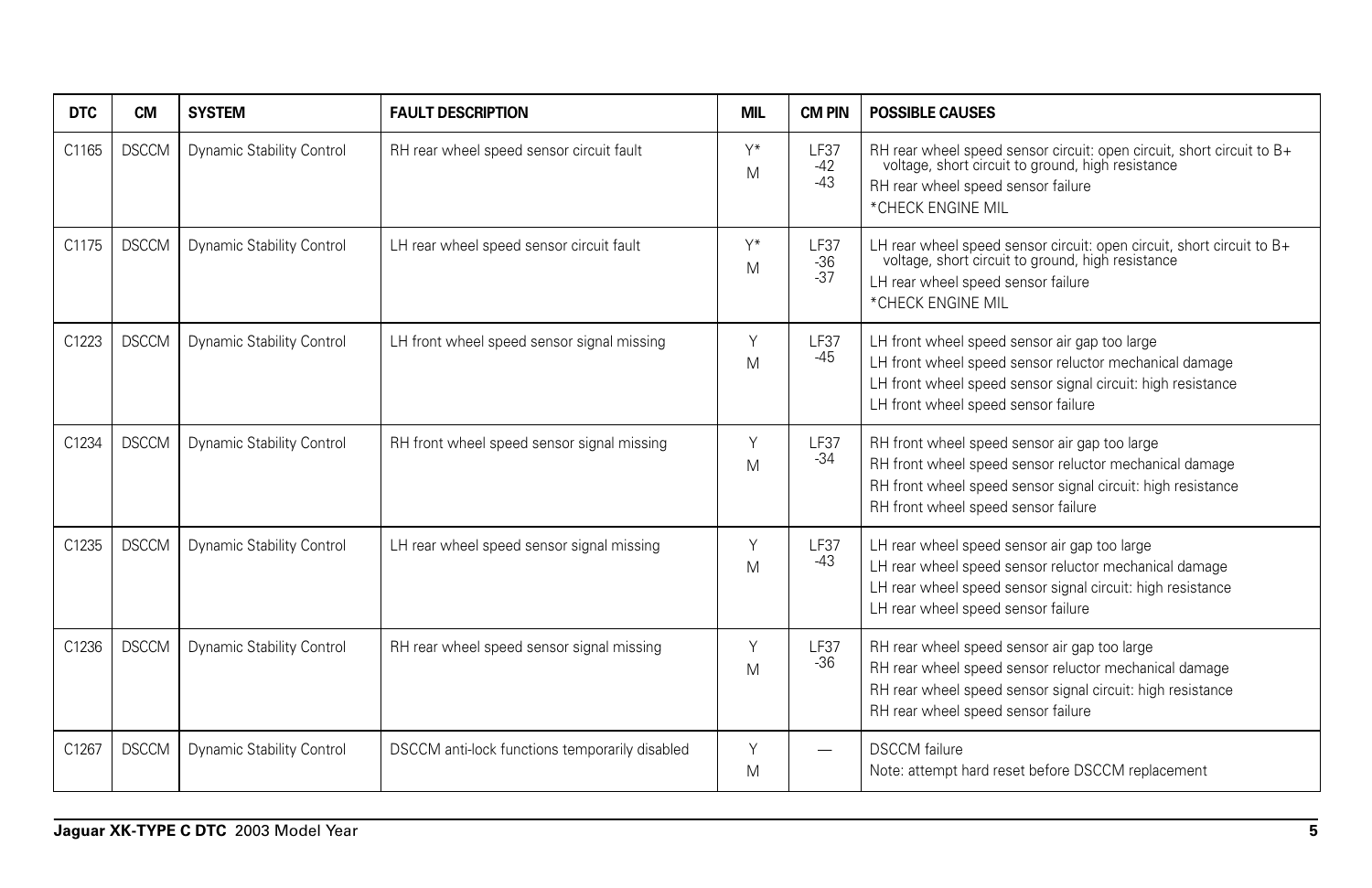| DTC | CM | SYSTEM | FAULT DESCRIPTION | MIL | CM PIN | POSSIBLE CAUSES |
| --- | --- | --- | --- | --- | --- | --- |
| C1165 | DSCCM | Dynamic Stability Control | RH rear wheel speed sensor circuit fault | Y* M | LF37 -42 -43 | RH rear wheel speed sensor circuit: open circuit, short circuit to B+ voltage, short circuit to ground, high resistance<br>RH rear wheel speed sensor failure<br>*CHECK ENGINE MIL |
| C1175 | DSCCM | Dynamic Stability Control | LH rear wheel speed sensor circuit fault | Y* M | LF37 -36 -37 | LH rear wheel speed sensor circuit: open circuit, short circuit to B+ voltage, short circuit to ground, high resistance<br>LH rear wheel speed sensor failure<br>*CHECK ENGINE MIL |
| C1223 | DSCCM | Dynamic Stability Control | LH front wheel speed sensor signal missing | Y M | LF37 -45 | LH front wheel speed sensor air gap too large<br>LH front wheel speed sensor reluctor mechanical damage<br>LH front wheel speed sensor signal circuit: high resistance<br>LH front wheel speed sensor failure |
| C1234 | DSCCM | Dynamic Stability Control | RH front wheel speed sensor signal missing | Y M | LF37 -34 | RH front wheel speed sensor air gap too large<br>RH front wheel speed sensor reluctor mechanical damage<br>RH front wheel speed sensor signal circuit: high resistance<br>RH front wheel speed sensor failure |
| C1235 | DSCCM | Dynamic Stability Control | LH rear wheel speed sensor signal missing | Y M | LF37 -43 | LH rear wheel speed sensor air gap too large<br>LH rear wheel speed sensor reluctor mechanical damage<br>LH rear wheel speed sensor signal circuit: high resistance<br>LH rear wheel speed sensor failure |
| C1236 | DSCCM | Dynamic Stability Control | RH rear wheel speed sensor signal missing | Y M | LF37 -36 | RH rear wheel speed sensor air gap too large<br>RH rear wheel speed sensor reluctor mechanical damage<br>RH rear wheel speed sensor signal circuit: high resistance<br>RH rear wheel speed sensor failure |
| C1267 | DSCCM | Dynamic Stability Control | DSCCM anti-lock functions temporarily disabled | Y M | — | DSCCM failure<br>Note: attempt hard reset before DSCCM replacement |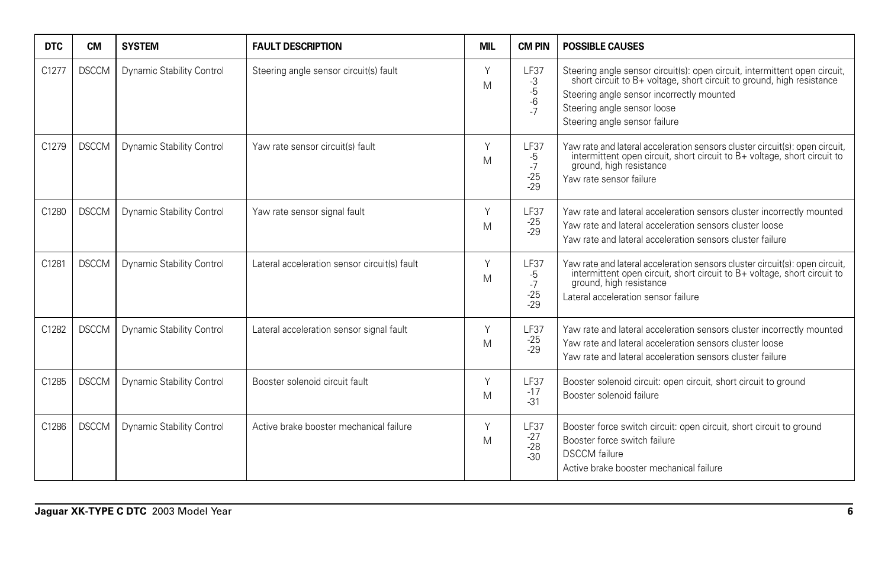| DTC | CM | SYSTEM | FAULT DESCRIPTION | MIL | CM PIN | POSSIBLE CAUSES |
|---|---|---|---|---|---|---|
| C1277 | DSCCM | Dynamic Stability Control | Steering angle sensor circuit(s) fault | Y<br>M | LF37<br>-3<br>-5<br>-6<br>-7 | Steering angle sensor circuit(s): open circuit, intermittent open circuit, short circuit to B+ voltage, short circuit to ground, high resistance<br>Steering angle sensor incorrectly mounted<br>Steering angle sensor loose<br>Steering angle sensor failure |
| C1279 | DSCCM | Dynamic Stability Control | Yaw rate sensor circuit(s) fault | Y<br>M | LF37<br>-5<br>-7<br>-25<br>-29 | Yaw rate and lateral acceleration sensors cluster circuit(s): open circuit, intermittent open circuit, short circuit to B+ voltage, short circuit to ground, high resistance<br>Yaw rate sensor failure |
| C1280 | DSCCM | Dynamic Stability Control | Yaw rate sensor signal fault | Y<br>M | LF37<br>-25<br>-29 | Yaw rate and lateral acceleration sensors cluster incorrectly mounted<br>Yaw rate and lateral acceleration sensors cluster loose<br>Yaw rate and lateral acceleration sensors cluster failure |
| C1281 | DSCCM | Dynamic Stability Control | Lateral acceleration sensor circuit(s) fault | Y<br>M | LF37<br>-5<br>-7<br>-25<br>-29 | Yaw rate and lateral acceleration sensors cluster circuit(s): open circuit, intermittent open circuit, short circuit to B+ voltage, short circuit to ground, high resistance<br>Lateral acceleration sensor failure |
| C1282 | DSCCM | Dynamic Stability Control | Lateral acceleration sensor signal fault | Y<br>M | LF37<br>-25<br>-29 | Yaw rate and lateral acceleration sensors cluster incorrectly mounted<br>Yaw rate and lateral acceleration sensors cluster loose<br>Yaw rate and lateral acceleration sensors cluster failure |
| C1285 | DSCCM | Dynamic Stability Control | Booster solenoid circuit fault | Y<br>M | LF37<br>-17<br>-31 | Booster solenoid circuit: open circuit, short circuit to ground<br>Booster solenoid failure |
| C1286 | DSCCM | Dynamic Stability Control | Active brake booster mechanical failure | Y<br>M | LF37<br>-27<br>-28<br>-30 | Booster force switch circuit: open circuit, short circuit to ground<br>Booster force switch failure<br>DSCCM failure<br>Active brake booster mechanical failure |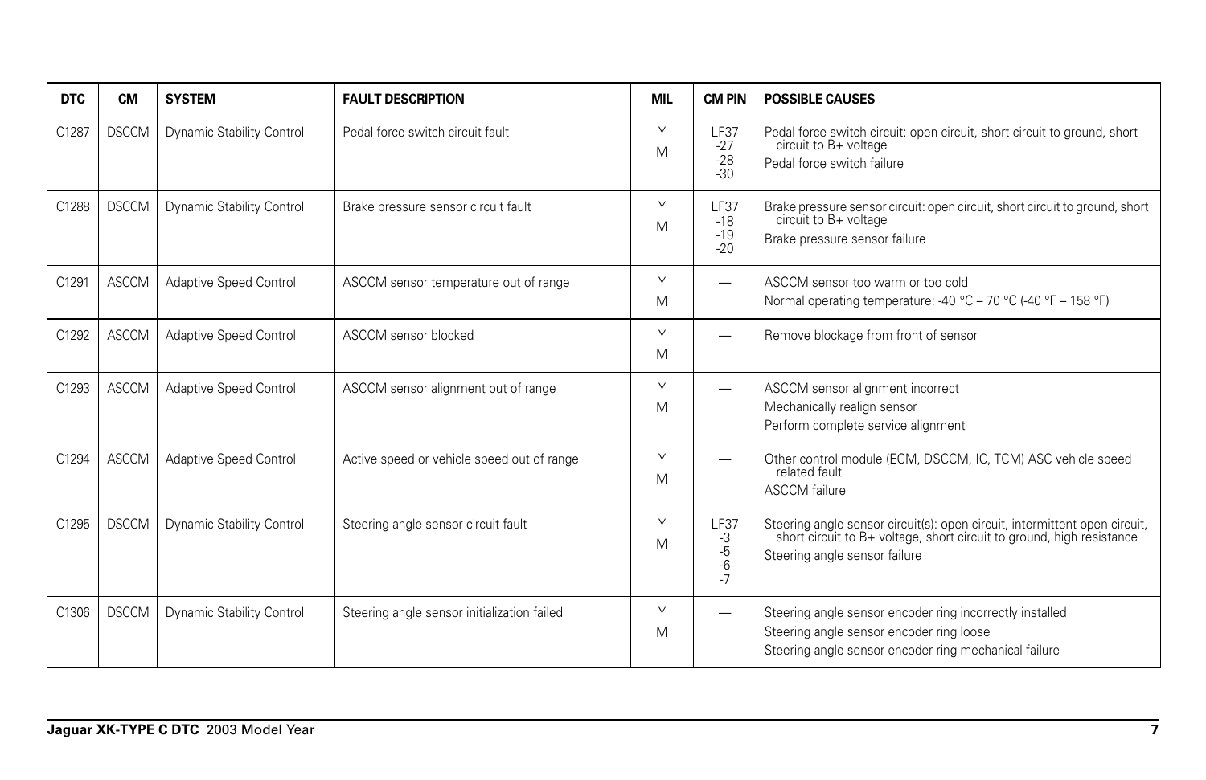| DTC | CM | SYSTEM | FAULT DESCRIPTION | MIL | CM PIN | POSSIBLE CAUSES |
| --- | --- | --- | --- | --- | --- | --- |
| C1287 | DSCCM | Dynamic Stability Control | Pedal force switch circuit fault | Y<br>M | LF37<br>-27<br>-28<br>-30 | Pedal force switch circuit: open circuit, short circuit to ground, short circuit to B+ voltage<br>Pedal force switch failure |
| C1288 | DSCCM | Dynamic Stability Control | Brake pressure sensor circuit fault | Y<br>M | LF37<br>-18<br>-19<br>-20 | Brake pressure sensor circuit: open circuit, short circuit to ground, short circuit to B+ voltage<br>Brake pressure sensor failure |
| C1291 | ASCCM | Adaptive Speed Control | ASCCM sensor temperature out of range | Y<br>M | — | ASCCM sensor too warm or too cold<br>Normal operating temperature: -40 °C – 70 °C (-40 °F – 158 °F) |
| C1292 | ASCCM | Adaptive Speed Control | ASCCM sensor blocked | Y<br>M | — | Remove blockage from front of sensor |
| C1293 | ASCCM | Adaptive Speed Control | ASCCM sensor alignment out of range | Y<br>M | — | ASCCM sensor alignment incorrect<br>Mechanically realign sensor<br>Perform complete service alignment |
| C1294 | ASCCM | Adaptive Speed Control | Active speed or vehicle speed out of range | Y<br>M | — | Other control module (ECM, DSCCM, IC, TCM) ASC vehicle speed related fault<br>ASCCM failure |
| C1295 | DSCCM | Dynamic Stability Control | Steering angle sensor circuit fault | Y<br>M | LF37<br>-3<br>-5<br>-6<br>-7 | Steering angle sensor circuit(s): open circuit, intermittent open circuit, short circuit to B+ voltage, short circuit to ground, high resistance<br>Steering angle sensor failure |
| C1306 | DSCCM | Dynamic Stability Control | Steering angle sensor initialization failed | Y<br>M | — | Steering angle sensor encoder ring incorrectly installed<br>Steering angle sensor encoder ring loose<br>Steering angle sensor encoder ring mechanical failure |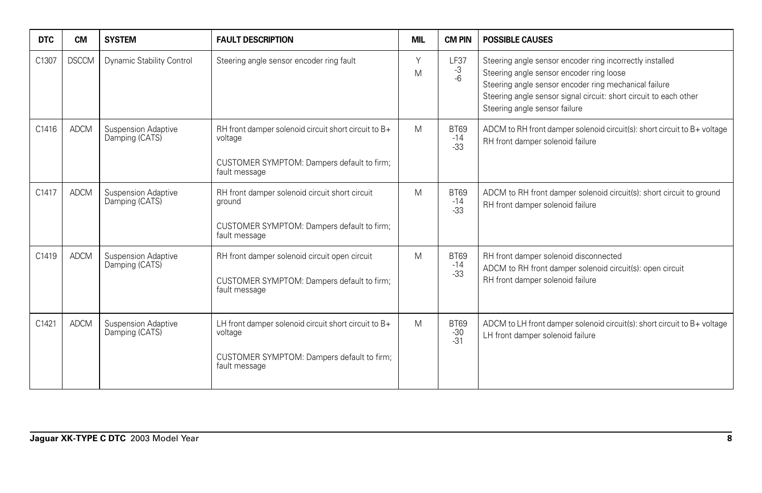| DTC | CM | SYSTEM | FAULT DESCRIPTION | MIL | CM PIN | POSSIBLE CAUSES |
|---|---|---|---|---|---|---|
| C1307 | DSCCM | Dynamic Stability Control | Steering angle sensor encoder ring fault | Y<br>M | LF37<br>-3<br>-6 | Steering angle sensor encoder ring incorrectly installed<br>Steering angle sensor encoder ring loose<br>Steering angle sensor encoder ring mechanical failure<br>Steering angle sensor signal circuit: short circuit to each other<br>Steering angle sensor failure |
| C1416 | ADCM | Suspension Adaptive Damping (CATS) | RH front damper solenoid circuit short circuit to B+ voltage<br><br>CUSTOMER SYMPTOM: Dampers default to firm; fault message | M | BT69<br>-14<br>-33 | ADCM to RH front damper solenoid circuit(s): short circuit to B+ voltage<br>RH front damper solenoid failure |
| C1417 | ADCM | Suspension Adaptive Damping (CATS) | RH front damper solenoid circuit short circuit ground<br><br>CUSTOMER SYMPTOM: Dampers default to firm; fault message | M | BT69<br>-14<br>-33 | ADCM to RH front damper solenoid circuit(s): short circuit to ground<br>RH front damper solenoid failure |
| C1419 | ADCM | Suspension Adaptive Damping (CATS) | RH front damper solenoid circuit open circuit<br><br>CUSTOMER SYMPTOM: Dampers default to firm; fault message | M | BT69<br>-14<br>-33 | RH front damper solenoid disconnected<br>ADCM to RH front damper solenoid circuit(s): open circuit<br>RH front damper solenoid failure |
| C1421 | ADCM | Suspension Adaptive Damping (CATS) | LH front damper solenoid circuit short circuit to B+ voltage<br><br>CUSTOMER SYMPTOM: Dampers default to firm; fault message | M | BT69<br>-30<br>-31 | ADCM to LH front damper solenoid circuit(s): short circuit to B+ voltage<br>LH front damper solenoid failure |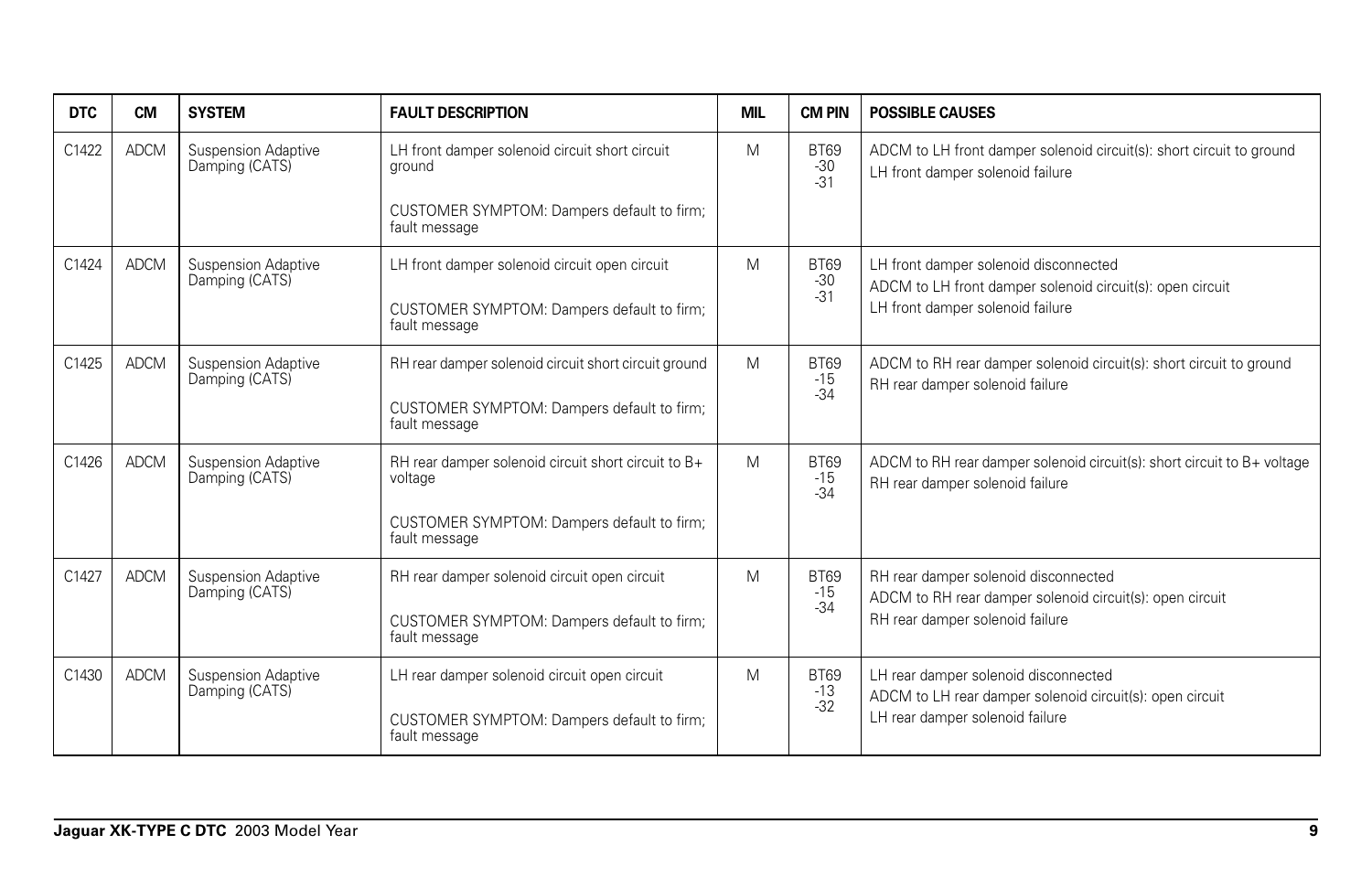| DTC | CM | SYSTEM | FAULT DESCRIPTION | MIL | CM PIN | POSSIBLE CAUSES |
|---|---|---|---|---|---|---|
| C1422 | ADCM | Suspension Adaptive Damping (CATS) | LH front damper solenoid circuit short circuit ground<br><br>CUSTOMER SYMPTOM: Dampers default to firm; fault message | M | BT69<br>-30<br>-31 | ADCM to LH front damper solenoid circuit(s): short circuit to ground<br>LH front damper solenoid failure |
| C1424 | ADCM | Suspension Adaptive Damping (CATS) | LH front damper solenoid circuit open circuit<br><br>CUSTOMER SYMPTOM: Dampers default to firm; fault message | M | BT69<br>-30<br>-31 | LH front damper solenoid disconnected<br>ADCM to LH front damper solenoid circuit(s): open circuit<br>LH front damper solenoid failure |
| C1425 | ADCM | Suspension Adaptive Damping (CATS) | RH rear damper solenoid circuit short circuit ground<br><br>CUSTOMER SYMPTOM: Dampers default to firm; fault message | M | BT69<br>-15<br>-34 | ADCM to RH rear damper solenoid circuit(s): short circuit to ground<br>RH rear damper solenoid failure |
| C1426 | ADCM | Suspension Adaptive Damping (CATS) | RH rear damper solenoid circuit short circuit to B+ voltage<br><br>CUSTOMER SYMPTOM: Dampers default to firm; fault message | M | BT69<br>-15<br>-34 | ADCM to RH rear damper solenoid circuit(s): short circuit to B+ voltage<br>RH rear damper solenoid failure |
| C1427 | ADCM | Suspension Adaptive Damping (CATS) | RH rear damper solenoid circuit open circuit<br><br>CUSTOMER SYMPTOM: Dampers default to firm; fault message | M | BT69<br>-15<br>-34 | RH rear damper solenoid disconnected<br>ADCM to RH rear damper solenoid circuit(s): open circuit<br>RH rear damper solenoid failure |
| C1430 | ADCM | Suspension Adaptive Damping (CATS) | LH rear damper solenoid circuit open circuit<br><br>CUSTOMER SYMPTOM: Dampers default to firm; fault message | M | BT69<br>-13<br>-32 | LH rear damper solenoid disconnected<br>ADCM to LH rear damper solenoid circuit(s): open circuit<br>LH rear damper solenoid failure |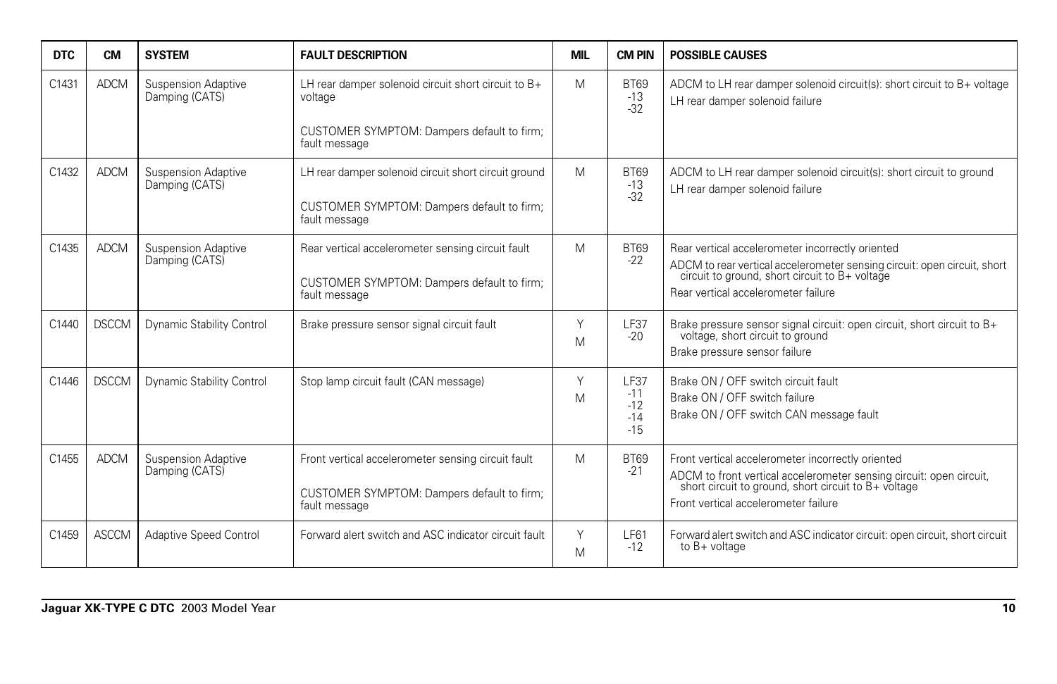| DTC | CM | SYSTEM | FAULT DESCRIPTION | MIL | CM PIN | POSSIBLE CAUSES |
|---|---|---|---|---|---|---|
| C1431 | ADCM | Suspension Adaptive Damping (CATS) | LH rear damper solenoid circuit short circuit to B+ voltage<br><br>CUSTOMER SYMPTOM: Dampers default to firm; fault message | M | BT69<br>-13<br>-32 | ADCM to LH rear damper solenoid circuit(s): short circuit to B+ voltage<br>LH rear damper solenoid failure |
| C1432 | ADCM | Suspension Adaptive Damping (CATS) | LH rear damper solenoid circuit short circuit ground<br><br>CUSTOMER SYMPTOM: Dampers default to firm; fault message | M | BT69<br>-13<br>-32 | ADCM to LH rear damper solenoid circuit(s): short circuit to ground<br>LH rear damper solenoid failure |
| C1435 | ADCM | Suspension Adaptive Damping (CATS) | Rear vertical accelerometer sensing circuit fault<br><br>CUSTOMER SYMPTOM: Dampers default to firm; fault message | M | BT69<br>-22 | Rear vertical accelerometer incorrectly oriented<br>ADCM to rear vertical accelerometer sensing circuit: open circuit, short circuit to ground, short circuit to B+ voltage<br>Rear vertical accelerometer failure |
| C1440 | DSCCM | Dynamic Stability Control | Brake pressure sensor signal circuit fault | Y<br>M | LF37<br>-20 | Brake pressure sensor signal circuit: open circuit, short circuit to B+ voltage, short circuit to ground<br>Brake pressure sensor failure |
| C1446 | DSCCM | Dynamic Stability Control | Stop lamp circuit fault (CAN message) | Y<br>M | LF37<br>-11<br>-12<br>-14<br>-15 | Brake ON / OFF switch circuit fault<br>Brake ON / OFF switch failure<br>Brake ON / OFF switch CAN message fault |
| C1455 | ADCM | Suspension Adaptive Damping (CATS) | Front vertical accelerometer sensing circuit fault<br><br>CUSTOMER SYMPTOM: Dampers default to firm; fault message | M | BT69<br>-21 | Front vertical accelerometer incorrectly oriented<br>ADCM to front vertical accelerometer sensing circuit: open circuit, short circuit to ground, short circuit to B+ voltage<br>Front vertical accelerometer failure |
| C1459 | ASCCM | Adaptive Speed Control | Forward alert switch and ASC indicator circuit fault | Y<br>M | LF61<br>-12 | Forward alert switch and ASC indicator circuit: open circuit, short circuit to B+ voltage |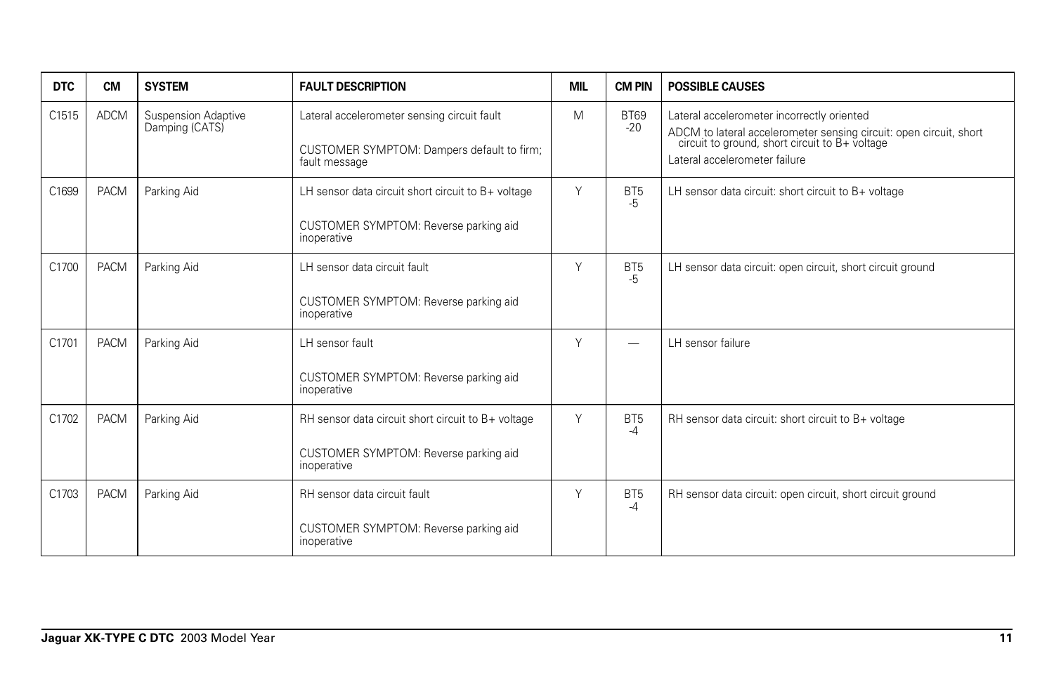| DTC | CM | SYSTEM | FAULT DESCRIPTION | MIL | CM PIN | POSSIBLE CAUSES |
|---|---|---|---|---|---|---|
| C1515 | ADCM | Suspension Adaptive Damping (CATS) | Lateral accelerometer sensing circuit fault<br><br>CUSTOMER SYMPTOM: Dampers default to firm; fault message | M | BT69 -20 | Lateral accelerometer incorrectly oriented<br>ADCM to lateral accelerometer sensing circuit: open circuit, short circuit to ground, short circuit to B+ voltage<br>Lateral accelerometer failure |
| C1699 | PACM | Parking Aid | LH sensor data circuit short circuit to B+ voltage<br><br>CUSTOMER SYMPTOM: Reverse parking aid inoperative | Y | BT5 -5 | LH sensor data circuit: short circuit to B+ voltage |
| C1700 | PACM | Parking Aid | LH sensor data circuit fault<br><br>CUSTOMER SYMPTOM: Reverse parking aid inoperative | Y | BT5 -5 | LH sensor data circuit: open circuit, short circuit ground |
| C1701 | PACM | Parking Aid | LH sensor fault<br><br>CUSTOMER SYMPTOM: Reverse parking aid inoperative | Y | — | LH sensor failure |
| C1702 | PACM | Parking Aid | RH sensor data circuit short circuit to B+ voltage<br><br>CUSTOMER SYMPTOM: Reverse parking aid inoperative | Y | BT5 -4 | RH sensor data circuit: short circuit to B+ voltage |
| C1703 | PACM | Parking Aid | RH sensor data circuit fault<br><br>CUSTOMER SYMPTOM: Reverse parking aid inoperative | Y | BT5 -4 | RH sensor data circuit: open circuit, short circuit ground |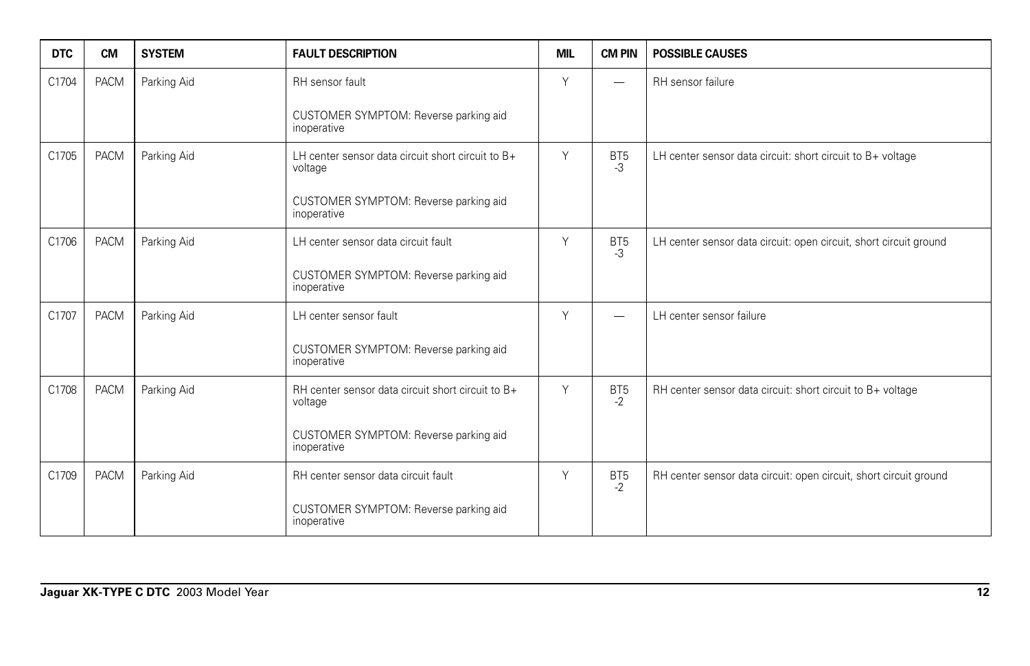| DTC | CM | SYSTEM | FAULT DESCRIPTION | MIL | CM PIN | POSSIBLE CAUSES |
|---|---|---|---|---|---|---|
| C1704 | PACM | Parking Aid | RH sensor fault<br><br>CUSTOMER SYMPTOM: Reverse parking aid inoperative | Y | — | RH sensor failure |
| C1705 | PACM | Parking Aid | LH center sensor data circuit short circuit to B+ voltage<br><br>CUSTOMER SYMPTOM: Reverse parking aid inoperative | Y | BT5 -3 | LH center sensor data circuit: short circuit to B+ voltage |
| C1706 | PACM | Parking Aid | LH center sensor data circuit fault<br><br>CUSTOMER SYMPTOM: Reverse parking aid inoperative | Y | BT5 -3 | LH center sensor data circuit: open circuit, short circuit ground |
| C1707 | PACM | Parking Aid | LH center sensor fault<br><br>CUSTOMER SYMPTOM: Reverse parking aid inoperative | Y | — | LH center sensor failure |
| C1708 | PACM | Parking Aid | RH center sensor data circuit short circuit to B+ voltage<br><br>CUSTOMER SYMPTOM: Reverse parking aid inoperative | Y | BT5 -2 | RH center sensor data circuit: short circuit to B+ voltage |
| C1709 | PACM | Parking Aid | RH center sensor data circuit fault<br><br>CUSTOMER SYMPTOM: Reverse parking aid inoperative | Y | BT5 -2 | RH center sensor data circuit: open circuit, short circuit ground |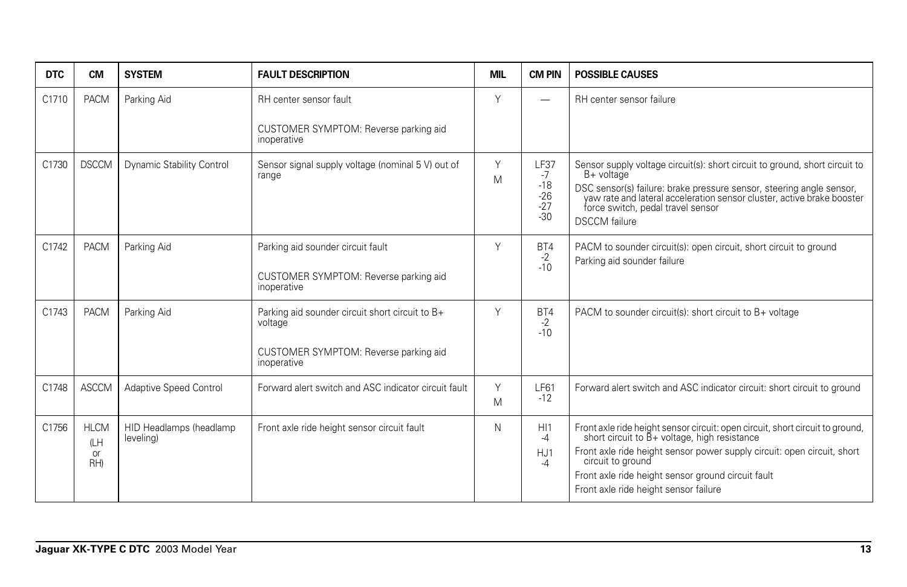| DTC | CM | SYSTEM | FAULT DESCRIPTION | MIL | CM PIN | POSSIBLE CAUSES |
|---|---|---|---|---|---|---|
| C1710 | PACM | Parking Aid | RH center sensor fault<br><br>CUSTOMER SYMPTOM: Reverse parking aid inoperative | Y | — | RH center sensor failure |
| C1730 | DSCCM | Dynamic Stability Control | Sensor signal supply voltage (nominal 5 V) out of range | Y<br>M | LF37<br>-7<br>-18<br>-26<br>-27<br>-30 | Sensor supply voltage circuit(s): short circuit to ground, short circuit to B+ voltage<br>DSC sensor(s) failure: brake pressure sensor, steering angle sensor, yaw rate and lateral acceleration sensor cluster, active brake booster force switch, pedal travel sensor<br>DSCCM failure |
| C1742 | PACM | Parking Aid | Parking aid sounder circuit fault<br><br>CUSTOMER SYMPTOM: Reverse parking aid inoperative | Y | BT4<br>-2<br>-10 | PACM to sounder circuit(s): open circuit, short circuit to ground<br>Parking aid sounder failure |
| C1743 | PACM | Parking Aid | Parking aid sounder circuit short circuit to B+ voltage<br><br>CUSTOMER SYMPTOM: Reverse parking aid inoperative | Y | BT4<br>-2<br>-10 | PACM to sounder circuit(s): short circuit to B+ voltage |
| C1748 | ASCCM | Adaptive Speed Control | Forward alert switch and ASC indicator circuit fault | Y<br>M | LF61<br>-12 | Forward alert switch and ASC indicator circuit: short circuit to ground |
| C1756 | HLCM (LH or RH) | HID Headlamps (headlamp leveling) | Front axle ride height sensor circuit fault | N | HI1<br>-4<br>HJ1<br>-4 | Front axle ride height sensor circuit: open circuit, short circuit to ground, short circuit to B+ voltage, high resistance<br>Front axle ride height sensor power supply circuit: open circuit, short circuit to ground<br>Front axle ride height sensor ground circuit fault<br>Front axle ride height sensor failure |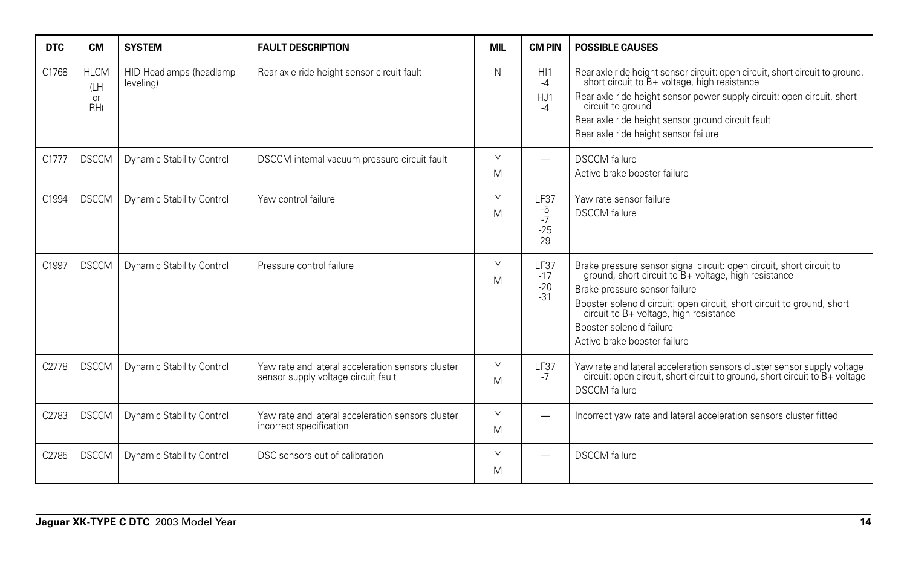| DTC | CM | SYSTEM | FAULT DESCRIPTION | MIL | CM PIN | POSSIBLE CAUSES |
|---|---|---|---|---|---|---|
| C1768 | HLCM (LH or RH) | HID Headlamps (headlamp leveling) | Rear axle ride height sensor circuit fault | N | HI1 -4 HJ1 -4 | Rear axle ride height sensor circuit: open circuit, short circuit to ground, short circuit to B+ voltage, high resistance<br>Rear axle ride height sensor power supply circuit: open circuit, short circuit to ground<br>Rear axle ride height sensor ground circuit fault<br>Rear axle ride height sensor failure |
| C1777 | DSCCM | Dynamic Stability Control | DSCCM internal vacuum pressure circuit fault | Y M | — | DSCCM failure<br>Active brake booster failure |
| C1994 | DSCCM | Dynamic Stability Control | Yaw control failure | Y M | LF37 -5 -7 -25 29 | Yaw rate sensor failure<br>DSCCM failure |
| C1997 | DSCCM | Dynamic Stability Control | Pressure control failure | Y M | LF37 -17 -20 -31 | Brake pressure sensor signal circuit: open circuit, short circuit to ground, short circuit to B+ voltage, high resistance<br>Brake pressure sensor failure<br>Booster solenoid circuit: open circuit, short circuit to ground, short circuit to B+ voltage, high resistance<br>Booster solenoid failure<br>Active brake booster failure |
| C2778 | DSCCM | Dynamic Stability Control | Yaw rate and lateral acceleration sensors cluster sensor supply voltage circuit fault | Y M | LF37 -7 | Yaw rate and lateral acceleration sensors cluster sensor supply voltage circuit: open circuit, short circuit to ground, short circuit to B+ voltage<br>DSCCM failure |
| C2783 | DSCCM | Dynamic Stability Control | Yaw rate and lateral acceleration sensors cluster incorrect specification | Y M | — | Incorrect yaw rate and lateral acceleration sensors cluster fitted |
| C2785 | DSCCM | Dynamic Stability Control | DSC sensors out of calibration | Y M | — | DSCCM failure |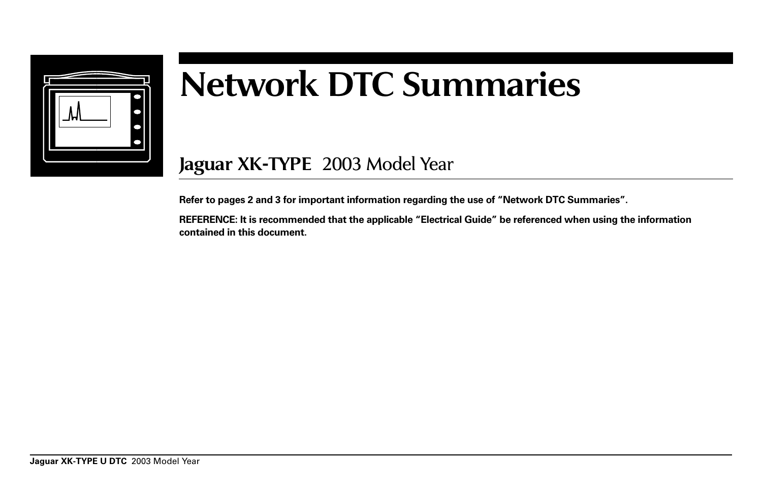# Network DTC Summaries

## Jaguar XK-TYPE 2003 Model Year

**Refer to pages 2 and 3 for important information regarding the use of “Network DTC Summaries”.**

**REFERENCE: It is recommended that the applicable “Electrical Guide” be referenced when using the information contained in this document.**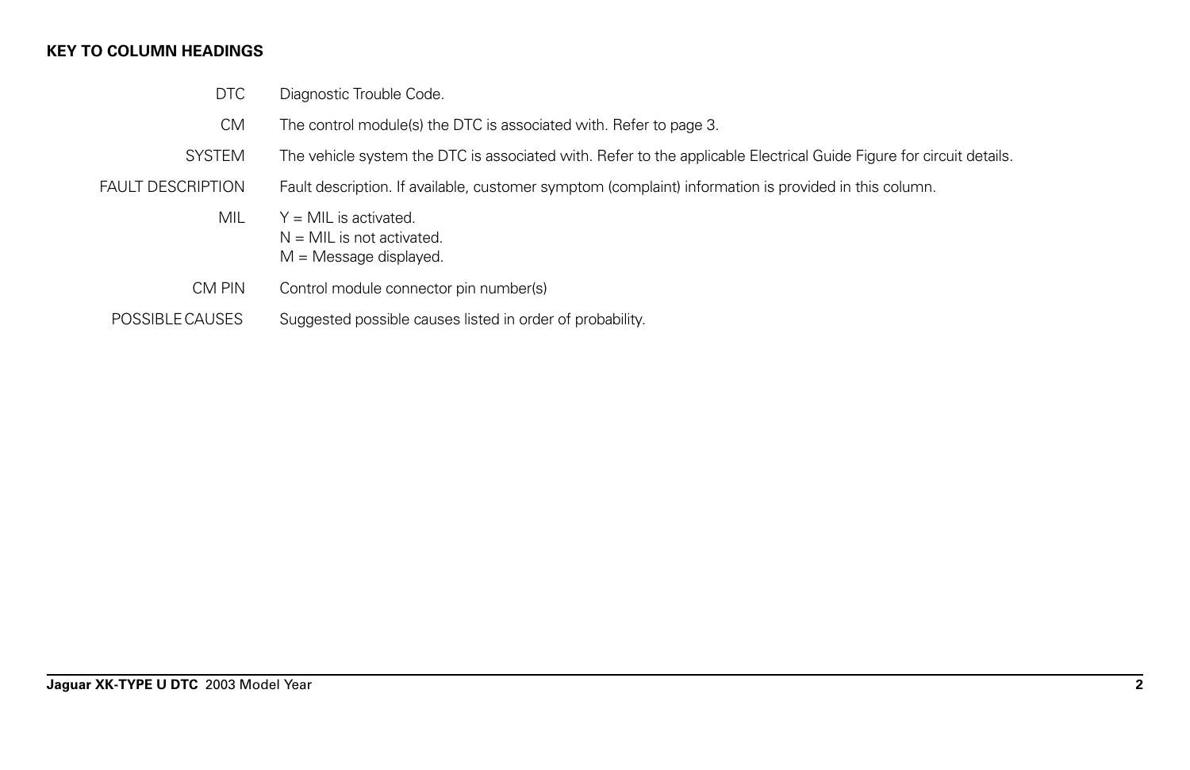**KEY TO COLUMN HEADINGS**

| | |
|---|---|
| DTC | Diagnostic Trouble Code. |
| CM | The control module(s) the DTC is associated with. Refer to page 3. |
| SYSTEM | The vehicle system the DTC is associated with. Refer to the applicable Electrical Guide Figure for circuit details. |
| FAULT DESCRIPTION | Fault description. If available, customer symptom (complaint) information is provided in this column. |
| MIL | Y = MIL is activated.<br>N = MIL is not activated.<br>M = Message displayed. |
| CM PIN | Control module connector pin number(s) |
| POSSIBLE CAUSES | Suggested possible causes listed in order of probability. |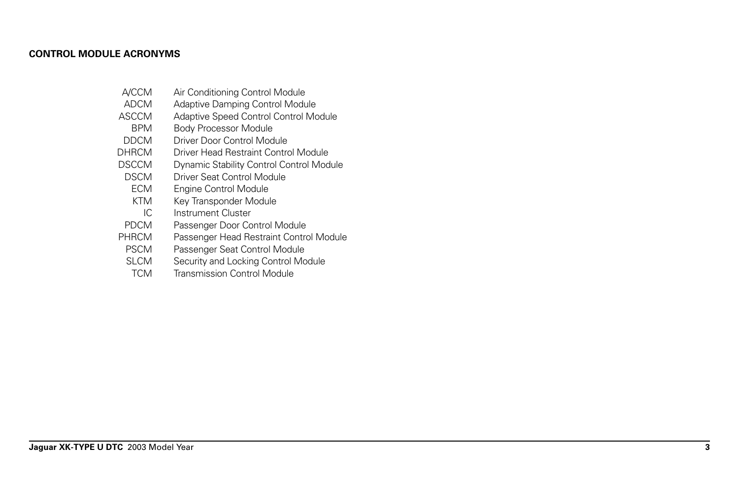## CONTROL MODULE ACRONYMS

| Acronym | Description |
|---|---|
| A/CCM | Air Conditioning Control Module |
| ADCM | Adaptive Damping Control Module |
| ASCCM | Adaptive Speed Control Control Module |
| BPM | Body Processor Module |
| DDCM | Driver Door Control Module |
| DHRCM | Driver Head Restraint Control Module |
| DSCCM | Dynamic Stability Control Control Module |
| DSCM | Driver Seat Control Module |
| ECM | Engine Control Module |
| KTM | Key Transponder Module |
| IC | Instrument Cluster |
| PDCM | Passenger Door Control Module |
| PHRCM | Passenger Head Restraint Control Module |
| PSCM | Passenger Seat Control Module |
| SLCM | Security and Locking Control Module |
| TCM | Transmission Control Module |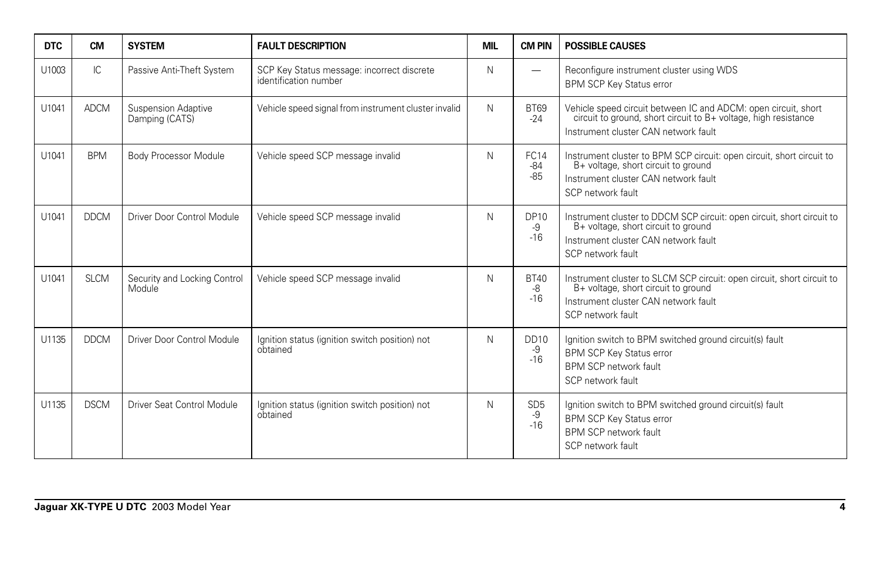| DTC | CM | SYSTEM | FAULT DESCRIPTION | MIL | CM PIN | POSSIBLE CAUSES |
| --- | --- | --- | --- | --- | --- | --- |
| U1003 | IC | Passive Anti-Theft System | SCP Key Status message: incorrect discrete identification number | N | — | Reconfigure instrument cluster using WDS<br>BPM SCP Key Status error |
| U1041 | ADCM | Suspension Adaptive Damping (CATS) | Vehicle speed signal from instrument cluster invalid | N | BT69<br>-24 | Vehicle speed circuit between IC and ADCM: open circuit, short circuit to ground, short circuit to B+ voltage, high resistance<br>Instrument cluster CAN network fault |
| U1041 | BPM | Body Processor Module | Vehicle speed SCP message invalid | N | FC14<br>-84<br>-85 | Instrument cluster to BPM SCP circuit: open circuit, short circuit to B+ voltage, short circuit to ground<br>Instrument cluster CAN network fault<br>SCP network fault |
| U1041 | DDCM | Driver Door Control Module | Vehicle speed SCP message invalid | N | DP10<br>-9<br>-16 | Instrument cluster to DDCM SCP circuit: open circuit, short circuit to B+ voltage, short circuit to ground<br>Instrument cluster CAN network fault<br>SCP network fault |
| U1041 | SLCM | Security and Locking Control Module | Vehicle speed SCP message invalid | N | BT40<br>-8<br>-16 | Instrument cluster to SLCM SCP circuit: open circuit, short circuit to B+ voltage, short circuit to ground<br>Instrument cluster CAN network fault<br>SCP network fault |
| U1135 | DDCM | Driver Door Control Module | Ignition status (ignition switch position) not obtained | N | DD10<br>-9<br>-16 | Ignition switch to BPM switched ground circuit(s) fault<br>BPM SCP Key Status error<br>BPM SCP network fault<br>SCP network fault |
| U1135 | DSCM | Driver Seat Control Module | Ignition status (ignition switch position) not obtained | N | SD5<br>-9<br>-16 | Ignition switch to BPM switched ground circuit(s) fault<br>BPM SCP Key Status error<br>BPM SCP network fault<br>SCP network fault |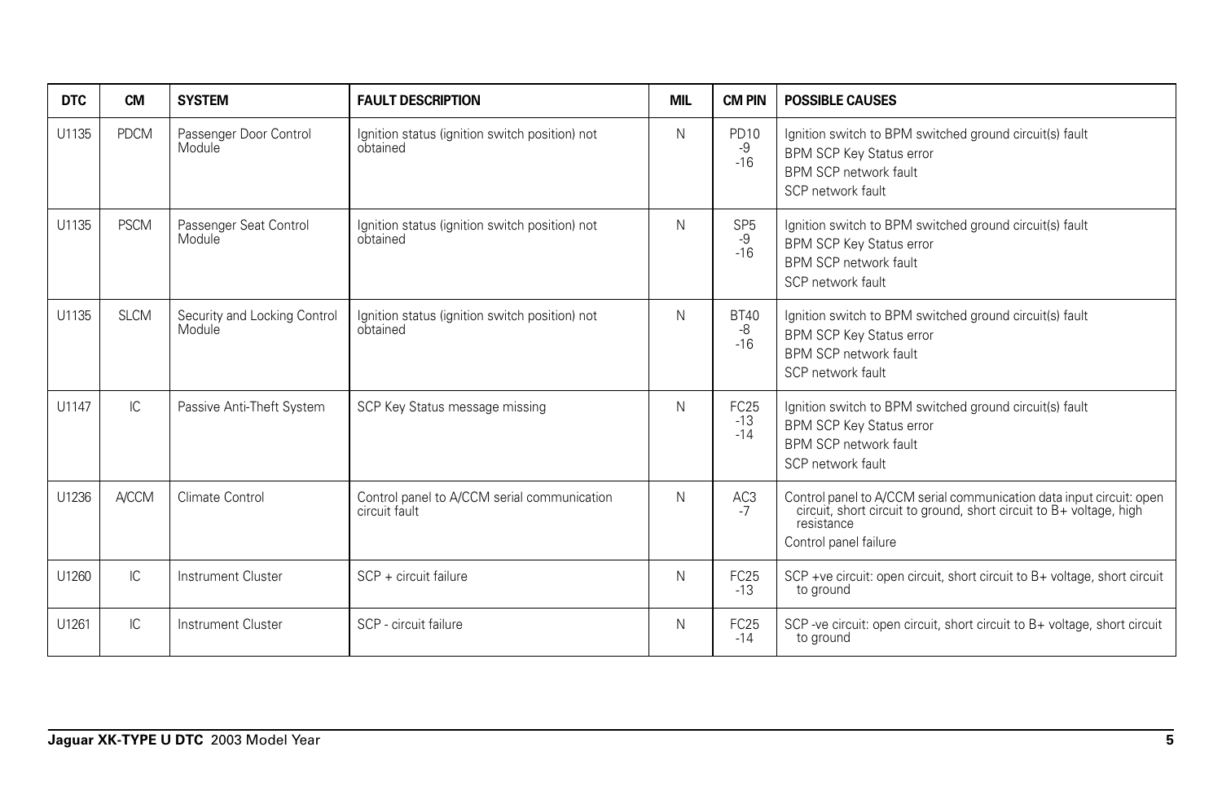| DTC | CM | SYSTEM | FAULT DESCRIPTION | MIL | CM PIN | POSSIBLE CAUSES |
|---|---|---|---|---|---|---|
| U1135 | PDCM | Passenger Door Control Module | Ignition status (ignition switch position) not obtained | N | PD10<br>-9<br>-16 | Ignition switch to BPM switched ground circuit(s) fault<br>BPM SCP Key Status error<br>BPM SCP network fault<br>SCP network fault |
| U1135 | PSCM | Passenger Seat Control Module | Ignition status (ignition switch position) not obtained | N | SP5<br>-9<br>-16 | Ignition switch to BPM switched ground circuit(s) fault<br>BPM SCP Key Status error<br>BPM SCP network fault<br>SCP network fault |
| U1135 | SLCM | Security and Locking Control Module | Ignition status (ignition switch position) not obtained | N | BT40<br>-8<br>-16 | Ignition switch to BPM switched ground circuit(s) fault<br>BPM SCP Key Status error<br>BPM SCP network fault<br>SCP network fault |
| U1147 | IC | Passive Anti-Theft System | SCP Key Status message missing | N | FC25<br>-13<br>-14 | Ignition switch to BPM switched ground circuit(s) fault<br>BPM SCP Key Status error<br>BPM SCP network fault<br>SCP network fault |
| U1236 | A/CCM | Climate Control | Control panel to A/CCM serial communication circuit fault | N | AC3<br>-7 | Control panel to A/CCM serial communication data input circuit: open circuit, short circuit to ground, short circuit to B+ voltage, high resistance<br>Control panel failure |
| U1260 | IC | Instrument Cluster | SCP + circuit failure | N | FC25<br>-13 | SCP +ve circuit: open circuit, short circuit to B+ voltage, short circuit to ground |
| U1261 | IC | Instrument Cluster | SCP - circuit failure | N | FC25<br>-14 | SCP -ve circuit: open circuit, short circuit to B+ voltage, short circuit to ground |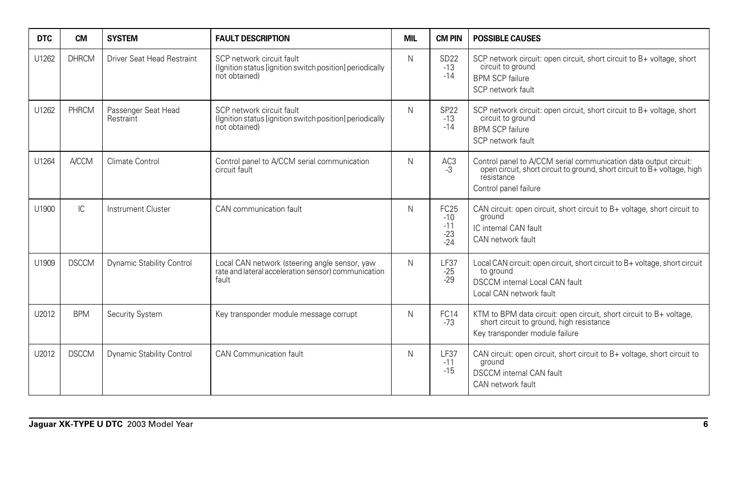| DTC | CM | SYSTEM | FAULT DESCRIPTION | MIL | CM PIN | POSSIBLE CAUSES |
|---|---|---|---|---|---|---|
| U1262 | DHRCM | Driver Seat Head Restraint | SCP network circuit fault (Ignition status [ignition switch position] periodically not obtained) | N | SD22 -13 -14 | SCP network circuit: open circuit, short circuit to B+ voltage, short circuit to ground<br>BPM SCP failure<br>SCP network fault |
| U1262 | PHRCM | Passenger Seat Head Restraint | SCP network circuit fault (Ignition status [ignition switch position] periodically not obtained) | N | SP22 -13 -14 | SCP network circuit: open circuit, short circuit to B+ voltage, short circuit to ground<br>BPM SCP failure<br>SCP network fault |
| U1264 | A/CCM | Climate Control | Control panel to A/CCM serial communication circuit fault | N | AC3 -3 | Control panel to A/CCM serial communication data output circuit: open circuit, short circuit to ground, short circuit to B+ voltage, high resistance<br>Control panel failure |
| U1900 | IC | Instrument Cluster | CAN communication fault | N | FC25 -10 -11 -23 -24 | CAN circuit: open circuit, short circuit to B+ voltage, short circuit to ground<br>IC internal CAN fault<br>CAN network fault |
| U1909 | DSCCM | Dynamic Stability Control | Local CAN network (steering angle sensor, yaw rate and lateral acceleration sensor) communication fault | N | LF37 -25 -29 | Local CAN circuit: open circuit, short circuit to B+ voltage, short circuit to ground<br>DSCCM internal Local CAN fault<br>Local CAN network fault |
| U2012 | BPM | Security System | Key transponder module message corrupt | N | FC14 -73 | KTM to BPM data circuit: open circuit, short circuit to B+ voltage, short circuit to ground, high resistance<br>Key transponder module failure |
| U2012 | DSCCM | Dynamic Stability Control | CAN Communication fault | N | LF37 -11 -15 | CAN circuit: open circuit, short circuit to B+ voltage, short circuit to ground<br>DSCCM internal CAN fault<br>CAN network fault |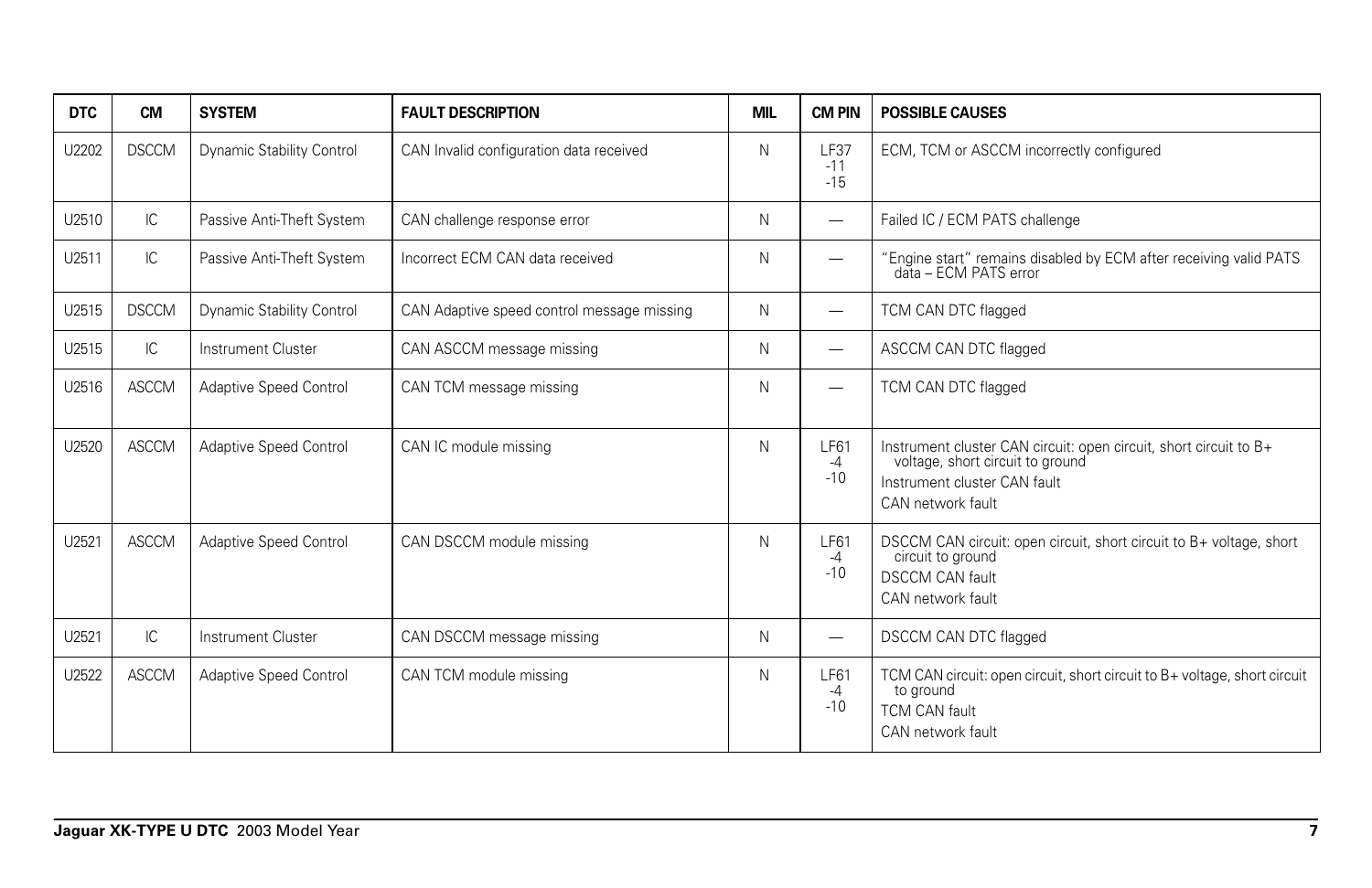| DTC | CM | SYSTEM | FAULT DESCRIPTION | MIL | CM PIN | POSSIBLE CAUSES |
|---|---|---|---|---|---|---|
| U2202 | DSCCM | Dynamic Stability Control | CAN Invalid configuration data received | N | LF37 -11 -15 | ECM, TCM or ASCCM incorrectly configured |
| U2510 | IC | Passive Anti-Theft System | CAN challenge response error | N | — | Failed IC / ECM PATS challenge |
| U2511 | IC | Passive Anti-Theft System | Incorrect ECM CAN data received | N | — | "Engine start" remains disabled by ECM after receiving valid PATS data – ECM PATS error |
| U2515 | DSCCM | Dynamic Stability Control | CAN Adaptive speed control message missing | N | — | TCM CAN DTC flagged |
| U2515 | IC | Instrument Cluster | CAN ASCCM message missing | N | — | ASCCM CAN DTC flagged |
| U2516 | ASCCM | Adaptive Speed Control | CAN TCM message missing | N | — | TCM CAN DTC flagged |
| U2520 | ASCCM | Adaptive Speed Control | CAN IC module missing | N | LF61 -4 -10 | Instrument cluster CAN circuit: open circuit, short circuit to B+ voltage, short circuit to ground<br>Instrument cluster CAN fault<br>CAN network fault |
| U2521 | ASCCM | Adaptive Speed Control | CAN DSCCM module missing | N | LF61 -4 -10 | DSCCM CAN circuit: open circuit, short circuit to B+ voltage, short circuit to ground<br>DSCCM CAN fault<br>CAN network fault |
| U2521 | IC | Instrument Cluster | CAN DSCCM message missing | N | — | DSCCM CAN DTC flagged |
| U2522 | ASCCM | Adaptive Speed Control | CAN TCM module missing | N | LF61 -4 -10 | TCM CAN circuit: open circuit, short circuit to B+ voltage, short circuit to ground<br>TCM CAN fault<br>CAN network fault |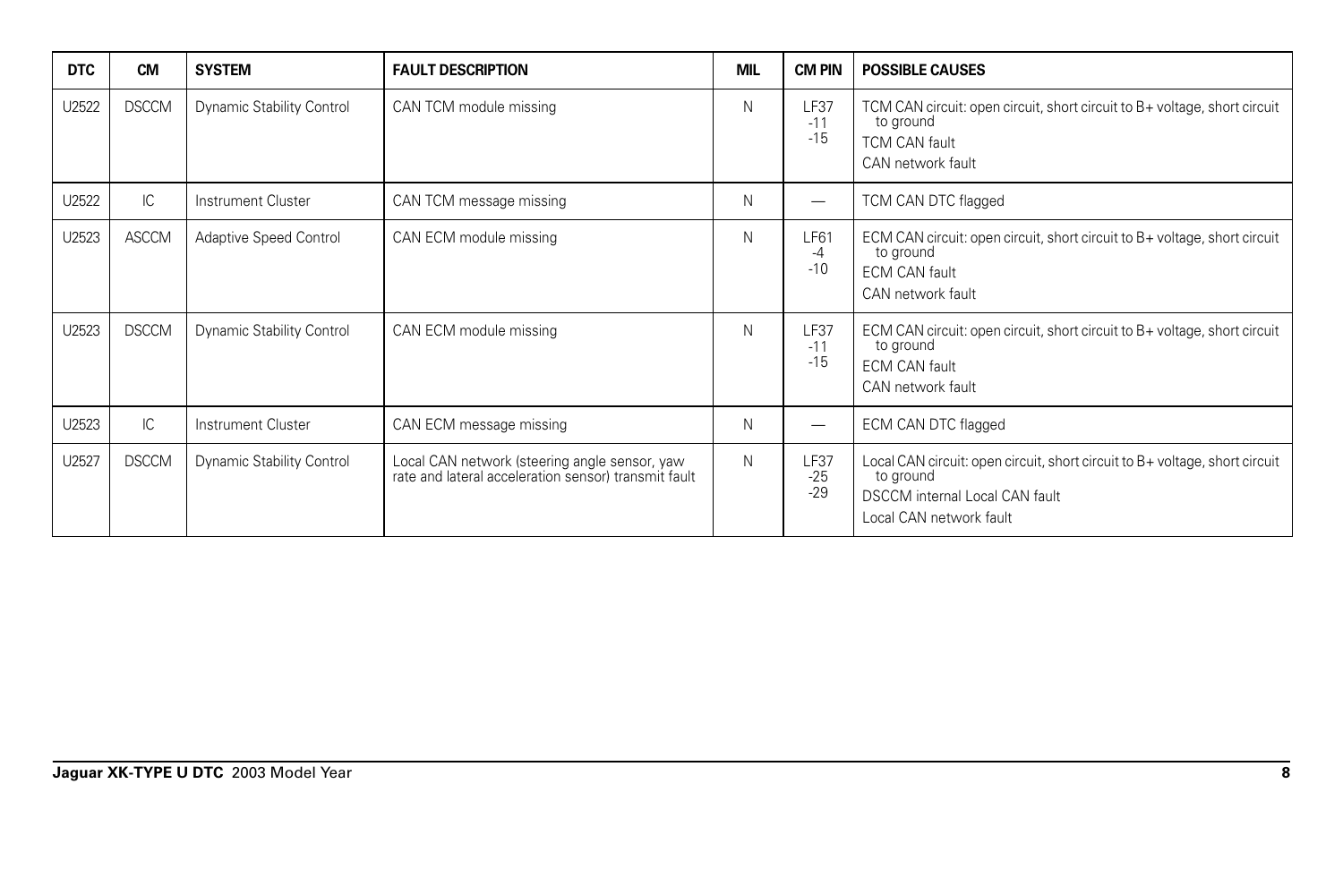| DTC | CM | SYSTEM | FAULT DESCRIPTION | MIL | CM PIN | POSSIBLE CAUSES |
|---|---|---|---|---|---|---|
| U2522 | DSCCM | Dynamic Stability Control | CAN TCM module missing | N | LF37 -11 -15 | TCM CAN circuit: open circuit, short circuit to B+ voltage, short circuit to ground<br>TCM CAN fault<br>CAN network fault |
| U2522 | IC | Instrument Cluster | CAN TCM message missing | N | — | TCM CAN DTC flagged |
| U2523 | ASCCM | Adaptive Speed Control | CAN ECM module missing | N | LF61 -4 -10 | ECM CAN circuit: open circuit, short circuit to B+ voltage, short circuit to ground<br>ECM CAN fault<br>CAN network fault |
| U2523 | DSCCM | Dynamic Stability Control | CAN ECM module missing | N | LF37 -11 -15 | ECM CAN circuit: open circuit, short circuit to B+ voltage, short circuit to ground<br>ECM CAN fault<br>CAN network fault |
| U2523 | IC | Instrument Cluster | CAN ECM message missing | N | — | ECM CAN DTC flagged |
| U2527 | DSCCM | Dynamic Stability Control | Local CAN network (steering angle sensor, yaw rate and lateral acceleration sensor) transmit fault | N | LF37 -25 -29 | Local CAN circuit: open circuit, short circuit to B+ voltage, short circuit to ground<br>DSCCM internal Local CAN fault<br>Local CAN network fault |